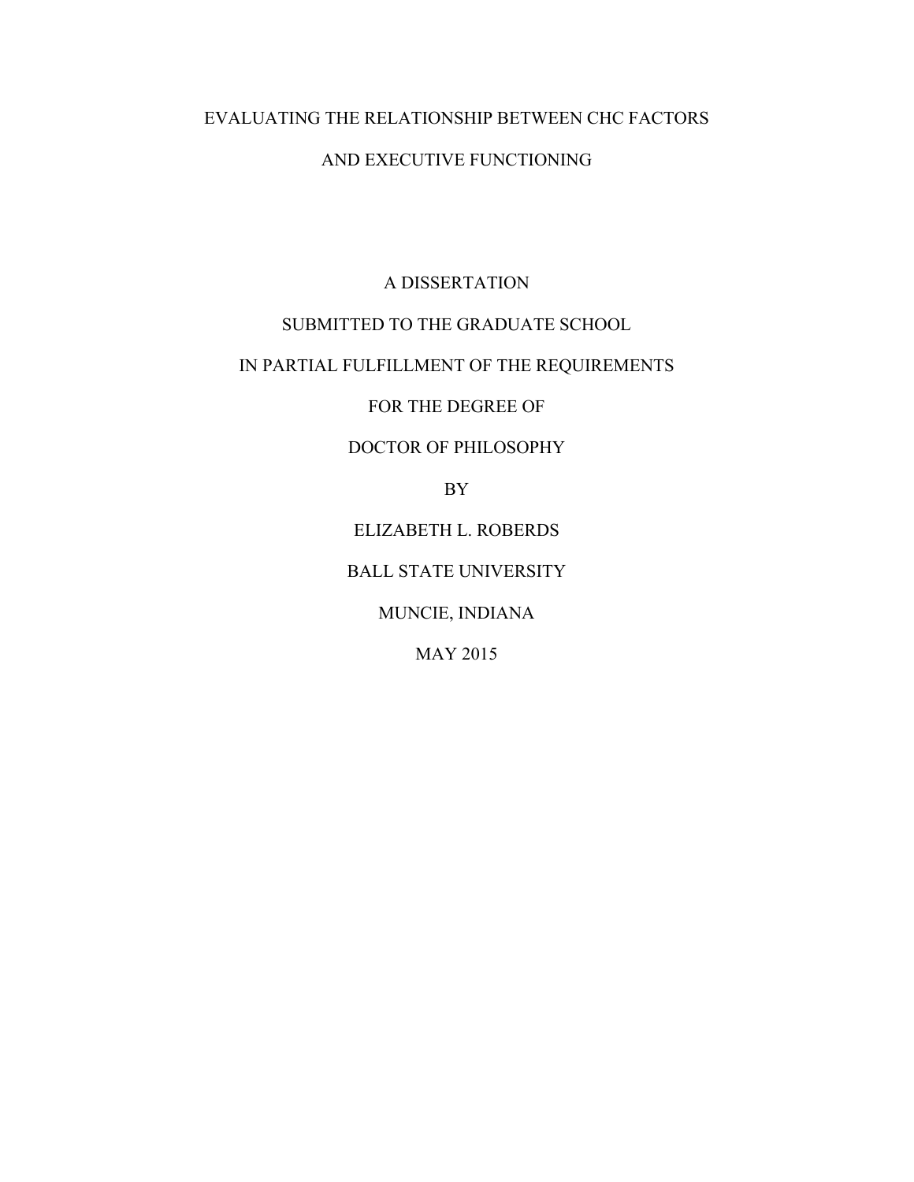# EVALUATING THE RELATIONSHIP BETWEEN CHC FACTORS AND EXECUTIVE FUNCTIONING

A DISSERTATION

SUBMITTED TO THE GRADUATE SCHOOL

IN PARTIAL FULFILLMENT OF THE REQUIREMENTS

FOR THE DEGREE OF

DOCTOR OF PHILOSOPHY

BY

ELIZABETH L. ROBERDS

BALL STATE UNIVERSITY

MUNCIE, INDIANA

MAY 2015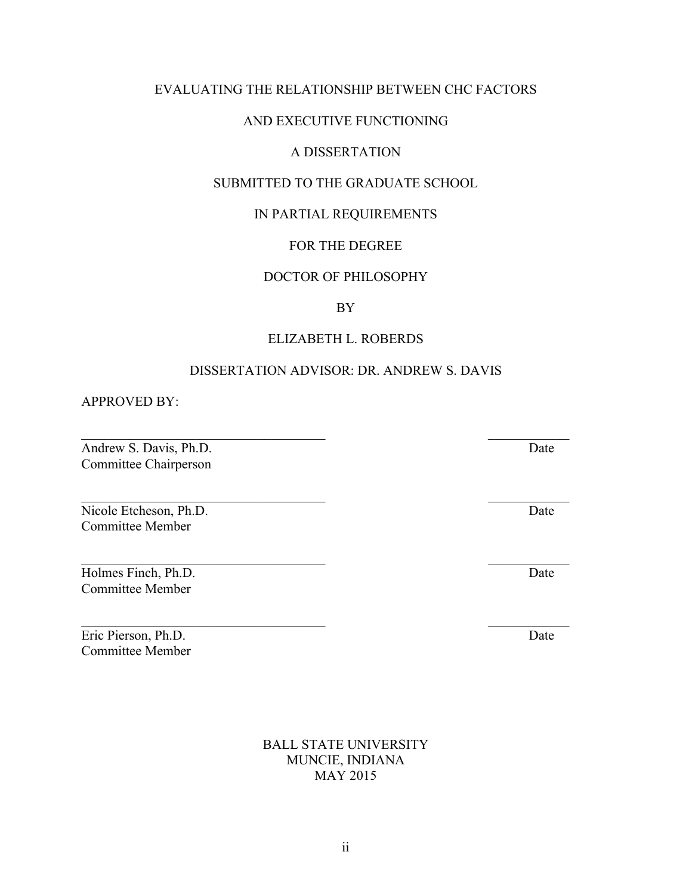EVALUATING THE RELATIONSHIP BETWEEN CHC FACTORS

AND EXECUTIVE FUNCTIONING

A DISSERTATION

SUBMITTED TO THE GRADUATE SCHOOL

IN PARTIAL REQUIREMENTS

FOR THE DEGREE

DOCTOR OF PHILOSOPHY

BY

ELIZABETH L. ROBERDS

DISSERTATION ADVISOR: DR. ANDREW S. DAVIS

APPROVED BY:

\_\_\_\_\_\_\_\_\_\_\_\_\_\_\_\_\_\_\_\_\_\_\_\_\_\_\_\_\_\_\_\_\_\_ \_\_\_\_\_\_\_\_\_\_\_

Andrew S. Davis, Ph.D. Date

Committee Chairperson

\_\_\_\_\_\_\_\_\_\_\_\_\_\_\_\_\_\_\_\_\_\_\_\_\_\_\_\_\_\_\_\_\_\_ \_\_\_\_\_\_\_\_\_\_\_

Nicole Etcheson, Ph.D. Date

Committee Member

\_\_\_\_\_\_\_\_\_\_\_\_\_\_\_\_\_\_\_\_\_\_\_\_\_\_\_\_\_\_\_\_\_\_ \_\_\_\_\_\_\_\_\_\_\_

Holmes Finch, Ph.D. Date

Committee Member

\_\_\_\_\_\_\_\_\_\_\_\_\_\_\_\_\_\_\_\_\_\_\_\_\_\_\_\_\_\_\_\_\_\_ \_\_\_\_\_\_\_\_\_\_\_

Eric Pierson, Ph.D. Date

Committee Member

BALL STATE UNIVERSITY
MUNCIE, INDIANA
MAY 2015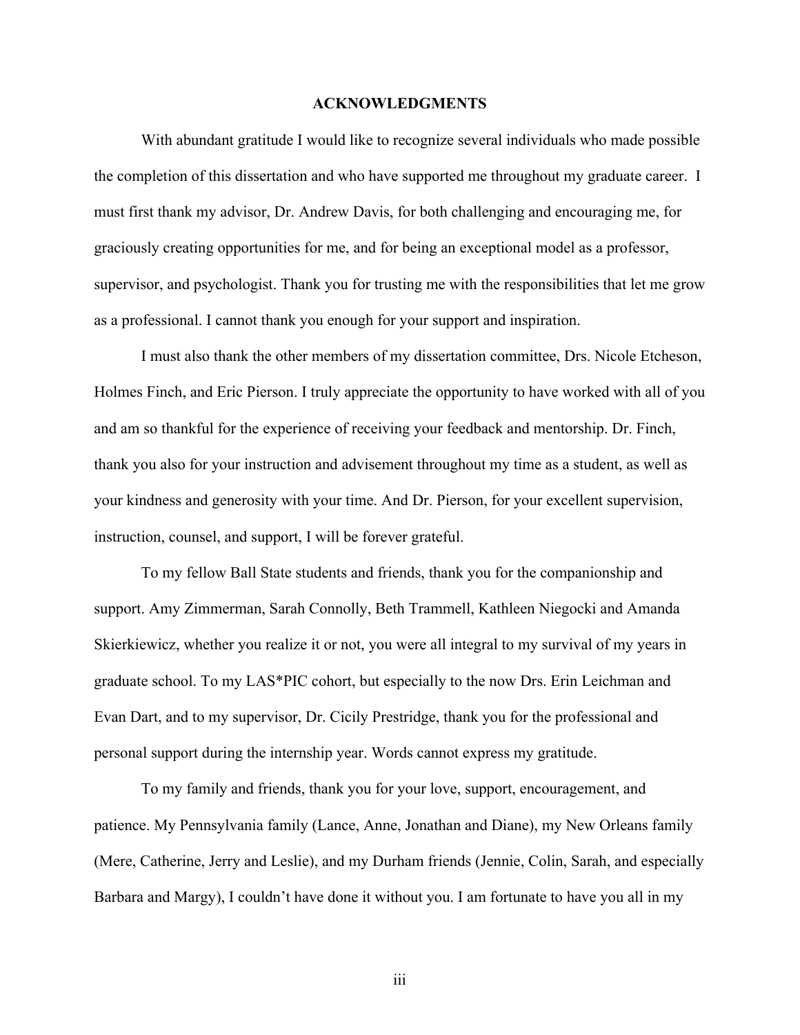# ACKNOWLEDGMENTS

With abundant gratitude I would like to recognize several individuals who made possible the completion of this dissertation and who have supported me throughout my graduate career. I must first thank my advisor, Dr. Andrew Davis, for both challenging and encouraging me, for graciously creating opportunities for me, and for being an exceptional model as a professor, supervisor, and psychologist. Thank you for trusting me with the responsibilities that let me grow as a professional. I cannot thank you enough for your support and inspiration.

I must also thank the other members of my dissertation committee, Drs. Nicole Etcheson, Holmes Finch, and Eric Pierson. I truly appreciate the opportunity to have worked with all of you and am so thankful for the experience of receiving your feedback and mentorship. Dr. Finch, thank you also for your instruction and advisement throughout my time as a student, as well as your kindness and generosity with your time. And Dr. Pierson, for your excellent supervision, instruction, counsel, and support, I will be forever grateful.

To my fellow Ball State students and friends, thank you for the companionship and support. Amy Zimmerman, Sarah Connolly, Beth Trammell, Kathleen Niegocki and Amanda Skierkiewicz, whether you realize it or not, you were all integral to my survival of my years in graduate school. To my LAS*PIC cohort, but especially to the now Drs. Erin Leichman and Evan Dart, and to my supervisor, Dr. Cicily Prestridge, thank you for the professional and personal support during the internship year. Words cannot express my gratitude.

To my family and friends, thank you for your love, support, encouragement, and patience. My Pennsylvania family (Lance, Anne, Jonathan and Diane), my New Orleans family (Mere, Catherine, Jerry and Leslie), and my Durham friends (Jennie, Colin, Sarah, and especially Barbara and Margy), I couldn't have done it without you. I am fortunate to have you all in my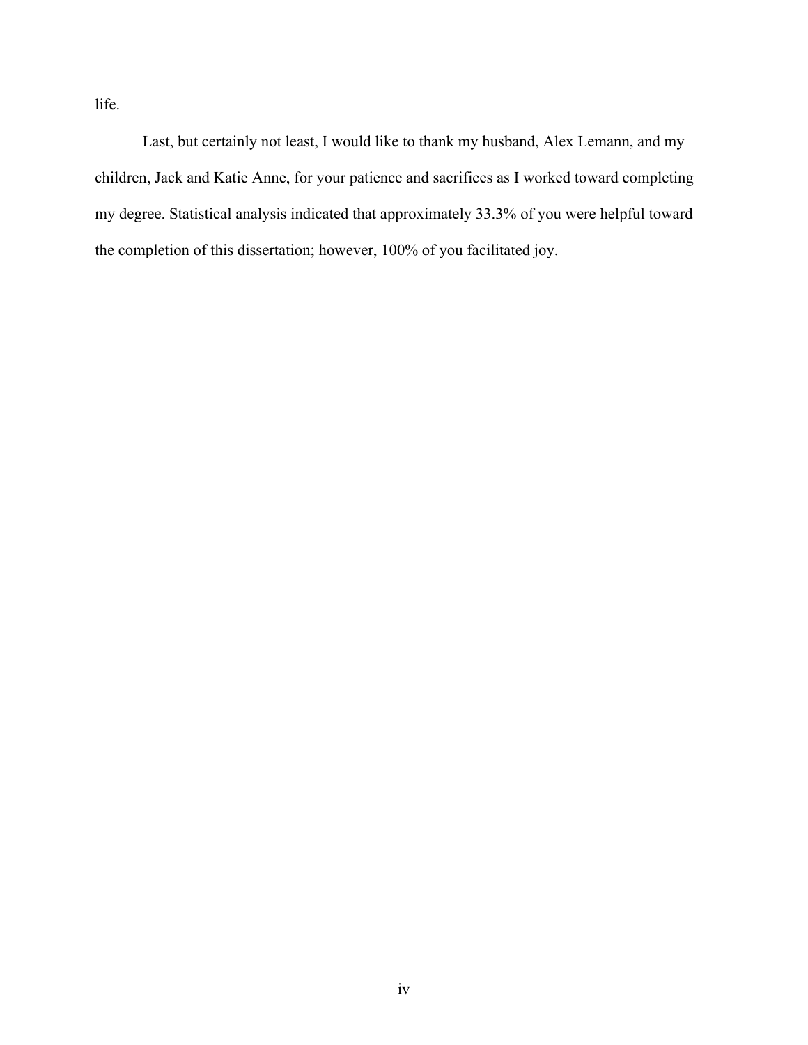life.

Last, but certainly not least, I would like to thank my husband, Alex Lemann, and my children, Jack and Katie Anne, for your patience and sacrifices as I worked toward completing my degree. Statistical analysis indicated that approximately 33.3% of you were helpful toward the completion of this dissertation; however, 100% of you facilitated joy.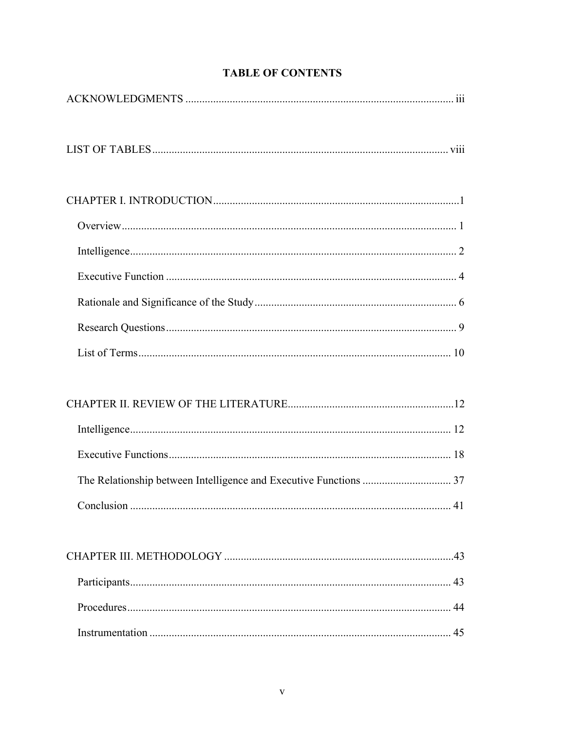# TABLE OF CONTENTS

ACKNOWLEDGMENTS ........................................................................................... iii

LIST OF TABLES ............................................................................................... viii

CHAPTER I. INTRODUCTION ...............................................................................1

- Overview ........................................................................................................ 1
- Intelligence ..................................................................................................... 2
- Executive Function ......................................................................................... 4
- Rationale and Significance of the Study ........................................................... 6
- Research Questions ......................................................................................... 9
- List of Terms .................................................................................................. 10

CHAPTER II. REVIEW OF THE LITERATURE .......................................................12

- Intelligence ..................................................................................................... 12
- Executive Functions ........................................................................................ 18
- The Relationship between Intelligence and Executive Functions ....................... 37
- Conclusion ..................................................................................................... 41

CHAPTER III. METHODOLOGY ...........................................................................43

- Participants ..................................................................................................... 43
- Procedures ...................................................................................................... 44
- Instrumentation ............................................................................................... 45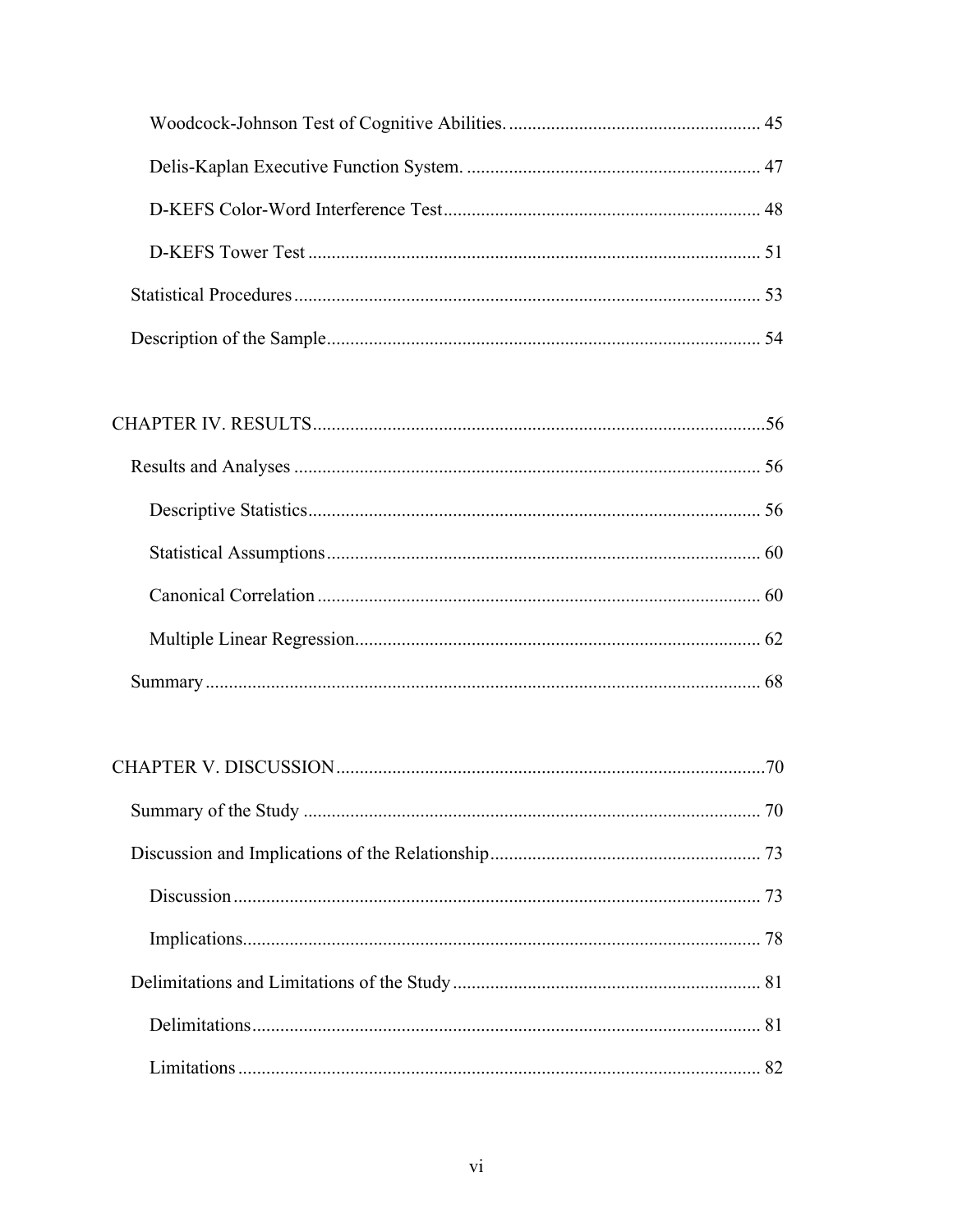Woodcock-Johnson Test of Cognitive Abilities. ..................................................... 45

Delis-Kaplan Executive Function System. .............................................................. 47

D-KEFS Color-Word Interference Test................................................................... 48

D-KEFS Tower Test ................................................................................................ 51

Statistical Procedures ................................................................................................... 53

Description of the Sample............................................................................................ 54

CHAPTER IV. RESULTS................................................................................................56

Results and Analyses ................................................................................................... 56

Descriptive Statistics................................................................................................ 56

Statistical Assumptions............................................................................................ 60

Canonical Correlation ............................................................................................. 60

Multiple Linear Regression...................................................................................... 62

Summary ...................................................................................................................... 68

CHAPTER V. DISCUSSION...........................................................................................70

Summary of the Study ................................................................................................. 70

Discussion and Implications of the Relationship......................................................... 73

Discussion ................................................................................................................ 73

Implications.............................................................................................................. 78

Delimitations and Limitations of the Study ................................................................. 81

Delimitations............................................................................................................ 81

Limitations ............................................................................................................... 82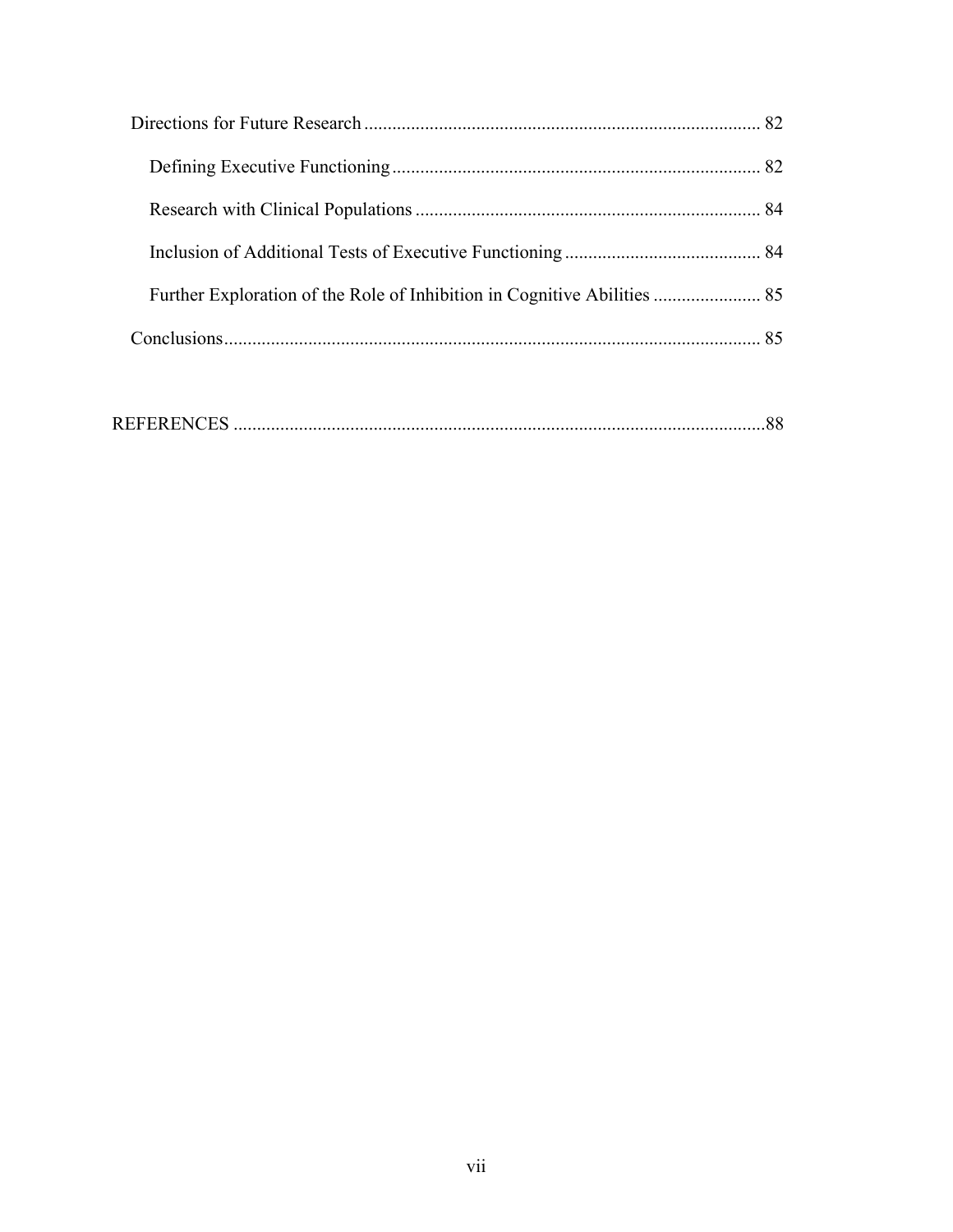Directions for Future Research .................................................................................... 82

Defining Executive Functioning .............................................................................. 82

Research with Clinical Populations ......................................................................... 84

Inclusion of Additional Tests of Executive Functioning .......................................... 84

Further Exploration of the Role of Inhibition in Cognitive Abilities ....................... 85

Conclusions .................................................................................................................. 85

REFERENCES ..................................................................................................................88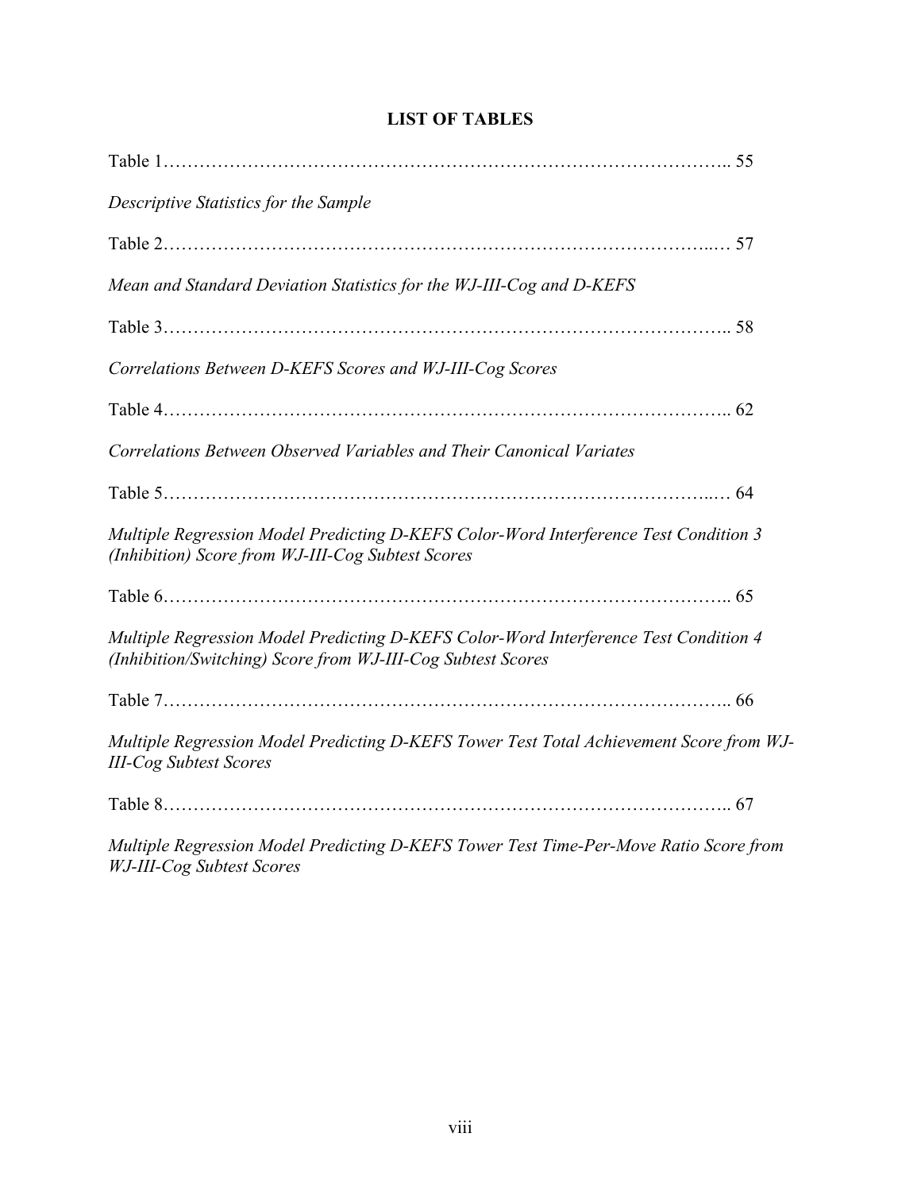# LIST OF TABLES

Table 1……………………………………………………………………………….. 55

*Descriptive Statistics for the Sample*

Table 2…………………………………………………………………………..… 57

*Mean and Standard Deviation Statistics for the WJ-III-Cog and D-KEFS*

Table 3……………………………………………………………………………….. 58

*Correlations Between D-KEFS Scores and WJ-III-Cog Scores*

Table 4……………………………………………………………………………….. 62

*Correlations Between Observed Variables and Their Canonical Variates*

Table 5…………………………………………………………………………..… 64

*Multiple Regression Model Predicting D-KEFS Color-Word Interference Test Condition 3 (Inhibition) Score from WJ-III-Cog Subtest Scores*

Table 6……………………………………………………………………………….. 65

*Multiple Regression Model Predicting D-KEFS Color-Word Interference Test Condition 4 (Inhibition/Switching) Score from WJ-III-Cog Subtest Scores*

Table 7……………………………………………………………………………….. 66

*Multiple Regression Model Predicting D-KEFS Tower Test Total Achievement Score from WJ-III-Cog Subtest Scores*

Table 8……………………………………………………………………………….. 67

*Multiple Regression Model Predicting D-KEFS Tower Test Time-Per-Move Ratio Score from WJ-III-Cog Subtest Scores*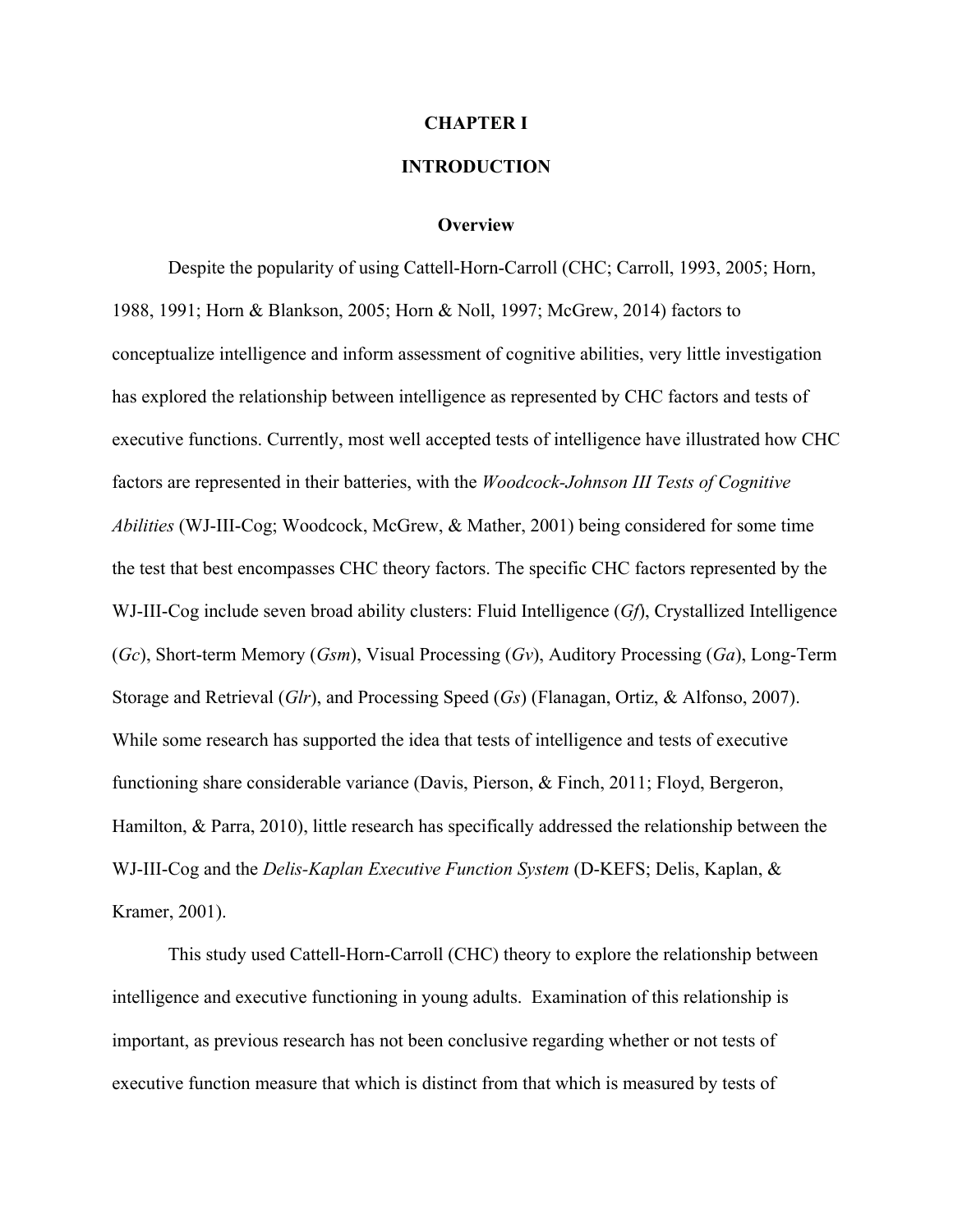# CHAPTER I

# INTRODUCTION

## Overview

Despite the popularity of using Cattell-Horn-Carroll (CHC; Carroll, 1993, 2005; Horn, 1988, 1991; Horn & Blankson, 2005; Horn & Noll, 1997; McGrew, 2014) factors to conceptualize intelligence and inform assessment of cognitive abilities, very little investigation has explored the relationship between intelligence as represented by CHC factors and tests of executive functions. Currently, most well accepted tests of intelligence have illustrated how CHC factors are represented in their batteries, with the *Woodcock-Johnson III Tests of Cognitive Abilities* (WJ-III-Cog; Woodcock, McGrew, & Mather, 2001) being considered for some time the test that best encompasses CHC theory factors. The specific CHC factors represented by the WJ-III-Cog include seven broad ability clusters: Fluid Intelligence (*Gf*), Crystallized Intelligence (*Gc*), Short-term Memory (*Gsm*), Visual Processing (*Gv*), Auditory Processing (*Ga*), Long-Term Storage and Retrieval (*Glr*), and Processing Speed (*Gs*) (Flanagan, Ortiz, & Alfonso, 2007). While some research has supported the idea that tests of intelligence and tests of executive functioning share considerable variance (Davis, Pierson, & Finch, 2011; Floyd, Bergeron, Hamilton, & Parra, 2010), little research has specifically addressed the relationship between the WJ-III-Cog and the *Delis-Kaplan Executive Function System* (D-KEFS; Delis, Kaplan, & Kramer, 2001).

This study used Cattell-Horn-Carroll (CHC) theory to explore the relationship between intelligence and executive functioning in young adults. Examination of this relationship is important, as previous research has not been conclusive regarding whether or not tests of executive function measure that which is distinct from that which is measured by tests of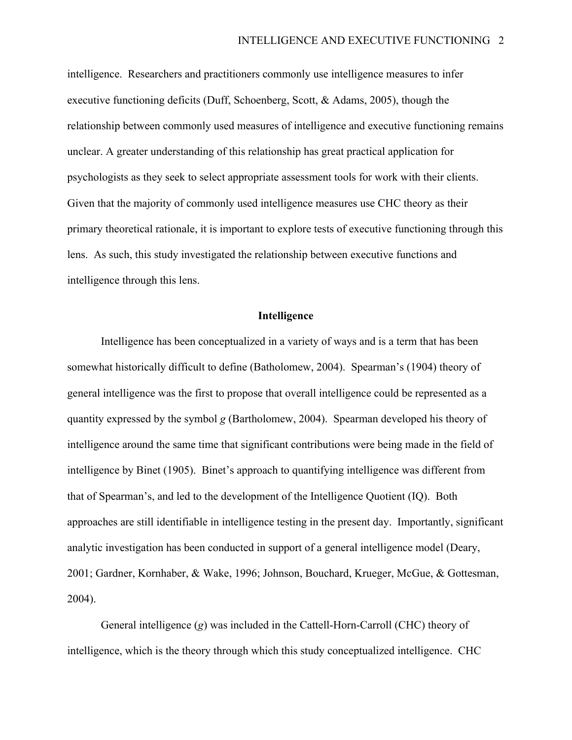intelligence. Researchers and practitioners commonly use intelligence measures to infer executive functioning deficits (Duff, Schoenberg, Scott, & Adams, 2005), though the relationship between commonly used measures of intelligence and executive functioning remains unclear. A greater understanding of this relationship has great practical application for psychologists as they seek to select appropriate assessment tools for work with their clients. Given that the majority of commonly used intelligence measures use CHC theory as their primary theoretical rationale, it is important to explore tests of executive functioning through this lens. As such, this study investigated the relationship between executive functions and intelligence through this lens.

## Intelligence

Intelligence has been conceptualized in a variety of ways and is a term that has been somewhat historically difficult to define (Batholomew, 2004). Spearman's (1904) theory of general intelligence was the first to propose that overall intelligence could be represented as a quantity expressed by the symbol *g* (Bartholomew, 2004). Spearman developed his theory of intelligence around the same time that significant contributions were being made in the field of intelligence by Binet (1905). Binet's approach to quantifying intelligence was different from that of Spearman's, and led to the development of the Intelligence Quotient (IQ). Both approaches are still identifiable in intelligence testing in the present day. Importantly, significant analytic investigation has been conducted in support of a general intelligence model (Deary, 2001; Gardner, Kornhaber, & Wake, 1996; Johnson, Bouchard, Krueger, McGue, & Gottesman, 2004).

General intelligence (*g*) was included in the Cattell-Horn-Carroll (CHC) theory of intelligence, which is the theory through which this study conceptualized intelligence. CHC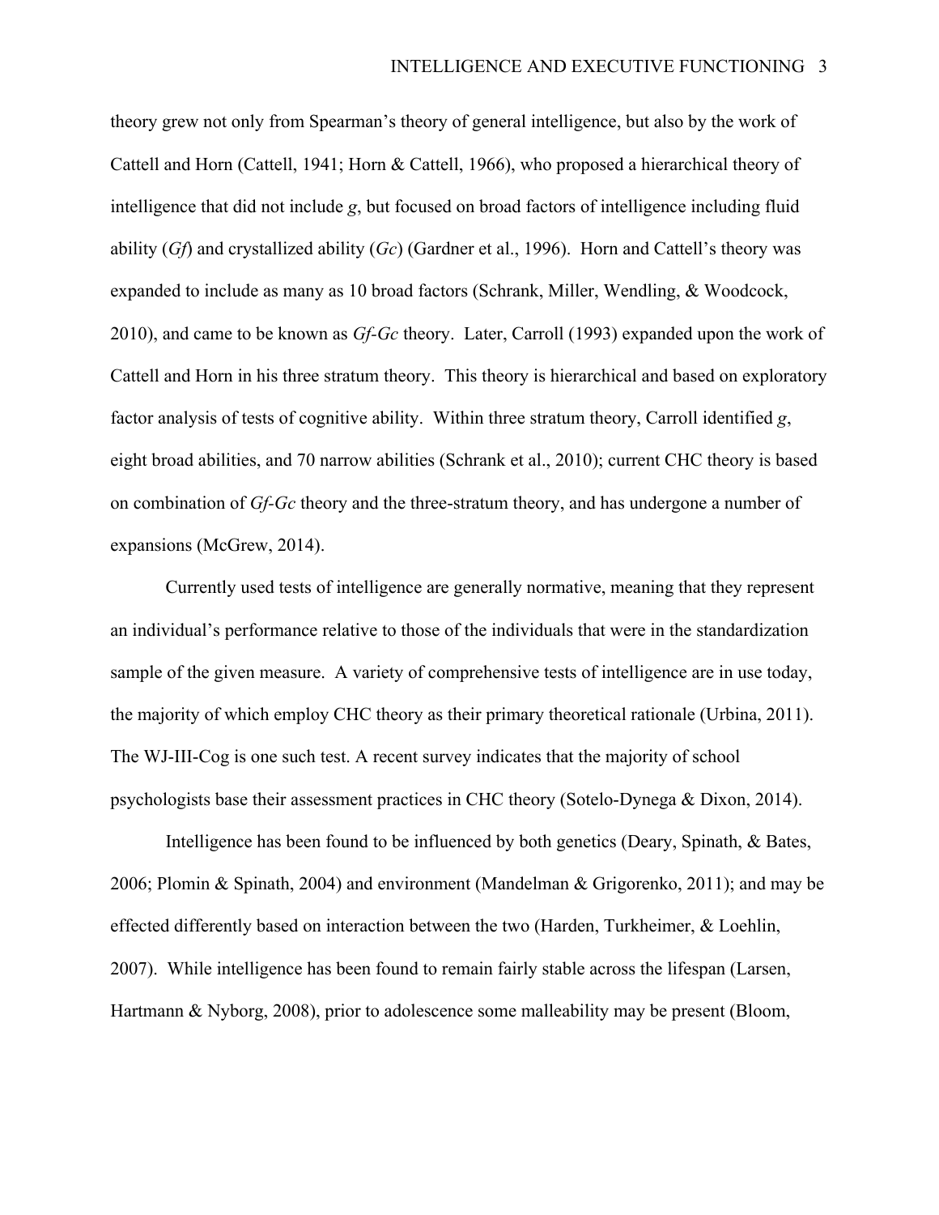theory grew not only from Spearman's theory of general intelligence, but also by the work of Cattell and Horn (Cattell, 1941; Horn & Cattell, 1966), who proposed a hierarchical theory of intelligence that did not include *g*, but focused on broad factors of intelligence including fluid ability (*Gf*) and crystallized ability (*Gc*) (Gardner et al., 1996). Horn and Cattell's theory was expanded to include as many as 10 broad factors (Schrank, Miller, Wendling, & Woodcock, 2010), and came to be known as *Gf-Gc* theory. Later, Carroll (1993) expanded upon the work of Cattell and Horn in his three stratum theory. This theory is hierarchical and based on exploratory factor analysis of tests of cognitive ability. Within three stratum theory, Carroll identified *g*, eight broad abilities, and 70 narrow abilities (Schrank et al., 2010); current CHC theory is based on combination of *Gf-Gc* theory and the three-stratum theory, and has undergone a number of expansions (McGrew, 2014).

Currently used tests of intelligence are generally normative, meaning that they represent an individual's performance relative to those of the individuals that were in the standardization sample of the given measure. A variety of comprehensive tests of intelligence are in use today, the majority of which employ CHC theory as their primary theoretical rationale (Urbina, 2011). The WJ-III-Cog is one such test. A recent survey indicates that the majority of school psychologists base their assessment practices in CHC theory (Sotelo-Dynega & Dixon, 2014).

Intelligence has been found to be influenced by both genetics (Deary, Spinath, & Bates, 2006; Plomin & Spinath, 2004) and environment (Mandelman & Grigorenko, 2011); and may be effected differently based on interaction between the two (Harden, Turkheimer, & Loehlin, 2007). While intelligence has been found to remain fairly stable across the lifespan (Larsen, Hartmann & Nyborg, 2008), prior to adolescence some malleability may be present (Bloom,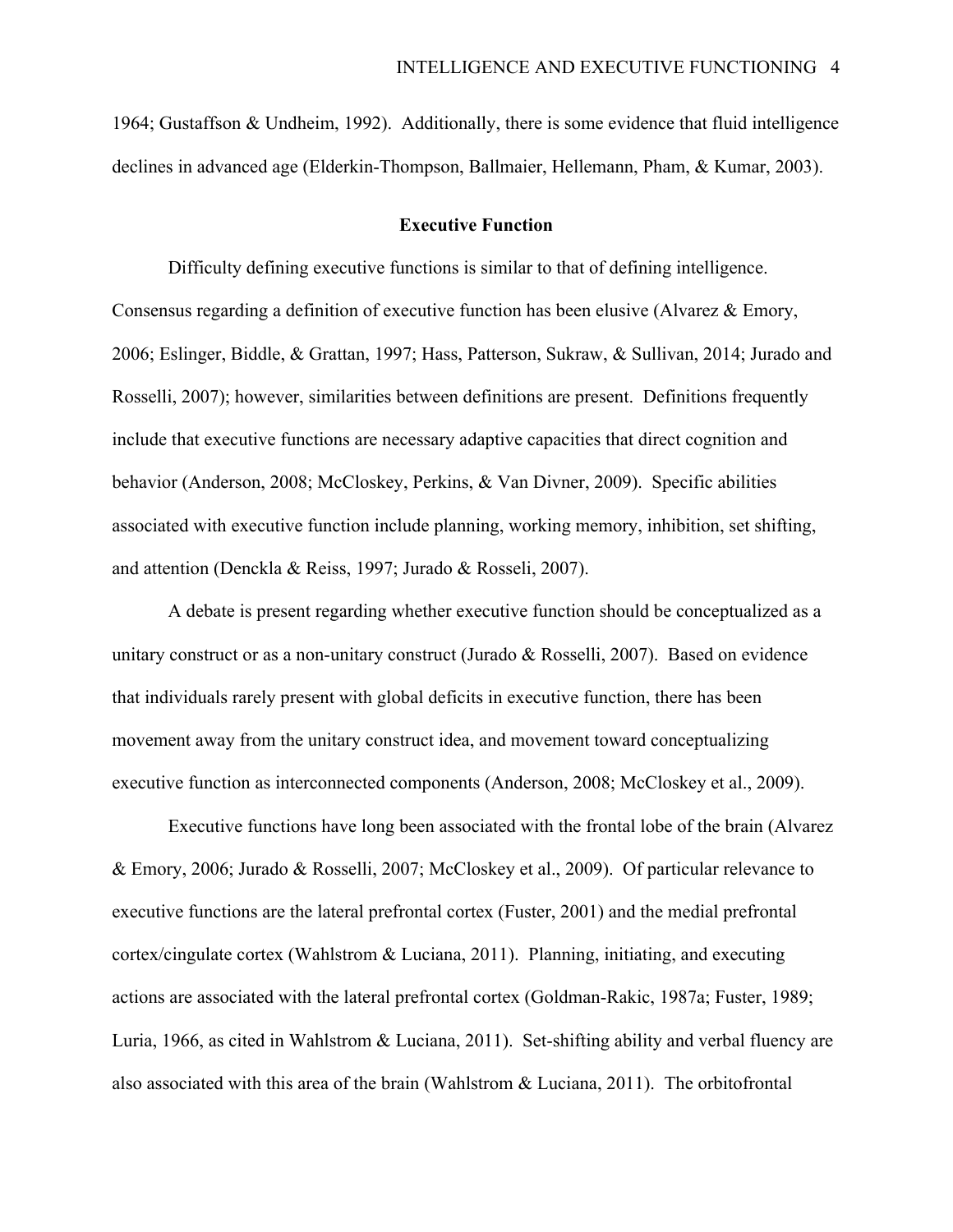1964; Gustaffson & Undheim, 1992). Additionally, there is some evidence that fluid intelligence declines in advanced age (Elderkin-Thompson, Ballmaier, Hellemann, Pham, & Kumar, 2003).

## Executive Function

Difficulty defining executive functions is similar to that of defining intelligence. Consensus regarding a definition of executive function has been elusive (Alvarez & Emory, 2006; Eslinger, Biddle, & Grattan, 1997; Hass, Patterson, Sukraw, & Sullivan, 2014; Jurado and Rosselli, 2007); however, similarities between definitions are present. Definitions frequently include that executive functions are necessary adaptive capacities that direct cognition and behavior (Anderson, 2008; McCloskey, Perkins, & Van Divner, 2009). Specific abilities associated with executive function include planning, working memory, inhibition, set shifting, and attention (Denckla & Reiss, 1997; Jurado & Rosseli, 2007).

A debate is present regarding whether executive function should be conceptualized as a unitary construct or as a non-unitary construct (Jurado & Rosselli, 2007). Based on evidence that individuals rarely present with global deficits in executive function, there has been movement away from the unitary construct idea, and movement toward conceptualizing executive function as interconnected components (Anderson, 2008; McCloskey et al., 2009).

Executive functions have long been associated with the frontal lobe of the brain (Alvarez & Emory, 2006; Jurado & Rosselli, 2007; McCloskey et al., 2009). Of particular relevance to executive functions are the lateral prefrontal cortex (Fuster, 2001) and the medial prefrontal cortex/cingulate cortex (Wahlstrom & Luciana, 2011). Planning, initiating, and executing actions are associated with the lateral prefrontal cortex (Goldman-Rakic, 1987a; Fuster, 1989; Luria, 1966, as cited in Wahlstrom & Luciana, 2011). Set-shifting ability and verbal fluency are also associated with this area of the brain (Wahlstrom & Luciana, 2011). The orbitofrontal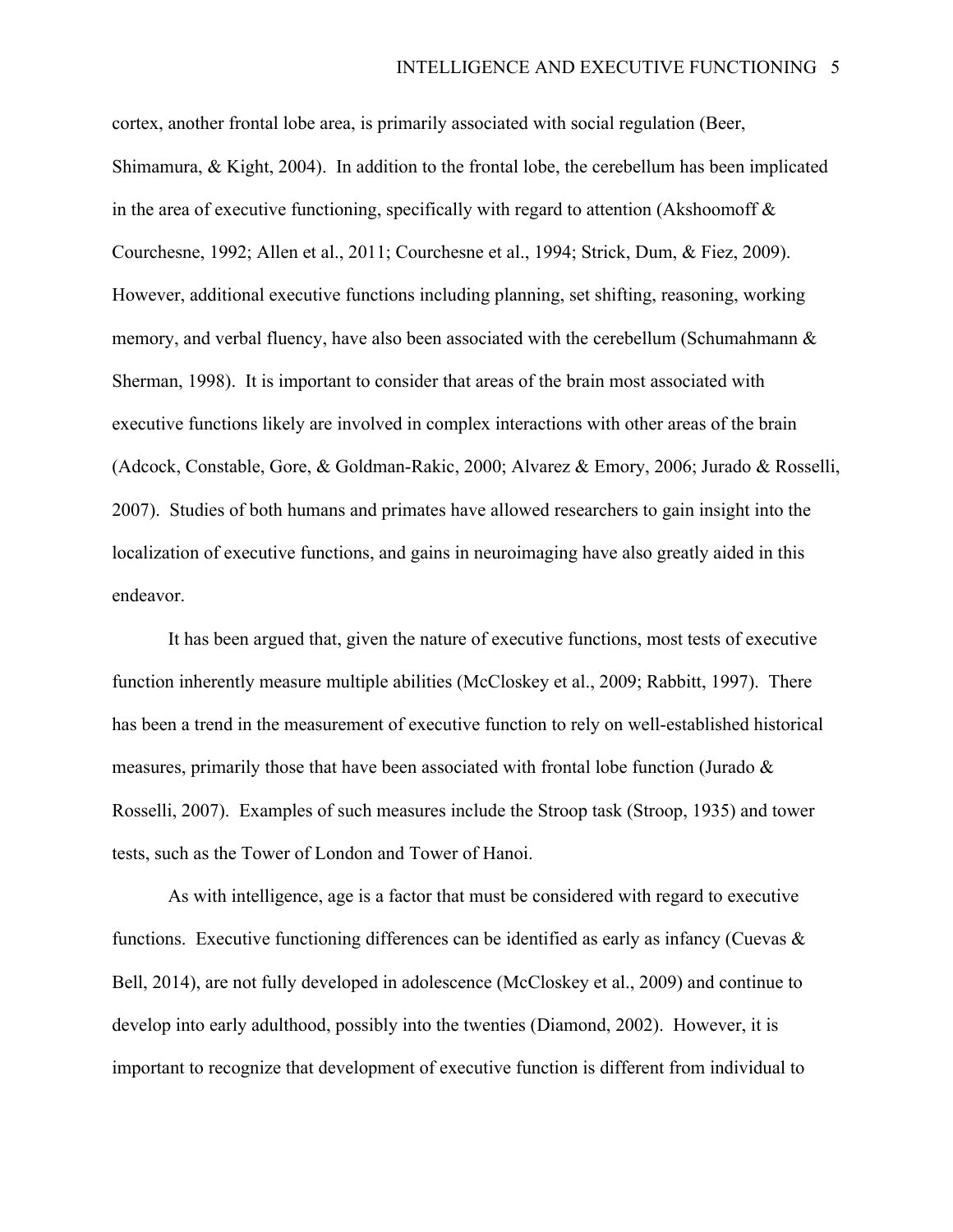cortex, another frontal lobe area, is primarily associated with social regulation (Beer, Shimamura, & Kight, 2004). In addition to the frontal lobe, the cerebellum has been implicated in the area of executive functioning, specifically with regard to attention (Akshoomoff & Courchesne, 1992; Allen et al., 2011; Courchesne et al., 1994; Strick, Dum, & Fiez, 2009). However, additional executive functions including planning, set shifting, reasoning, working memory, and verbal fluency, have also been associated with the cerebellum (Schumahmann & Sherman, 1998). It is important to consider that areas of the brain most associated with executive functions likely are involved in complex interactions with other areas of the brain (Adcock, Constable, Gore, & Goldman-Rakic, 2000; Alvarez & Emory, 2006; Jurado & Rosselli, 2007). Studies of both humans and primates have allowed researchers to gain insight into the localization of executive functions, and gains in neuroimaging have also greatly aided in this endeavor.

It has been argued that, given the nature of executive functions, most tests of executive function inherently measure multiple abilities (McCloskey et al., 2009; Rabbitt, 1997). There has been a trend in the measurement of executive function to rely on well-established historical measures, primarily those that have been associated with frontal lobe function (Jurado & Rosselli, 2007). Examples of such measures include the Stroop task (Stroop, 1935) and tower tests, such as the Tower of London and Tower of Hanoi.

As with intelligence, age is a factor that must be considered with regard to executive functions. Executive functioning differences can be identified as early as infancy (Cuevas & Bell, 2014), are not fully developed in adolescence (McCloskey et al., 2009) and continue to develop into early adulthood, possibly into the twenties (Diamond, 2002). However, it is important to recognize that development of executive function is different from individual to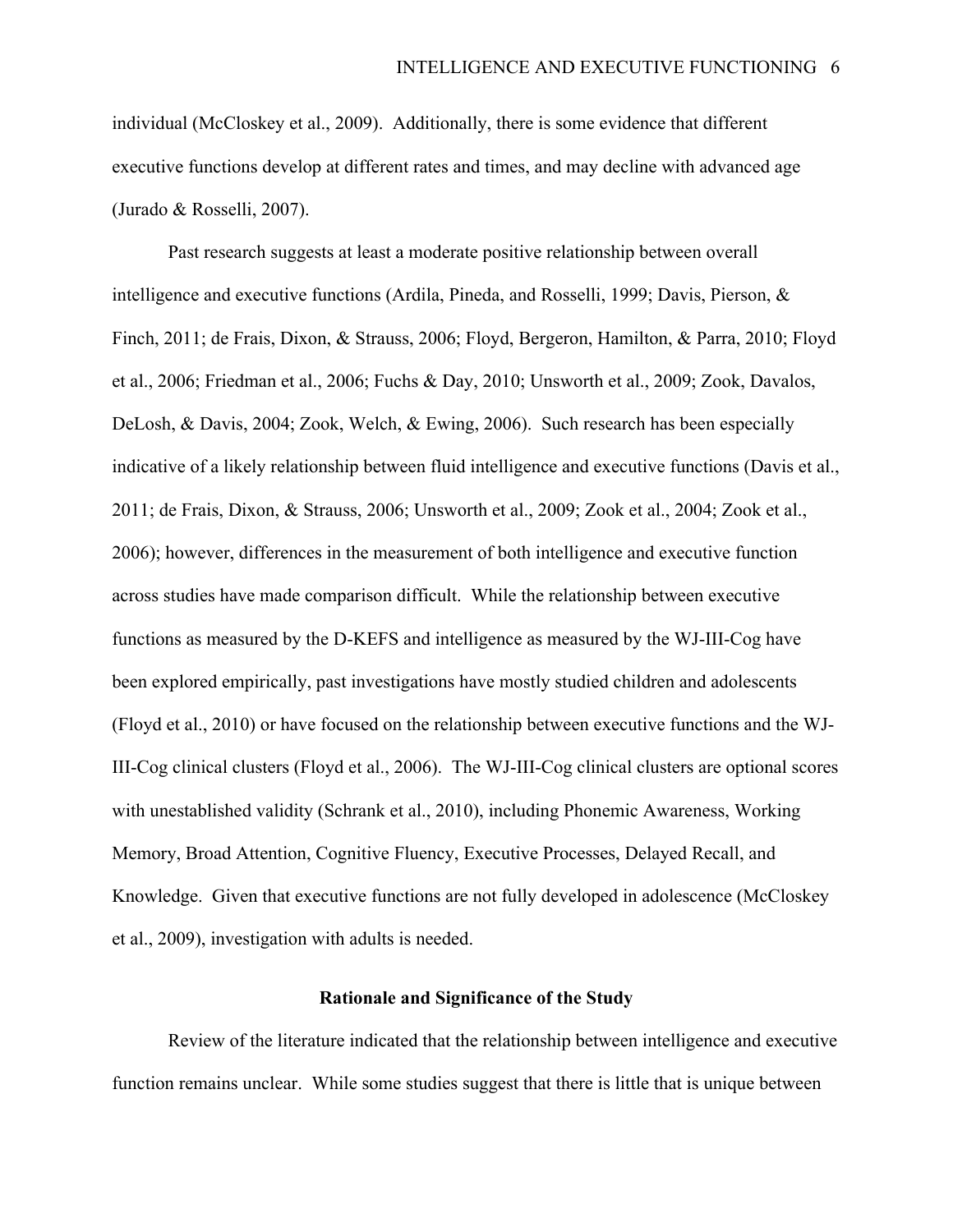individual (McCloskey et al., 2009). Additionally, there is some evidence that different executive functions develop at different rates and times, and may decline with advanced age (Jurado & Rosselli, 2007).

Past research suggests at least a moderate positive relationship between overall intelligence and executive functions (Ardila, Pineda, and Rosselli, 1999; Davis, Pierson, & Finch, 2011; de Frais, Dixon, & Strauss, 2006; Floyd, Bergeron, Hamilton, & Parra, 2010; Floyd et al., 2006; Friedman et al., 2006; Fuchs & Day, 2010; Unsworth et al., 2009; Zook, Davalos, DeLosh, & Davis, 2004; Zook, Welch, & Ewing, 2006). Such research has been especially indicative of a likely relationship between fluid intelligence and executive functions (Davis et al., 2011; de Frais, Dixon, & Strauss, 2006; Unsworth et al., 2009; Zook et al., 2004; Zook et al., 2006); however, differences in the measurement of both intelligence and executive function across studies have made comparison difficult. While the relationship between executive functions as measured by the D-KEFS and intelligence as measured by the WJ-III-Cog have been explored empirically, past investigations have mostly studied children and adolescents (Floyd et al., 2010) or have focused on the relationship between executive functions and the WJ-III-Cog clinical clusters (Floyd et al., 2006). The WJ-III-Cog clinical clusters are optional scores with unestablished validity (Schrank et al., 2010), including Phonemic Awareness, Working Memory, Broad Attention, Cognitive Fluency, Executive Processes, Delayed Recall, and Knowledge. Given that executive functions are not fully developed in adolescence (McCloskey et al., 2009), investigation with adults is needed.

## Rationale and Significance of the Study

Review of the literature indicated that the relationship between intelligence and executive function remains unclear. While some studies suggest that there is little that is unique between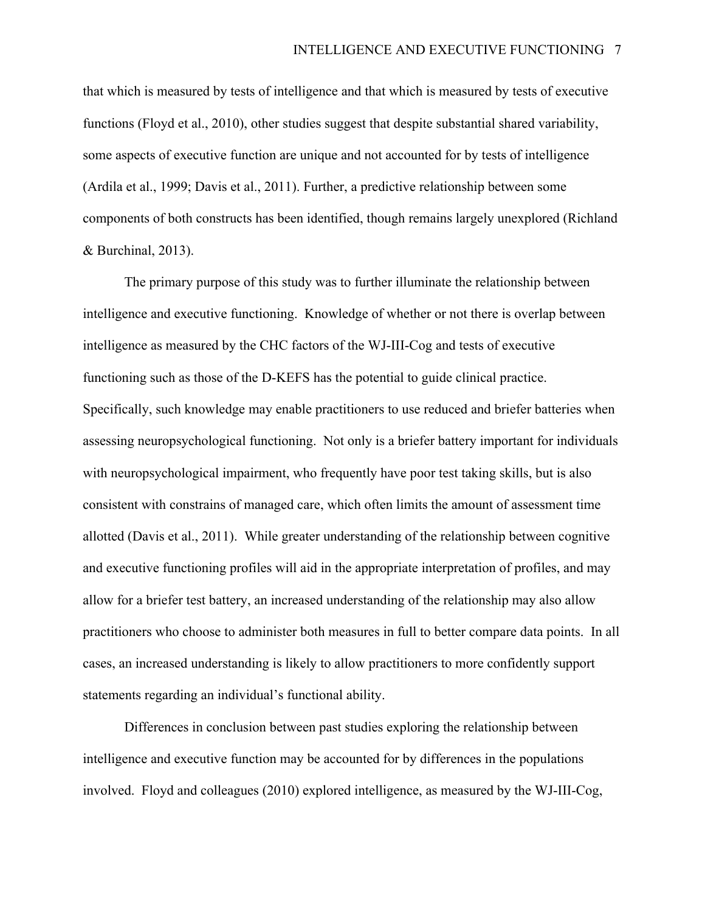that which is measured by tests of intelligence and that which is measured by tests of executive functions (Floyd et al., 2010), other studies suggest that despite substantial shared variability, some aspects of executive function are unique and not accounted for by tests of intelligence (Ardila et al., 1999; Davis et al., 2011). Further, a predictive relationship between some components of both constructs has been identified, though remains largely unexplored (Richland & Burchinal, 2013).

The primary purpose of this study was to further illuminate the relationship between intelligence and executive functioning. Knowledge of whether or not there is overlap between intelligence as measured by the CHC factors of the WJ-III-Cog and tests of executive functioning such as those of the D-KEFS has the potential to guide clinical practice. Specifically, such knowledge may enable practitioners to use reduced and briefer batteries when assessing neuropsychological functioning. Not only is a briefer battery important for individuals with neuropsychological impairment, who frequently have poor test taking skills, but is also consistent with constrains of managed care, which often limits the amount of assessment time allotted (Davis et al., 2011). While greater understanding of the relationship between cognitive and executive functioning profiles will aid in the appropriate interpretation of profiles, and may allow for a briefer test battery, an increased understanding of the relationship may also allow practitioners who choose to administer both measures in full to better compare data points. In all cases, an increased understanding is likely to allow practitioners to more confidently support statements regarding an individual's functional ability.

Differences in conclusion between past studies exploring the relationship between intelligence and executive function may be accounted for by differences in the populations involved. Floyd and colleagues (2010) explored intelligence, as measured by the WJ-III-Cog,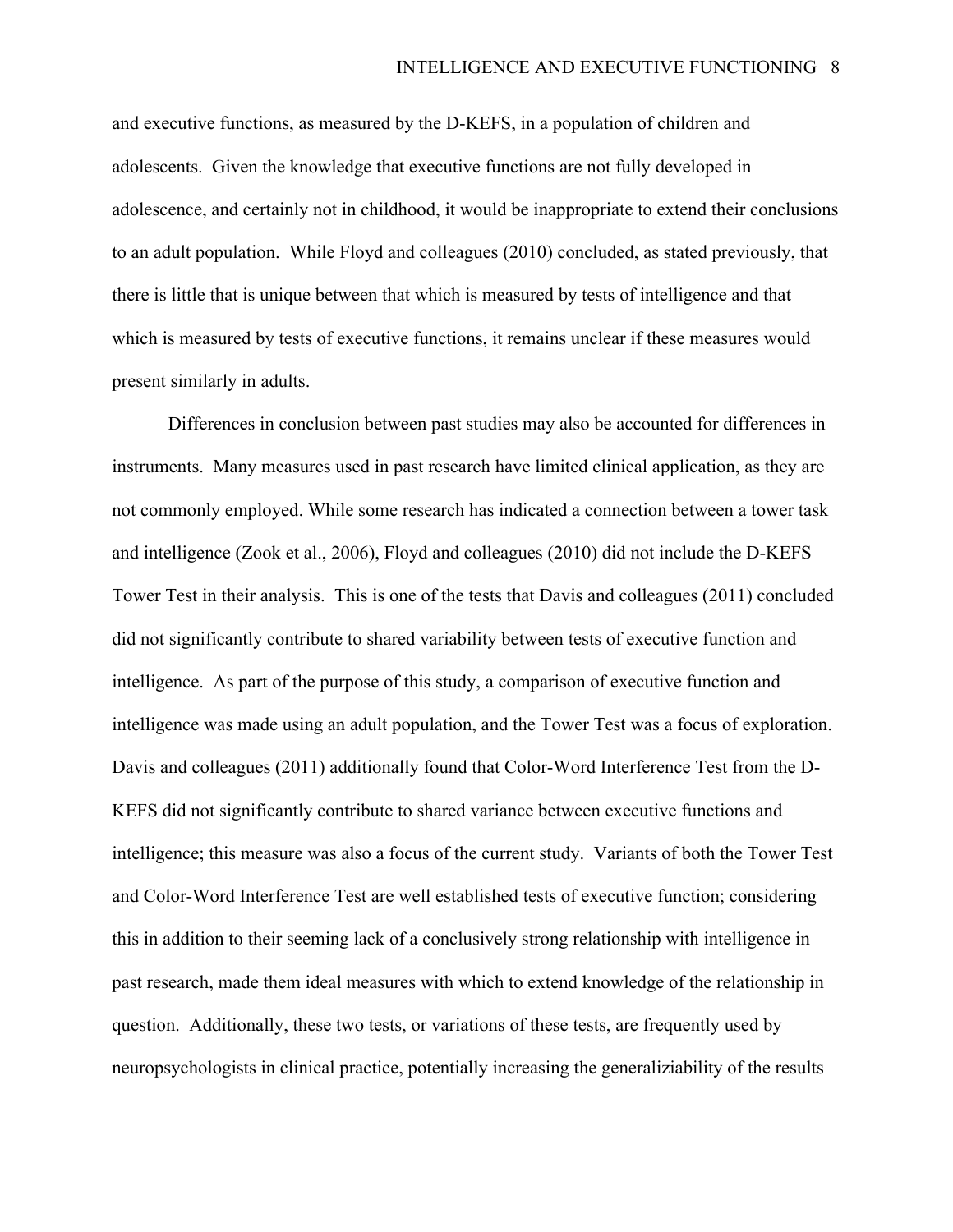and executive functions, as measured by the D-KEFS, in a population of children and adolescents. Given the knowledge that executive functions are not fully developed in adolescence, and certainly not in childhood, it would be inappropriate to extend their conclusions to an adult population. While Floyd and colleagues (2010) concluded, as stated previously, that there is little that is unique between that which is measured by tests of intelligence and that which is measured by tests of executive functions, it remains unclear if these measures would present similarly in adults.

Differences in conclusion between past studies may also be accounted for differences in instruments. Many measures used in past research have limited clinical application, as they are not commonly employed. While some research has indicated a connection between a tower task and intelligence (Zook et al., 2006), Floyd and colleagues (2010) did not include the D-KEFS Tower Test in their analysis. This is one of the tests that Davis and colleagues (2011) concluded did not significantly contribute to shared variability between tests of executive function and intelligence. As part of the purpose of this study, a comparison of executive function and intelligence was made using an adult population, and the Tower Test was a focus of exploration. Davis and colleagues (2011) additionally found that Color-Word Interference Test from the D-KEFS did not significantly contribute to shared variance between executive functions and intelligence; this measure was also a focus of the current study. Variants of both the Tower Test and Color-Word Interference Test are well established tests of executive function; considering this in addition to their seeming lack of a conclusively strong relationship with intelligence in past research, made them ideal measures with which to extend knowledge of the relationship in question. Additionally, these two tests, or variations of these tests, are frequently used by neuropsychologists in clinical practice, potentially increasing the generaliziability of the results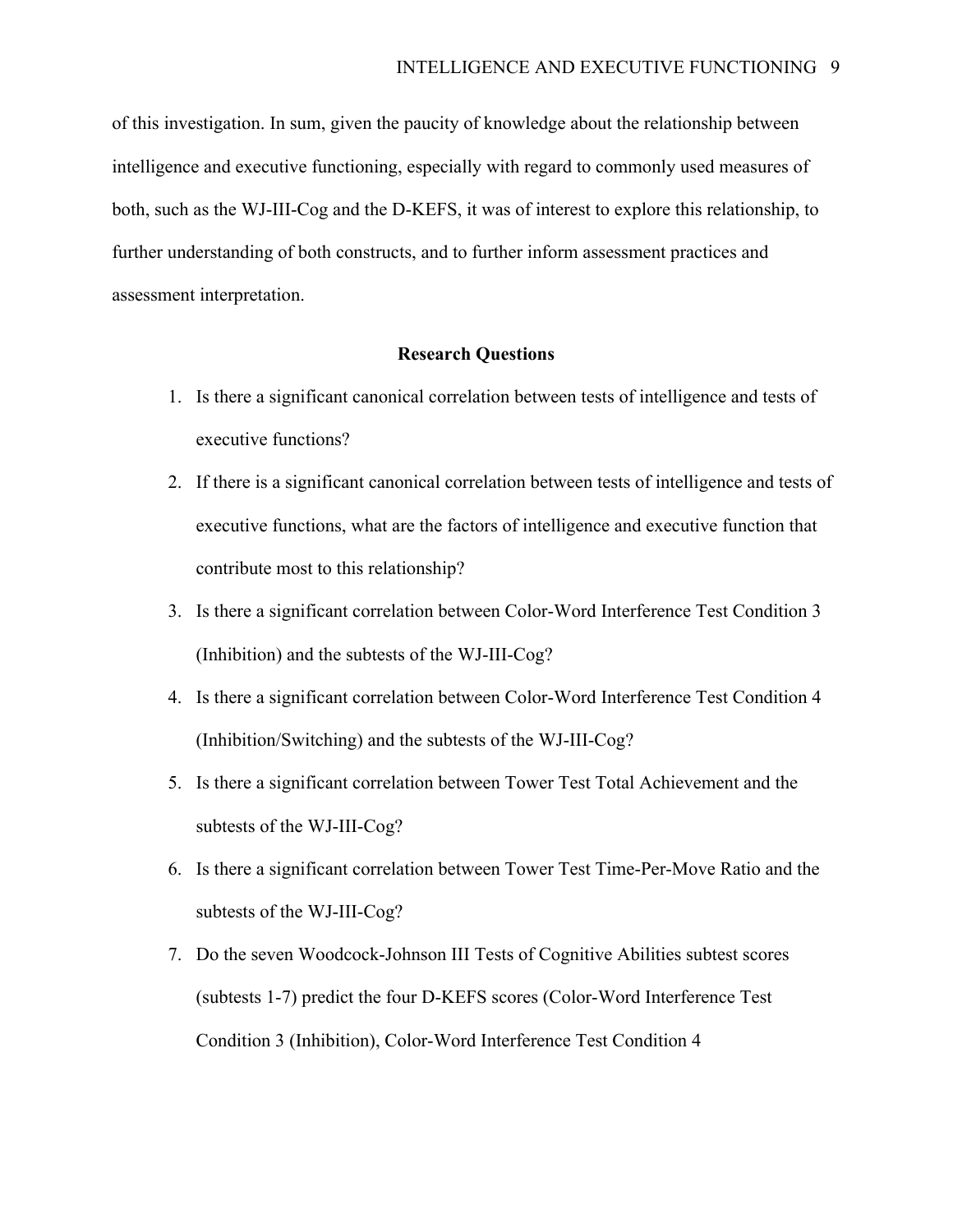of this investigation. In sum, given the paucity of knowledge about the relationship between intelligence and executive functioning, especially with regard to commonly used measures of both, such as the WJ-III-Cog and the D-KEFS, it was of interest to explore this relationship, to further understanding of both constructs, and to further inform assessment practices and assessment interpretation.

## Research Questions

1. Is there a significant canonical correlation between tests of intelligence and tests of executive functions?
2. If there is a significant canonical correlation between tests of intelligence and tests of executive functions, what are the factors of intelligence and executive function that contribute most to this relationship?
3. Is there a significant correlation between Color-Word Interference Test Condition 3 (Inhibition) and the subtests of the WJ-III-Cog?
4. Is there a significant correlation between Color-Word Interference Test Condition 4 (Inhibition/Switching) and the subtests of the WJ-III-Cog?
5. Is there a significant correlation between Tower Test Total Achievement and the subtests of the WJ-III-Cog?
6. Is there a significant correlation between Tower Test Time-Per-Move Ratio and the subtests of the WJ-III-Cog?
7. Do the seven Woodcock-Johnson III Tests of Cognitive Abilities subtest scores (subtests 1-7) predict the four D-KEFS scores (Color-Word Interference Test Condition 3 (Inhibition), Color-Word Interference Test Condition 4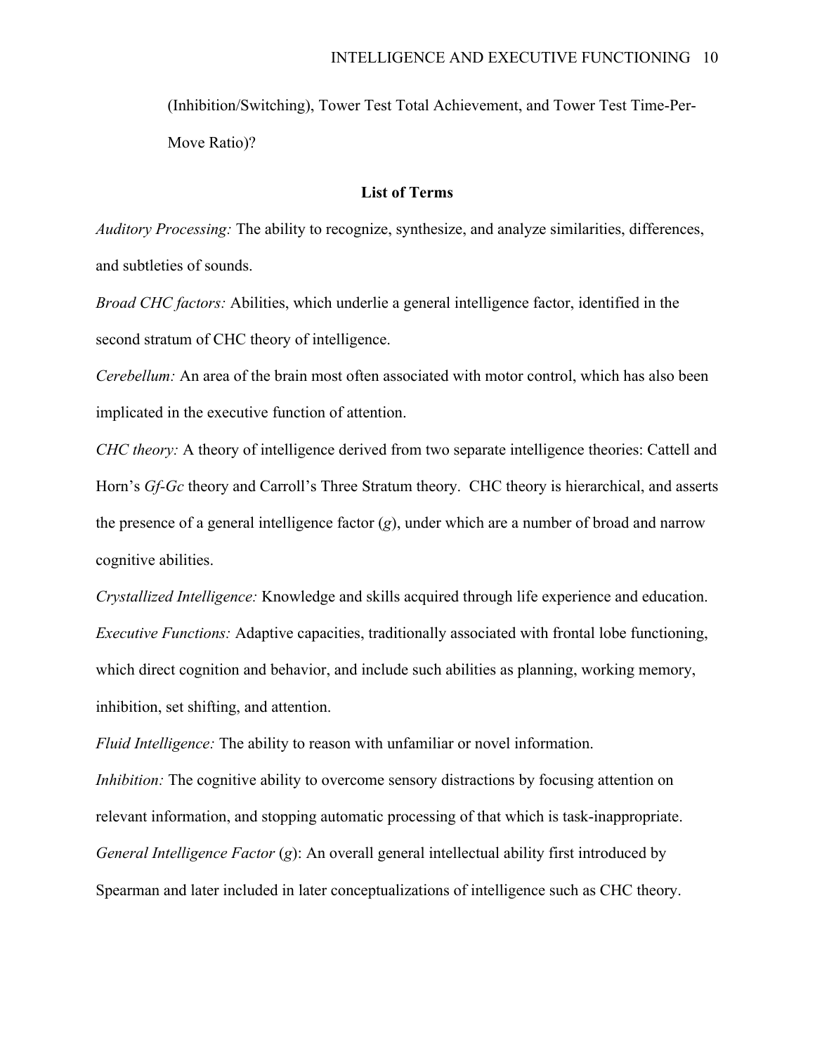(Inhibition/Switching), Tower Test Total Achievement, and Tower Test Time-Per-Move Ratio)?

**List of Terms**

*Auditory Processing:* The ability to recognize, synthesize, and analyze similarities, differences, and subtleties of sounds.

*Broad CHC factors:* Abilities, which underlie a general intelligence factor, identified in the second stratum of CHC theory of intelligence.

*Cerebellum:* An area of the brain most often associated with motor control, which has also been implicated in the executive function of attention.

*CHC theory:* A theory of intelligence derived from two separate intelligence theories: Cattell and Horn's *Gf-Gc* theory and Carroll's Three Stratum theory. CHC theory is hierarchical, and asserts the presence of a general intelligence factor (*g*), under which are a number of broad and narrow cognitive abilities.

*Crystallized Intelligence:* Knowledge and skills acquired through life experience and education.

*Executive Functions:* Adaptive capacities, traditionally associated with frontal lobe functioning, which direct cognition and behavior, and include such abilities as planning, working memory, inhibition, set shifting, and attention.

*Fluid Intelligence:* The ability to reason with unfamiliar or novel information.

*Inhibition:* The cognitive ability to overcome sensory distractions by focusing attention on relevant information, and stopping automatic processing of that which is task-inappropriate.

*General Intelligence Factor* (*g*): An overall general intellectual ability first introduced by Spearman and later included in later conceptualizations of intelligence such as CHC theory.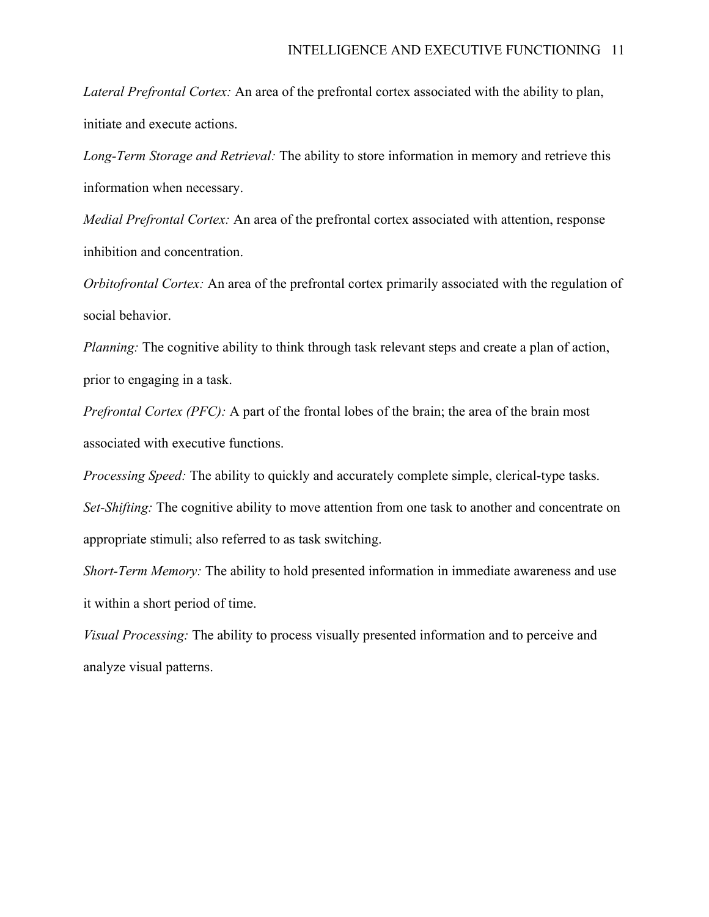*Lateral Prefrontal Cortex:* An area of the prefrontal cortex associated with the ability to plan, initiate and execute actions.

*Long-Term Storage and Retrieval:* The ability to store information in memory and retrieve this information when necessary.

*Medial Prefrontal Cortex:* An area of the prefrontal cortex associated with attention, response inhibition and concentration.

*Orbitofrontal Cortex:* An area of the prefrontal cortex primarily associated with the regulation of social behavior.

*Planning:* The cognitive ability to think through task relevant steps and create a plan of action, prior to engaging in a task.

*Prefrontal Cortex (PFC):* A part of the frontal lobes of the brain; the area of the brain most associated with executive functions.

*Processing Speed:* The ability to quickly and accurately complete simple, clerical-type tasks.

*Set-Shifting:* The cognitive ability to move attention from one task to another and concentrate on appropriate stimuli; also referred to as task switching.

*Short-Term Memory:* The ability to hold presented information in immediate awareness and use it within a short period of time.

*Visual Processing:* The ability to process visually presented information and to perceive and analyze visual patterns.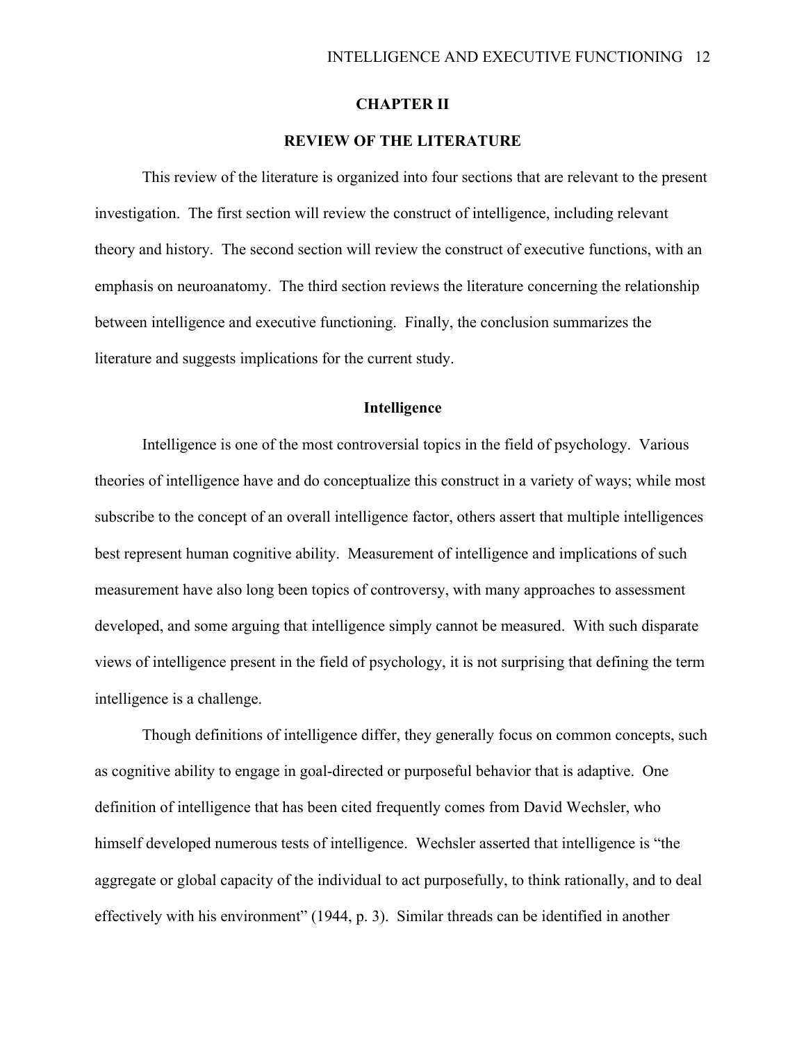# CHAPTER II

## REVIEW OF THE LITERATURE

This review of the literature is organized into four sections that are relevant to the present investigation. The first section will review the construct of intelligence, including relevant theory and history. The second section will review the construct of executive functions, with an emphasis on neuroanatomy. The third section reviews the literature concerning the relationship between intelligence and executive functioning. Finally, the conclusion summarizes the literature and suggests implications for the current study.

### Intelligence

Intelligence is one of the most controversial topics in the field of psychology. Various theories of intelligence have and do conceptualize this construct in a variety of ways; while most subscribe to the concept of an overall intelligence factor, others assert that multiple intelligences best represent human cognitive ability. Measurement of intelligence and implications of such measurement have also long been topics of controversy, with many approaches to assessment developed, and some arguing that intelligence simply cannot be measured. With such disparate views of intelligence present in the field of psychology, it is not surprising that defining the term intelligence is a challenge.

Though definitions of intelligence differ, they generally focus on common concepts, such as cognitive ability to engage in goal-directed or purposeful behavior that is adaptive. One definition of intelligence that has been cited frequently comes from David Wechsler, who himself developed numerous tests of intelligence. Wechsler asserted that intelligence is "the aggregate or global capacity of the individual to act purposefully, to think rationally, and to deal effectively with his environment" (1944, p. 3). Similar threads can be identified in another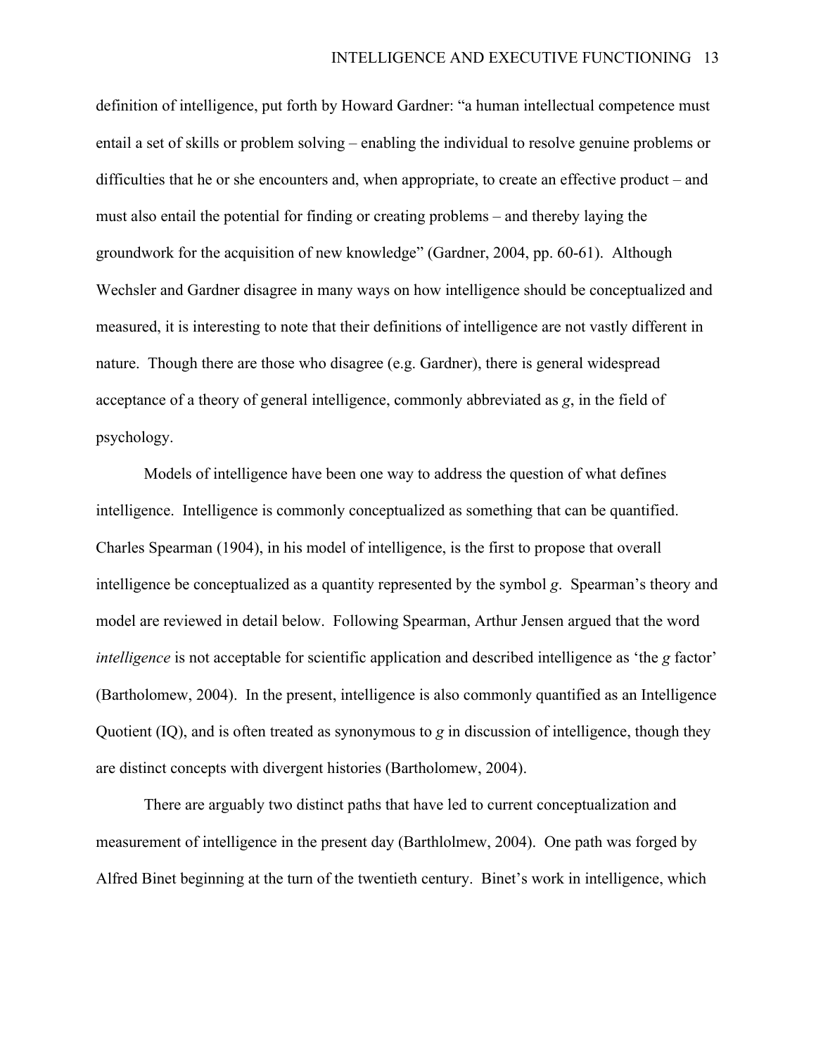definition of intelligence, put forth by Howard Gardner: "a human intellectual competence must entail a set of skills or problem solving – enabling the individual to resolve genuine problems or difficulties that he or she encounters and, when appropriate, to create an effective product – and must also entail the potential for finding or creating problems – and thereby laying the groundwork for the acquisition of new knowledge" (Gardner, 2004, pp. 60-61). Although Wechsler and Gardner disagree in many ways on how intelligence should be conceptualized and measured, it is interesting to note that their definitions of intelligence are not vastly different in nature. Though there are those who disagree (e.g. Gardner), there is general widespread acceptance of a theory of general intelligence, commonly abbreviated as *g*, in the field of psychology.

Models of intelligence have been one way to address the question of what defines intelligence. Intelligence is commonly conceptualized as something that can be quantified. Charles Spearman (1904), in his model of intelligence, is the first to propose that overall intelligence be conceptualized as a quantity represented by the symbol *g*. Spearman's theory and model are reviewed in detail below. Following Spearman, Arthur Jensen argued that the word *intelligence* is not acceptable for scientific application and described intelligence as 'the *g* factor' (Bartholomew, 2004). In the present, intelligence is also commonly quantified as an Intelligence Quotient (IQ), and is often treated as synonymous to *g* in discussion of intelligence, though they are distinct concepts with divergent histories (Bartholomew, 2004).

There are arguably two distinct paths that have led to current conceptualization and measurement of intelligence in the present day (Barthlolmew, 2004). One path was forged by Alfred Binet beginning at the turn of the twentieth century. Binet's work in intelligence, which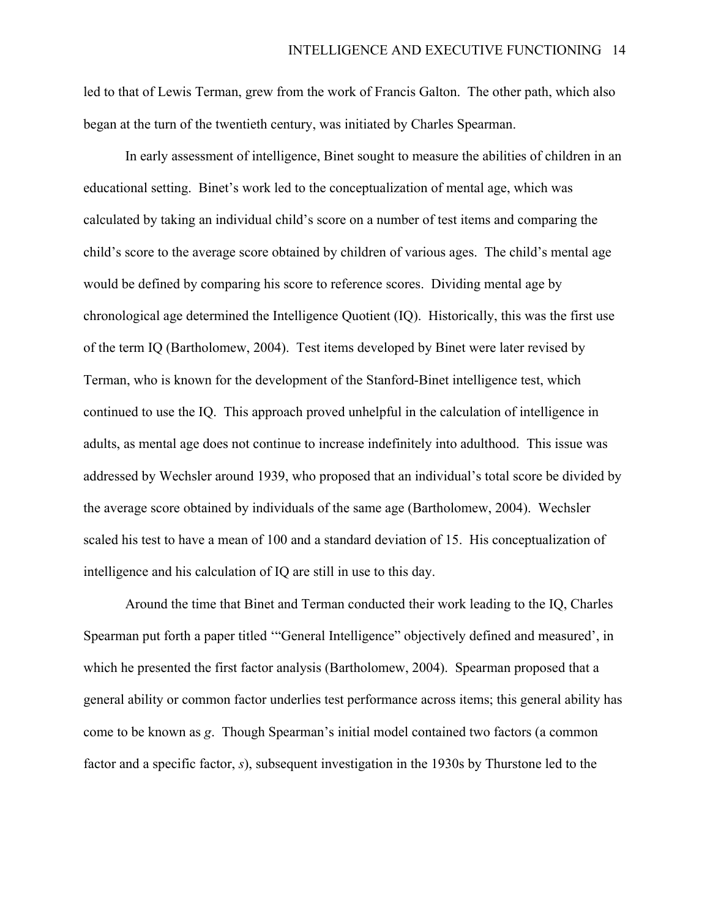led to that of Lewis Terman, grew from the work of Francis Galton. The other path, which also began at the turn of the twentieth century, was initiated by Charles Spearman.

In early assessment of intelligence, Binet sought to measure the abilities of children in an educational setting. Binet's work led to the conceptualization of mental age, which was calculated by taking an individual child's score on a number of test items and comparing the child's score to the average score obtained by children of various ages. The child's mental age would be defined by comparing his score to reference scores. Dividing mental age by chronological age determined the Intelligence Quotient (IQ). Historically, this was the first use of the term IQ (Bartholomew, 2004). Test items developed by Binet were later revised by Terman, who is known for the development of the Stanford-Binet intelligence test, which continued to use the IQ. This approach proved unhelpful in the calculation of intelligence in adults, as mental age does not continue to increase indefinitely into adulthood. This issue was addressed by Wechsler around 1939, who proposed that an individual's total score be divided by the average score obtained by individuals of the same age (Bartholomew, 2004). Wechsler scaled his test to have a mean of 100 and a standard deviation of 15. His conceptualization of intelligence and his calculation of IQ are still in use to this day.

Around the time that Binet and Terman conducted their work leading to the IQ, Charles Spearman put forth a paper titled '"General Intelligence" objectively defined and measured', in which he presented the first factor analysis (Bartholomew, 2004). Spearman proposed that a general ability or common factor underlies test performance across items; this general ability has come to be known as *g*. Though Spearman's initial model contained two factors (a common factor and a specific factor, *s*), subsequent investigation in the 1930s by Thurstone led to the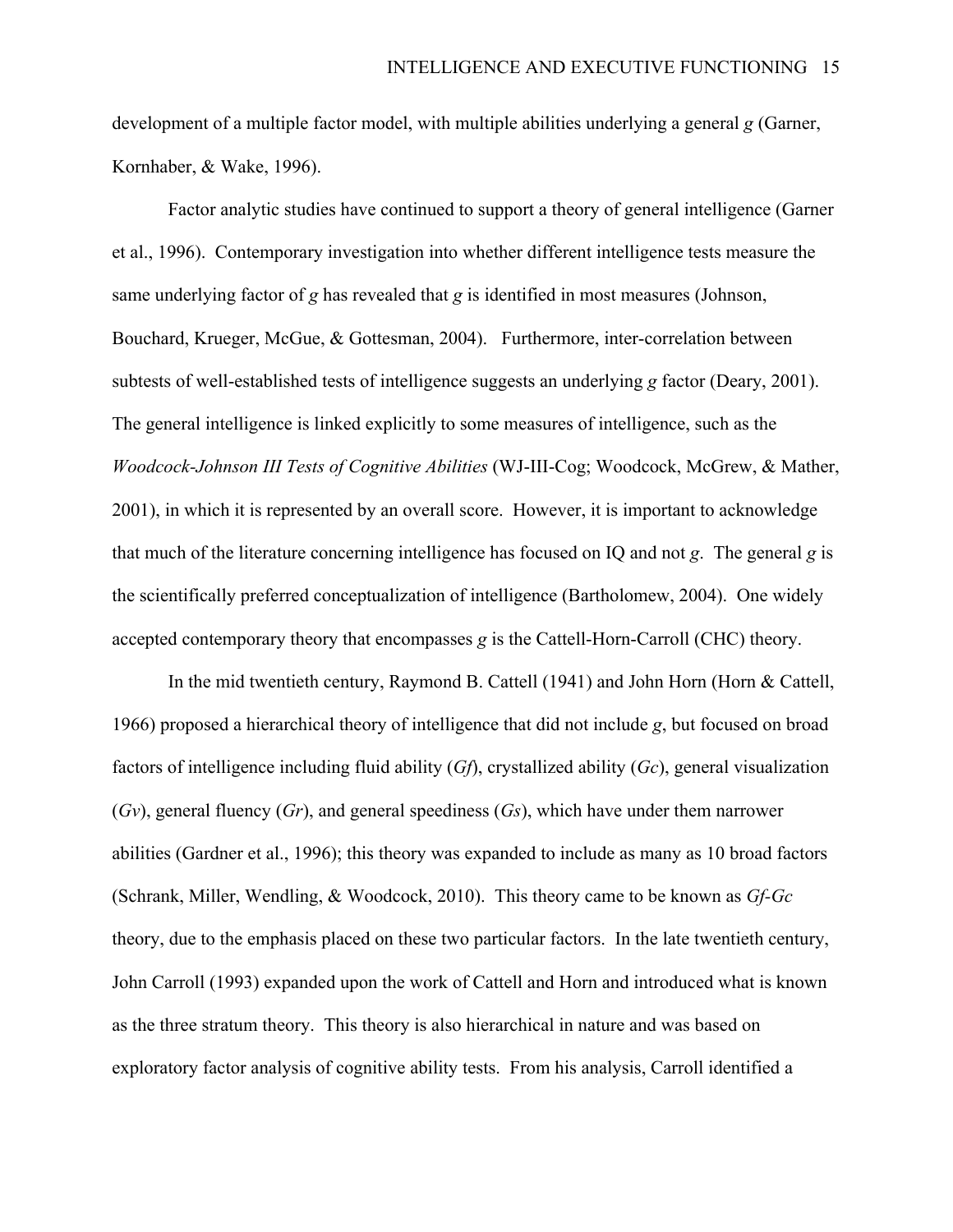development of a multiple factor model, with multiple abilities underlying a general *g* (Garner, Kornhaber, & Wake, 1996).

Factor analytic studies have continued to support a theory of general intelligence (Garner et al., 1996). Contemporary investigation into whether different intelligence tests measure the same underlying factor of *g* has revealed that *g* is identified in most measures (Johnson, Bouchard, Krueger, McGue, & Gottesman, 2004). Furthermore, inter-correlation between subtests of well-established tests of intelligence suggests an underlying *g* factor (Deary, 2001). The general intelligence is linked explicitly to some measures of intelligence, such as the *Woodcock-Johnson III Tests of Cognitive Abilities* (WJ-III-Cog; Woodcock, McGrew, & Mather, 2001), in which it is represented by an overall score. However, it is important to acknowledge that much of the literature concerning intelligence has focused on IQ and not *g*. The general *g* is the scientifically preferred conceptualization of intelligence (Bartholomew, 2004). One widely accepted contemporary theory that encompasses *g* is the Cattell-Horn-Carroll (CHC) theory.

In the mid twentieth century, Raymond B. Cattell (1941) and John Horn (Horn & Cattell, 1966) proposed a hierarchical theory of intelligence that did not include *g*, but focused on broad factors of intelligence including fluid ability (*Gf*), crystallized ability (*Gc*), general visualization (*Gv*), general fluency (*Gr*), and general speediness (*Gs*), which have under them narrower abilities (Gardner et al., 1996); this theory was expanded to include as many as 10 broad factors (Schrank, Miller, Wendling, & Woodcock, 2010). This theory came to be known as *Gf-Gc* theory, due to the emphasis placed on these two particular factors. In the late twentieth century, John Carroll (1993) expanded upon the work of Cattell and Horn and introduced what is known as the three stratum theory. This theory is also hierarchical in nature and was based on exploratory factor analysis of cognitive ability tests. From his analysis, Carroll identified a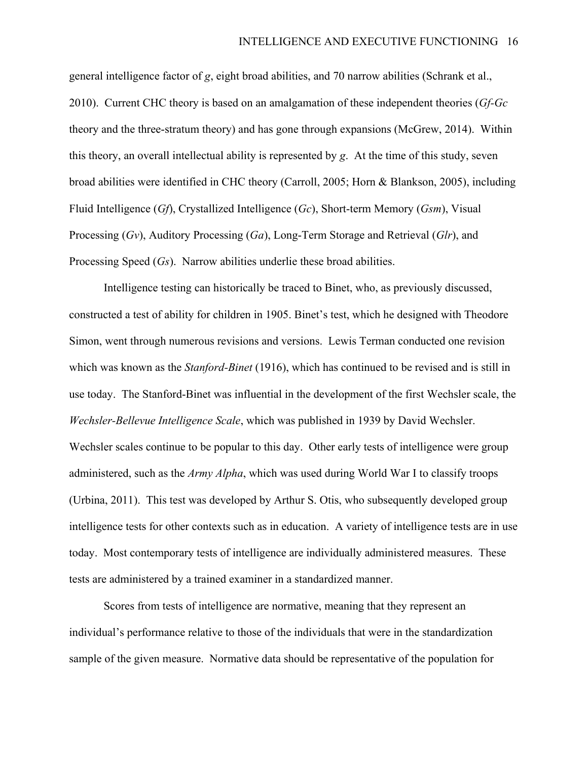general intelligence factor of *g*, eight broad abilities, and 70 narrow abilities (Schrank et al., 2010). Current CHC theory is based on an amalgamation of these independent theories (*Gf-Gc* theory and the three-stratum theory) and has gone through expansions (McGrew, 2014). Within this theory, an overall intellectual ability is represented by *g*. At the time of this study, seven broad abilities were identified in CHC theory (Carroll, 2005; Horn & Blankson, 2005), including Fluid Intelligence (*Gf*), Crystallized Intelligence (*Gc*), Short-term Memory (*Gsm*), Visual Processing (*Gv*), Auditory Processing (*Ga*), Long-Term Storage and Retrieval (*Glr*), and Processing Speed (*Gs*). Narrow abilities underlie these broad abilities.

Intelligence testing can historically be traced to Binet, who, as previously discussed, constructed a test of ability for children in 1905. Binet's test, which he designed with Theodore Simon, went through numerous revisions and versions. Lewis Terman conducted one revision which was known as the *Stanford-Binet* (1916), which has continued to be revised and is still in use today. The Stanford-Binet was influential in the development of the first Wechsler scale, the *Wechsler-Bellevue Intelligence Scale*, which was published in 1939 by David Wechsler. Wechsler scales continue to be popular to this day. Other early tests of intelligence were group administered, such as the *Army Alpha*, which was used during World War I to classify troops (Urbina, 2011). This test was developed by Arthur S. Otis, who subsequently developed group intelligence tests for other contexts such as in education. A variety of intelligence tests are in use today. Most contemporary tests of intelligence are individually administered measures. These tests are administered by a trained examiner in a standardized manner.

Scores from tests of intelligence are normative, meaning that they represent an individual's performance relative to those of the individuals that were in the standardization sample of the given measure. Normative data should be representative of the population for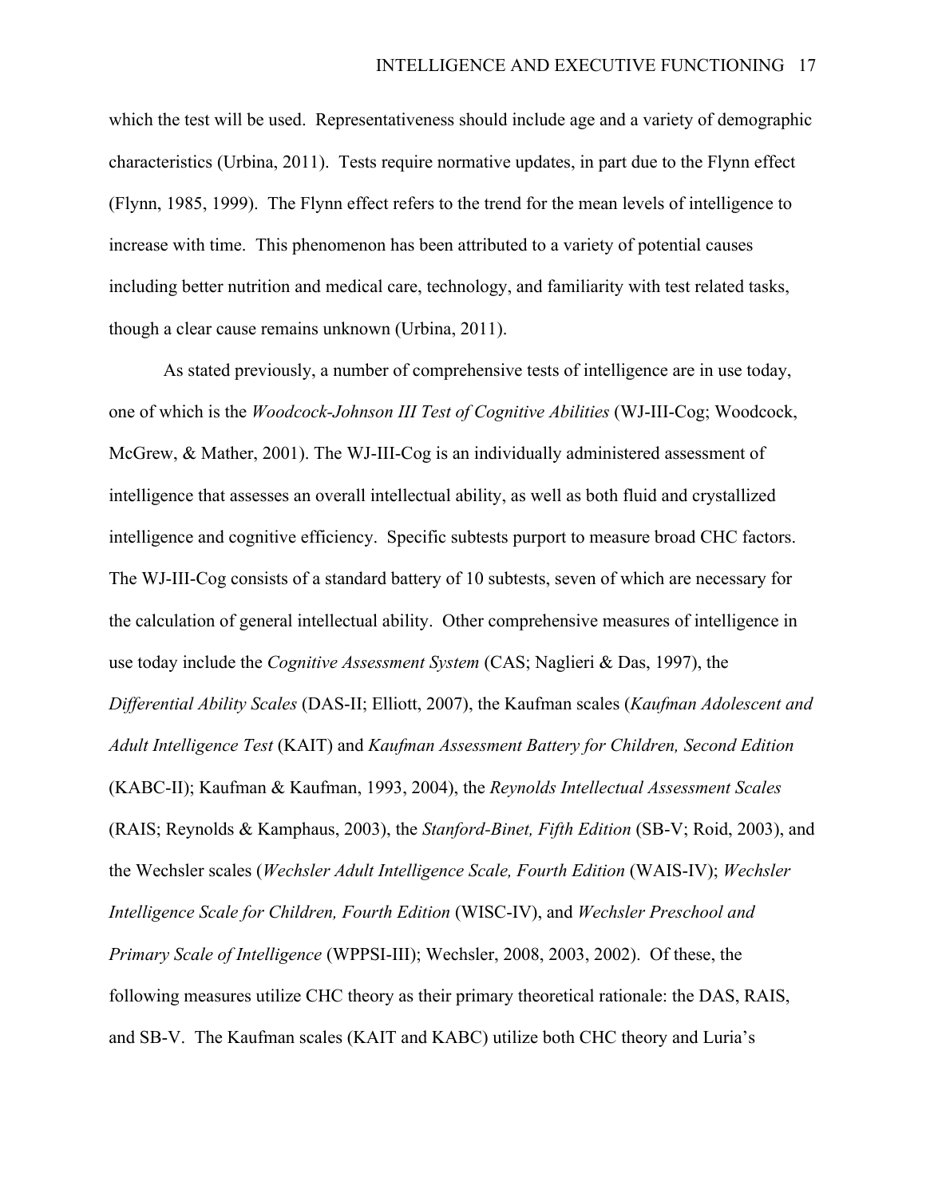which the test will be used. Representativeness should include age and a variety of demographic characteristics (Urbina, 2011). Tests require normative updates, in part due to the Flynn effect (Flynn, 1985, 1999). The Flynn effect refers to the trend for the mean levels of intelligence to increase with time. This phenomenon has been attributed to a variety of potential causes including better nutrition and medical care, technology, and familiarity with test related tasks, though a clear cause remains unknown (Urbina, 2011).

As stated previously, a number of comprehensive tests of intelligence are in use today, one of which is the *Woodcock-Johnson III Test of Cognitive Abilities* (WJ-III-Cog; Woodcock, McGrew, & Mather, 2001). The WJ-III-Cog is an individually administered assessment of intelligence that assesses an overall intellectual ability, as well as both fluid and crystallized intelligence and cognitive efficiency. Specific subtests purport to measure broad CHC factors. The WJ-III-Cog consists of a standard battery of 10 subtests, seven of which are necessary for the calculation of general intellectual ability. Other comprehensive measures of intelligence in use today include the *Cognitive Assessment System* (CAS; Naglieri & Das, 1997), the *Differential Ability Scales* (DAS-II; Elliott, 2007), the Kaufman scales (*Kaufman Adolescent and Adult Intelligence Test* (KAIT) and *Kaufman Assessment Battery for Children, Second Edition* (KABC-II); Kaufman & Kaufman, 1993, 2004), the *Reynolds Intellectual Assessment Scales* (RAIS; Reynolds & Kamphaus, 2003), the *Stanford-Binet, Fifth Edition* (SB-V; Roid, 2003), and the Wechsler scales (*Wechsler Adult Intelligence Scale, Fourth Edition* (WAIS-IV); *Wechsler Intelligence Scale for Children, Fourth Edition* (WISC-IV), and *Wechsler Preschool and Primary Scale of Intelligence* (WPPSI-III); Wechsler, 2008, 2003, 2002). Of these, the following measures utilize CHC theory as their primary theoretical rationale: the DAS, RAIS, and SB-V. The Kaufman scales (KAIT and KABC) utilize both CHC theory and Luria's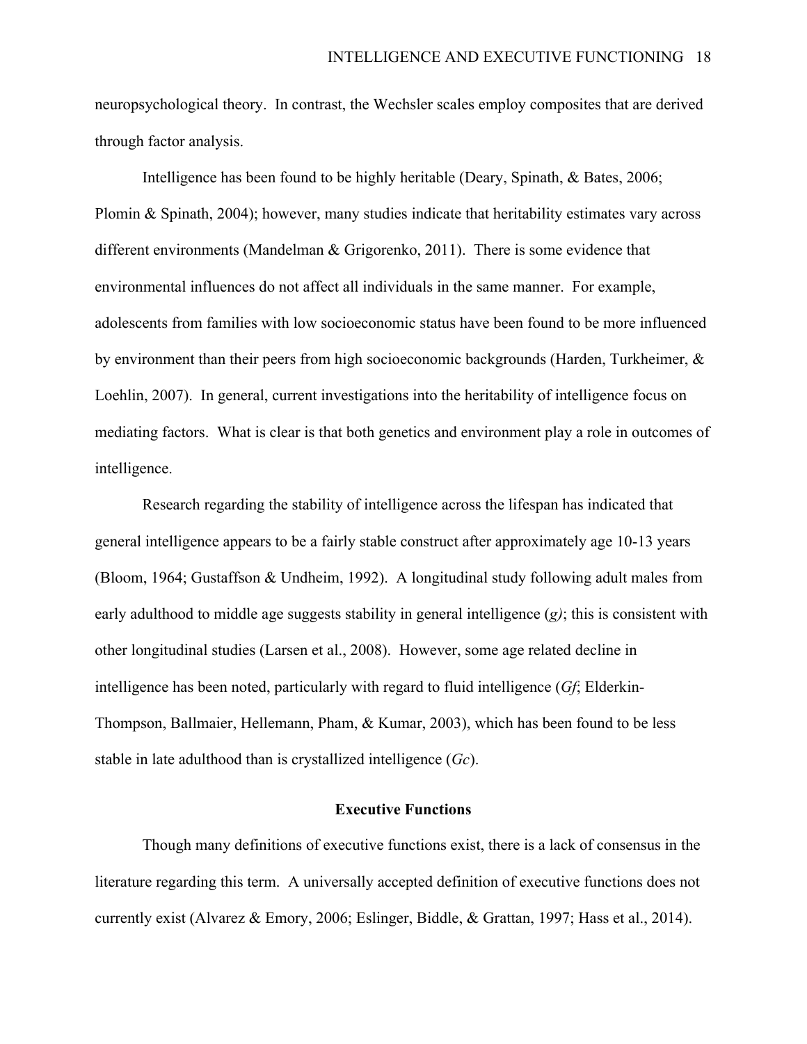neuropsychological theory. In contrast, the Wechsler scales employ composites that are derived through factor analysis.

Intelligence has been found to be highly heritable (Deary, Spinath, & Bates, 2006; Plomin & Spinath, 2004); however, many studies indicate that heritability estimates vary across different environments (Mandelman & Grigorenko, 2011). There is some evidence that environmental influences do not affect all individuals in the same manner. For example, adolescents from families with low socioeconomic status have been found to be more influenced by environment than their peers from high socioeconomic backgrounds (Harden, Turkheimer, & Loehlin, 2007). In general, current investigations into the heritability of intelligence focus on mediating factors. What is clear is that both genetics and environment play a role in outcomes of intelligence.

Research regarding the stability of intelligence across the lifespan has indicated that general intelligence appears to be a fairly stable construct after approximately age 10-13 years (Bloom, 1964; Gustaffson & Undheim, 1992). A longitudinal study following adult males from early adulthood to middle age suggests stability in general intelligence (*g*); this is consistent with other longitudinal studies (Larsen et al., 2008). However, some age related decline in intelligence has been noted, particularly with regard to fluid intelligence (*Gf*; Elderkin-Thompson, Ballmaier, Hellemann, Pham, & Kumar, 2003), which has been found to be less stable in late adulthood than is crystallized intelligence (*Gc*).

## Executive Functions

Though many definitions of executive functions exist, there is a lack of consensus in the literature regarding this term. A universally accepted definition of executive functions does not currently exist (Alvarez & Emory, 2006; Eslinger, Biddle, & Grattan, 1997; Hass et al., 2014).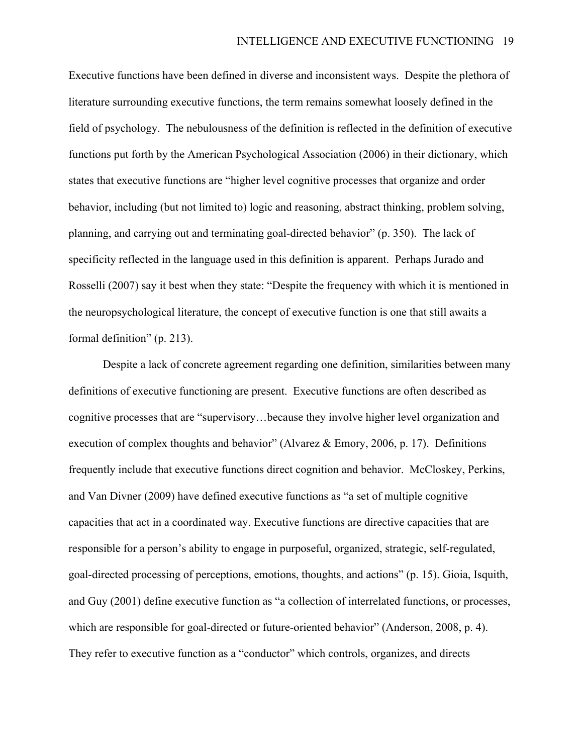Executive functions have been defined in diverse and inconsistent ways. Despite the plethora of literature surrounding executive functions, the term remains somewhat loosely defined in the field of psychology. The nebulousness of the definition is reflected in the definition of executive functions put forth by the American Psychological Association (2006) in their dictionary, which states that executive functions are "higher level cognitive processes that organize and order behavior, including (but not limited to) logic and reasoning, abstract thinking, problem solving, planning, and carrying out and terminating goal-directed behavior" (p. 350). The lack of specificity reflected in the language used in this definition is apparent. Perhaps Jurado and Rosselli (2007) say it best when they state: "Despite the frequency with which it is mentioned in the neuropsychological literature, the concept of executive function is one that still awaits a formal definition" (p. 213).

Despite a lack of concrete agreement regarding one definition, similarities between many definitions of executive functioning are present. Executive functions are often described as cognitive processes that are "supervisory…because they involve higher level organization and execution of complex thoughts and behavior" (Alvarez & Emory, 2006, p. 17). Definitions frequently include that executive functions direct cognition and behavior. McCloskey, Perkins, and Van Divner (2009) have defined executive functions as "a set of multiple cognitive capacities that act in a coordinated way. Executive functions are directive capacities that are responsible for a person's ability to engage in purposeful, organized, strategic, self-regulated, goal-directed processing of perceptions, emotions, thoughts, and actions" (p. 15). Gioia, Isquith, and Guy (2001) define executive function as "a collection of interrelated functions, or processes, which are responsible for goal-directed or future-oriented behavior" (Anderson, 2008, p. 4). They refer to executive function as a "conductor" which controls, organizes, and directs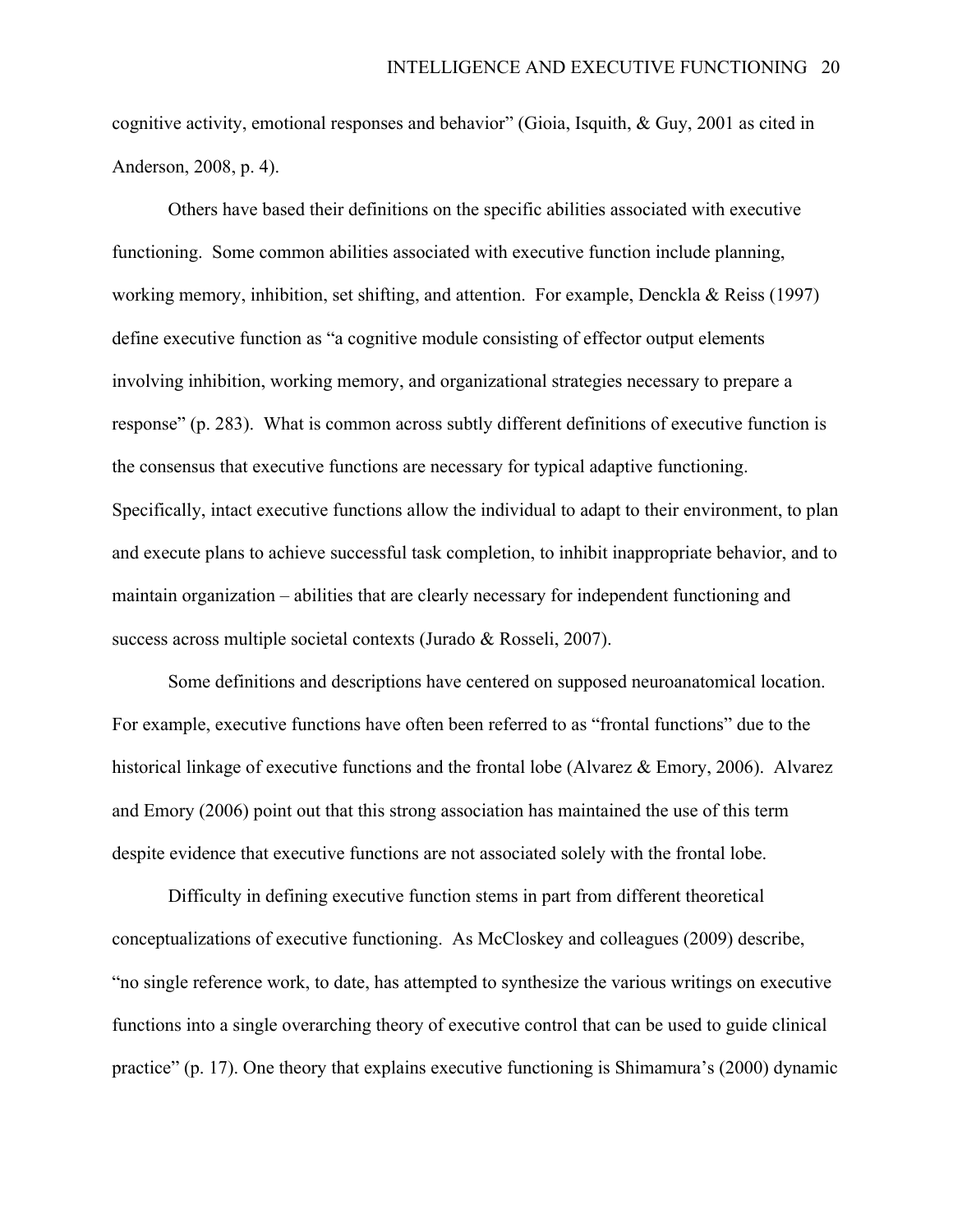cognitive activity, emotional responses and behavior" (Gioia, Isquith, & Guy, 2001 as cited in Anderson, 2008, p. 4).

Others have based their definitions on the specific abilities associated with executive functioning. Some common abilities associated with executive function include planning, working memory, inhibition, set shifting, and attention. For example, Denckla & Reiss (1997) define executive function as "a cognitive module consisting of effector output elements involving inhibition, working memory, and organizational strategies necessary to prepare a response" (p. 283). What is common across subtly different definitions of executive function is the consensus that executive functions are necessary for typical adaptive functioning. Specifically, intact executive functions allow the individual to adapt to their environment, to plan and execute plans to achieve successful task completion, to inhibit inappropriate behavior, and to maintain organization – abilities that are clearly necessary for independent functioning and success across multiple societal contexts (Jurado & Rosseli, 2007).

Some definitions and descriptions have centered on supposed neuroanatomical location. For example, executive functions have often been referred to as "frontal functions" due to the historical linkage of executive functions and the frontal lobe (Alvarez & Emory, 2006). Alvarez and Emory (2006) point out that this strong association has maintained the use of this term despite evidence that executive functions are not associated solely with the frontal lobe.

Difficulty in defining executive function stems in part from different theoretical conceptualizations of executive functioning. As McCloskey and colleagues (2009) describe, "no single reference work, to date, has attempted to synthesize the various writings on executive functions into a single overarching theory of executive control that can be used to guide clinical practice" (p. 17). One theory that explains executive functioning is Shimamura's (2000) dynamic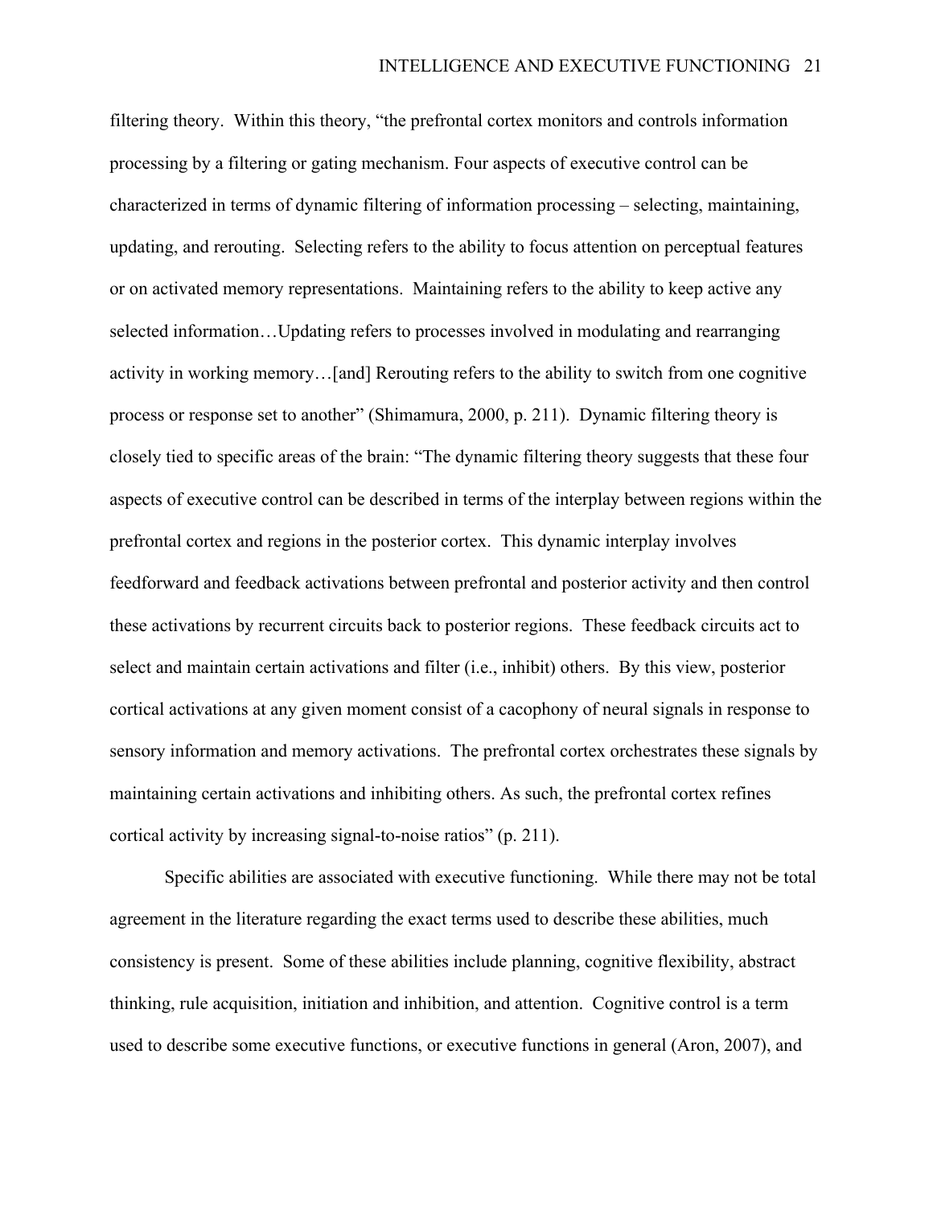filtering theory. Within this theory, "the prefrontal cortex monitors and controls information processing by a filtering or gating mechanism. Four aspects of executive control can be characterized in terms of dynamic filtering of information processing – selecting, maintaining, updating, and rerouting. Selecting refers to the ability to focus attention on perceptual features or on activated memory representations. Maintaining refers to the ability to keep active any selected information…Updating refers to processes involved in modulating and rearranging activity in working memory…[and] Rerouting refers to the ability to switch from one cognitive process or response set to another" (Shimamura, 2000, p. 211). Dynamic filtering theory is closely tied to specific areas of the brain: "The dynamic filtering theory suggests that these four aspects of executive control can be described in terms of the interplay between regions within the prefrontal cortex and regions in the posterior cortex. This dynamic interplay involves feedforward and feedback activations between prefrontal and posterior activity and then control these activations by recurrent circuits back to posterior regions. These feedback circuits act to select and maintain certain activations and filter (i.e., inhibit) others. By this view, posterior cortical activations at any given moment consist of a cacophony of neural signals in response to sensory information and memory activations. The prefrontal cortex orchestrates these signals by maintaining certain activations and inhibiting others. As such, the prefrontal cortex refines cortical activity by increasing signal-to-noise ratios" (p. 211).

Specific abilities are associated with executive functioning. While there may not be total agreement in the literature regarding the exact terms used to describe these abilities, much consistency is present. Some of these abilities include planning, cognitive flexibility, abstract thinking, rule acquisition, initiation and inhibition, and attention. Cognitive control is a term used to describe some executive functions, or executive functions in general (Aron, 2007), and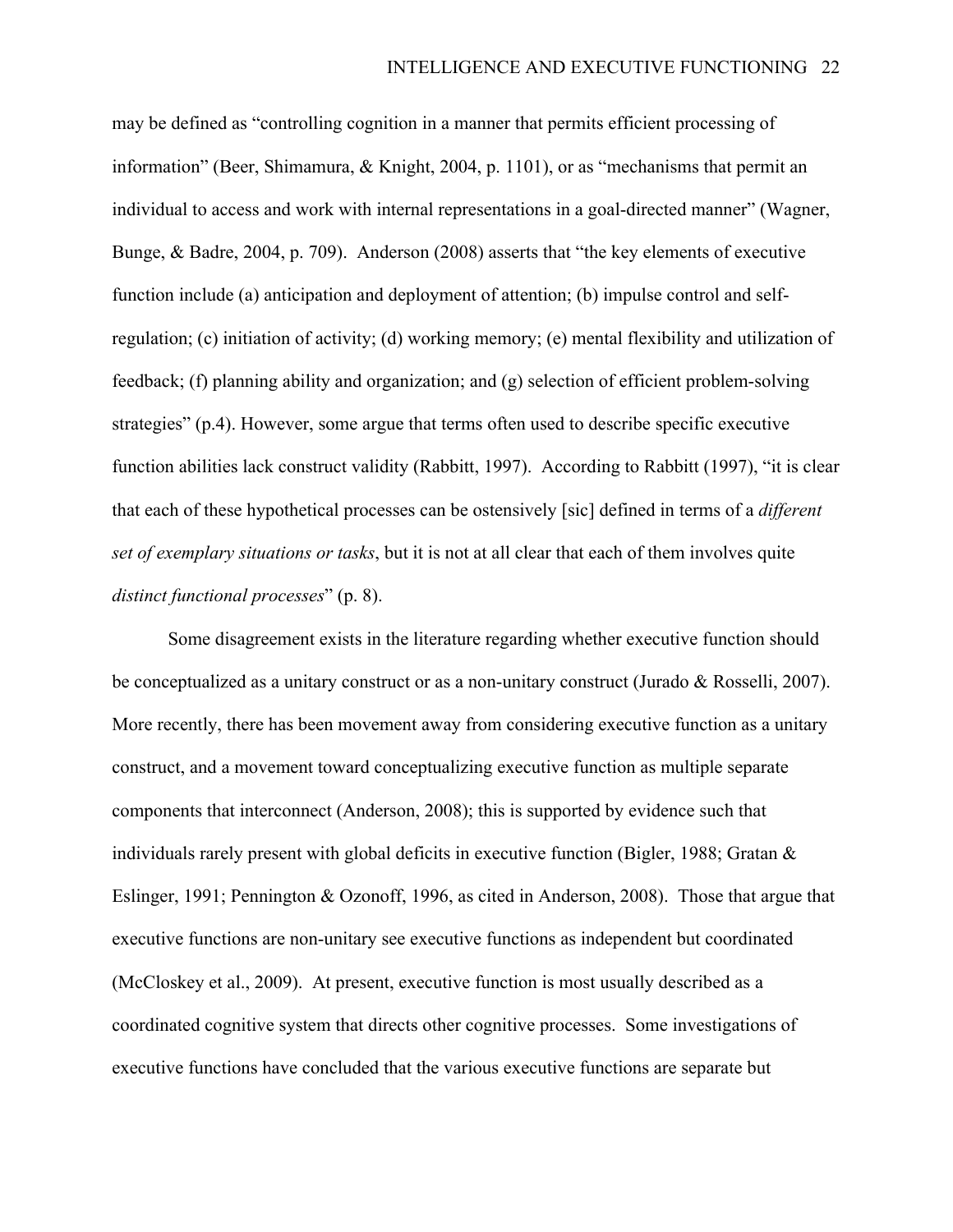may be defined as "controlling cognition in a manner that permits efficient processing of information" (Beer, Shimamura, & Knight, 2004, p. 1101), or as "mechanisms that permit an individual to access and work with internal representations in a goal-directed manner" (Wagner, Bunge, & Badre, 2004, p. 709). Anderson (2008) asserts that "the key elements of executive function include (a) anticipation and deployment of attention; (b) impulse control and self-regulation; (c) initiation of activity; (d) working memory; (e) mental flexibility and utilization of feedback; (f) planning ability and organization; and (g) selection of efficient problem-solving strategies" (p.4). However, some argue that terms often used to describe specific executive function abilities lack construct validity (Rabbitt, 1997). According to Rabbitt (1997), "it is clear that each of these hypothetical processes can be ostensively [sic] defined in terms of a *different set of exemplary situations or tasks*, but it is not at all clear that each of them involves quite *distinct functional processes*" (p. 8).

Some disagreement exists in the literature regarding whether executive function should be conceptualized as a unitary construct or as a non-unitary construct (Jurado & Rosselli, 2007). More recently, there has been movement away from considering executive function as a unitary construct, and a movement toward conceptualizing executive function as multiple separate components that interconnect (Anderson, 2008); this is supported by evidence such that individuals rarely present with global deficits in executive function (Bigler, 1988; Gratan & Eslinger, 1991; Pennington & Ozonoff, 1996, as cited in Anderson, 2008). Those that argue that executive functions are non-unitary see executive functions as independent but coordinated (McCloskey et al., 2009). At present, executive function is most usually described as a coordinated cognitive system that directs other cognitive processes. Some investigations of executive functions have concluded that the various executive functions are separate but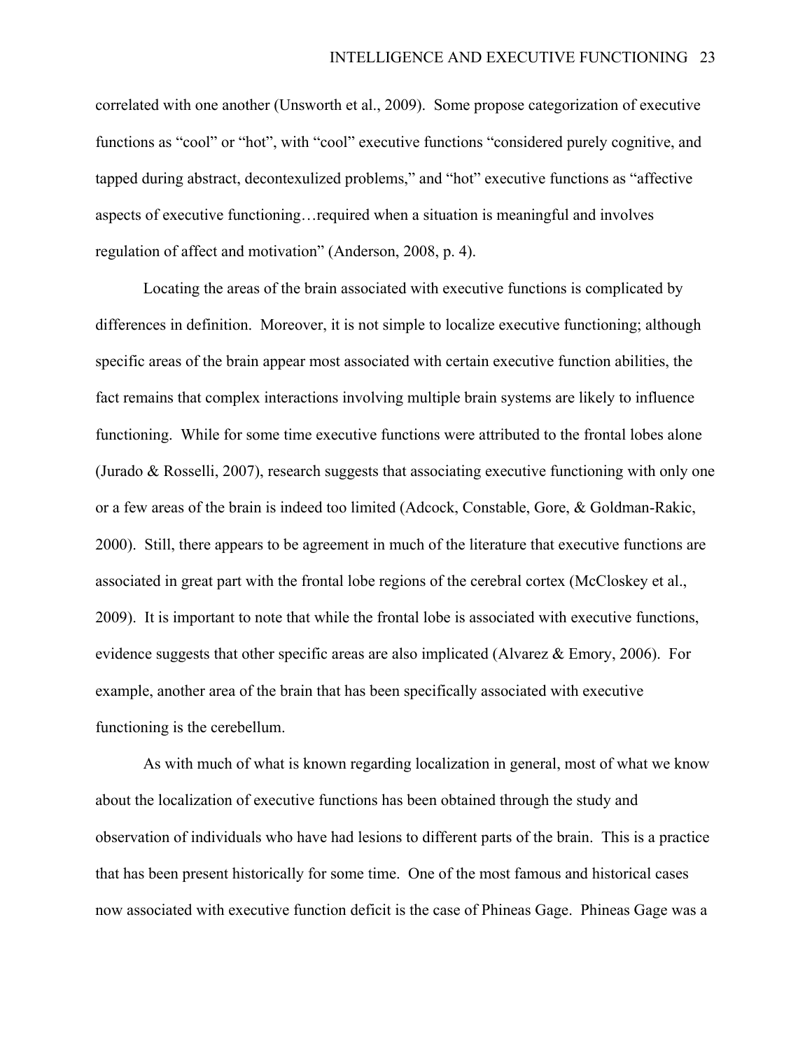correlated with one another (Unsworth et al., 2009). Some propose categorization of executive functions as "cool" or "hot", with "cool" executive functions "considered purely cognitive, and tapped during abstract, decontexulized problems," and "hot" executive functions as "affective aspects of executive functioning…required when a situation is meaningful and involves regulation of affect and motivation" (Anderson, 2008, p. 4).

Locating the areas of the brain associated with executive functions is complicated by differences in definition. Moreover, it is not simple to localize executive functioning; although specific areas of the brain appear most associated with certain executive function abilities, the fact remains that complex interactions involving multiple brain systems are likely to influence functioning. While for some time executive functions were attributed to the frontal lobes alone (Jurado & Rosselli, 2007), research suggests that associating executive functioning with only one or a few areas of the brain is indeed too limited (Adcock, Constable, Gore, & Goldman-Rakic, 2000). Still, there appears to be agreement in much of the literature that executive functions are associated in great part with the frontal lobe regions of the cerebral cortex (McCloskey et al., 2009). It is important to note that while the frontal lobe is associated with executive functions, evidence suggests that other specific areas are also implicated (Alvarez & Emory, 2006). For example, another area of the brain that has been specifically associated with executive functioning is the cerebellum.

As with much of what is known regarding localization in general, most of what we know about the localization of executive functions has been obtained through the study and observation of individuals who have had lesions to different parts of the brain. This is a practice that has been present historically for some time. One of the most famous and historical cases now associated with executive function deficit is the case of Phineas Gage. Phineas Gage was a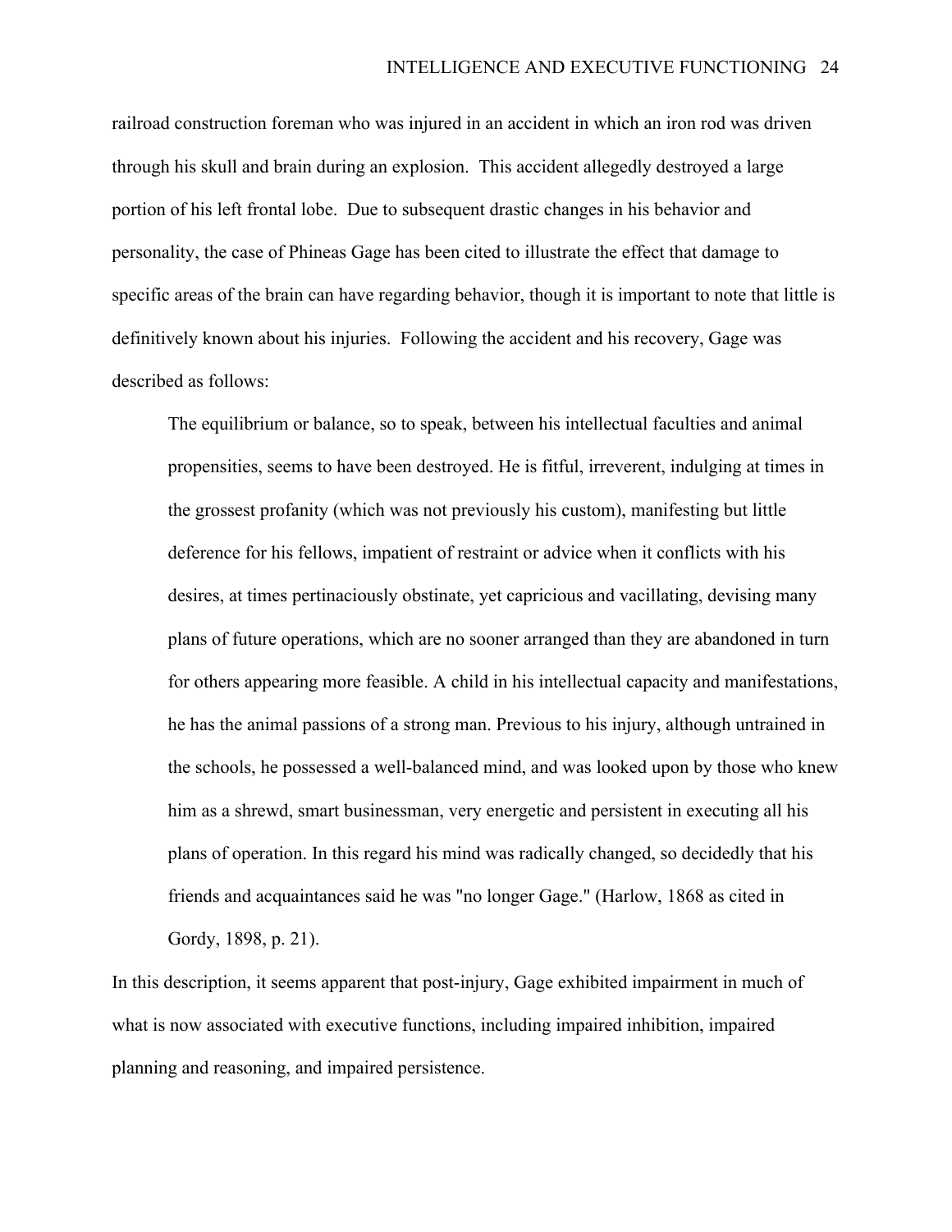railroad construction foreman who was injured in an accident in which an iron rod was driven through his skull and brain during an explosion. This accident allegedly destroyed a large portion of his left frontal lobe. Due to subsequent drastic changes in his behavior and personality, the case of Phineas Gage has been cited to illustrate the effect that damage to specific areas of the brain can have regarding behavior, though it is important to note that little is definitively known about his injuries. Following the accident and his recovery, Gage was described as follows:

> The equilibrium or balance, so to speak, between his intellectual faculties and animal propensities, seems to have been destroyed. He is fitful, irreverent, indulging at times in the grossest profanity (which was not previously his custom), manifesting but little deference for his fellows, impatient of restraint or advice when it conflicts with his desires, at times pertinaciously obstinate, yet capricious and vacillating, devising many plans of future operations, which are no sooner arranged than they are abandoned in turn for others appearing more feasible. A child in his intellectual capacity and manifestations, he has the animal passions of a strong man. Previous to his injury, although untrained in the schools, he possessed a well-balanced mind, and was looked upon by those who knew him as a shrewd, smart businessman, very energetic and persistent in executing all his plans of operation. In this regard his mind was radically changed, so decidedly that his friends and acquaintances said he was "no longer Gage." (Harlow, 1868 as cited in Gordy, 1898, p. 21).

In this description, it seems apparent that post-injury, Gage exhibited impairment in much of what is now associated with executive functions, including impaired inhibition, impaired planning and reasoning, and impaired persistence.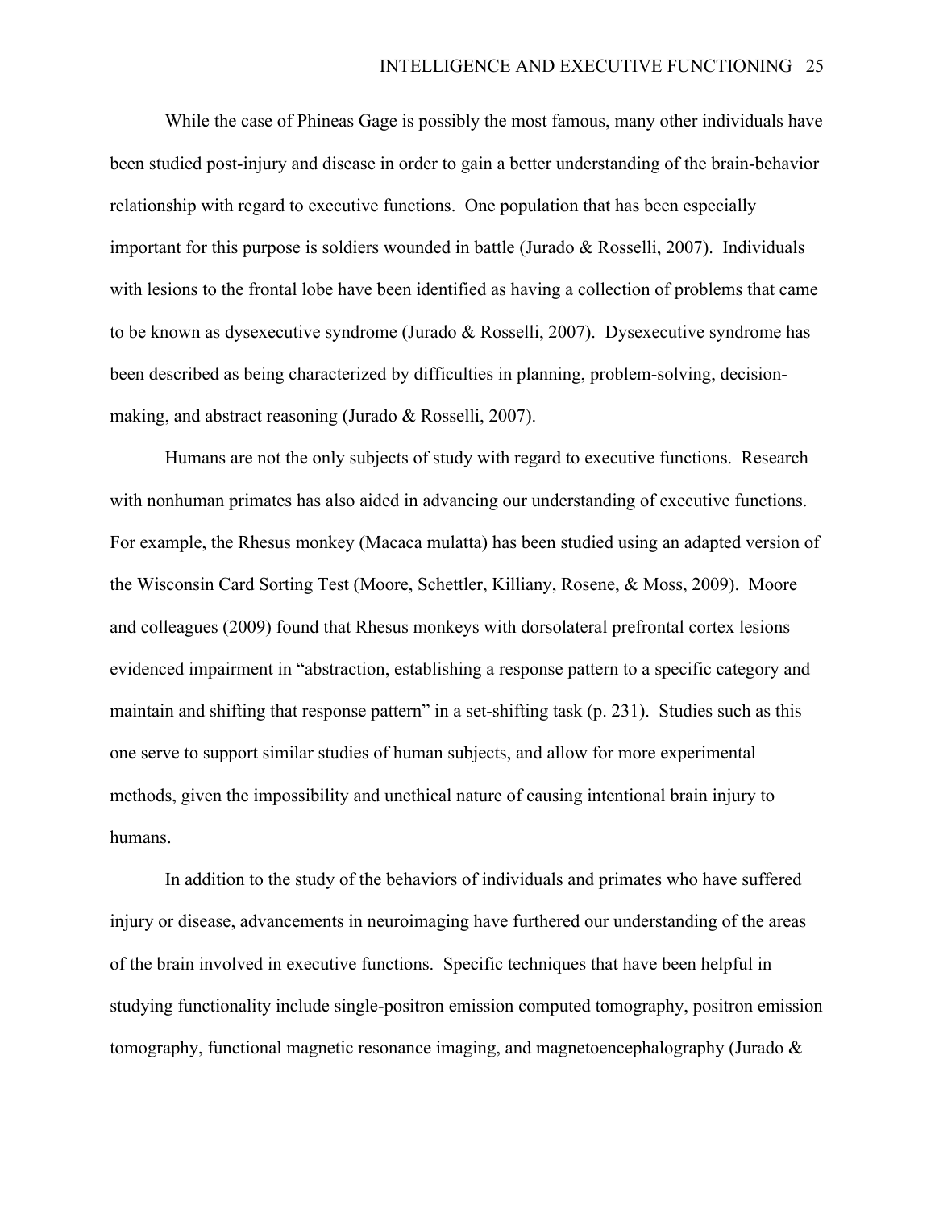While the case of Phineas Gage is possibly the most famous, many other individuals have been studied post-injury and disease in order to gain a better understanding of the brain-behavior relationship with regard to executive functions. One population that has been especially important for this purpose is soldiers wounded in battle (Jurado & Rosselli, 2007). Individuals with lesions to the frontal lobe have been identified as having a collection of problems that came to be known as dysexecutive syndrome (Jurado & Rosselli, 2007). Dysexecutive syndrome has been described as being characterized by difficulties in planning, problem-solving, decision-making, and abstract reasoning (Jurado & Rosselli, 2007).

Humans are not the only subjects of study with regard to executive functions. Research with nonhuman primates has also aided in advancing our understanding of executive functions. For example, the Rhesus monkey (Macaca mulatta) has been studied using an adapted version of the Wisconsin Card Sorting Test (Moore, Schettler, Killiany, Rosene, & Moss, 2009). Moore and colleagues (2009) found that Rhesus monkeys with dorsolateral prefrontal cortex lesions evidenced impairment in "abstraction, establishing a response pattern to a specific category and maintain and shifting that response pattern" in a set-shifting task (p. 231). Studies such as this one serve to support similar studies of human subjects, and allow for more experimental methods, given the impossibility and unethical nature of causing intentional brain injury to humans.

In addition to the study of the behaviors of individuals and primates who have suffered injury or disease, advancements in neuroimaging have furthered our understanding of the areas of the brain involved in executive functions. Specific techniques that have been helpful in studying functionality include single-positron emission computed tomography, positron emission tomography, functional magnetic resonance imaging, and magnetoencephalography (Jurado &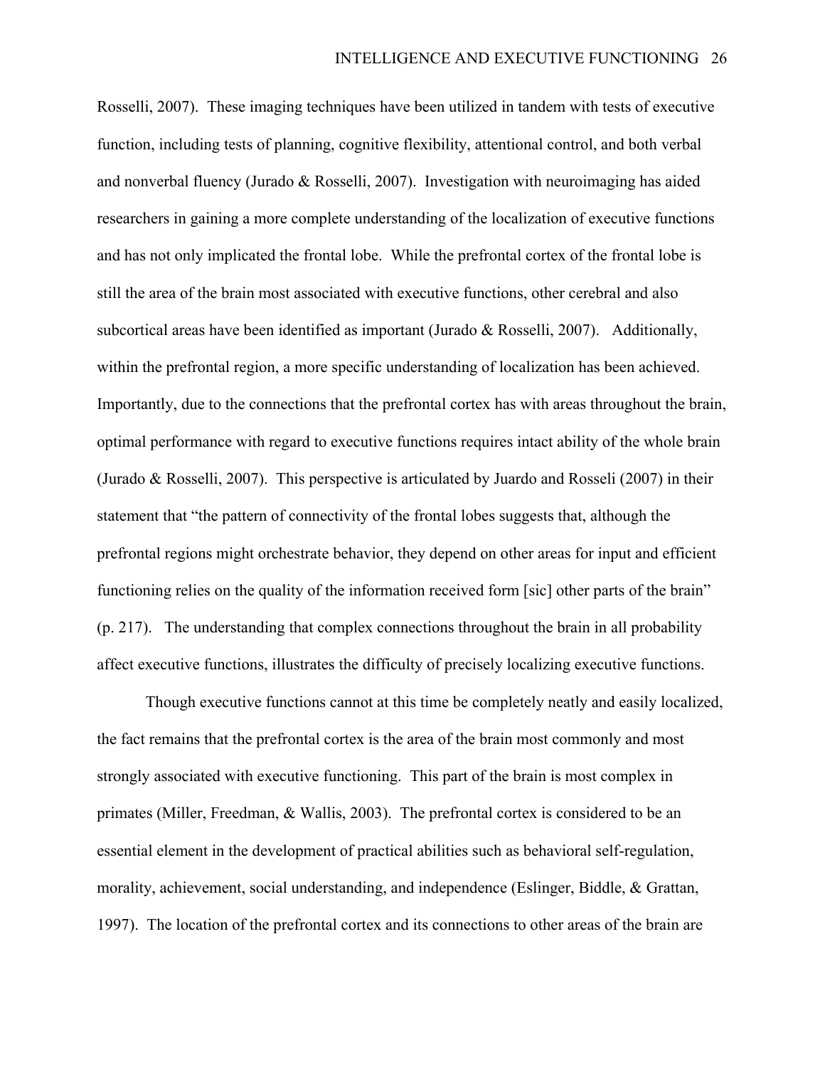Rosselli, 2007). These imaging techniques have been utilized in tandem with tests of executive function, including tests of planning, cognitive flexibility, attentional control, and both verbal and nonverbal fluency (Jurado & Rosselli, 2007). Investigation with neuroimaging has aided researchers in gaining a more complete understanding of the localization of executive functions and has not only implicated the frontal lobe. While the prefrontal cortex of the frontal lobe is still the area of the brain most associated with executive functions, other cerebral and also subcortical areas have been identified as important (Jurado & Rosselli, 2007). Additionally, within the prefrontal region, a more specific understanding of localization has been achieved. Importantly, due to the connections that the prefrontal cortex has with areas throughout the brain, optimal performance with regard to executive functions requires intact ability of the whole brain (Jurado & Rosselli, 2007). This perspective is articulated by Juardo and Rosseli (2007) in their statement that "the pattern of connectivity of the frontal lobes suggests that, although the prefrontal regions might orchestrate behavior, they depend on other areas for input and efficient functioning relies on the quality of the information received form [sic] other parts of the brain" (p. 217). The understanding that complex connections throughout the brain in all probability affect executive functions, illustrates the difficulty of precisely localizing executive functions.

Though executive functions cannot at this time be completely neatly and easily localized, the fact remains that the prefrontal cortex is the area of the brain most commonly and most strongly associated with executive functioning. This part of the brain is most complex in primates (Miller, Freedman, & Wallis, 2003). The prefrontal cortex is considered to be an essential element in the development of practical abilities such as behavioral self-regulation, morality, achievement, social understanding, and independence (Eslinger, Biddle, & Grattan, 1997). The location of the prefrontal cortex and its connections to other areas of the brain are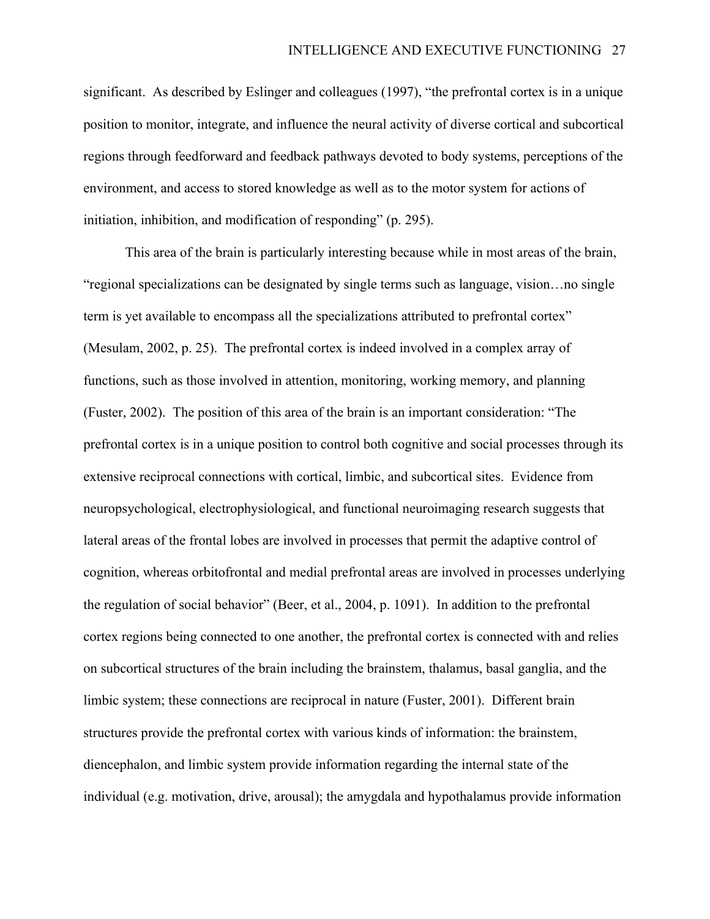significant. As described by Eslinger and colleagues (1997), "the prefrontal cortex is in a unique position to monitor, integrate, and influence the neural activity of diverse cortical and subcortical regions through feedforward and feedback pathways devoted to body systems, perceptions of the environment, and access to stored knowledge as well as to the motor system for actions of initiation, inhibition, and modification of responding" (p. 295).

This area of the brain is particularly interesting because while in most areas of the brain, "regional specializations can be designated by single terms such as language, vision…no single term is yet available to encompass all the specializations attributed to prefrontal cortex" (Mesulam, 2002, p. 25). The prefrontal cortex is indeed involved in a complex array of functions, such as those involved in attention, monitoring, working memory, and planning (Fuster, 2002). The position of this area of the brain is an important consideration: "The prefrontal cortex is in a unique position to control both cognitive and social processes through its extensive reciprocal connections with cortical, limbic, and subcortical sites. Evidence from neuropsychological, electrophysiological, and functional neuroimaging research suggests that lateral areas of the frontal lobes are involved in processes that permit the adaptive control of cognition, whereas orbitofrontal and medial prefrontal areas are involved in processes underlying the regulation of social behavior" (Beer, et al., 2004, p. 1091). In addition to the prefrontal cortex regions being connected to one another, the prefrontal cortex is connected with and relies on subcortical structures of the brain including the brainstem, thalamus, basal ganglia, and the limbic system; these connections are reciprocal in nature (Fuster, 2001). Different brain structures provide the prefrontal cortex with various kinds of information: the brainstem, diencephalon, and limbic system provide information regarding the internal state of the individual (e.g. motivation, drive, arousal); the amygdala and hypothalamus provide information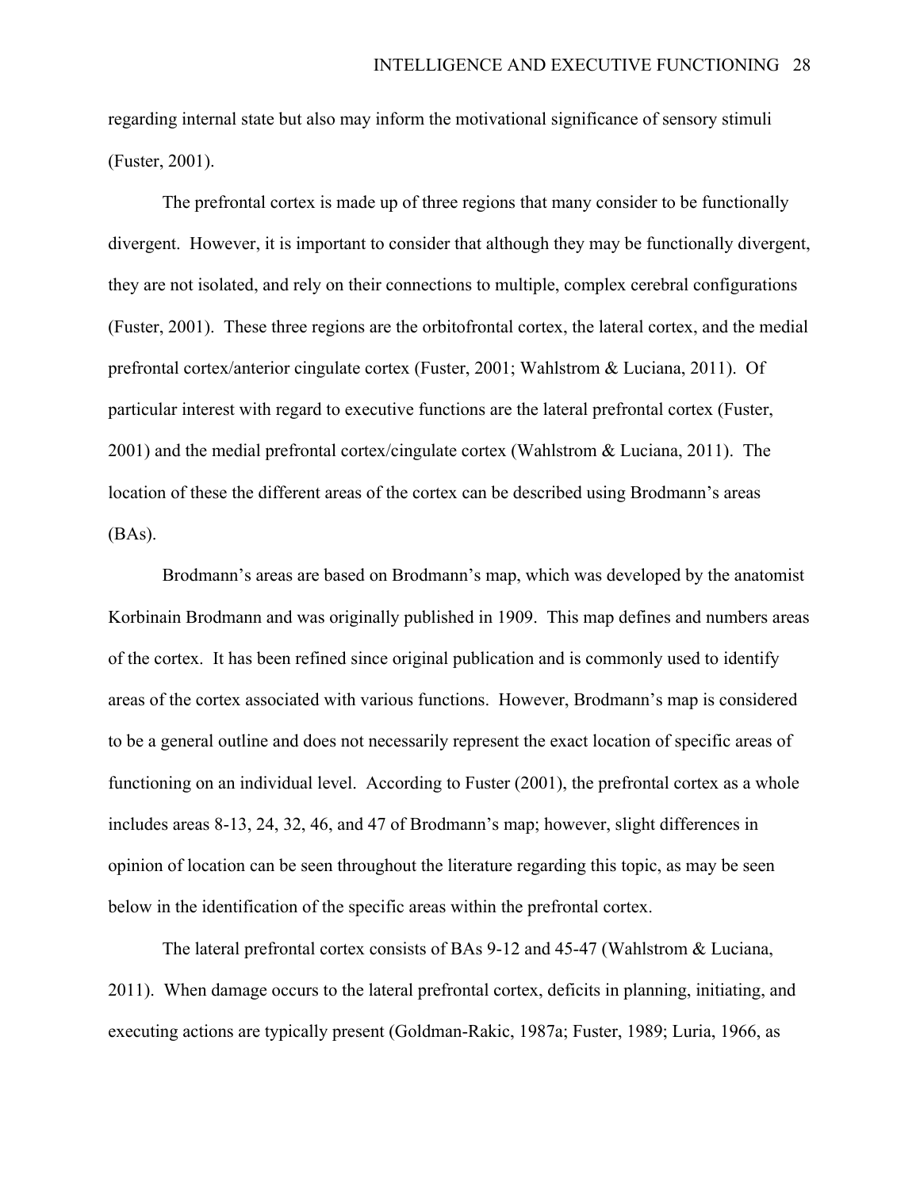regarding internal state but also may inform the motivational significance of sensory stimuli (Fuster, 2001).

The prefrontal cortex is made up of three regions that many consider to be functionally divergent. However, it is important to consider that although they may be functionally divergent, they are not isolated, and rely on their connections to multiple, complex cerebral configurations (Fuster, 2001). These three regions are the orbitofrontal cortex, the lateral cortex, and the medial prefrontal cortex/anterior cingulate cortex (Fuster, 2001; Wahlstrom & Luciana, 2011). Of particular interest with regard to executive functions are the lateral prefrontal cortex (Fuster, 2001) and the medial prefrontal cortex/cingulate cortex (Wahlstrom & Luciana, 2011). The location of these the different areas of the cortex can be described using Brodmann's areas (BAs).

Brodmann's areas are based on Brodmann's map, which was developed by the anatomist Korbinain Brodmann and was originally published in 1909. This map defines and numbers areas of the cortex. It has been refined since original publication and is commonly used to identify areas of the cortex associated with various functions. However, Brodmann's map is considered to be a general outline and does not necessarily represent the exact location of specific areas of functioning on an individual level. According to Fuster (2001), the prefrontal cortex as a whole includes areas 8-13, 24, 32, 46, and 47 of Brodmann's map; however, slight differences in opinion of location can be seen throughout the literature regarding this topic, as may be seen below in the identification of the specific areas within the prefrontal cortex.

The lateral prefrontal cortex consists of BAs 9-12 and 45-47 (Wahlstrom & Luciana, 2011). When damage occurs to the lateral prefrontal cortex, deficits in planning, initiating, and executing actions are typically present (Goldman-Rakic, 1987a; Fuster, 1989; Luria, 1966, as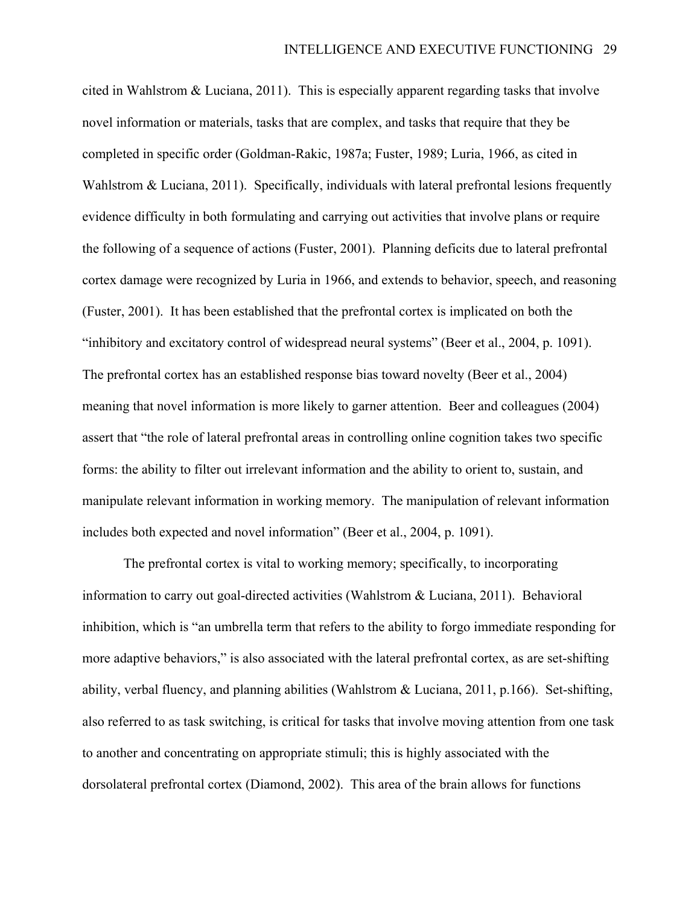cited in Wahlstrom & Luciana, 2011). This is especially apparent regarding tasks that involve novel information or materials, tasks that are complex, and tasks that require that they be completed in specific order (Goldman-Rakic, 1987a; Fuster, 1989; Luria, 1966, as cited in Wahlstrom & Luciana, 2011). Specifically, individuals with lateral prefrontal lesions frequently evidence difficulty in both formulating and carrying out activities that involve plans or require the following of a sequence of actions (Fuster, 2001). Planning deficits due to lateral prefrontal cortex damage were recognized by Luria in 1966, and extends to behavior, speech, and reasoning (Fuster, 2001). It has been established that the prefrontal cortex is implicated on both the "inhibitory and excitatory control of widespread neural systems" (Beer et al., 2004, p. 1091). The prefrontal cortex has an established response bias toward novelty (Beer et al., 2004) meaning that novel information is more likely to garner attention. Beer and colleagues (2004) assert that "the role of lateral prefrontal areas in controlling online cognition takes two specific forms: the ability to filter out irrelevant information and the ability to orient to, sustain, and manipulate relevant information in working memory. The manipulation of relevant information includes both expected and novel information" (Beer et al., 2004, p. 1091).

The prefrontal cortex is vital to working memory; specifically, to incorporating information to carry out goal-directed activities (Wahlstrom & Luciana, 2011). Behavioral inhibition, which is "an umbrella term that refers to the ability to forgo immediate responding for more adaptive behaviors," is also associated with the lateral prefrontal cortex, as are set-shifting ability, verbal fluency, and planning abilities (Wahlstrom & Luciana, 2011, p.166). Set-shifting, also referred to as task switching, is critical for tasks that involve moving attention from one task to another and concentrating on appropriate stimuli; this is highly associated with the dorsolateral prefrontal cortex (Diamond, 2002). This area of the brain allows for functions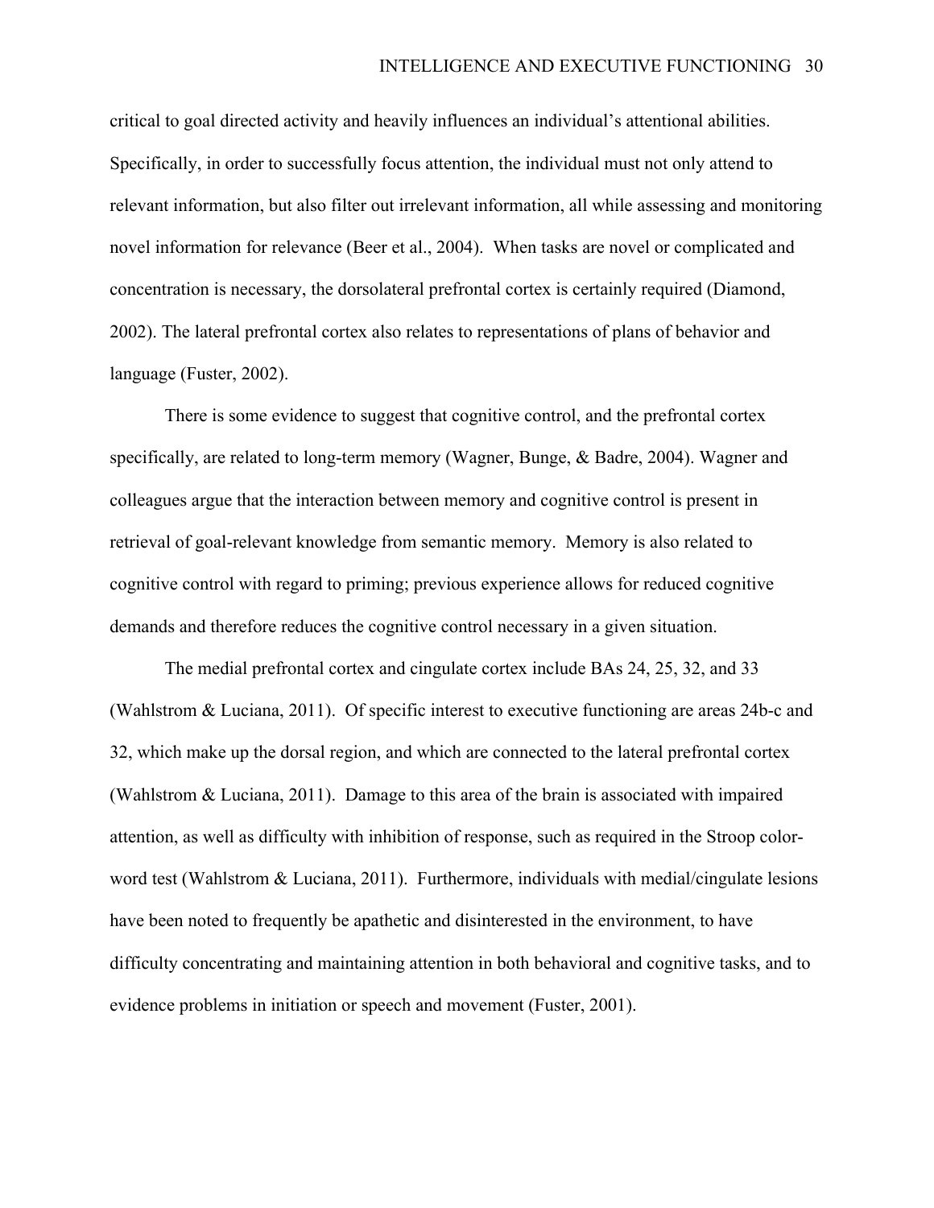critical to goal directed activity and heavily influences an individual's attentional abilities. Specifically, in order to successfully focus attention, the individual must not only attend to relevant information, but also filter out irrelevant information, all while assessing and monitoring novel information for relevance (Beer et al., 2004). When tasks are novel or complicated and concentration is necessary, the dorsolateral prefrontal cortex is certainly required (Diamond, 2002). The lateral prefrontal cortex also relates to representations of plans of behavior and language (Fuster, 2002).

There is some evidence to suggest that cognitive control, and the prefrontal cortex specifically, are related to long-term memory (Wagner, Bunge, & Badre, 2004). Wagner and colleagues argue that the interaction between memory and cognitive control is present in retrieval of goal-relevant knowledge from semantic memory. Memory is also related to cognitive control with regard to priming; previous experience allows for reduced cognitive demands and therefore reduces the cognitive control necessary in a given situation.

The medial prefrontal cortex and cingulate cortex include BAs 24, 25, 32, and 33 (Wahlstrom & Luciana, 2011). Of specific interest to executive functioning are areas 24b-c and 32, which make up the dorsal region, and which are connected to the lateral prefrontal cortex (Wahlstrom & Luciana, 2011). Damage to this area of the brain is associated with impaired attention, as well as difficulty with inhibition of response, such as required in the Stroop color-word test (Wahlstrom & Luciana, 2011). Furthermore, individuals with medial/cingulate lesions have been noted to frequently be apathetic and disinterested in the environment, to have difficulty concentrating and maintaining attention in both behavioral and cognitive tasks, and to evidence problems in initiation or speech and movement (Fuster, 2001).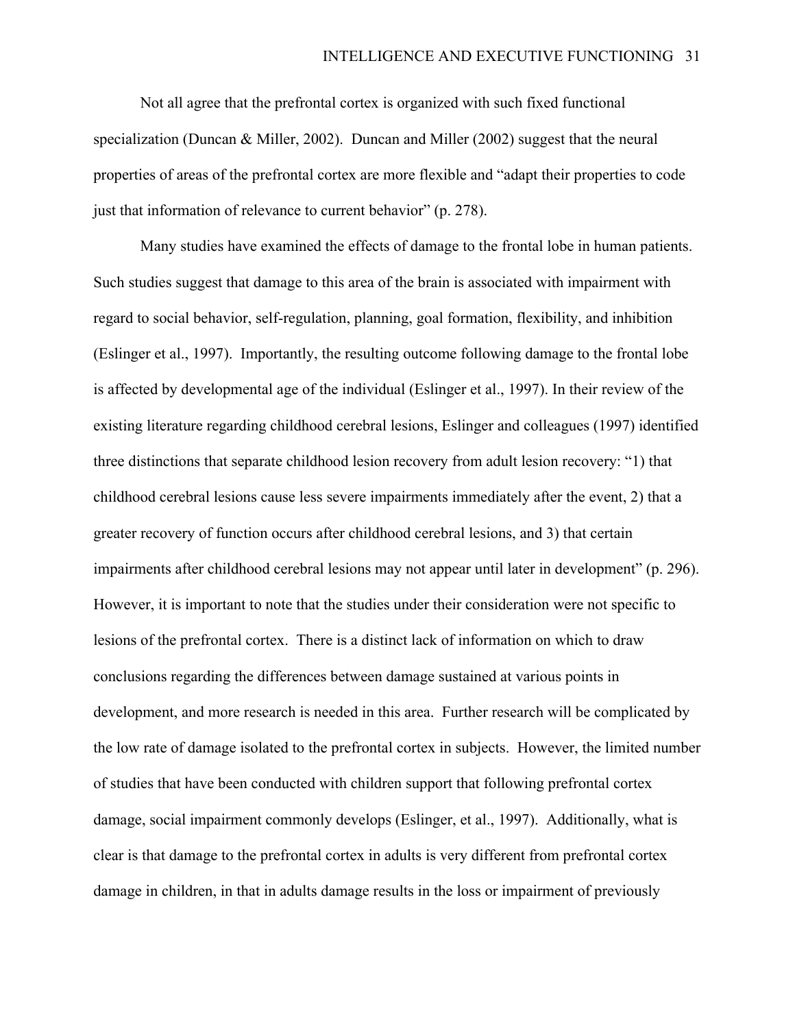Not all agree that the prefrontal cortex is organized with such fixed functional specialization (Duncan & Miller, 2002). Duncan and Miller (2002) suggest that the neural properties of areas of the prefrontal cortex are more flexible and "adapt their properties to code just that information of relevance to current behavior" (p. 278).

Many studies have examined the effects of damage to the frontal lobe in human patients. Such studies suggest that damage to this area of the brain is associated with impairment with regard to social behavior, self-regulation, planning, goal formation, flexibility, and inhibition (Eslinger et al., 1997). Importantly, the resulting outcome following damage to the frontal lobe is affected by developmental age of the individual (Eslinger et al., 1997). In their review of the existing literature regarding childhood cerebral lesions, Eslinger and colleagues (1997) identified three distinctions that separate childhood lesion recovery from adult lesion recovery: "1) that childhood cerebral lesions cause less severe impairments immediately after the event, 2) that a greater recovery of function occurs after childhood cerebral lesions, and 3) that certain impairments after childhood cerebral lesions may not appear until later in development" (p. 296). However, it is important to note that the studies under their consideration were not specific to lesions of the prefrontal cortex. There is a distinct lack of information on which to draw conclusions regarding the differences between damage sustained at various points in development, and more research is needed in this area. Further research will be complicated by the low rate of damage isolated to the prefrontal cortex in subjects. However, the limited number of studies that have been conducted with children support that following prefrontal cortex damage, social impairment commonly develops (Eslinger, et al., 1997). Additionally, what is clear is that damage to the prefrontal cortex in adults is very different from prefrontal cortex damage in children, in that in adults damage results in the loss or impairment of previously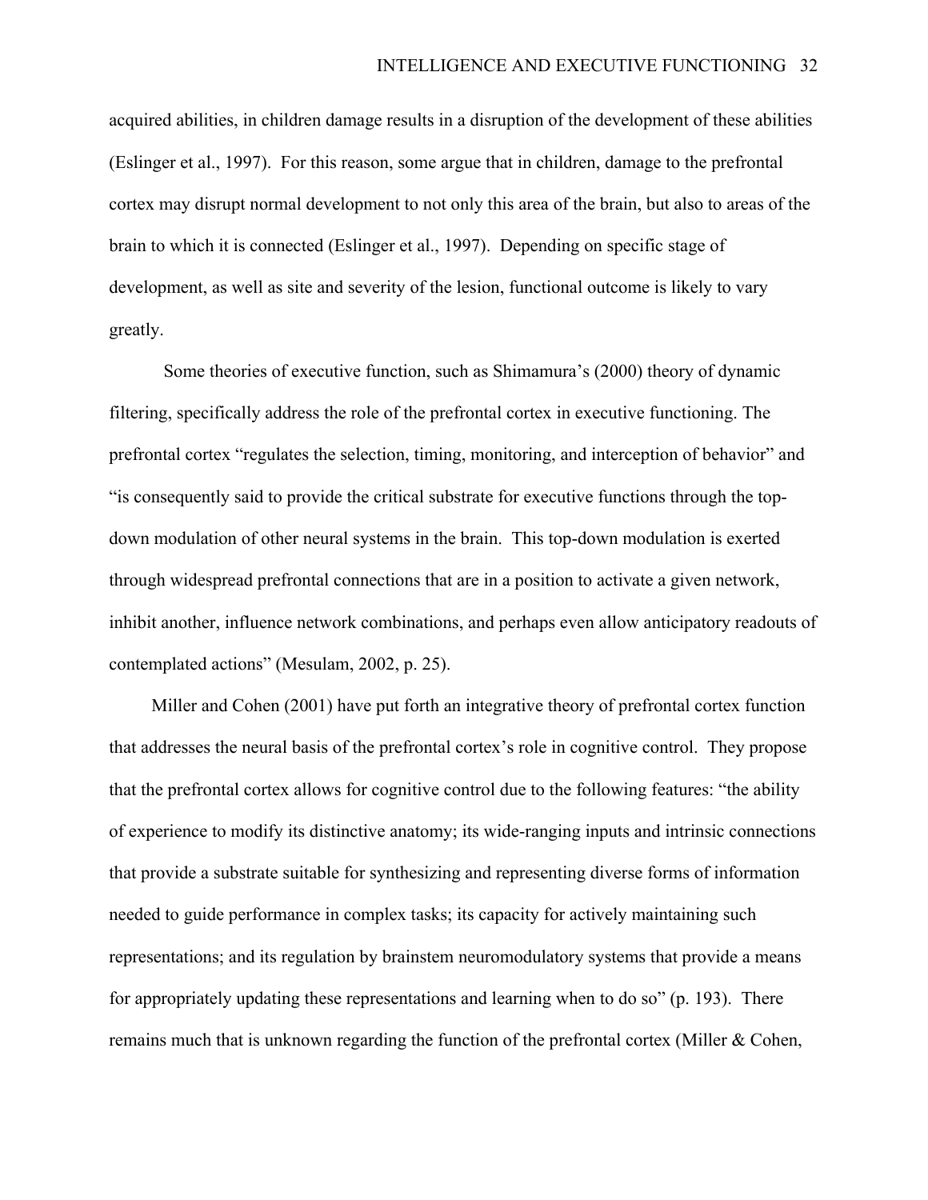acquired abilities, in children damage results in a disruption of the development of these abilities (Eslinger et al., 1997). For this reason, some argue that in children, damage to the prefrontal cortex may disrupt normal development to not only this area of the brain, but also to areas of the brain to which it is connected (Eslinger et al., 1997). Depending on specific stage of development, as well as site and severity of the lesion, functional outcome is likely to vary greatly.

Some theories of executive function, such as Shimamura's (2000) theory of dynamic filtering, specifically address the role of the prefrontal cortex in executive functioning. The prefrontal cortex "regulates the selection, timing, monitoring, and interception of behavior" and "is consequently said to provide the critical substrate for executive functions through the top-down modulation of other neural systems in the brain. This top-down modulation is exerted through widespread prefrontal connections that are in a position to activate a given network, inhibit another, influence network combinations, and perhaps even allow anticipatory readouts of contemplated actions" (Mesulam, 2002, p. 25).

Miller and Cohen (2001) have put forth an integrative theory of prefrontal cortex function that addresses the neural basis of the prefrontal cortex's role in cognitive control. They propose that the prefrontal cortex allows for cognitive control due to the following features: "the ability of experience to modify its distinctive anatomy; its wide-ranging inputs and intrinsic connections that provide a substrate suitable for synthesizing and representing diverse forms of information needed to guide performance in complex tasks; its capacity for actively maintaining such representations; and its regulation by brainstem neuromodulatory systems that provide a means for appropriately updating these representations and learning when to do so" (p. 193). There remains much that is unknown regarding the function of the prefrontal cortex (Miller & Cohen,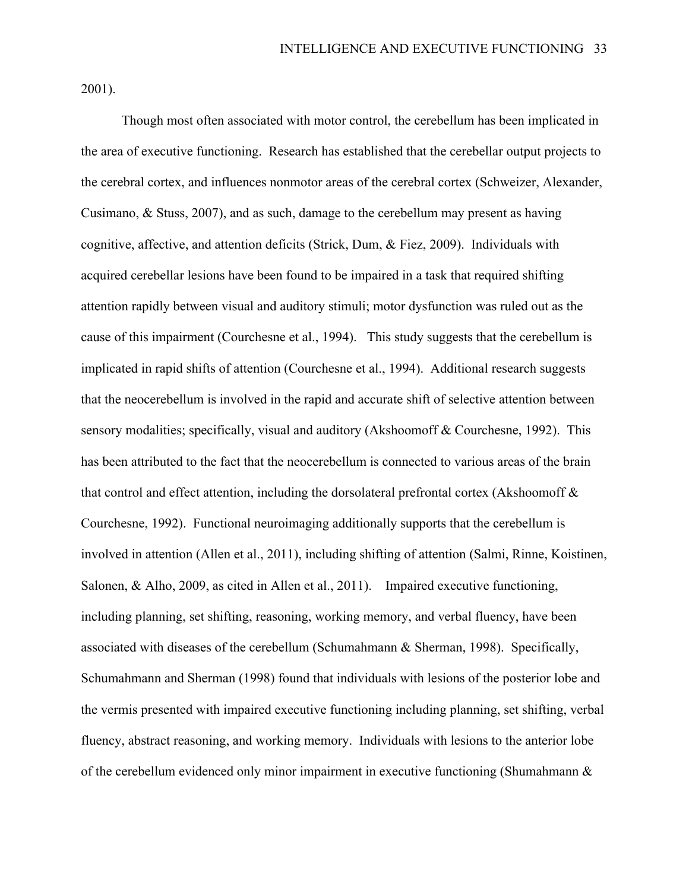2001).

Though most often associated with motor control, the cerebellum has been implicated in the area of executive functioning. Research has established that the cerebellar output projects to the cerebral cortex, and influences nonmotor areas of the cerebral cortex (Schweizer, Alexander, Cusimano, & Stuss, 2007), and as such, damage to the cerebellum may present as having cognitive, affective, and attention deficits (Strick, Dum, & Fiez, 2009). Individuals with acquired cerebellar lesions have been found to be impaired in a task that required shifting attention rapidly between visual and auditory stimuli; motor dysfunction was ruled out as the cause of this impairment (Courchesne et al., 1994). This study suggests that the cerebellum is implicated in rapid shifts of attention (Courchesne et al., 1994). Additional research suggests that the neocerebellum is involved in the rapid and accurate shift of selective attention between sensory modalities; specifically, visual and auditory (Akshoomoff & Courchesne, 1992). This has been attributed to the fact that the neocerebellum is connected to various areas of the brain that control and effect attention, including the dorsolateral prefrontal cortex (Akshoomoff & Courchesne, 1992). Functional neuroimaging additionally supports that the cerebellum is involved in attention (Allen et al., 2011), including shifting of attention (Salmi, Rinne, Koistinen, Salonen, & Alho, 2009, as cited in Allen et al., 2011). Impaired executive functioning, including planning, set shifting, reasoning, working memory, and verbal fluency, have been associated with diseases of the cerebellum (Schumahmann & Sherman, 1998). Specifically, Schumahmann and Sherman (1998) found that individuals with lesions of the posterior lobe and the vermis presented with impaired executive functioning including planning, set shifting, verbal fluency, abstract reasoning, and working memory. Individuals with lesions to the anterior lobe of the cerebellum evidenced only minor impairment in executive functioning (Shumahmann &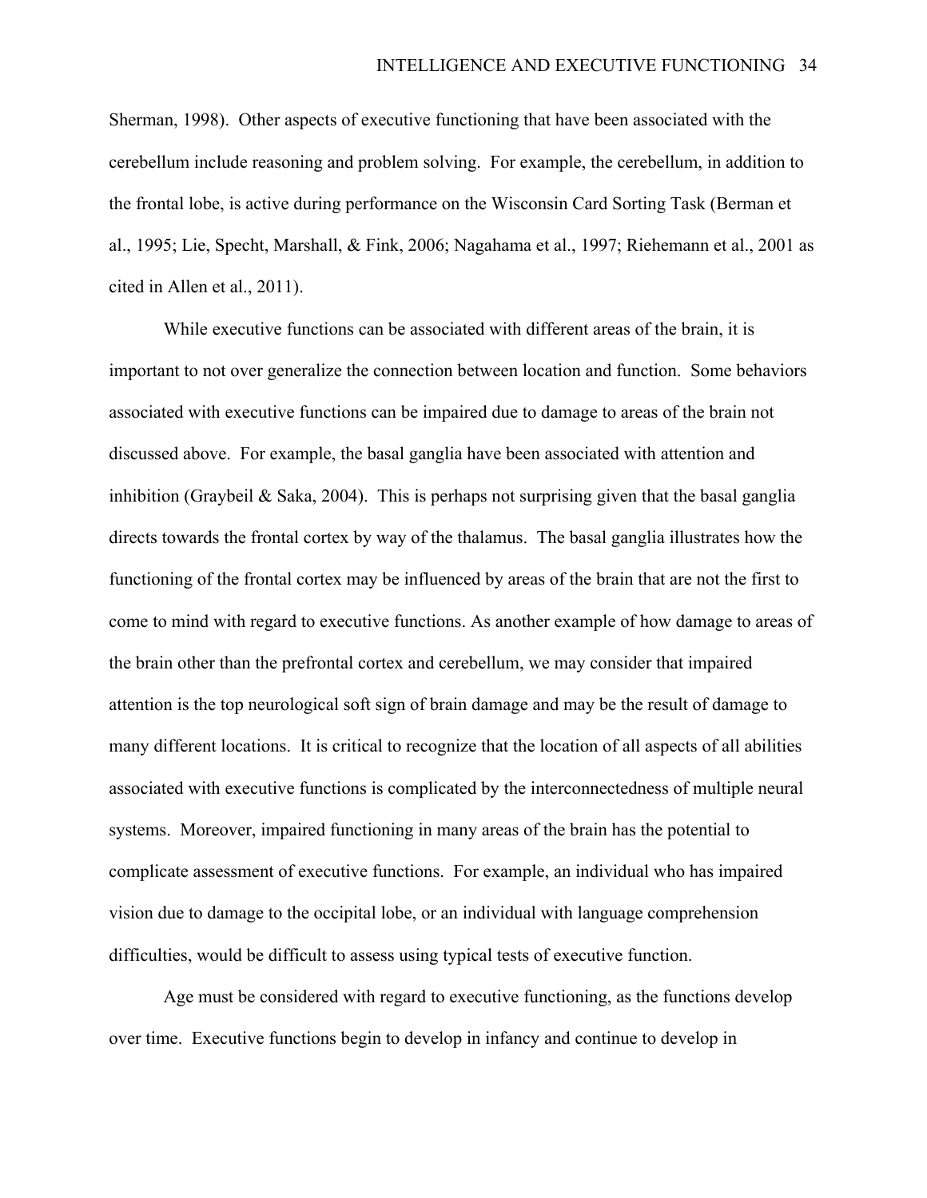Sherman, 1998). Other aspects of executive functioning that have been associated with the cerebellum include reasoning and problem solving. For example, the cerebellum, in addition to the frontal lobe, is active during performance on the Wisconsin Card Sorting Task (Berman et al., 1995; Lie, Specht, Marshall, & Fink, 2006; Nagahama et al., 1997; Riehemann et al., 2001 as cited in Allen et al., 2011).

While executive functions can be associated with different areas of the brain, it is important to not over generalize the connection between location and function. Some behaviors associated with executive functions can be impaired due to damage to areas of the brain not discussed above. For example, the basal ganglia have been associated with attention and inhibition (Graybeil & Saka, 2004). This is perhaps not surprising given that the basal ganglia directs towards the frontal cortex by way of the thalamus. The basal ganglia illustrates how the functioning of the frontal cortex may be influenced by areas of the brain that are not the first to come to mind with regard to executive functions. As another example of how damage to areas of the brain other than the prefrontal cortex and cerebellum, we may consider that impaired attention is the top neurological soft sign of brain damage and may be the result of damage to many different locations. It is critical to recognize that the location of all aspects of all abilities associated with executive functions is complicated by the interconnectedness of multiple neural systems. Moreover, impaired functioning in many areas of the brain has the potential to complicate assessment of executive functions. For example, an individual who has impaired vision due to damage to the occipital lobe, or an individual with language comprehension difficulties, would be difficult to assess using typical tests of executive function.

Age must be considered with regard to executive functioning, as the functions develop over time. Executive functions begin to develop in infancy and continue to develop in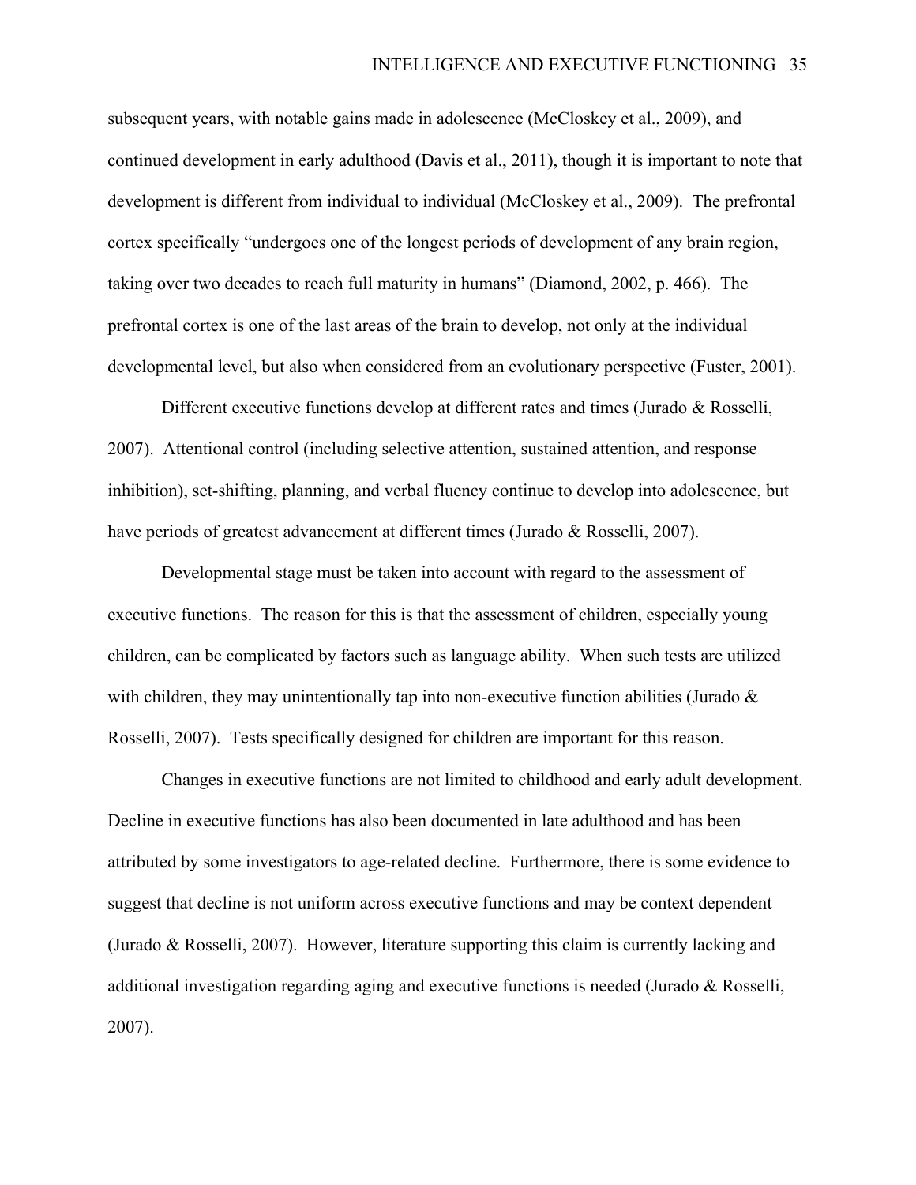subsequent years, with notable gains made in adolescence (McCloskey et al., 2009), and continued development in early adulthood (Davis et al., 2011), though it is important to note that development is different from individual to individual (McCloskey et al., 2009). The prefrontal cortex specifically "undergoes one of the longest periods of development of any brain region, taking over two decades to reach full maturity in humans" (Diamond, 2002, p. 466). The prefrontal cortex is one of the last areas of the brain to develop, not only at the individual developmental level, but also when considered from an evolutionary perspective (Fuster, 2001).

Different executive functions develop at different rates and times (Jurado & Rosselli, 2007). Attentional control (including selective attention, sustained attention, and response inhibition), set-shifting, planning, and verbal fluency continue to develop into adolescence, but have periods of greatest advancement at different times (Jurado & Rosselli, 2007).

Developmental stage must be taken into account with regard to the assessment of executive functions. The reason for this is that the assessment of children, especially young children, can be complicated by factors such as language ability. When such tests are utilized with children, they may unintentionally tap into non-executive function abilities (Jurado & Rosselli, 2007). Tests specifically designed for children are important for this reason.

Changes in executive functions are not limited to childhood and early adult development. Decline in executive functions has also been documented in late adulthood and has been attributed by some investigators to age-related decline. Furthermore, there is some evidence to suggest that decline is not uniform across executive functions and may be context dependent (Jurado & Rosselli, 2007). However, literature supporting this claim is currently lacking and additional investigation regarding aging and executive functions is needed (Jurado & Rosselli, 2007).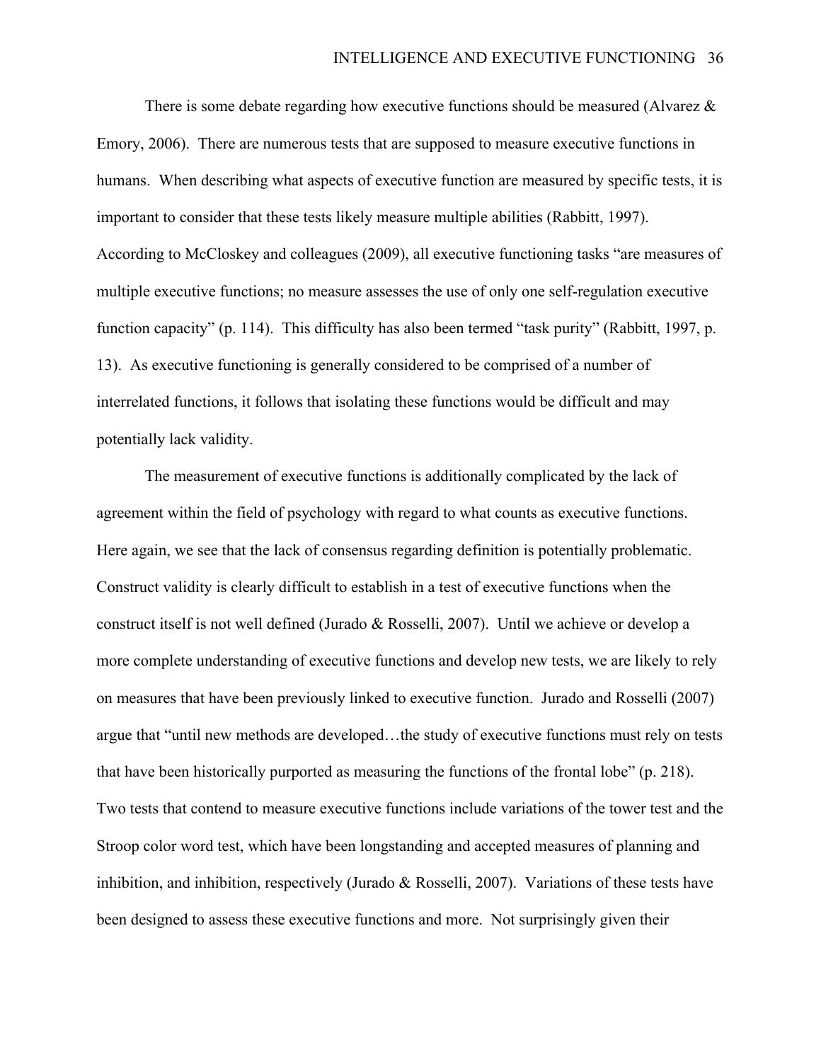There is some debate regarding how executive functions should be measured (Alvarez & Emory, 2006). There are numerous tests that are supposed to measure executive functions in humans. When describing what aspects of executive function are measured by specific tests, it is important to consider that these tests likely measure multiple abilities (Rabbitt, 1997). According to McCloskey and colleagues (2009), all executive functioning tasks "are measures of multiple executive functions; no measure assesses the use of only one self-regulation executive function capacity" (p. 114). This difficulty has also been termed "task purity" (Rabbitt, 1997, p. 13). As executive functioning is generally considered to be comprised of a number of interrelated functions, it follows that isolating these functions would be difficult and may potentially lack validity.

The measurement of executive functions is additionally complicated by the lack of agreement within the field of psychology with regard to what counts as executive functions. Here again, we see that the lack of consensus regarding definition is potentially problematic. Construct validity is clearly difficult to establish in a test of executive functions when the construct itself is not well defined (Jurado & Rosselli, 2007). Until we achieve or develop a more complete understanding of executive functions and develop new tests, we are likely to rely on measures that have been previously linked to executive function. Jurado and Rosselli (2007) argue that "until new methods are developed…the study of executive functions must rely on tests that have been historically purported as measuring the functions of the frontal lobe" (p. 218). Two tests that contend to measure executive functions include variations of the tower test and the Stroop color word test, which have been longstanding and accepted measures of planning and inhibition, and inhibition, respectively (Jurado & Rosselli, 2007). Variations of these tests have been designed to assess these executive functions and more. Not surprisingly given their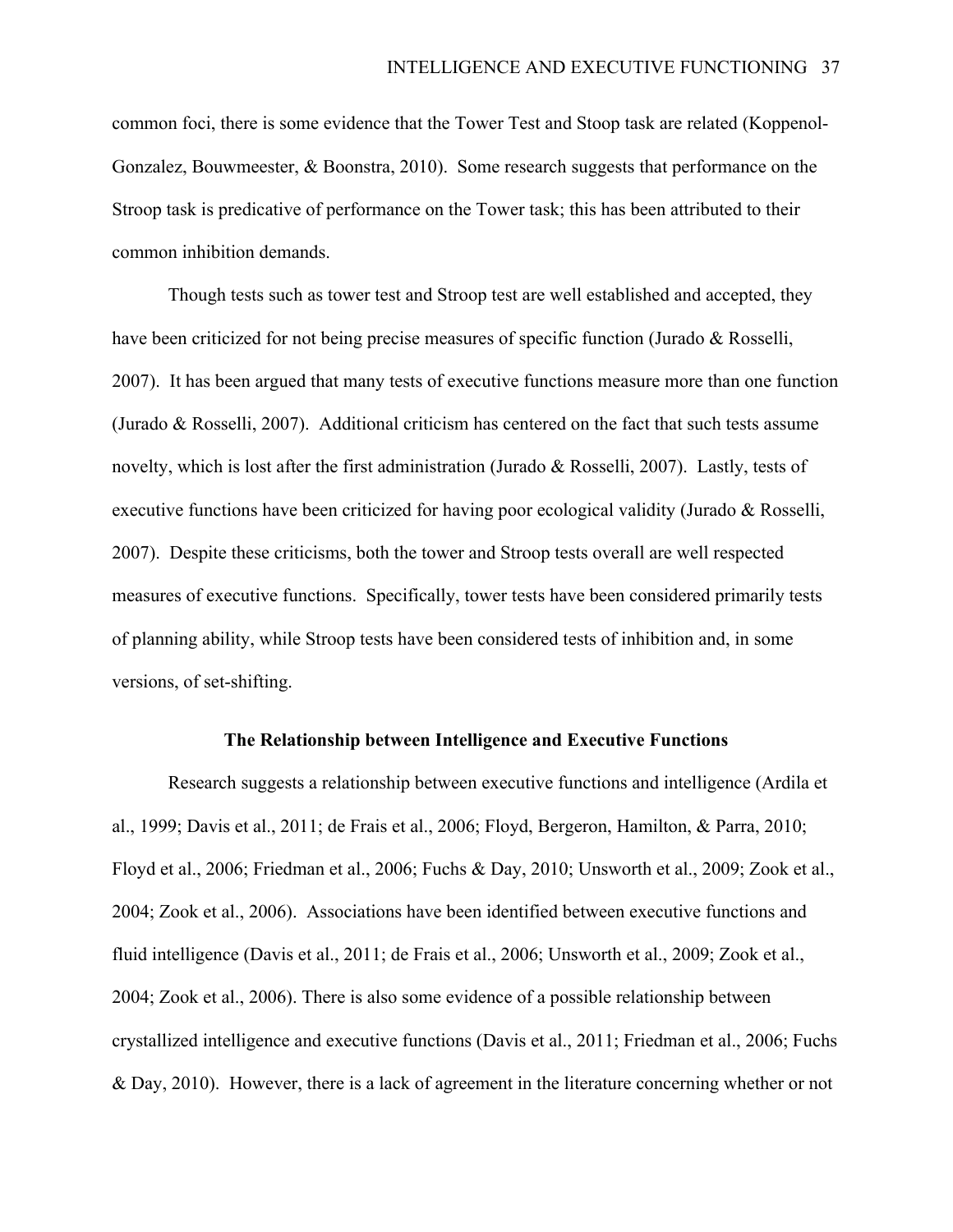common foci, there is some evidence that the Tower Test and Stoop task are related (Koppenol-Gonzalez, Bouwmeester, & Boonstra, 2010). Some research suggests that performance on the Stroop task is predicative of performance on the Tower task; this has been attributed to their common inhibition demands.

Though tests such as tower test and Stroop test are well established and accepted, they have been criticized for not being precise measures of specific function (Jurado & Rosselli, 2007). It has been argued that many tests of executive functions measure more than one function (Jurado & Rosselli, 2007). Additional criticism has centered on the fact that such tests assume novelty, which is lost after the first administration (Jurado & Rosselli, 2007). Lastly, tests of executive functions have been criticized for having poor ecological validity (Jurado & Rosselli, 2007). Despite these criticisms, both the tower and Stroop tests overall are well respected measures of executive functions. Specifically, tower tests have been considered primarily tests of planning ability, while Stroop tests have been considered tests of inhibition and, in some versions, of set-shifting.

## The Relationship between Intelligence and Executive Functions

Research suggests a relationship between executive functions and intelligence (Ardila et al., 1999; Davis et al., 2011; de Frais et al., 2006; Floyd, Bergeron, Hamilton, & Parra, 2010; Floyd et al., 2006; Friedman et al., 2006; Fuchs & Day, 2010; Unsworth et al., 2009; Zook et al., 2004; Zook et al., 2006). Associations have been identified between executive functions and fluid intelligence (Davis et al., 2011; de Frais et al., 2006; Unsworth et al., 2009; Zook et al., 2004; Zook et al., 2006). There is also some evidence of a possible relationship between crystallized intelligence and executive functions (Davis et al., 2011; Friedman et al., 2006; Fuchs & Day, 2010). However, there is a lack of agreement in the literature concerning whether or not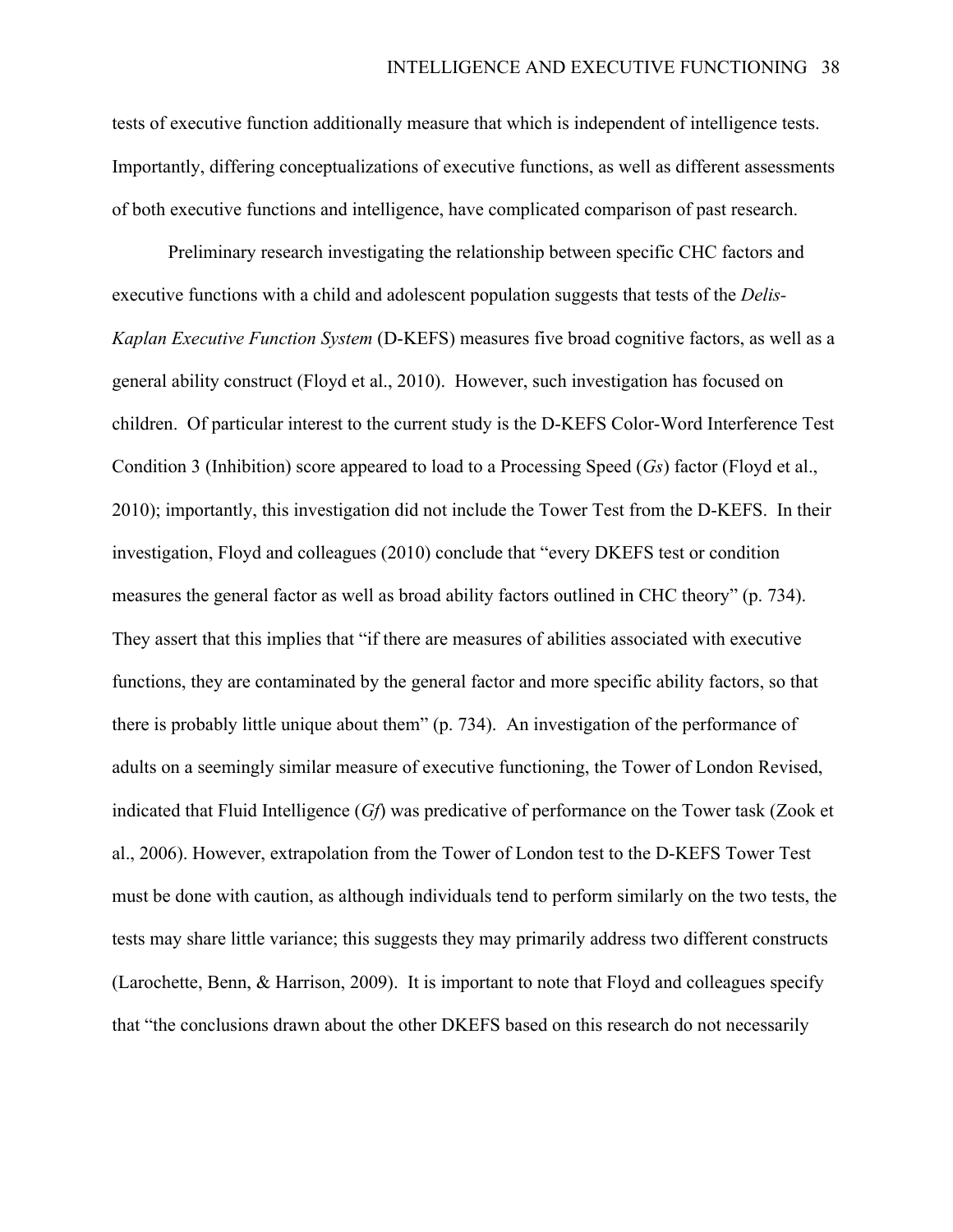tests of executive function additionally measure that which is independent of intelligence tests. Importantly, differing conceptualizations of executive functions, as well as different assessments of both executive functions and intelligence, have complicated comparison of past research.

Preliminary research investigating the relationship between specific CHC factors and executive functions with a child and adolescent population suggests that tests of the *Delis-Kaplan Executive Function System* (D-KEFS) measures five broad cognitive factors, as well as a general ability construct (Floyd et al., 2010). However, such investigation has focused on children. Of particular interest to the current study is the D-KEFS Color-Word Interference Test Condition 3 (Inhibition) score appeared to load to a Processing Speed (*Gs*) factor (Floyd et al., 2010); importantly, this investigation did not include the Tower Test from the D-KEFS. In their investigation, Floyd and colleagues (2010) conclude that "every DKEFS test or condition measures the general factor as well as broad ability factors outlined in CHC theory" (p. 734). They assert that this implies that "if there are measures of abilities associated with executive functions, they are contaminated by the general factor and more specific ability factors, so that there is probably little unique about them" (p. 734). An investigation of the performance of adults on a seemingly similar measure of executive functioning, the Tower of London Revised, indicated that Fluid Intelligence (*Gf*) was predicative of performance on the Tower task (Zook et al., 2006). However, extrapolation from the Tower of London test to the D-KEFS Tower Test must be done with caution, as although individuals tend to perform similarly on the two tests, the tests may share little variance; this suggests they may primarily address two different constructs (Larochette, Benn, & Harrison, 2009). It is important to note that Floyd and colleagues specify that "the conclusions drawn about the other DKEFS based on this research do not necessarily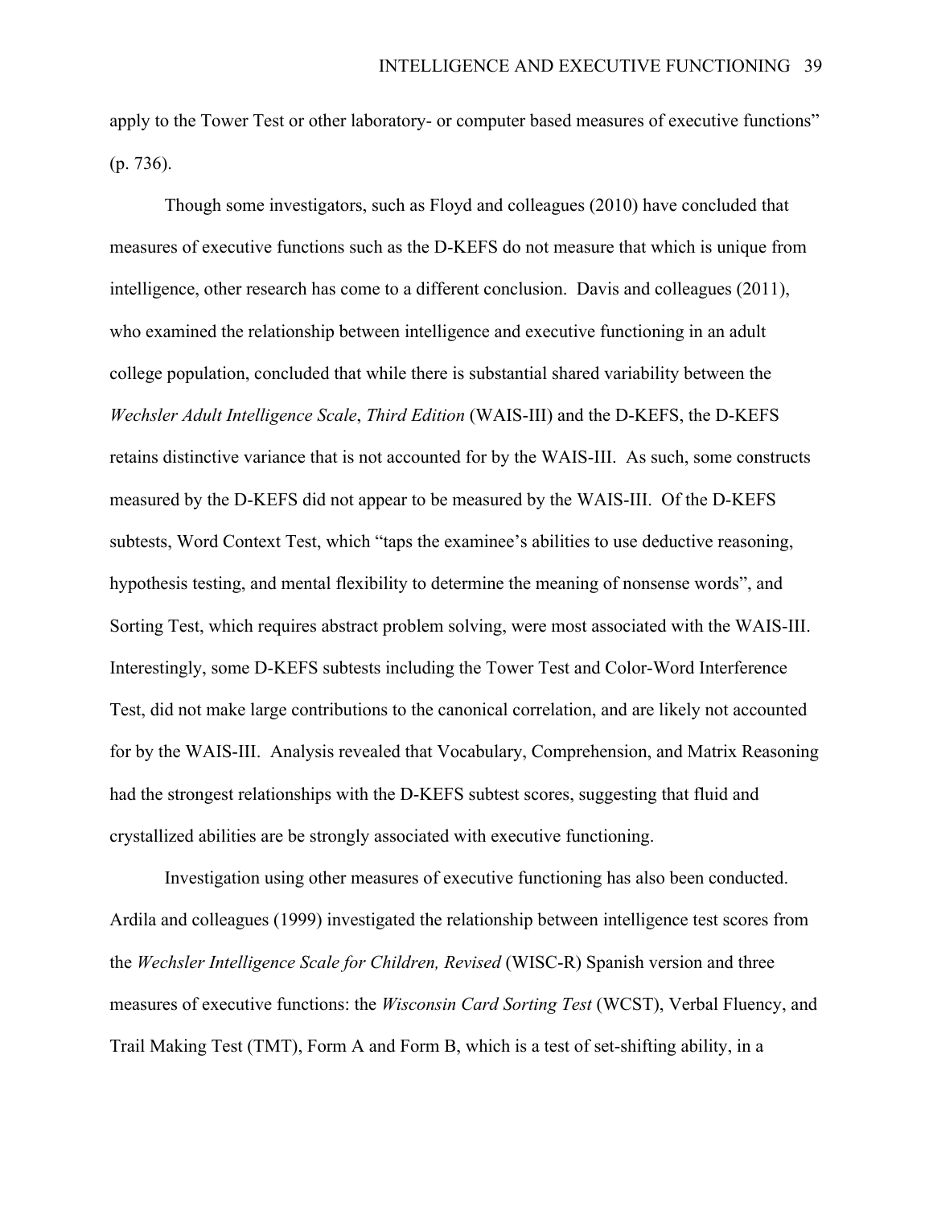apply to the Tower Test or other laboratory- or computer based measures of executive functions" (p. 736).

Though some investigators, such as Floyd and colleagues (2010) have concluded that measures of executive functions such as the D-KEFS do not measure that which is unique from intelligence, other research has come to a different conclusion. Davis and colleagues (2011), who examined the relationship between intelligence and executive functioning in an adult college population, concluded that while there is substantial shared variability between the *Wechsler Adult Intelligence Scale*, *Third Edition* (WAIS-III) and the D-KEFS, the D-KEFS retains distinctive variance that is not accounted for by the WAIS-III. As such, some constructs measured by the D-KEFS did not appear to be measured by the WAIS-III. Of the D-KEFS subtests, Word Context Test, which "taps the examinee's abilities to use deductive reasoning, hypothesis testing, and mental flexibility to determine the meaning of nonsense words", and Sorting Test, which requires abstract problem solving, were most associated with the WAIS-III. Interestingly, some D-KEFS subtests including the Tower Test and Color-Word Interference Test, did not make large contributions to the canonical correlation, and are likely not accounted for by the WAIS-III. Analysis revealed that Vocabulary, Comprehension, and Matrix Reasoning had the strongest relationships with the D-KEFS subtest scores, suggesting that fluid and crystallized abilities are be strongly associated with executive functioning.

Investigation using other measures of executive functioning has also been conducted. Ardila and colleagues (1999) investigated the relationship between intelligence test scores from the *Wechsler Intelligence Scale for Children, Revised* (WISC-R) Spanish version and three measures of executive functions: the *Wisconsin Card Sorting Test* (WCST), Verbal Fluency, and Trail Making Test (TMT), Form A and Form B, which is a test of set-shifting ability, in a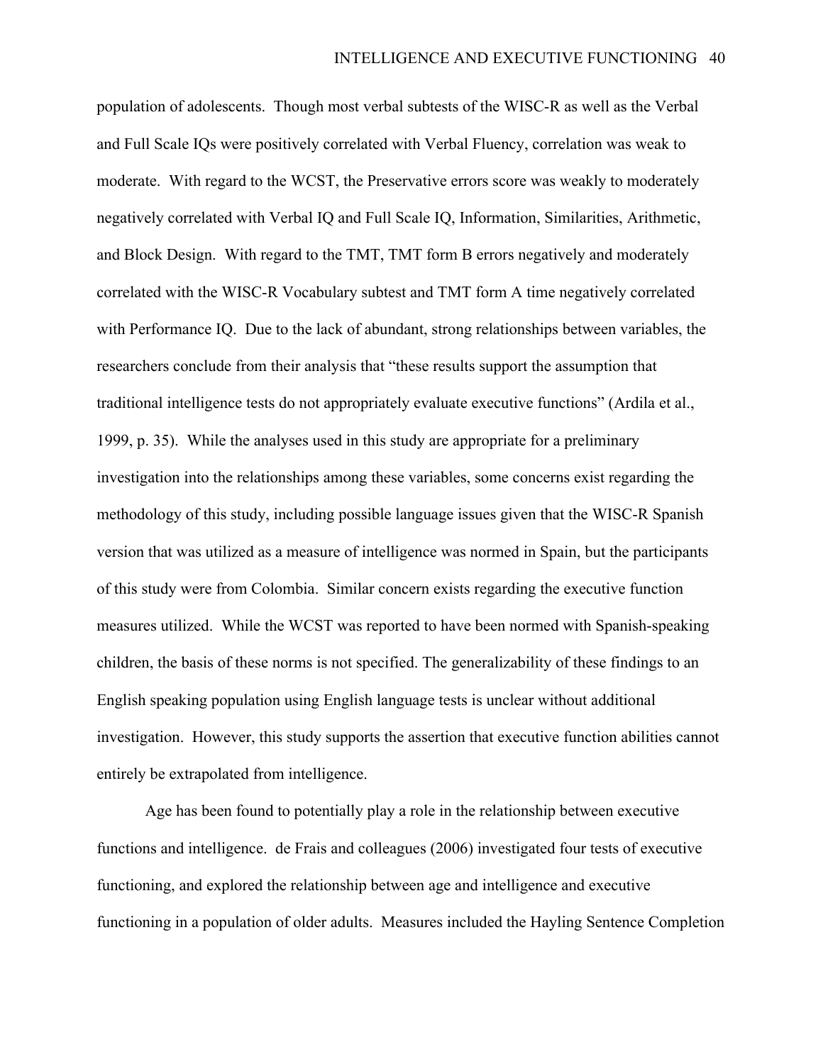population of adolescents. Though most verbal subtests of the WISC-R as well as the Verbal and Full Scale IQs were positively correlated with Verbal Fluency, correlation was weak to moderate. With regard to the WCST, the Preservative errors score was weakly to moderately negatively correlated with Verbal IQ and Full Scale IQ, Information, Similarities, Arithmetic, and Block Design. With regard to the TMT, TMT form B errors negatively and moderately correlated with the WISC-R Vocabulary subtest and TMT form A time negatively correlated with Performance IQ. Due to the lack of abundant, strong relationships between variables, the researchers conclude from their analysis that "these results support the assumption that traditional intelligence tests do not appropriately evaluate executive functions" (Ardila et al., 1999, p. 35). While the analyses used in this study are appropriate for a preliminary investigation into the relationships among these variables, some concerns exist regarding the methodology of this study, including possible language issues given that the WISC-R Spanish version that was utilized as a measure of intelligence was normed in Spain, but the participants of this study were from Colombia. Similar concern exists regarding the executive function measures utilized. While the WCST was reported to have been normed with Spanish-speaking children, the basis of these norms is not specified. The generalizability of these findings to an English speaking population using English language tests is unclear without additional investigation. However, this study supports the assertion that executive function abilities cannot entirely be extrapolated from intelligence.

Age has been found to potentially play a role in the relationship between executive functions and intelligence. de Frais and colleagues (2006) investigated four tests of executive functioning, and explored the relationship between age and intelligence and executive functioning in a population of older adults. Measures included the Hayling Sentence Completion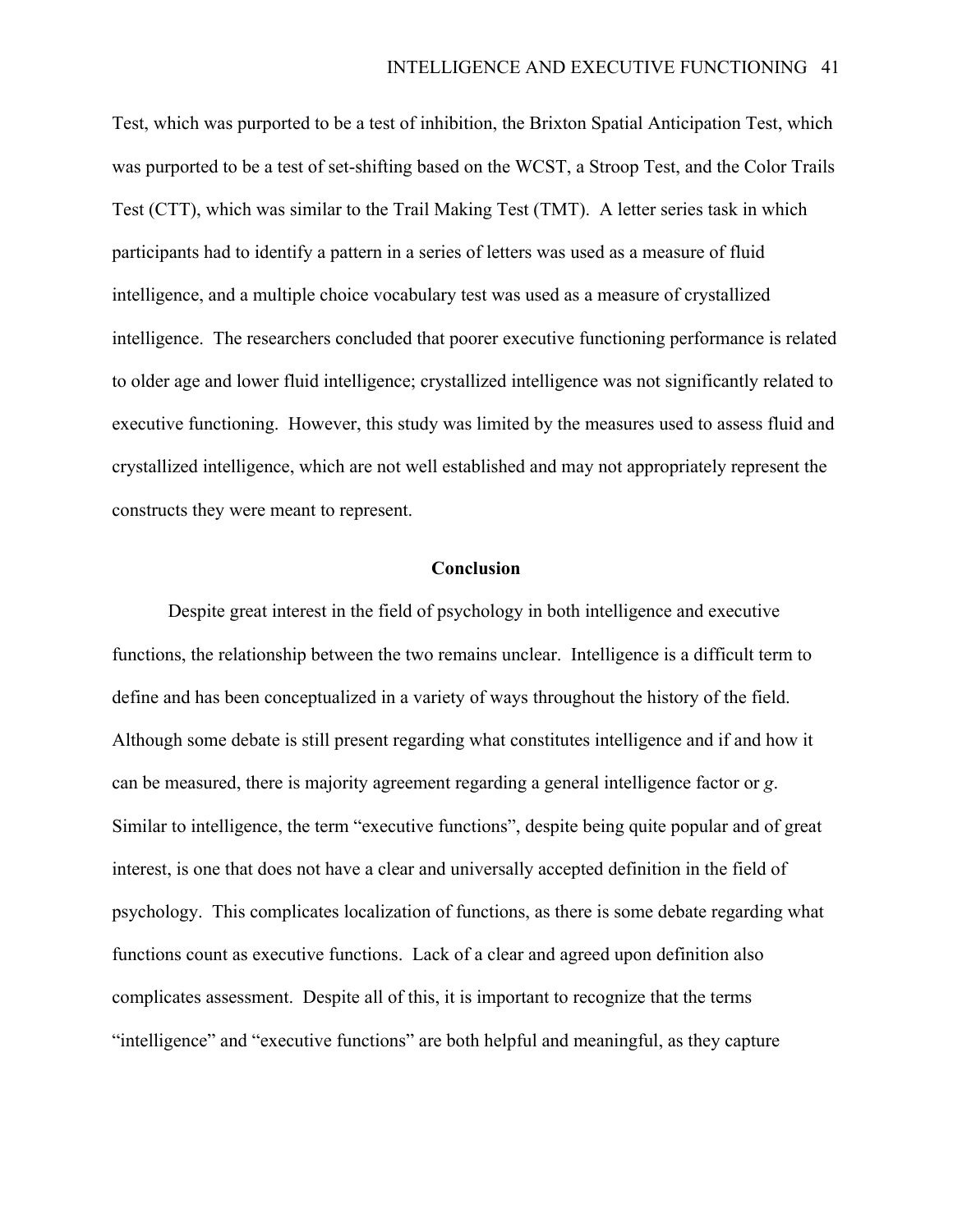Test, which was purported to be a test of inhibition, the Brixton Spatial Anticipation Test, which was purported to be a test of set-shifting based on the WCST, a Stroop Test, and the Color Trails Test (CTT), which was similar to the Trail Making Test (TMT). A letter series task in which participants had to identify a pattern in a series of letters was used as a measure of fluid intelligence, and a multiple choice vocabulary test was used as a measure of crystallized intelligence. The researchers concluded that poorer executive functioning performance is related to older age and lower fluid intelligence; crystallized intelligence was not significantly related to executive functioning. However, this study was limited by the measures used to assess fluid and crystallized intelligence, which are not well established and may not appropriately represent the constructs they were meant to represent.

## Conclusion

Despite great interest in the field of psychology in both intelligence and executive functions, the relationship between the two remains unclear. Intelligence is a difficult term to define and has been conceptualized in a variety of ways throughout the history of the field. Although some debate is still present regarding what constitutes intelligence and if and how it can be measured, there is majority agreement regarding a general intelligence factor or *g*. Similar to intelligence, the term "executive functions", despite being quite popular and of great interest, is one that does not have a clear and universally accepted definition in the field of psychology. This complicates localization of functions, as there is some debate regarding what functions count as executive functions. Lack of a clear and agreed upon definition also complicates assessment. Despite all of this, it is important to recognize that the terms "intelligence" and "executive functions" are both helpful and meaningful, as they capture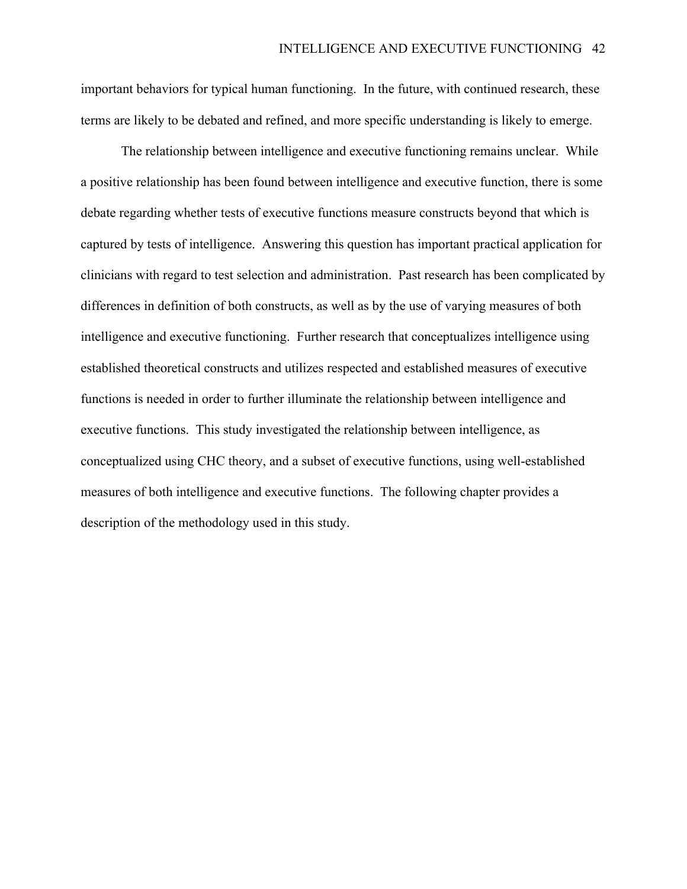important behaviors for typical human functioning. In the future, with continued research, these terms are likely to be debated and refined, and more specific understanding is likely to emerge.

The relationship between intelligence and executive functioning remains unclear. While a positive relationship has been found between intelligence and executive function, there is some debate regarding whether tests of executive functions measure constructs beyond that which is captured by tests of intelligence. Answering this question has important practical application for clinicians with regard to test selection and administration. Past research has been complicated by differences in definition of both constructs, as well as by the use of varying measures of both intelligence and executive functioning. Further research that conceptualizes intelligence using established theoretical constructs and utilizes respected and established measures of executive functions is needed in order to further illuminate the relationship between intelligence and executive functions. This study investigated the relationship between intelligence, as conceptualized using CHC theory, and a subset of executive functions, using well-established measures of both intelligence and executive functions. The following chapter provides a description of the methodology used in this study.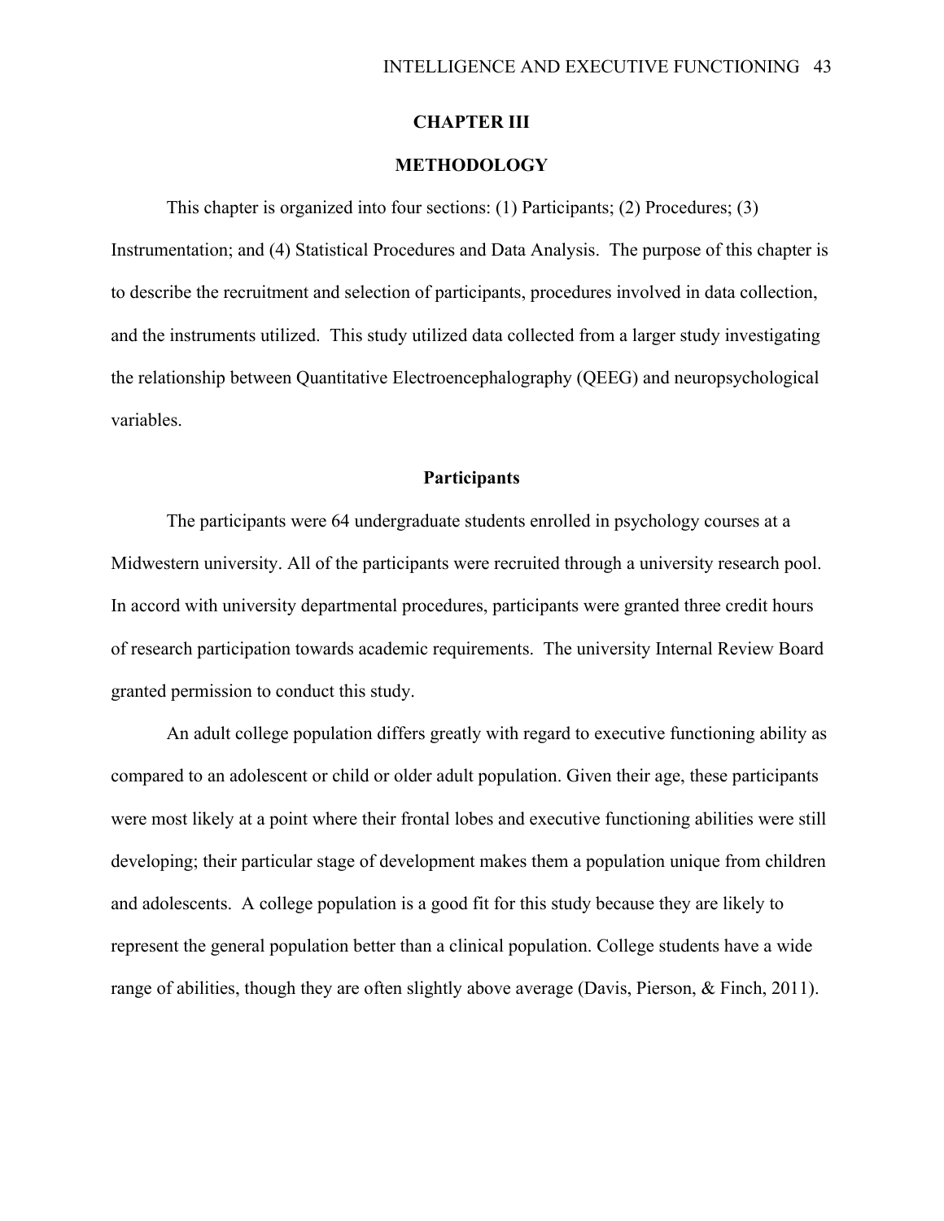# CHAPTER III

# METHODOLOGY

This chapter is organized into four sections: (1) Participants; (2) Procedures; (3) Instrumentation; and (4) Statistical Procedures and Data Analysis. The purpose of this chapter is to describe the recruitment and selection of participants, procedures involved in data collection, and the instruments utilized. This study utilized data collected from a larger study investigating the relationship between Quantitative Electroencephalography (QEEG) and neuropsychological variables.

## Participants

The participants were 64 undergraduate students enrolled in psychology courses at a Midwestern university. All of the participants were recruited through a university research pool. In accord with university departmental procedures, participants were granted three credit hours of research participation towards academic requirements. The university Internal Review Board granted permission to conduct this study.

An adult college population differs greatly with regard to executive functioning ability as compared to an adolescent or child or older adult population. Given their age, these participants were most likely at a point where their frontal lobes and executive functioning abilities were still developing; their particular stage of development makes them a population unique from children and adolescents. A college population is a good fit for this study because they are likely to represent the general population better than a clinical population. College students have a wide range of abilities, though they are often slightly above average (Davis, Pierson, & Finch, 2011).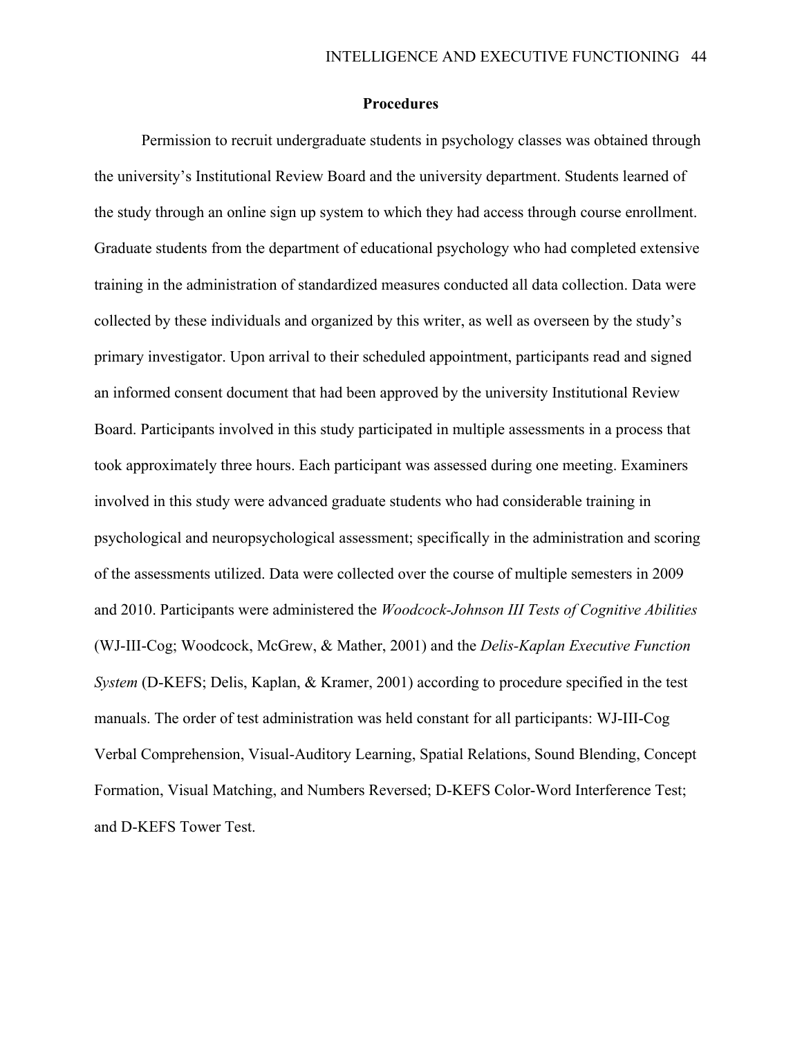## Procedures

Permission to recruit undergraduate students in psychology classes was obtained through the university's Institutional Review Board and the university department. Students learned of the study through an online sign up system to which they had access through course enrollment. Graduate students from the department of educational psychology who had completed extensive training in the administration of standardized measures conducted all data collection. Data were collected by these individuals and organized by this writer, as well as overseen by the study's primary investigator. Upon arrival to their scheduled appointment, participants read and signed an informed consent document that had been approved by the university Institutional Review Board. Participants involved in this study participated in multiple assessments in a process that took approximately three hours. Each participant was assessed during one meeting. Examiners involved in this study were advanced graduate students who had considerable training in psychological and neuropsychological assessment; specifically in the administration and scoring of the assessments utilized. Data were collected over the course of multiple semesters in 2009 and 2010. Participants were administered the *Woodcock-Johnson III Tests of Cognitive Abilities* (WJ-III-Cog; Woodcock, McGrew, & Mather, 2001) and the *Delis-Kaplan Executive Function System* (D-KEFS; Delis, Kaplan, & Kramer, 2001) according to procedure specified in the test manuals. The order of test administration was held constant for all participants: WJ-III-Cog Verbal Comprehension, Visual-Auditory Learning, Spatial Relations, Sound Blending, Concept Formation, Visual Matching, and Numbers Reversed; D-KEFS Color-Word Interference Test; and D-KEFS Tower Test.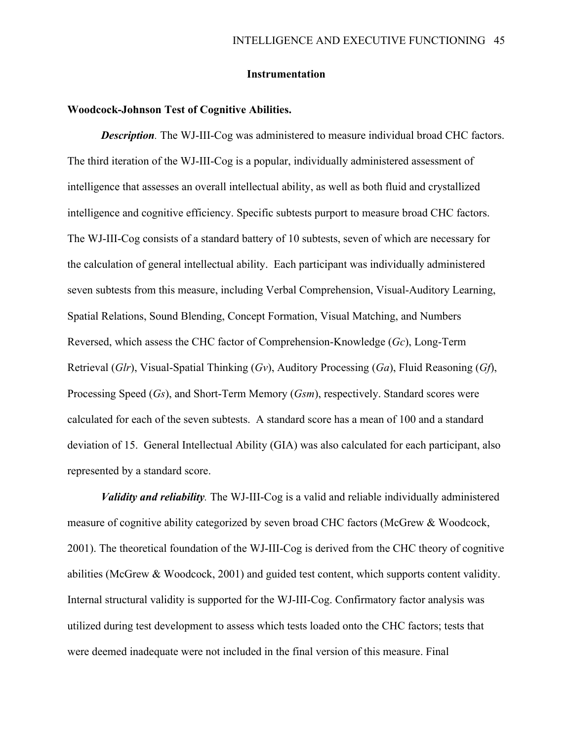## Instrumentation

### Woodcock-Johnson Test of Cognitive Abilities.

***Description*.** The WJ-III-Cog was administered to measure individual broad CHC factors. The third iteration of the WJ-III-Cog is a popular, individually administered assessment of intelligence that assesses an overall intellectual ability, as well as both fluid and crystallized intelligence and cognitive efficiency. Specific subtests purport to measure broad CHC factors. The WJ-III-Cog consists of a standard battery of 10 subtests, seven of which are necessary for the calculation of general intellectual ability. Each participant was individually administered seven subtests from this measure, including Verbal Comprehension, Visual-Auditory Learning, Spatial Relations, Sound Blending, Concept Formation, Visual Matching, and Numbers Reversed, which assess the CHC factor of Comprehension-Knowledge (*Gc*), Long-Term Retrieval (*Glr*), Visual-Spatial Thinking (*Gv*), Auditory Processing (*Ga*), Fluid Reasoning (*Gf*), Processing Speed (*Gs*), and Short-Term Memory (*Gsm*), respectively. Standard scores were calculated for each of the seven subtests. A standard score has a mean of 100 and a standard deviation of 15. General Intellectual Ability (GIA) was also calculated for each participant, also represented by a standard score.

***Validity and reliability*.** The WJ-III-Cog is a valid and reliable individually administered measure of cognitive ability categorized by seven broad CHC factors (McGrew & Woodcock, 2001). The theoretical foundation of the WJ-III-Cog is derived from the CHC theory of cognitive abilities (McGrew & Woodcock, 2001) and guided test content, which supports content validity. Internal structural validity is supported for the WJ-III-Cog. Confirmatory factor analysis was utilized during test development to assess which tests loaded onto the CHC factors; tests that were deemed inadequate were not included in the final version of this measure. Final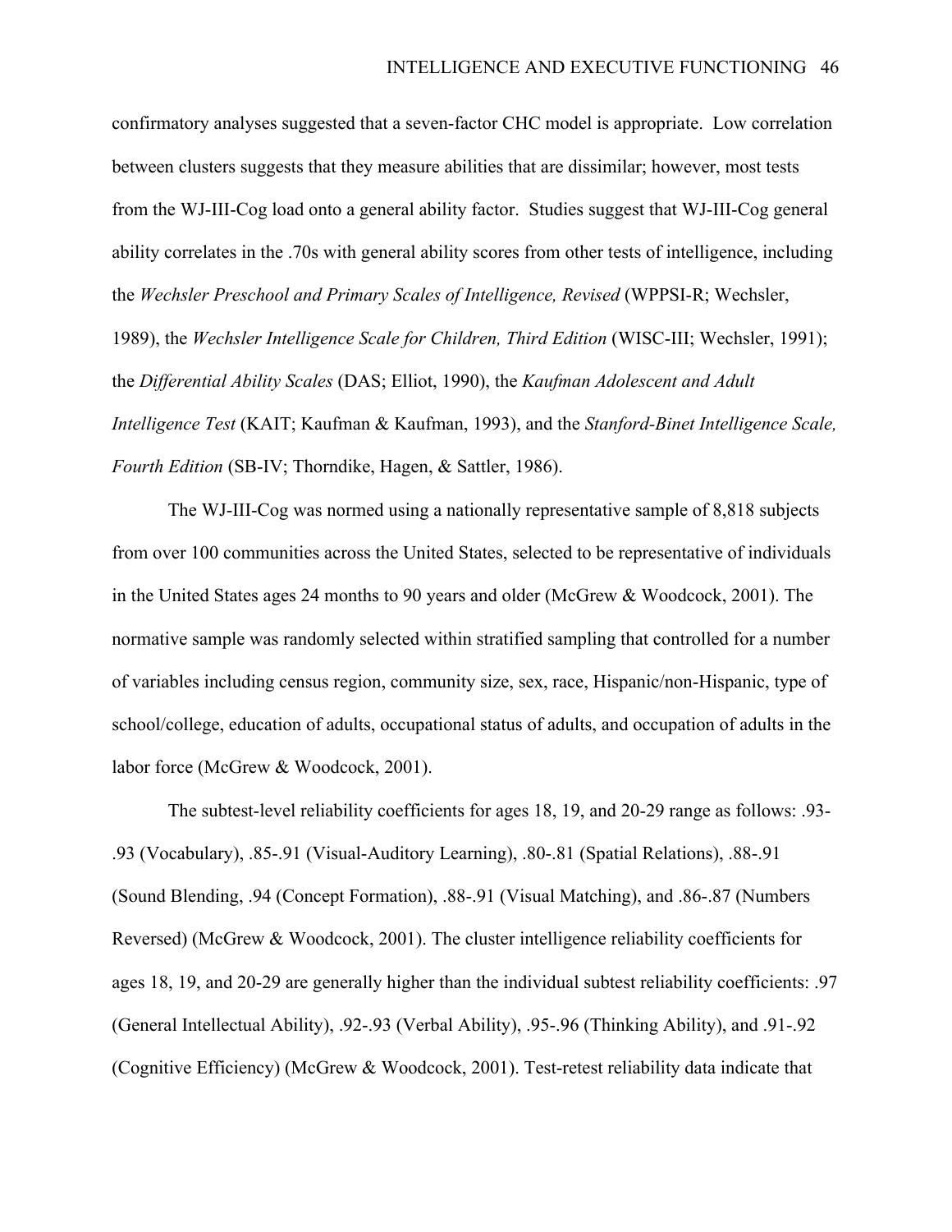confirmatory analyses suggested that a seven-factor CHC model is appropriate. Low correlation between clusters suggests that they measure abilities that are dissimilar; however, most tests from the WJ-III-Cog load onto a general ability factor. Studies suggest that WJ-III-Cog general ability correlates in the .70s with general ability scores from other tests of intelligence, including the *Wechsler Preschool and Primary Scales of Intelligence, Revised* (WPPSI-R; Wechsler, 1989), the *Wechsler Intelligence Scale for Children, Third Edition* (WISC-III; Wechsler, 1991); the *Differential Ability Scales* (DAS; Elliot, 1990), the *Kaufman Adolescent and Adult Intelligence Test* (KAIT; Kaufman & Kaufman, 1993), and the *Stanford-Binet Intelligence Scale, Fourth Edition* (SB-IV; Thorndike, Hagen, & Sattler, 1986).

The WJ-III-Cog was normed using a nationally representative sample of 8,818 subjects from over 100 communities across the United States, selected to be representative of individuals in the United States ages 24 months to 90 years and older (McGrew & Woodcock, 2001). The normative sample was randomly selected within stratified sampling that controlled for a number of variables including census region, community size, sex, race, Hispanic/non-Hispanic, type of school/college, education of adults, occupational status of adults, and occupation of adults in the labor force (McGrew & Woodcock, 2001).

The subtest-level reliability coefficients for ages 18, 19, and 20-29 range as follows: .93-.93 (Vocabulary), .85-.91 (Visual-Auditory Learning), .80-.81 (Spatial Relations), .88-.91 (Sound Blending, .94 (Concept Formation), .88-.91 (Visual Matching), and .86-.87 (Numbers Reversed) (McGrew & Woodcock, 2001). The cluster intelligence reliability coefficients for ages 18, 19, and 20-29 are generally higher than the individual subtest reliability coefficients: .97 (General Intellectual Ability), .92-.93 (Verbal Ability), .95-.96 (Thinking Ability), and .91-.92 (Cognitive Efficiency) (McGrew & Woodcock, 2001). Test-retest reliability data indicate that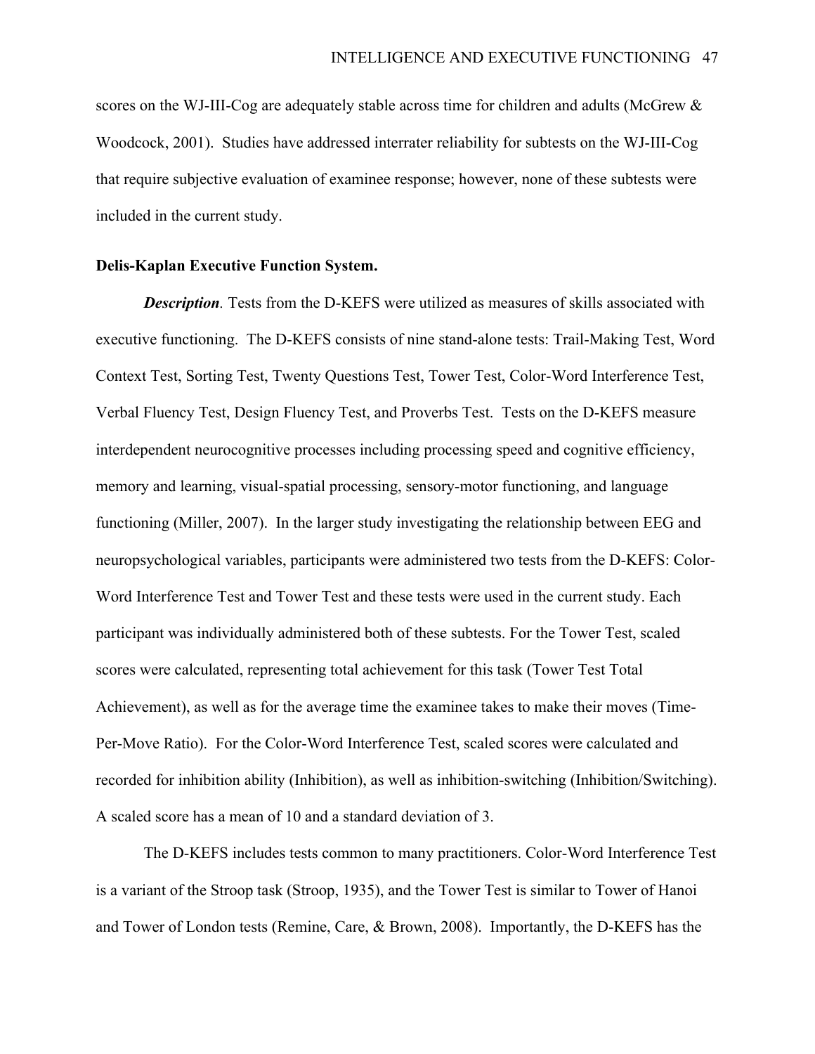scores on the WJ-III-Cog are adequately stable across time for children and adults (McGrew & Woodcock, 2001). Studies have addressed interrater reliability for subtests on the WJ-III-Cog that require subjective evaluation of examinee response; however, none of these subtests were included in the current study.

**Delis-Kaplan Executive Function System.**

***Description***. Tests from the D-KEFS were utilized as measures of skills associated with executive functioning. The D-KEFS consists of nine stand-alone tests: Trail-Making Test, Word Context Test, Sorting Test, Twenty Questions Test, Tower Test, Color-Word Interference Test, Verbal Fluency Test, Design Fluency Test, and Proverbs Test. Tests on the D-KEFS measure interdependent neurocognitive processes including processing speed and cognitive efficiency, memory and learning, visual-spatial processing, sensory-motor functioning, and language functioning (Miller, 2007). In the larger study investigating the relationship between EEG and neuropsychological variables, participants were administered two tests from the D-KEFS: Color-Word Interference Test and Tower Test and these tests were used in the current study. Each participant was individually administered both of these subtests. For the Tower Test, scaled scores were calculated, representing total achievement for this task (Tower Test Total Achievement), as well as for the average time the examinee takes to make their moves (Time-Per-Move Ratio). For the Color-Word Interference Test, scaled scores were calculated and recorded for inhibition ability (Inhibition), as well as inhibition-switching (Inhibition/Switching). A scaled score has a mean of 10 and a standard deviation of 3.

The D-KEFS includes tests common to many practitioners. Color-Word Interference Test is a variant of the Stroop task (Stroop, 1935), and the Tower Test is similar to Tower of Hanoi and Tower of London tests (Remine, Care, & Brown, 2008). Importantly, the D-KEFS has the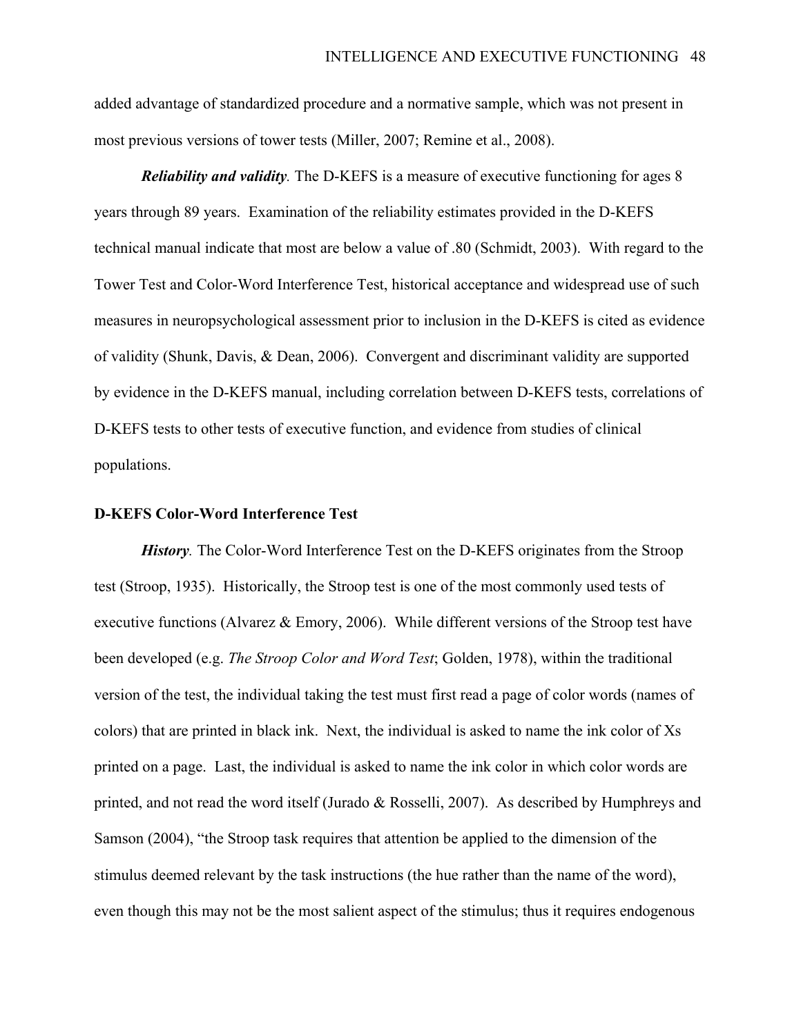added advantage of standardized procedure and a normative sample, which was not present in most previous versions of tower tests (Miller, 2007; Remine et al., 2008).

***Reliability and validity.*** The D-KEFS is a measure of executive functioning for ages 8 years through 89 years. Examination of the reliability estimates provided in the D-KEFS technical manual indicate that most are below a value of .80 (Schmidt, 2003). With regard to the Tower Test and Color-Word Interference Test, historical acceptance and widespread use of such measures in neuropsychological assessment prior to inclusion in the D-KEFS is cited as evidence of validity (Shunk, Davis, & Dean, 2006). Convergent and discriminant validity are supported by evidence in the D-KEFS manual, including correlation between D-KEFS tests, correlations of D-KEFS tests to other tests of executive function, and evidence from studies of clinical populations.

**D-KEFS Color-Word Interference Test**

***History.*** The Color-Word Interference Test on the D-KEFS originates from the Stroop test (Stroop, 1935). Historically, the Stroop test is one of the most commonly used tests of executive functions (Alvarez & Emory, 2006). While different versions of the Stroop test have been developed (e.g. *The Stroop Color and Word Test*; Golden, 1978), within the traditional version of the test, the individual taking the test must first read a page of color words (names of colors) that are printed in black ink. Next, the individual is asked to name the ink color of Xs printed on a page. Last, the individual is asked to name the ink color in which color words are printed, and not read the word itself (Jurado & Rosselli, 2007). As described by Humphreys and Samson (2004), "the Stroop task requires that attention be applied to the dimension of the stimulus deemed relevant by the task instructions (the hue rather than the name of the word), even though this may not be the most salient aspect of the stimulus; thus it requires endogenous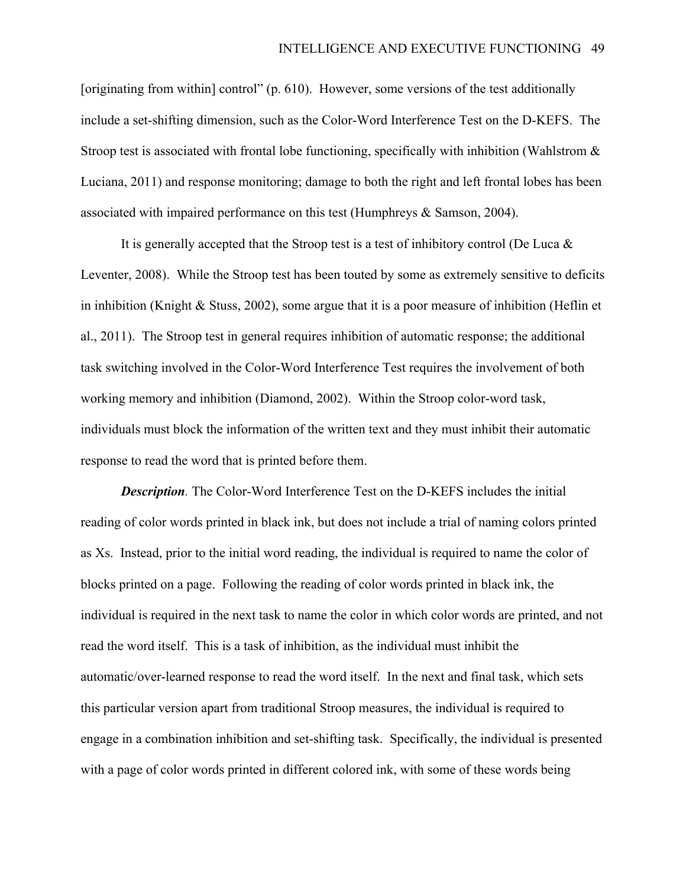[originating from within] control" (p. 610). However, some versions of the test additionally include a set-shifting dimension, such as the Color-Word Interference Test on the D-KEFS. The Stroop test is associated with frontal lobe functioning, specifically with inhibition (Wahlstrom & Luciana, 2011) and response monitoring; damage to both the right and left frontal lobes has been associated with impaired performance on this test (Humphreys & Samson, 2004).

It is generally accepted that the Stroop test is a test of inhibitory control (De Luca & Leventer, 2008). While the Stroop test has been touted by some as extremely sensitive to deficits in inhibition (Knight & Stuss, 2002), some argue that it is a poor measure of inhibition (Heflin et al., 2011). The Stroop test in general requires inhibition of automatic response; the additional task switching involved in the Color-Word Interference Test requires the involvement of both working memory and inhibition (Diamond, 2002). Within the Stroop color-word task, individuals must block the information of the written text and they must inhibit their automatic response to read the word that is printed before them.

***Description*.** The Color-Word Interference Test on the D-KEFS includes the initial reading of color words printed in black ink, but does not include a trial of naming colors printed as Xs. Instead, prior to the initial word reading, the individual is required to name the color of blocks printed on a page. Following the reading of color words printed in black ink, the individual is required in the next task to name the color in which color words are printed, and not read the word itself. This is a task of inhibition, as the individual must inhibit the automatic/over-learned response to read the word itself. In the next and final task, which sets this particular version apart from traditional Stroop measures, the individual is required to engage in a combination inhibition and set-shifting task. Specifically, the individual is presented with a page of color words printed in different colored ink, with some of these words being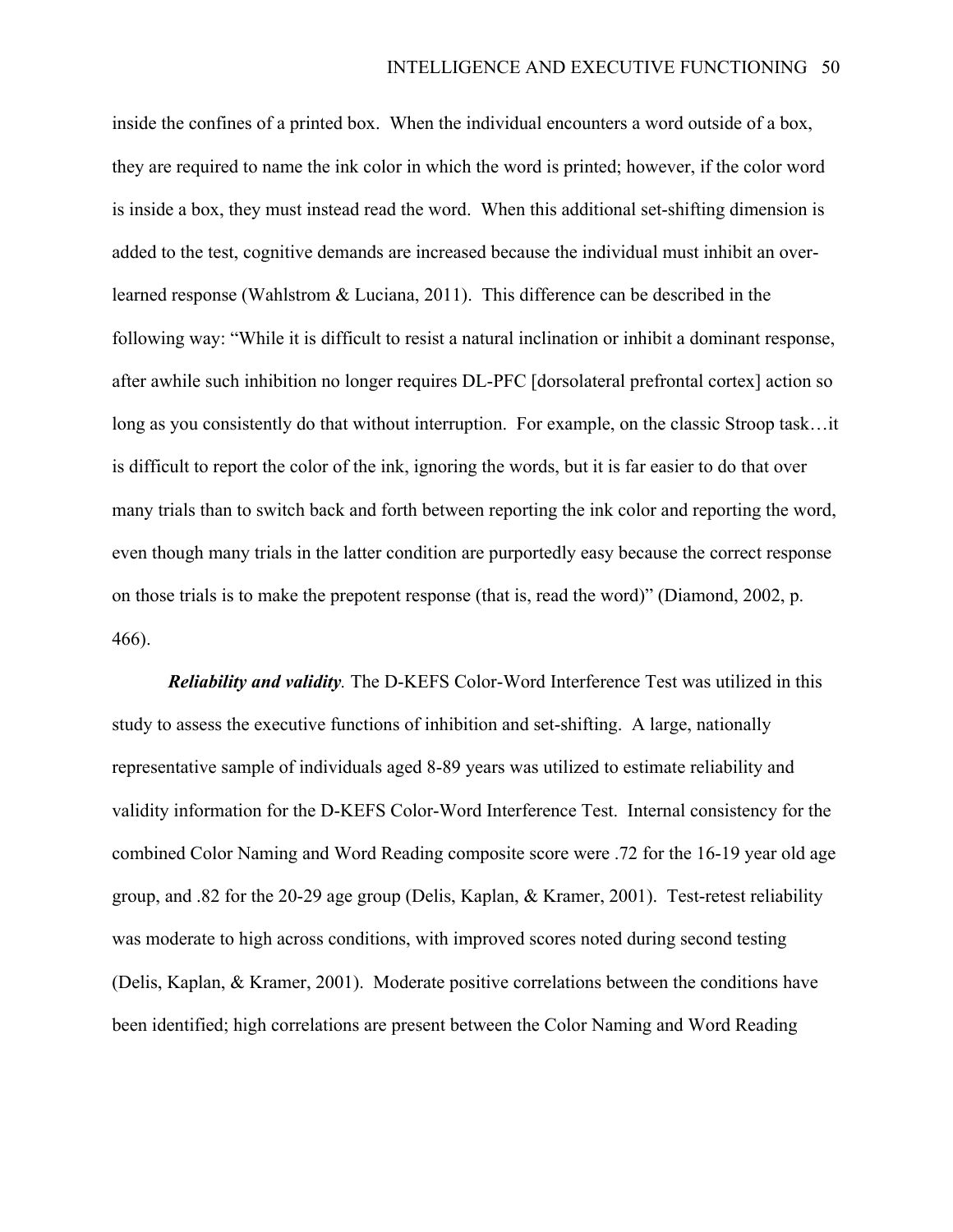inside the confines of a printed box. When the individual encounters a word outside of a box, they are required to name the ink color in which the word is printed; however, if the color word is inside a box, they must instead read the word. When this additional set-shifting dimension is added to the test, cognitive demands are increased because the individual must inhibit an over-learned response (Wahlstrom & Luciana, 2011). This difference can be described in the following way: "While it is difficult to resist a natural inclination or inhibit a dominant response, after awhile such inhibition no longer requires DL-PFC [dorsolateral prefrontal cortex] action so long as you consistently do that without interruption. For example, on the classic Stroop task…it is difficult to report the color of the ink, ignoring the words, but it is far easier to do that over many trials than to switch back and forth between reporting the ink color and reporting the word, even though many trials in the latter condition are purportedly easy because the correct response on those trials is to make the prepotent response (that is, read the word)" (Diamond, 2002, p. 466).

***Reliability and validity*.** The D-KEFS Color-Word Interference Test was utilized in this study to assess the executive functions of inhibition and set-shifting. A large, nationally representative sample of individuals aged 8-89 years was utilized to estimate reliability and validity information for the D-KEFS Color-Word Interference Test. Internal consistency for the combined Color Naming and Word Reading composite score were .72 for the 16-19 year old age group, and .82 for the 20-29 age group (Delis, Kaplan, & Kramer, 2001). Test-retest reliability was moderate to high across conditions, with improved scores noted during second testing (Delis, Kaplan, & Kramer, 2001). Moderate positive correlations between the conditions have been identified; high correlations are present between the Color Naming and Word Reading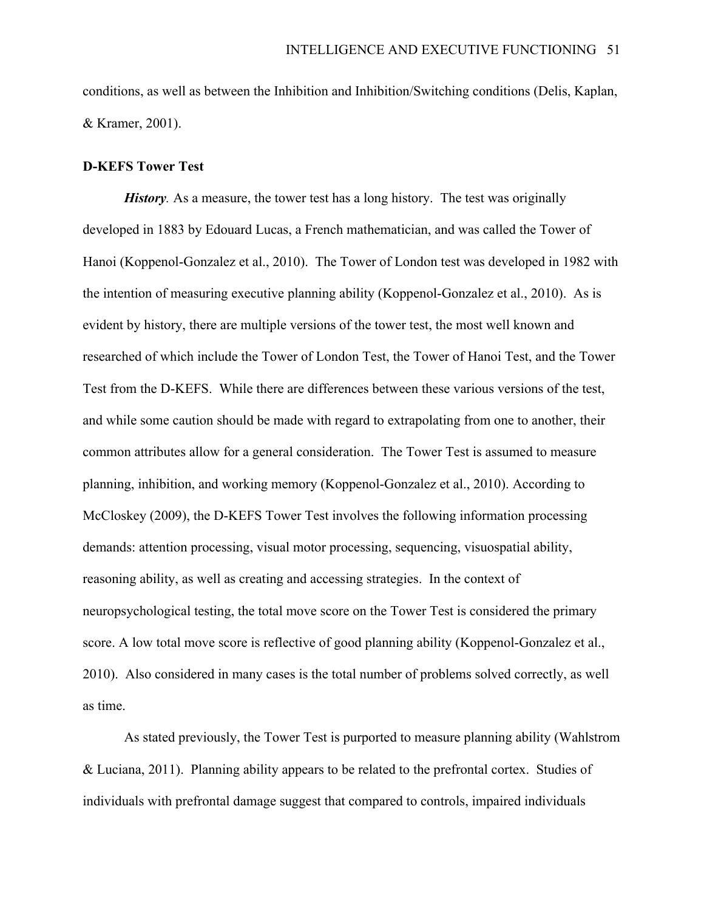conditions, as well as between the Inhibition and Inhibition/Switching conditions (Delis, Kaplan, & Kramer, 2001).

**D-KEFS Tower Test**

***History*.** As a measure, the tower test has a long history. The test was originally developed in 1883 by Edouard Lucas, a French mathematician, and was called the Tower of Hanoi (Koppenol-Gonzalez et al., 2010). The Tower of London test was developed in 1982 with the intention of measuring executive planning ability (Koppenol-Gonzalez et al., 2010). As is evident by history, there are multiple versions of the tower test, the most well known and researched of which include the Tower of London Test, the Tower of Hanoi Test, and the Tower Test from the D-KEFS. While there are differences between these various versions of the test, and while some caution should be made with regard to extrapolating from one to another, their common attributes allow for a general consideration. The Tower Test is assumed to measure planning, inhibition, and working memory (Koppenol-Gonzalez et al., 2010). According to McCloskey (2009), the D-KEFS Tower Test involves the following information processing demands: attention processing, visual motor processing, sequencing, visuospatial ability, reasoning ability, as well as creating and accessing strategies. In the context of neuropsychological testing, the total move score on the Tower Test is considered the primary score. A low total move score is reflective of good planning ability (Koppenol-Gonzalez et al., 2010). Also considered in many cases is the total number of problems solved correctly, as well as time.

As stated previously, the Tower Test is purported to measure planning ability (Wahlstrom & Luciana, 2011). Planning ability appears to be related to the prefrontal cortex. Studies of individuals with prefrontal damage suggest that compared to controls, impaired individuals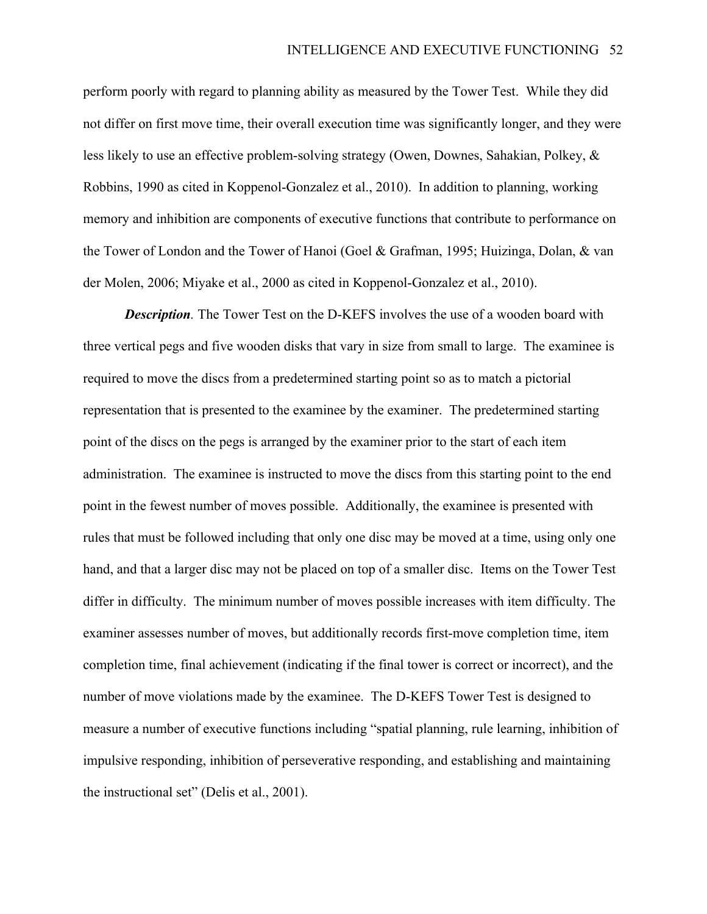perform poorly with regard to planning ability as measured by the Tower Test. While they did not differ on first move time, their overall execution time was significantly longer, and they were less likely to use an effective problem-solving strategy (Owen, Downes, Sahakian, Polkey, & Robbins, 1990 as cited in Koppenol-Gonzalez et al., 2010). In addition to planning, working memory and inhibition are components of executive functions that contribute to performance on the Tower of London and the Tower of Hanoi (Goel & Grafman, 1995; Huizinga, Dolan, & van der Molen, 2006; Miyake et al., 2000 as cited in Koppenol-Gonzalez et al., 2010).

***Description***. The Tower Test on the D-KEFS involves the use of a wooden board with three vertical pegs and five wooden disks that vary in size from small to large. The examinee is required to move the discs from a predetermined starting point so as to match a pictorial representation that is presented to the examinee by the examiner. The predetermined starting point of the discs on the pegs is arranged by the examiner prior to the start of each item administration. The examinee is instructed to move the discs from this starting point to the end point in the fewest number of moves possible. Additionally, the examinee is presented with rules that must be followed including that only one disc may be moved at a time, using only one hand, and that a larger disc may not be placed on top of a smaller disc. Items on the Tower Test differ in difficulty. The minimum number of moves possible increases with item difficulty. The examiner assesses number of moves, but additionally records first-move completion time, item completion time, final achievement (indicating if the final tower is correct or incorrect), and the number of move violations made by the examinee. The D-KEFS Tower Test is designed to measure a number of executive functions including "spatial planning, rule learning, inhibition of impulsive responding, inhibition of perseverative responding, and establishing and maintaining the instructional set" (Delis et al., 2001).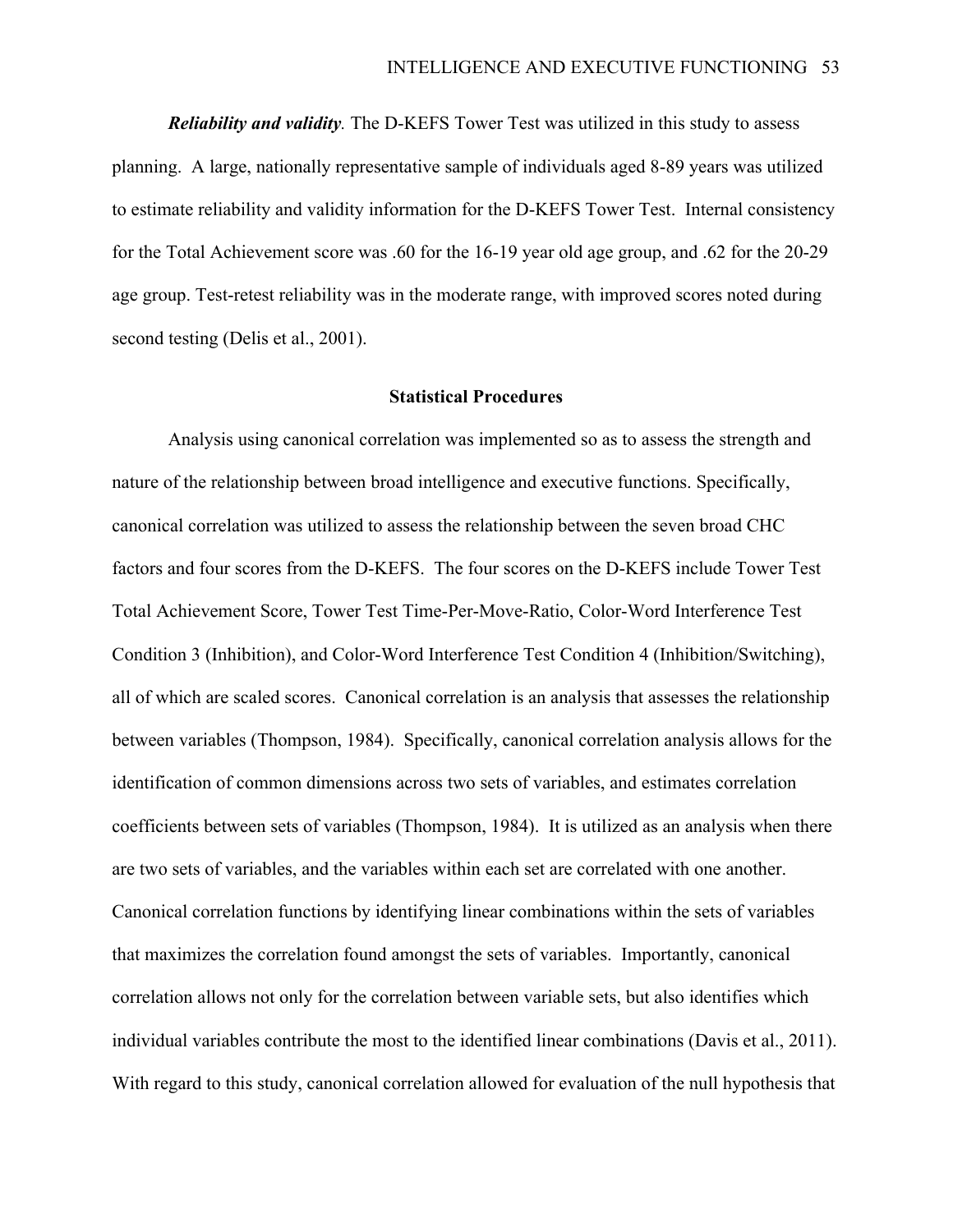***Reliability and validity*.** The D-KEFS Tower Test was utilized in this study to assess planning. A large, nationally representative sample of individuals aged 8-89 years was utilized to estimate reliability and validity information for the D-KEFS Tower Test. Internal consistency for the Total Achievement score was .60 for the 16-19 year old age group, and .62 for the 20-29 age group. Test-retest reliability was in the moderate range, with improved scores noted during second testing (Delis et al., 2001).

## Statistical Procedures

Analysis using canonical correlation was implemented so as to assess the strength and nature of the relationship between broad intelligence and executive functions. Specifically, canonical correlation was utilized to assess the relationship between the seven broad CHC factors and four scores from the D-KEFS. The four scores on the D-KEFS include Tower Test Total Achievement Score, Tower Test Time-Per-Move-Ratio, Color-Word Interference Test Condition 3 (Inhibition), and Color-Word Interference Test Condition 4 (Inhibition/Switching), all of which are scaled scores. Canonical correlation is an analysis that assesses the relationship between variables (Thompson, 1984). Specifically, canonical correlation analysis allows for the identification of common dimensions across two sets of variables, and estimates correlation coefficients between sets of variables (Thompson, 1984). It is utilized as an analysis when there are two sets of variables, and the variables within each set are correlated with one another. Canonical correlation functions by identifying linear combinations within the sets of variables that maximizes the correlation found amongst the sets of variables. Importantly, canonical correlation allows not only for the correlation between variable sets, but also identifies which individual variables contribute the most to the identified linear combinations (Davis et al., 2011). With regard to this study, canonical correlation allowed for evaluation of the null hypothesis that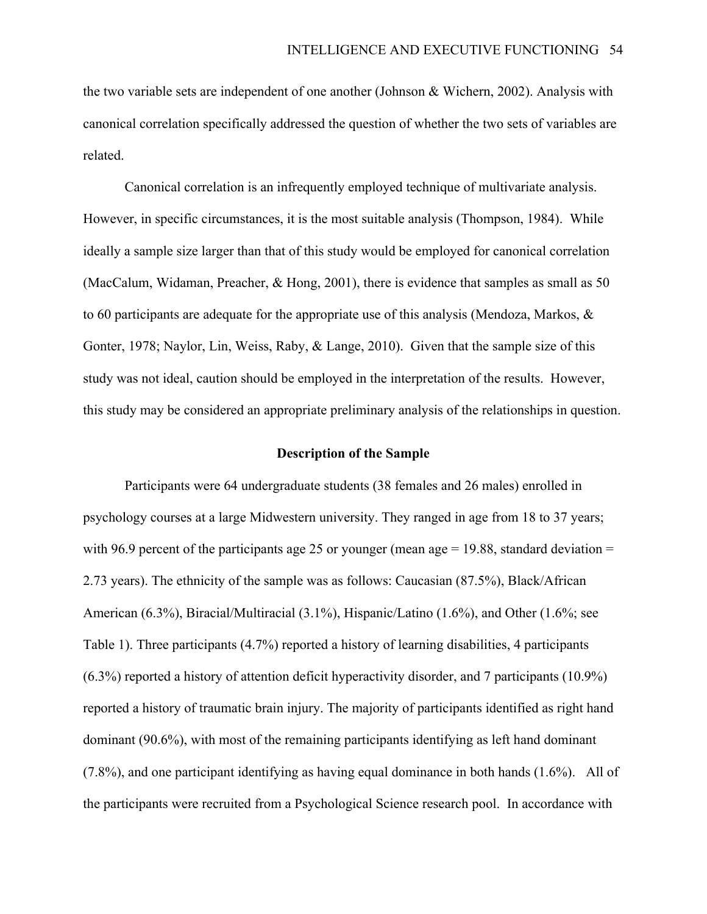the two variable sets are independent of one another (Johnson & Wichern, 2002). Analysis with canonical correlation specifically addressed the question of whether the two sets of variables are related.

Canonical correlation is an infrequently employed technique of multivariate analysis. However, in specific circumstances, it is the most suitable analysis (Thompson, 1984). While ideally a sample size larger than that of this study would be employed for canonical correlation (MacCalum, Widaman, Preacher, & Hong, 2001), there is evidence that samples as small as 50 to 60 participants are adequate for the appropriate use of this analysis (Mendoza, Markos, & Gonter, 1978; Naylor, Lin, Weiss, Raby, & Lange, 2010). Given that the sample size of this study was not ideal, caution should be employed in the interpretation of the results. However, this study may be considered an appropriate preliminary analysis of the relationships in question.

## Description of the Sample

Participants were 64 undergraduate students (38 females and 26 males) enrolled in psychology courses at a large Midwestern university. They ranged in age from 18 to 37 years; with 96.9 percent of the participants age 25 or younger (mean age = 19.88, standard deviation = 2.73 years). The ethnicity of the sample was as follows: Caucasian (87.5%), Black/African American (6.3%), Biracial/Multiracial (3.1%), Hispanic/Latino (1.6%), and Other (1.6%; see Table 1). Three participants (4.7%) reported a history of learning disabilities, 4 participants (6.3%) reported a history of attention deficit hyperactivity disorder, and 7 participants (10.9%) reported a history of traumatic brain injury. The majority of participants identified as right hand dominant (90.6%), with most of the remaining participants identifying as left hand dominant (7.8%), and one participant identifying as having equal dominance in both hands (1.6%). All of the participants were recruited from a Psychological Science research pool. In accordance with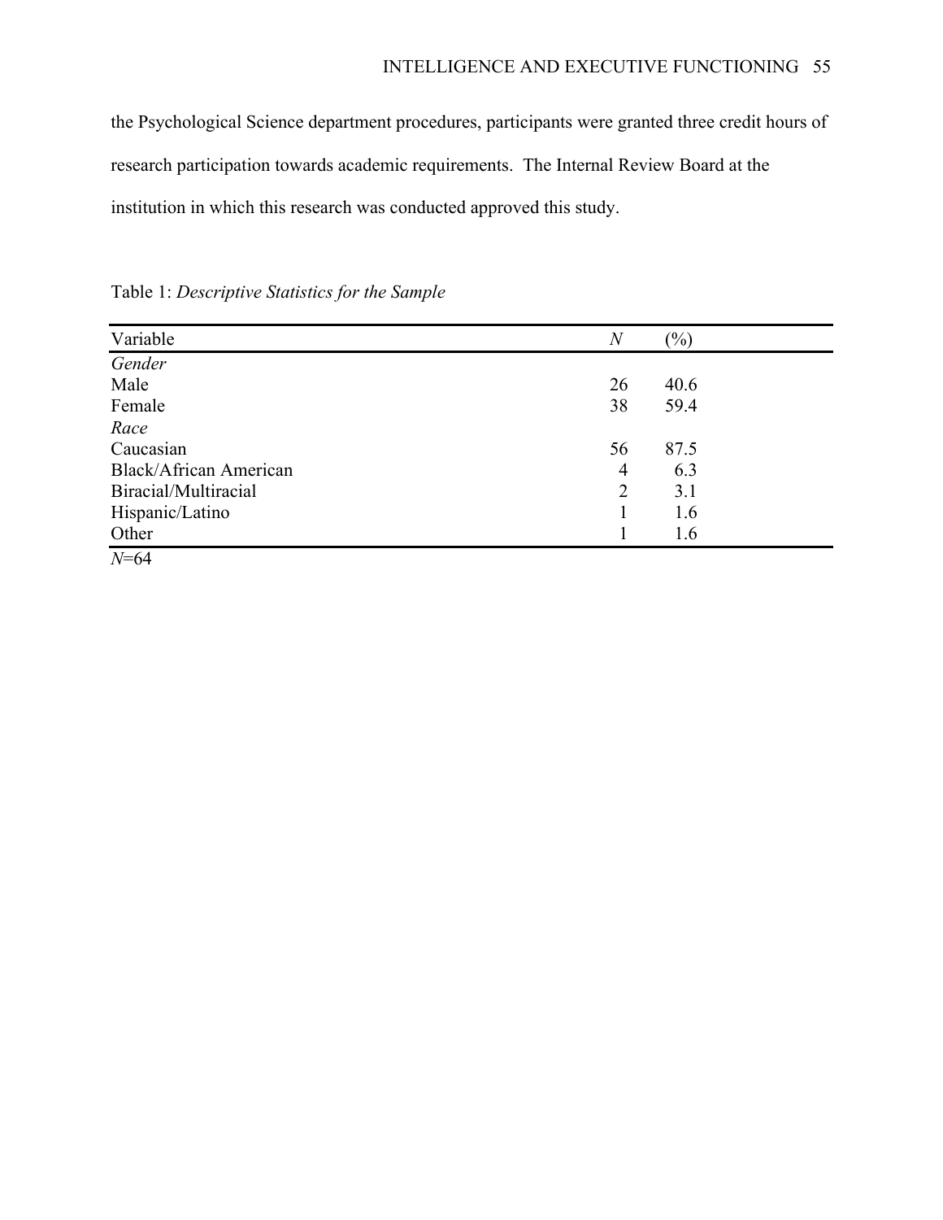the Psychological Science department procedures, participants were granted three credit hours of research participation towards academic requirements. The Internal Review Board at the institution in which this research was conducted approved this study.

Table 1: *Descriptive Statistics for the Sample*

| Variable | *N* | (%) |
|---|---|---|
| *Gender* | | |
| Male | 26 | 40.6 |
| Female | 38 | 59.4 |
| *Race* | | |
| Caucasian | 56 | 87.5 |
| Black/African American | 4 | 6.3 |
| Biracial/Multiracial | 2 | 3.1 |
| Hispanic/Latino | 1 | 1.6 |
| Other | 1 | 1.6 |

*N*=64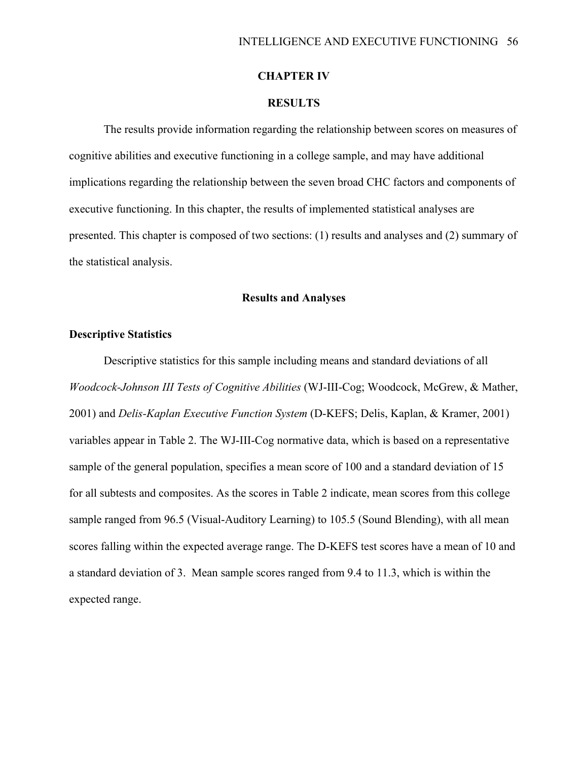# CHAPTER IV

# RESULTS

The results provide information regarding the relationship between scores on measures of cognitive abilities and executive functioning in a college sample, and may have additional implications regarding the relationship between the seven broad CHC factors and components of executive functioning. In this chapter, the results of implemented statistical analyses are presented. This chapter is composed of two sections: (1) results and analyses and (2) summary of the statistical analysis.

## Results and Analyses

### Descriptive Statistics

Descriptive statistics for this sample including means and standard deviations of all *Woodcock-Johnson III Tests of Cognitive Abilities* (WJ-III-Cog; Woodcock, McGrew, & Mather, 2001) and *Delis-Kaplan Executive Function System* (D-KEFS; Delis, Kaplan, & Kramer, 2001) variables appear in Table 2. The WJ-III-Cog normative data, which is based on a representative sample of the general population, specifies a mean score of 100 and a standard deviation of 15 for all subtests and composites. As the scores in Table 2 indicate, mean scores from this college sample ranged from 96.5 (Visual-Auditory Learning) to 105.5 (Sound Blending), with all mean scores falling within the expected average range. The D-KEFS test scores have a mean of 10 and a standard deviation of 3. Mean sample scores ranged from 9.4 to 11.3, which is within the expected range.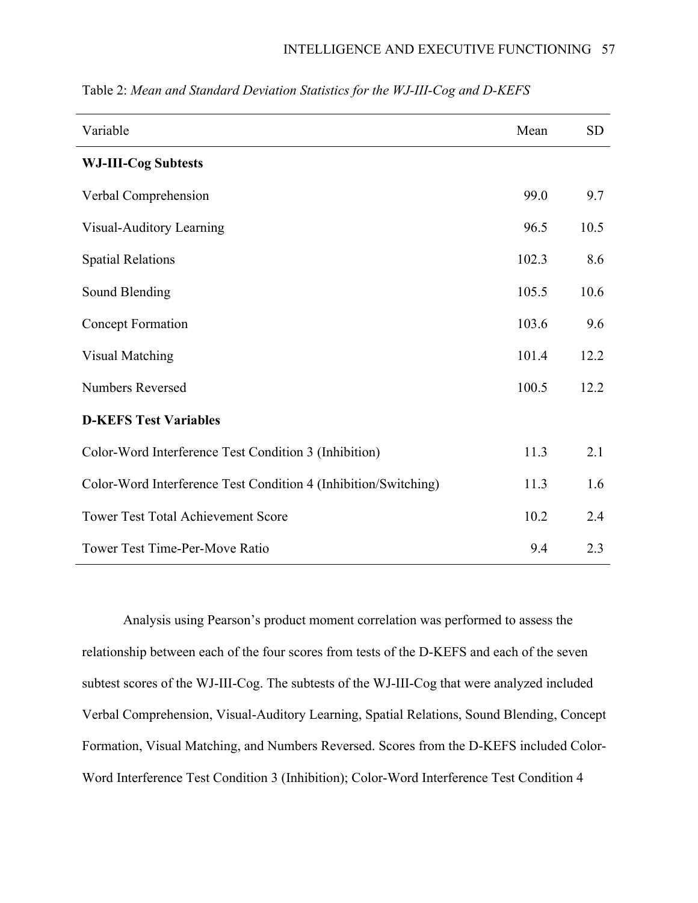Table 2: *Mean and Standard Deviation Statistics for the WJ-III-Cog and D-KEFS*

| Variable | Mean | SD |
|---|---|---|
| **WJ-III-Cog Subtests** | | |
| Verbal Comprehension | 99.0 | 9.7 |
| Visual-Auditory Learning | 96.5 | 10.5 |
| Spatial Relations | 102.3 | 8.6 |
| Sound Blending | 105.5 | 10.6 |
| Concept Formation | 103.6 | 9.6 |
| Visual Matching | 101.4 | 12.2 |
| Numbers Reversed | 100.5 | 12.2 |
| **D-KEFS Test Variables** | | |
| Color-Word Interference Test Condition 3 (Inhibition) | 11.3 | 2.1 |
| Color-Word Interference Test Condition 4 (Inhibition/Switching) | 11.3 | 1.6 |
| Tower Test Total Achievement Score | 10.2 | 2.4 |
| Tower Test Time-Per-Move Ratio | 9.4 | 2.3 |

Analysis using Pearson's product moment correlation was performed to assess the relationship between each of the four scores from tests of the D-KEFS and each of the seven subtest scores of the WJ-III-Cog. The subtests of the WJ-III-Cog that were analyzed included Verbal Comprehension, Visual-Auditory Learning, Spatial Relations, Sound Blending, Concept Formation, Visual Matching, and Numbers Reversed. Scores from the D-KEFS included Color-Word Interference Test Condition 3 (Inhibition); Color-Word Interference Test Condition 4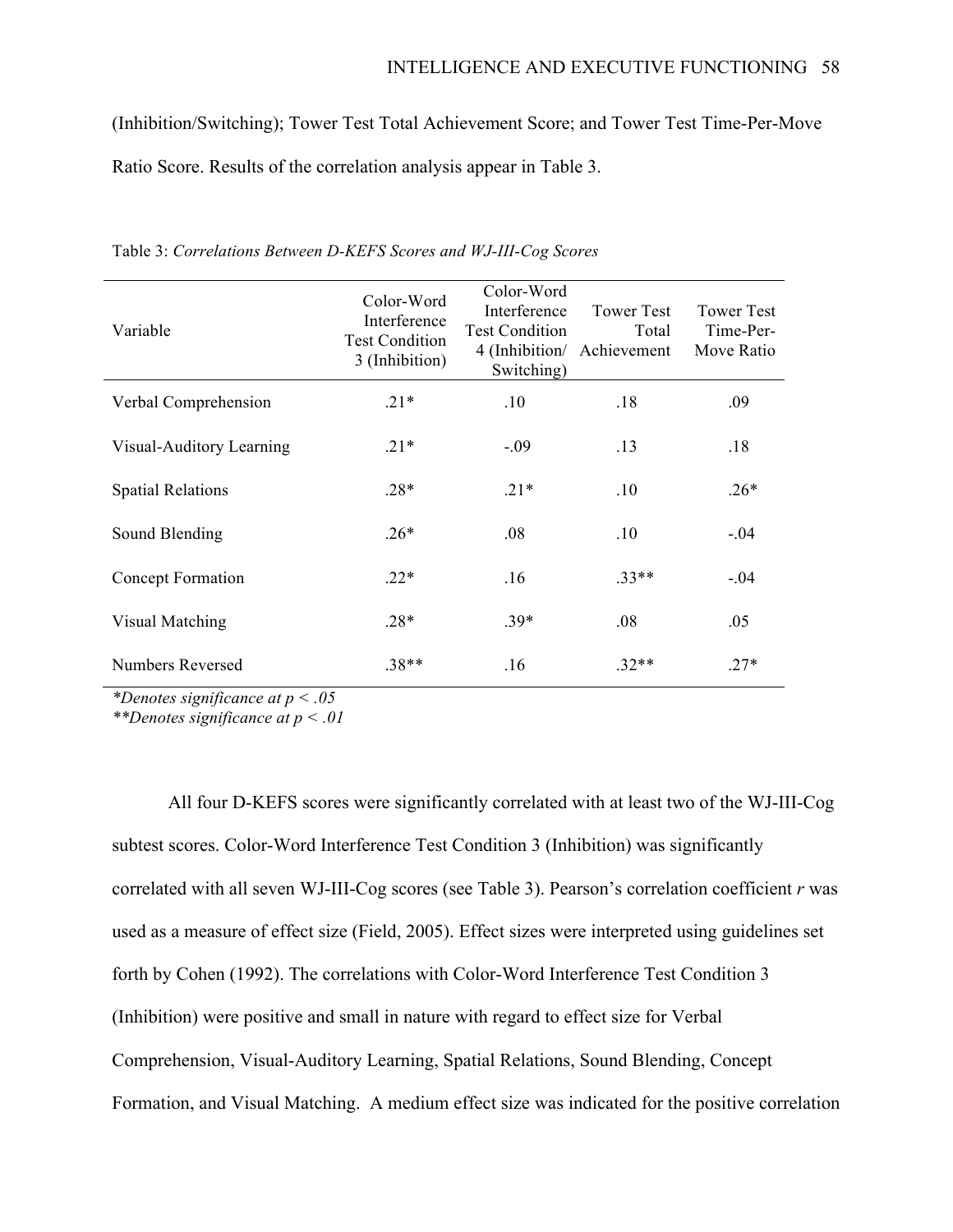(Inhibition/Switching); Tower Test Total Achievement Score; and Tower Test Time-Per-Move Ratio Score. Results of the correlation analysis appear in Table 3.

Table 3: *Correlations Between D-KEFS Scores and WJ-III-Cog Scores*

| Variable | Color-Word Interference Test Condition 3 (Inhibition) | Color-Word Interference Test Condition 4 (Inhibition/ Switching) | Tower Test Total Achievement | Tower Test Time-Per-Move Ratio |
|---|---|---|---|---|
| Verbal Comprehension | .21* | .10 | .18 | .09 |
| Visual-Auditory Learning | .21* | -.09 | .13 | .18 |
| Spatial Relations | .28* | .21* | .10 | .26* |
| Sound Blending | .26* | .08 | .10 | -.04 |
| Concept Formation | .22* | .16 | .33** | -.04 |
| Visual Matching | .28* | .39* | .08 | .05 |
| Numbers Reversed | .38** | .16 | .32** | .27* |

**Denotes significance at $p < .05$*
***Denotes significance at $p < .01$*

All four D-KEFS scores were significantly correlated with at least two of the WJ-III-Cog subtest scores. Color-Word Interference Test Condition 3 (Inhibition) was significantly correlated with all seven WJ-III-Cog scores (see Table 3). Pearson's correlation coefficient $r$ was used as a measure of effect size (Field, 2005). Effect sizes were interpreted using guidelines set forth by Cohen (1992). The correlations with Color-Word Interference Test Condition 3 (Inhibition) were positive and small in nature with regard to effect size for Verbal Comprehension, Visual-Auditory Learning, Spatial Relations, Sound Blending, Concept Formation, and Visual Matching. A medium effect size was indicated for the positive correlation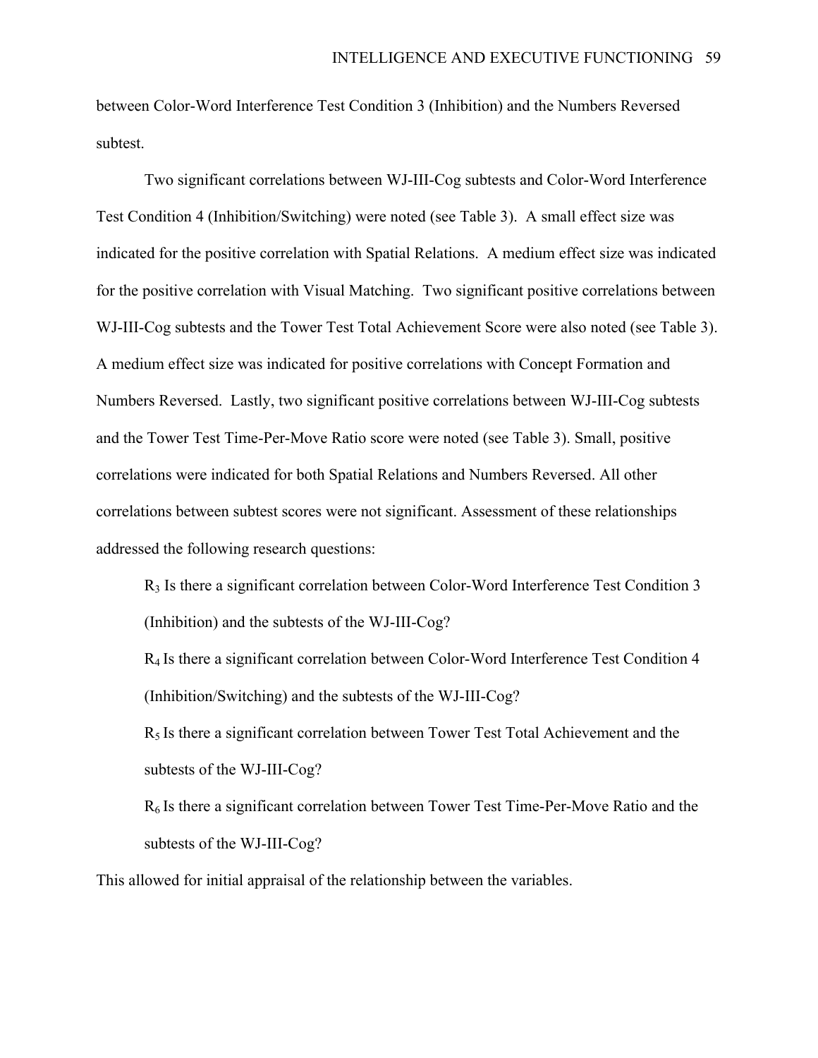between Color-Word Interference Test Condition 3 (Inhibition) and the Numbers Reversed subtest.

Two significant correlations between WJ-III-Cog subtests and Color-Word Interference Test Condition 4 (Inhibition/Switching) were noted (see Table 3). A small effect size was indicated for the positive correlation with Spatial Relations. A medium effect size was indicated for the positive correlation with Visual Matching. Two significant positive correlations between WJ-III-Cog subtests and the Tower Test Total Achievement Score were also noted (see Table 3). A medium effect size was indicated for positive correlations with Concept Formation and Numbers Reversed. Lastly, two significant positive correlations between WJ-III-Cog subtests and the Tower Test Time-Per-Move Ratio score were noted (see Table 3). Small, positive correlations were indicated for both Spatial Relations and Numbers Reversed. All other correlations between subtest scores were not significant. Assessment of these relationships addressed the following research questions:

> $R_3$ Is there a significant correlation between Color-Word Interference Test Condition 3 (Inhibition) and the subtests of the WJ-III-Cog?
>
> $R_4$ Is there a significant correlation between Color-Word Interference Test Condition 4 (Inhibition/Switching) and the subtests of the WJ-III-Cog?
>
> $R_5$ Is there a significant correlation between Tower Test Total Achievement and the subtests of the WJ-III-Cog?
>
> $R_6$ Is there a significant correlation between Tower Test Time-Per-Move Ratio and the subtests of the WJ-III-Cog?

This allowed for initial appraisal of the relationship between the variables.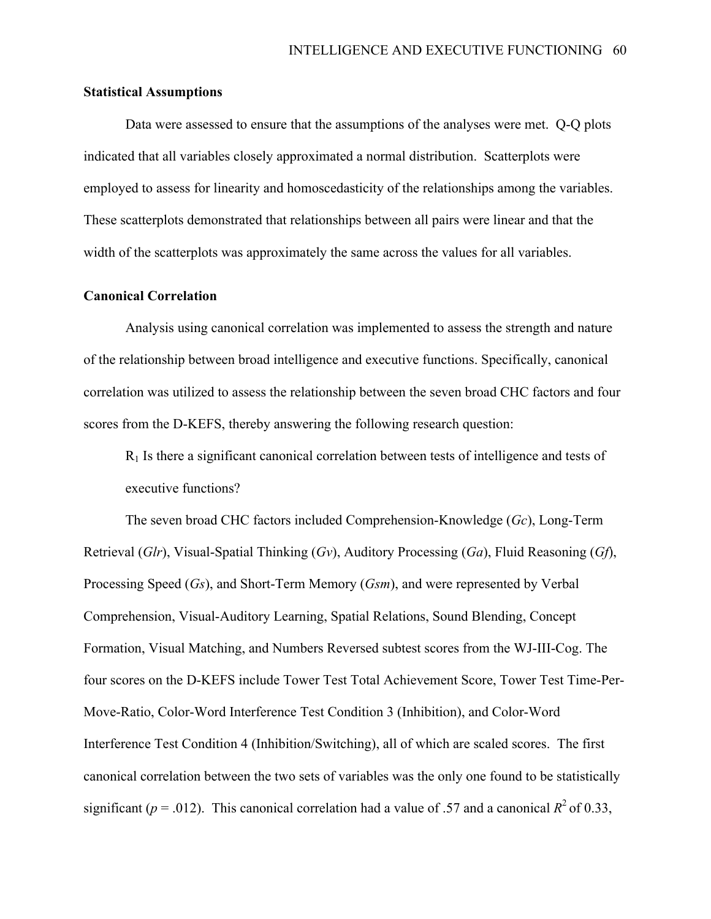**Statistical Assumptions**

Data were assessed to ensure that the assumptions of the analyses were met. Q-Q plots indicated that all variables closely approximated a normal distribution. Scatterplots were employed to assess for linearity and homoscedasticity of the relationships among the variables. These scatterplots demonstrated that relationships between all pairs were linear and that the width of the scatterplots was approximately the same across the values for all variables.

**Canonical Correlation**

Analysis using canonical correlation was implemented to assess the strength and nature of the relationship between broad intelligence and executive functions. Specifically, canonical correlation was utilized to assess the relationship between the seven broad CHC factors and four scores from the D-KEFS, thereby answering the following research question:

> $R_1$ Is there a significant canonical correlation between tests of intelligence and tests of executive functions?

The seven broad CHC factors included Comprehension-Knowledge (*Gc*), Long-Term Retrieval (*Glr*), Visual-Spatial Thinking (*Gv*), Auditory Processing (*Ga*), Fluid Reasoning (*Gf*), Processing Speed (*Gs*), and Short-Term Memory (*Gsm*), and were represented by Verbal Comprehension, Visual-Auditory Learning, Spatial Relations, Sound Blending, Concept Formation, Visual Matching, and Numbers Reversed subtest scores from the WJ-III-Cog. The four scores on the D-KEFS include Tower Test Total Achievement Score, Tower Test Time-Per-Move-Ratio, Color-Word Interference Test Condition 3 (Inhibition), and Color-Word Interference Test Condition 4 (Inhibition/Switching), all of which are scaled scores. The first canonical correlation between the two sets of variables was the only one found to be statistically significant ($p$ = .012). This canonical correlation had a value of .57 and a canonical $R^2$ of 0.33,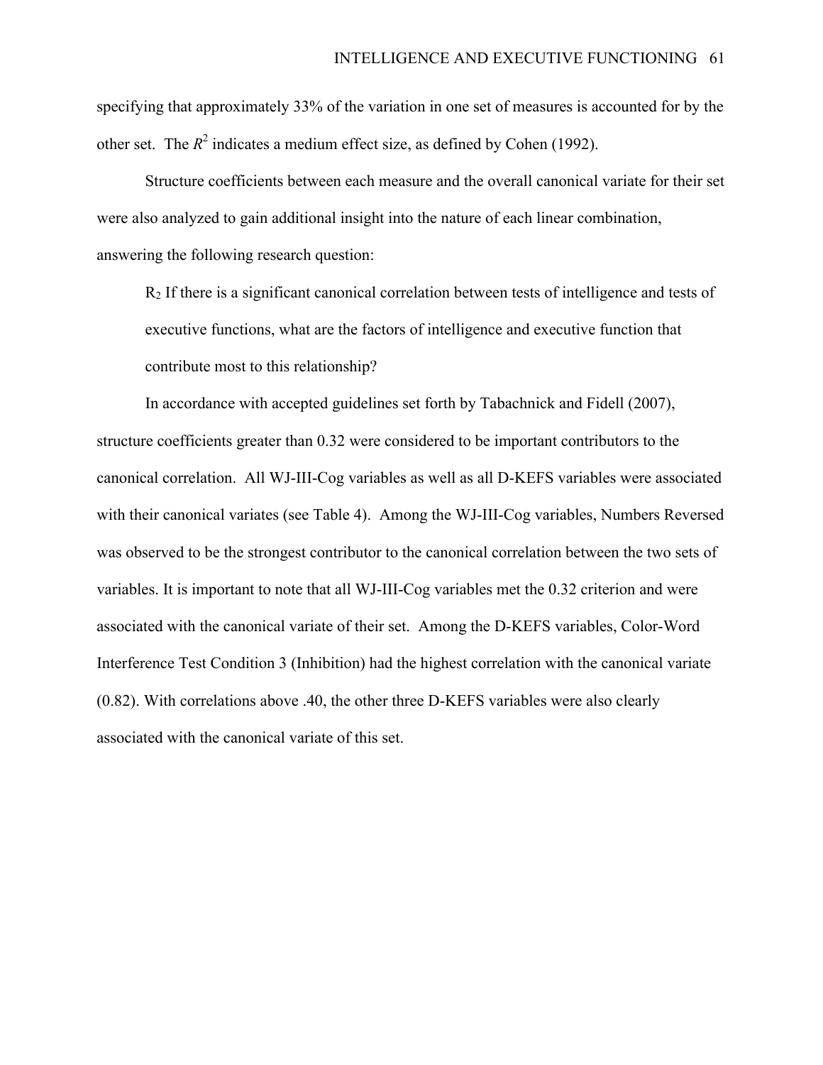specifying that approximately 33% of the variation in one set of measures is accounted for by the other set. The $R^2$ indicates a medium effect size, as defined by Cohen (1992).

Structure coefficients between each measure and the overall canonical variate for their set were also analyzed to gain additional insight into the nature of each linear combination, answering the following research question:

> $R_2$ If there is a significant canonical correlation between tests of intelligence and tests of executive functions, what are the factors of intelligence and executive function that contribute most to this relationship?

In accordance with accepted guidelines set forth by Tabachnick and Fidell (2007), structure coefficients greater than 0.32 were considered to be important contributors to the canonical correlation. All WJ-III-Cog variables as well as all D-KEFS variables were associated with their canonical variates (see Table 4). Among the WJ-III-Cog variables, Numbers Reversed was observed to be the strongest contributor to the canonical correlation between the two sets of variables. It is important to note that all WJ-III-Cog variables met the 0.32 criterion and were associated with the canonical variate of their set. Among the D-KEFS variables, Color-Word Interference Test Condition 3 (Inhibition) had the highest correlation with the canonical variate (0.82). With correlations above .40, the other three D-KEFS variables were also clearly associated with the canonical variate of this set.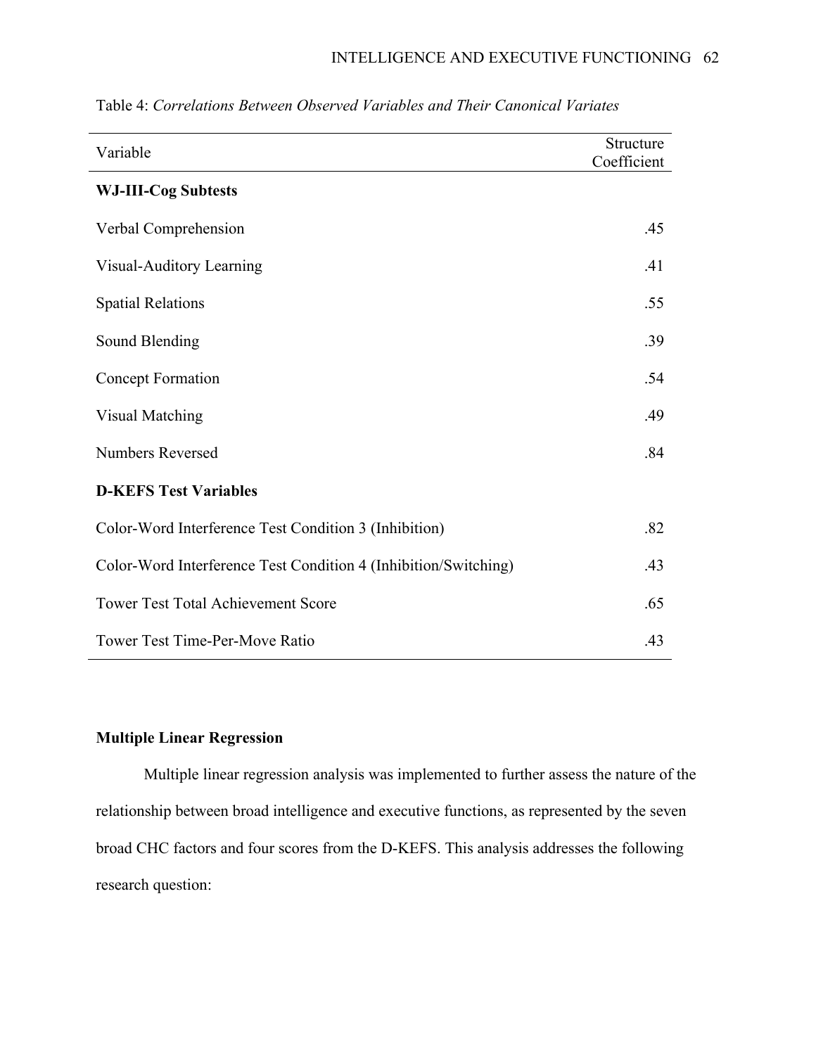Table 4: *Correlations Between Observed Variables and Their Canonical Variates*

| Variable | Structure Coefficient |
|---|---|
| **WJ-III-Cog Subtests** | |
| Verbal Comprehension | .45 |
| Visual-Auditory Learning | .41 |
| Spatial Relations | .55 |
| Sound Blending | .39 |
| Concept Formation | .54 |
| Visual Matching | .49 |
| Numbers Reversed | .84 |
| **D-KEFS Test Variables** | |
| Color-Word Interference Test Condition 3 (Inhibition) | .82 |
| Color-Word Interference Test Condition 4 (Inhibition/Switching) | .43 |
| Tower Test Total Achievement Score | .65 |
| Tower Test Time-Per-Move Ratio | .43 |

**Multiple Linear Regression**

Multiple linear regression analysis was implemented to further assess the nature of the relationship between broad intelligence and executive functions, as represented by the seven broad CHC factors and four scores from the D-KEFS. This analysis addresses the following research question: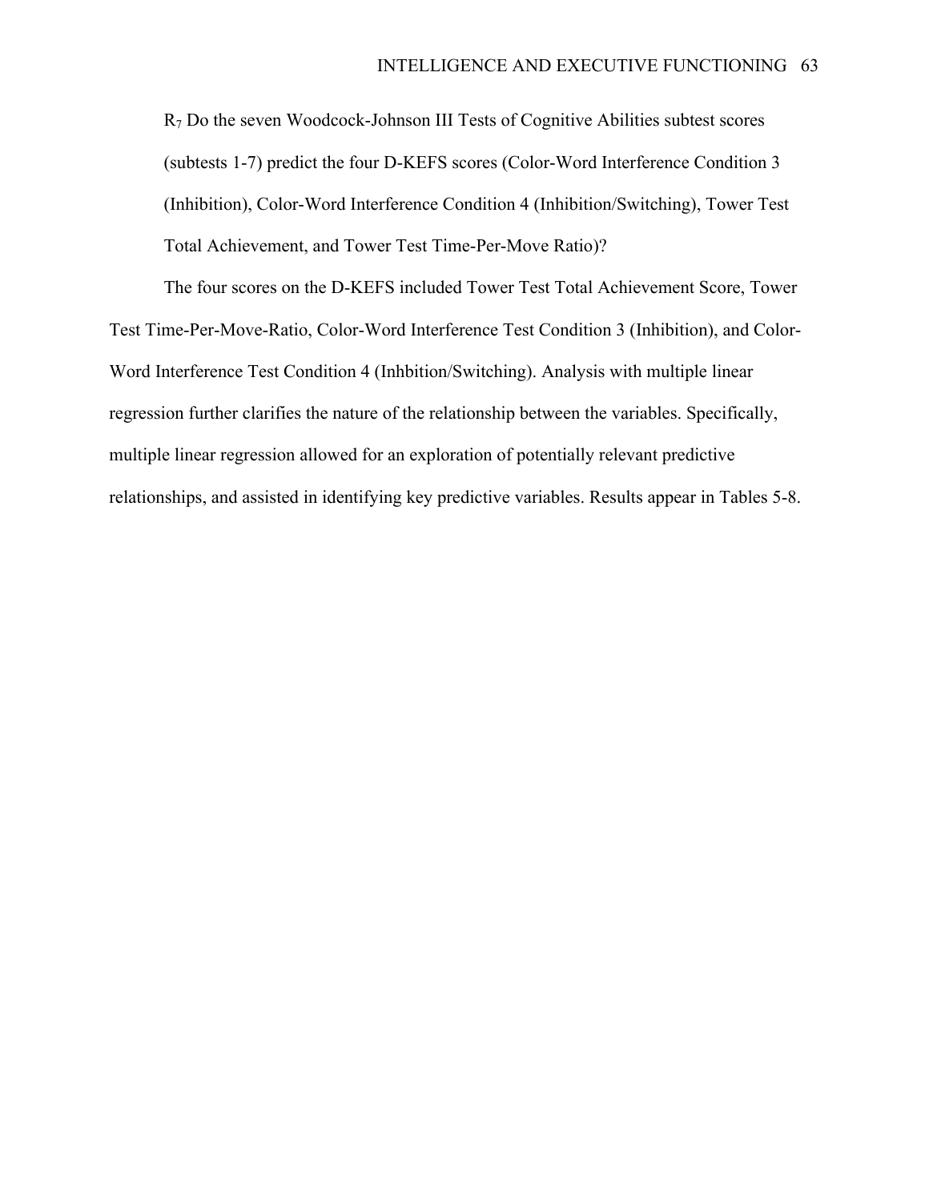$R_7$ Do the seven Woodcock-Johnson III Tests of Cognitive Abilities subtest scores (subtests 1-7) predict the four D-KEFS scores (Color-Word Interference Condition 3 (Inhibition), Color-Word Interference Condition 4 (Inhibition/Switching), Tower Test Total Achievement, and Tower Test Time-Per-Move Ratio)?

The four scores on the D-KEFS included Tower Test Total Achievement Score, Tower Test Time-Per-Move-Ratio, Color-Word Interference Test Condition 3 (Inhibition), and Color-Word Interference Test Condition 4 (Inhbition/Switching). Analysis with multiple linear regression further clarifies the nature of the relationship between the variables. Specifically, multiple linear regression allowed for an exploration of potentially relevant predictive relationships, and assisted in identifying key predictive variables. Results appear in Tables 5-8.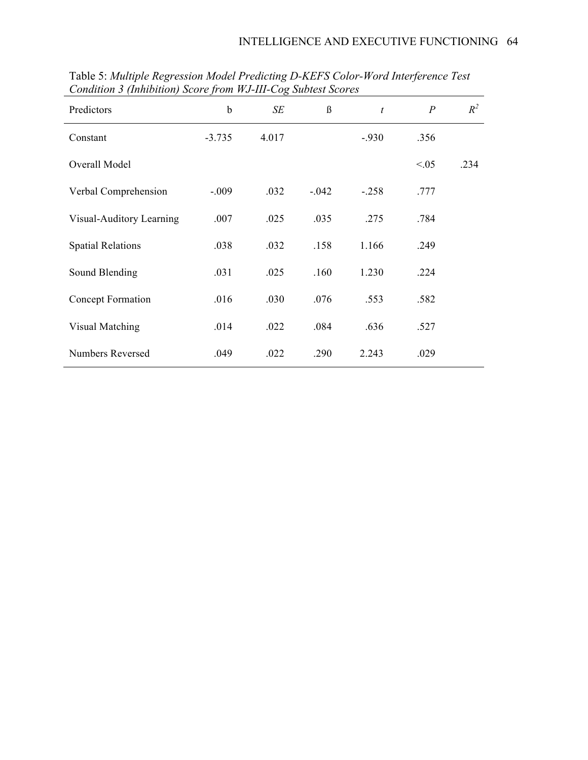Table 5: *Multiple Regression Model Predicting D-KEFS Color-Word Interference Test Condition 3 (Inhibition) Score from WJ-III-Cog Subtest Scores*

| Predictors | b | *SE* | ß | *t* | *P* | $R^2$ |
|---|---|---|---|---|---|---|
| Constant | -3.735 | 4.017 | | -.930 | .356 | |
| Overall Model | | | | | <.05 | .234 |
| Verbal Comprehension | -.009 | .032 | -.042 | -.258 | .777 | |
| Visual-Auditory Learning | .007 | .025 | .035 | .275 | .784 | |
| Spatial Relations | .038 | .032 | .158 | 1.166 | .249 | |
| Sound Blending | .031 | .025 | .160 | 1.230 | .224 | |
| Concept Formation | .016 | .030 | .076 | .553 | .582 | |
| Visual Matching | .014 | .022 | .084 | .636 | .527 | |
| Numbers Reversed | .049 | .022 | .290 | 2.243 | .029 | |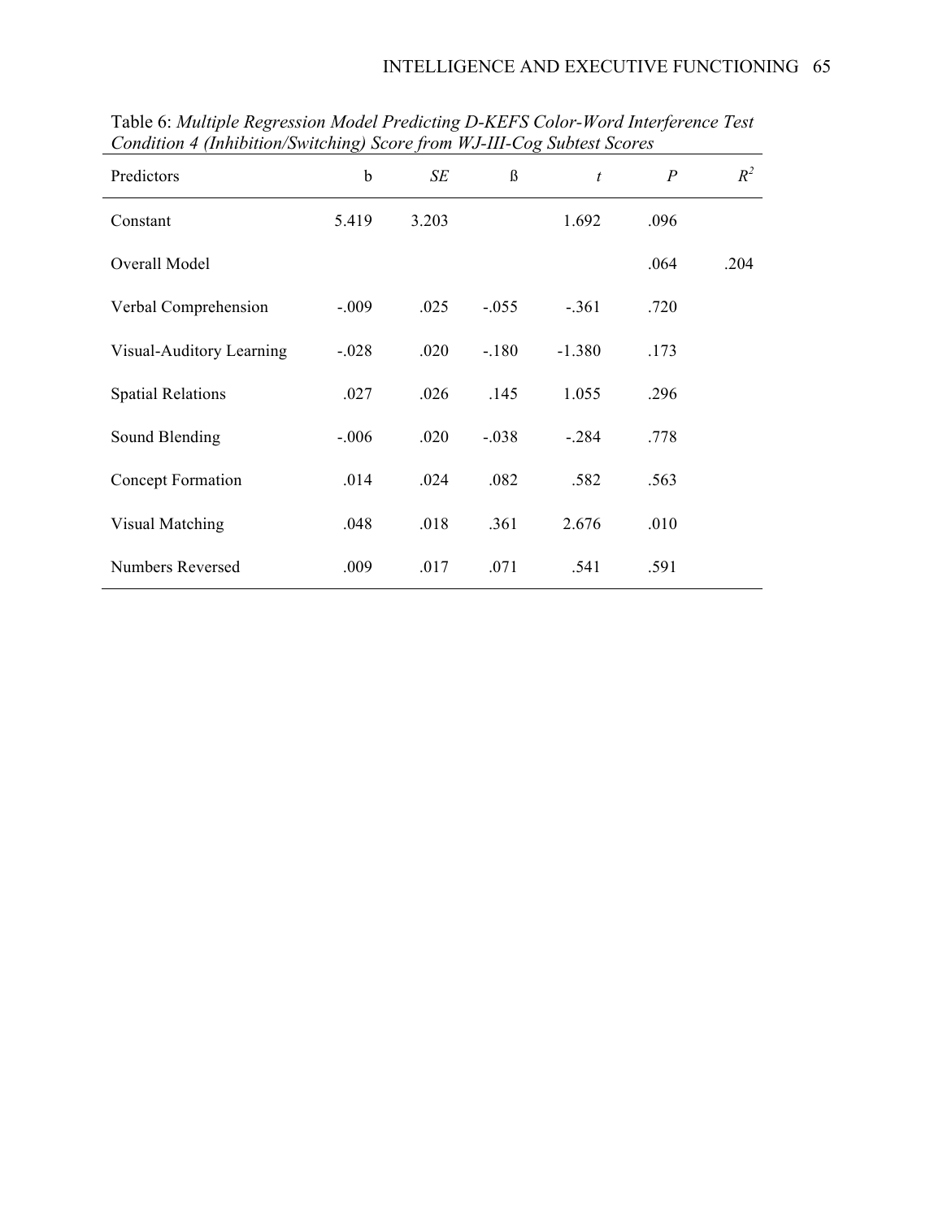Table 6: *Multiple Regression Model Predicting D-KEFS Color-Word Interference Test Condition 4 (Inhibition/Switching) Score from WJ-III-Cog Subtest Scores*

| Predictors | b | *SE* | ß | *t* | *P* | $R^2$ |
|---|---|---|---|---|---|---|
| Constant | 5.419 | 3.203 | | 1.692 | .096 | |
| Overall Model | | | | | .064 | .204 |
| Verbal Comprehension | -.009 | .025 | -.055 | -.361 | .720 | |
| Visual-Auditory Learning | -.028 | .020 | -.180 | -1.380 | .173 | |
| Spatial Relations | .027 | .026 | .145 | 1.055 | .296 | |
| Sound Blending | -.006 | .020 | -.038 | -.284 | .778 | |
| Concept Formation | .014 | .024 | .082 | .582 | .563 | |
| Visual Matching | .048 | .018 | .361 | 2.676 | .010 | |
| Numbers Reversed | .009 | .017 | .071 | .541 | .591 | |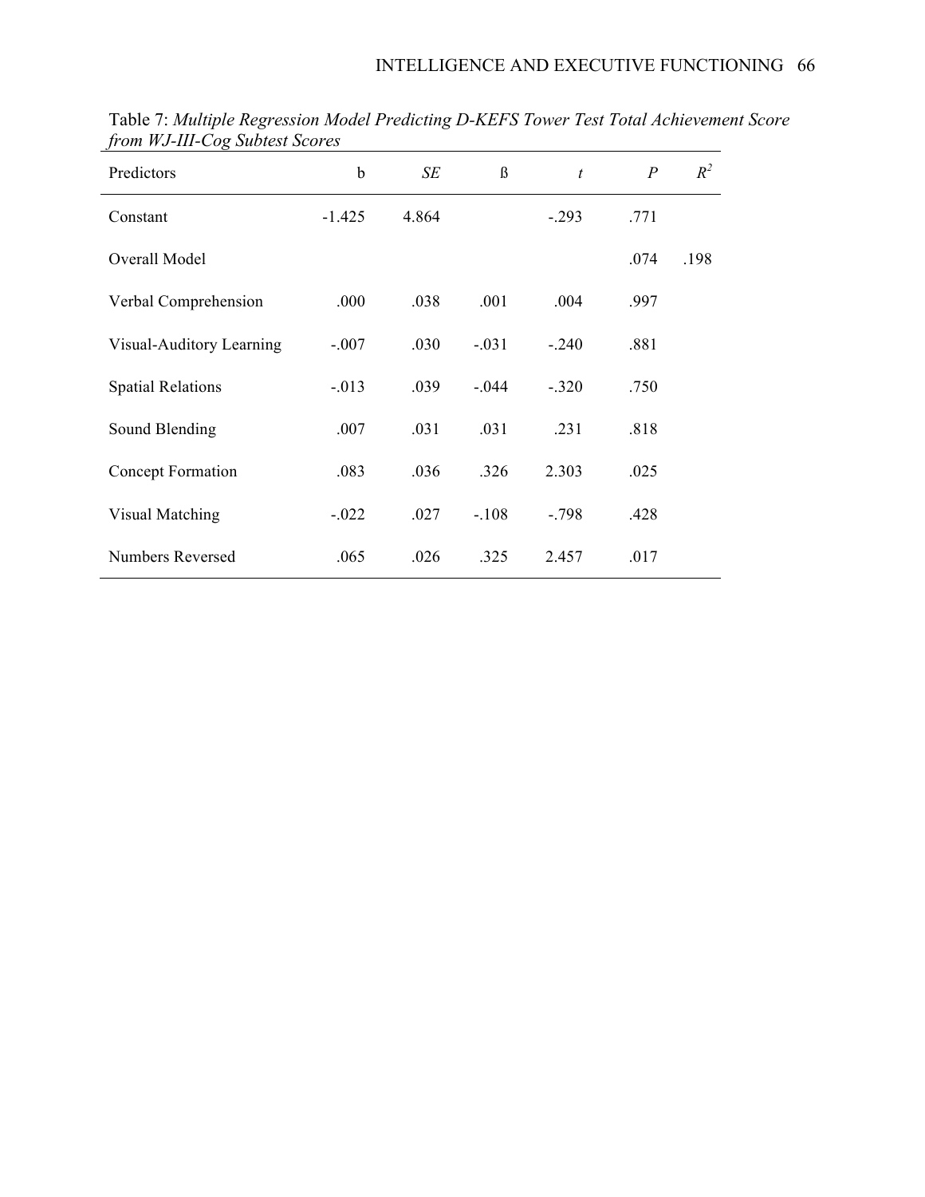Table 7: *Multiple Regression Model Predicting D-KEFS Tower Test Total Achievement Score from WJ-III-Cog Subtest Scores*

| Predictors | b | *SE* | ß | *t* | *P* | $R^2$ |
|---|---|---|---|---|---|---|
| Constant | -1.425 | 4.864 | | -.293 | .771 | |
| Overall Model | | | | | .074 | .198 |
| Verbal Comprehension | .000 | .038 | .001 | .004 | .997 | |
| Visual-Auditory Learning | -.007 | .030 | -.031 | -.240 | .881 | |
| Spatial Relations | -.013 | .039 | -.044 | -.320 | .750 | |
| Sound Blending | .007 | .031 | .031 | .231 | .818 | |
| Concept Formation | .083 | .036 | .326 | 2.303 | .025 | |
| Visual Matching | -.022 | .027 | -.108 | -.798 | .428 | |
| Numbers Reversed | .065 | .026 | .325 | 2.457 | .017 | |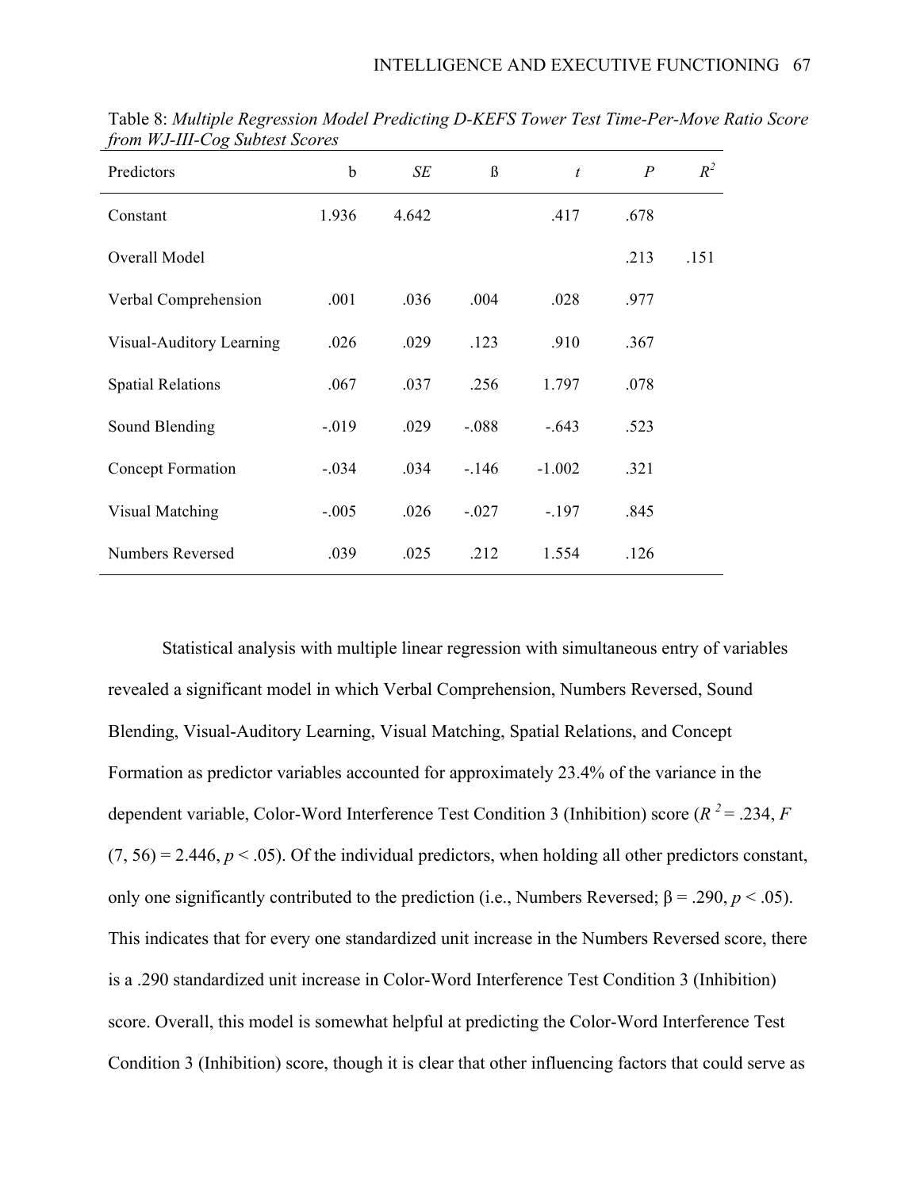Table 8: *Multiple Regression Model Predicting D-KEFS Tower Test Time-Per-Move Ratio Score from WJ-III-Cog Subtest Scores*

| Predictors | b | *SE* | ß | *t* | *P* | $R^2$ |
|---|---|---|---|---|---|---|
| Constant | 1.936 | 4.642 | | .417 | .678 | |
| Overall Model | | | | | .213 | .151 |
| Verbal Comprehension | .001 | .036 | .004 | .028 | .977 | |
| Visual-Auditory Learning | .026 | .029 | .123 | .910 | .367 | |
| Spatial Relations | .067 | .037 | .256 | 1.797 | .078 | |
| Sound Blending | -.019 | .029 | -.088 | -.643 | .523 | |
| Concept Formation | -.034 | .034 | -.146 | -1.002 | .321 | |
| Visual Matching | -.005 | .026 | -.027 | -.197 | .845 | |
| Numbers Reversed | .039 | .025 | .212 | 1.554 | .126 | |

Statistical analysis with multiple linear regression with simultaneous entry of variables revealed a significant model in which Verbal Comprehension, Numbers Reversed, Sound Blending, Visual-Auditory Learning, Visual Matching, Spatial Relations, and Concept Formation as predictor variables accounted for approximately 23.4% of the variance in the dependent variable, Color-Word Interference Test Condition 3 (Inhibition) score ($R^2 = .234$, $F(7, 56) = 2.446$, $p < .05$). Of the individual predictors, when holding all other predictors constant, only one significantly contributed to the prediction (i.e., Numbers Reversed; $\beta = .290$, $p < .05$). This indicates that for every one standardized unit increase in the Numbers Reversed score, there is a .290 standardized unit increase in Color-Word Interference Test Condition 3 (Inhibition) score. Overall, this model is somewhat helpful at predicting the Color-Word Interference Test Condition 3 (Inhibition) score, though it is clear that other influencing factors that could serve as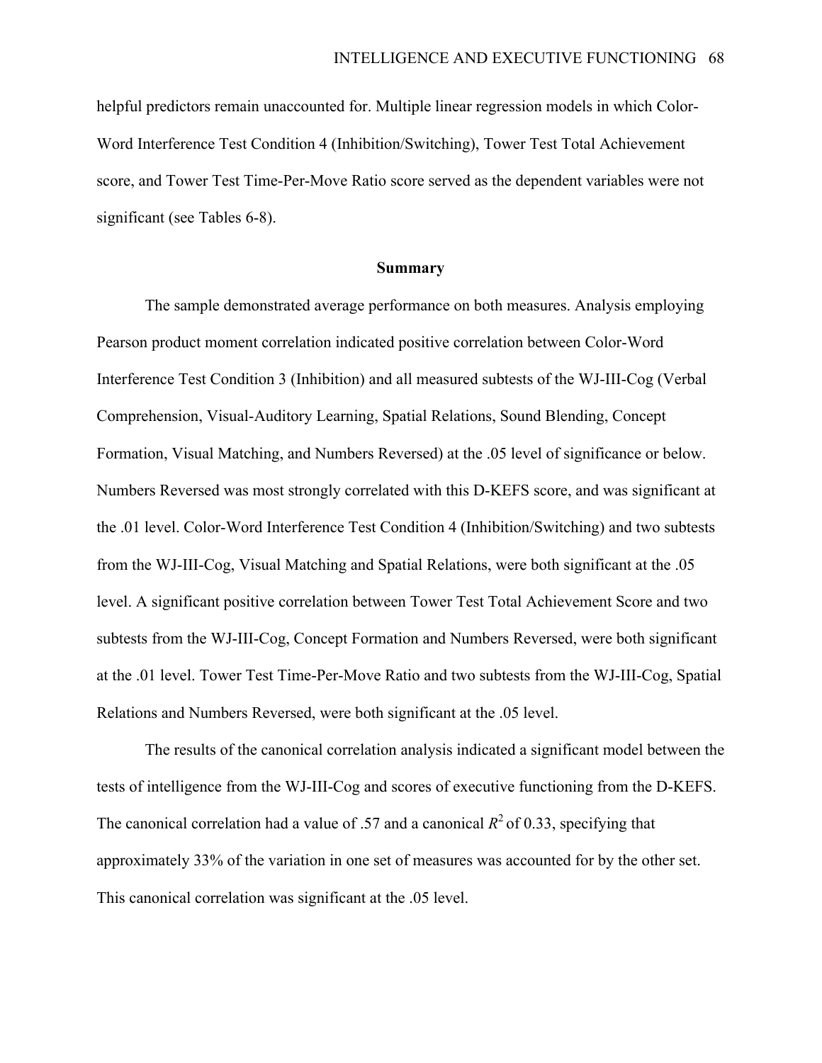helpful predictors remain unaccounted for. Multiple linear regression models in which Color-Word Interference Test Condition 4 (Inhibition/Switching), Tower Test Total Achievement score, and Tower Test Time-Per-Move Ratio score served as the dependent variables were not significant (see Tables 6-8).

## Summary

The sample demonstrated average performance on both measures. Analysis employing Pearson product moment correlation indicated positive correlation between Color-Word Interference Test Condition 3 (Inhibition) and all measured subtests of the WJ-III-Cog (Verbal Comprehension, Visual-Auditory Learning, Spatial Relations, Sound Blending, Concept Formation, Visual Matching, and Numbers Reversed) at the .05 level of significance or below. Numbers Reversed was most strongly correlated with this D-KEFS score, and was significant at the .01 level. Color-Word Interference Test Condition 4 (Inhibition/Switching) and two subtests from the WJ-III-Cog, Visual Matching and Spatial Relations, were both significant at the .05 level. A significant positive correlation between Tower Test Total Achievement Score and two subtests from the WJ-III-Cog, Concept Formation and Numbers Reversed, were both significant at the .01 level. Tower Test Time-Per-Move Ratio and two subtests from the WJ-III-Cog, Spatial Relations and Numbers Reversed, were both significant at the .05 level.

The results of the canonical correlation analysis indicated a significant model between the tests of intelligence from the WJ-III-Cog and scores of executive functioning from the D-KEFS. The canonical correlation had a value of .57 and a canonical $R^2$ of 0.33, specifying that approximately 33% of the variation in one set of measures was accounted for by the other set. This canonical correlation was significant at the .05 level.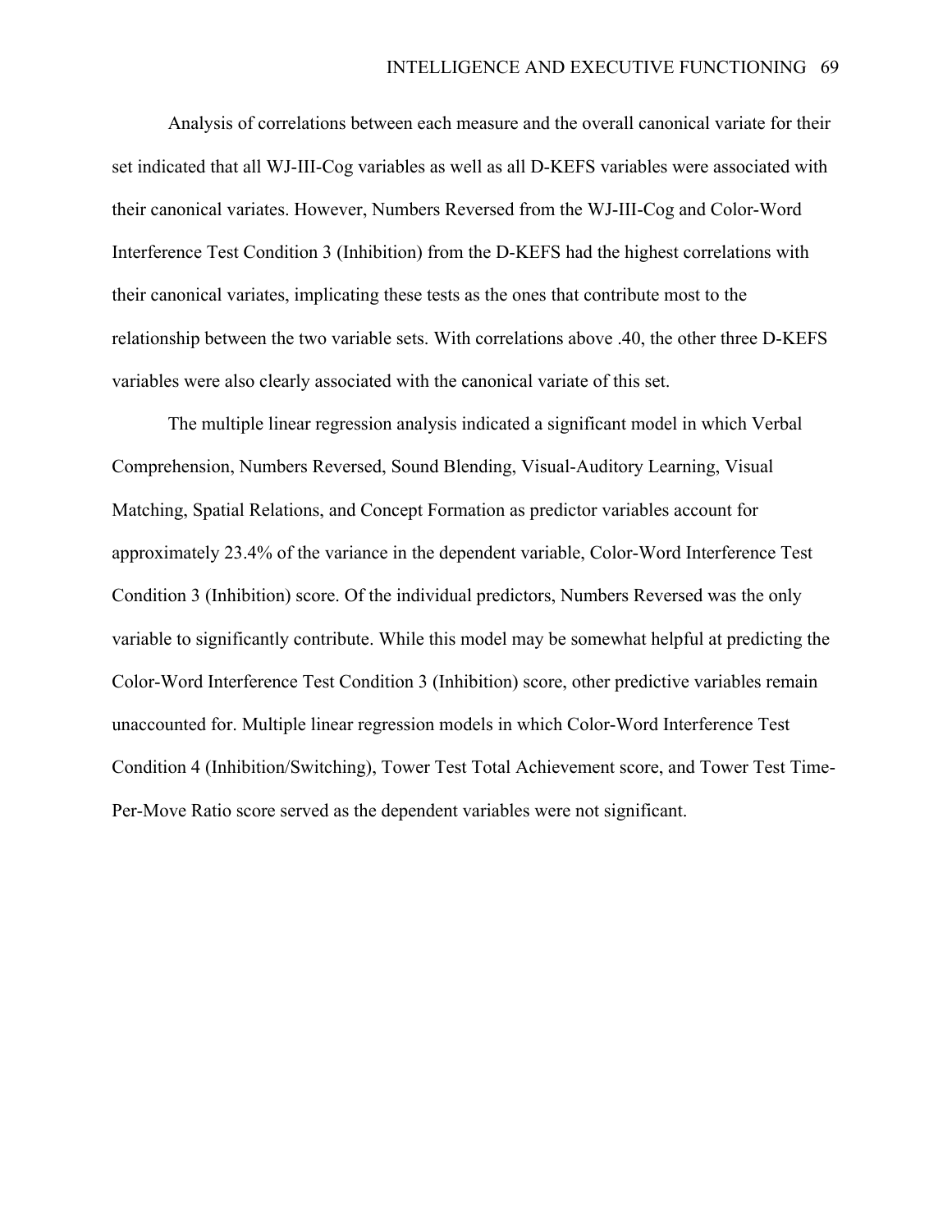Analysis of correlations between each measure and the overall canonical variate for their set indicated that all WJ-III-Cog variables as well as all D-KEFS variables were associated with their canonical variates. However, Numbers Reversed from the WJ-III-Cog and Color-Word Interference Test Condition 3 (Inhibition) from the D-KEFS had the highest correlations with their canonical variates, implicating these tests as the ones that contribute most to the relationship between the two variable sets. With correlations above .40, the other three D-KEFS variables were also clearly associated with the canonical variate of this set.

The multiple linear regression analysis indicated a significant model in which Verbal Comprehension, Numbers Reversed, Sound Blending, Visual-Auditory Learning, Visual Matching, Spatial Relations, and Concept Formation as predictor variables account for approximately 23.4% of the variance in the dependent variable, Color-Word Interference Test Condition 3 (Inhibition) score. Of the individual predictors, Numbers Reversed was the only variable to significantly contribute. While this model may be somewhat helpful at predicting the Color-Word Interference Test Condition 3 (Inhibition) score, other predictive variables remain unaccounted for. Multiple linear regression models in which Color-Word Interference Test Condition 4 (Inhibition/Switching), Tower Test Total Achievement score, and Tower Test Time-Per-Move Ratio score served as the dependent variables were not significant.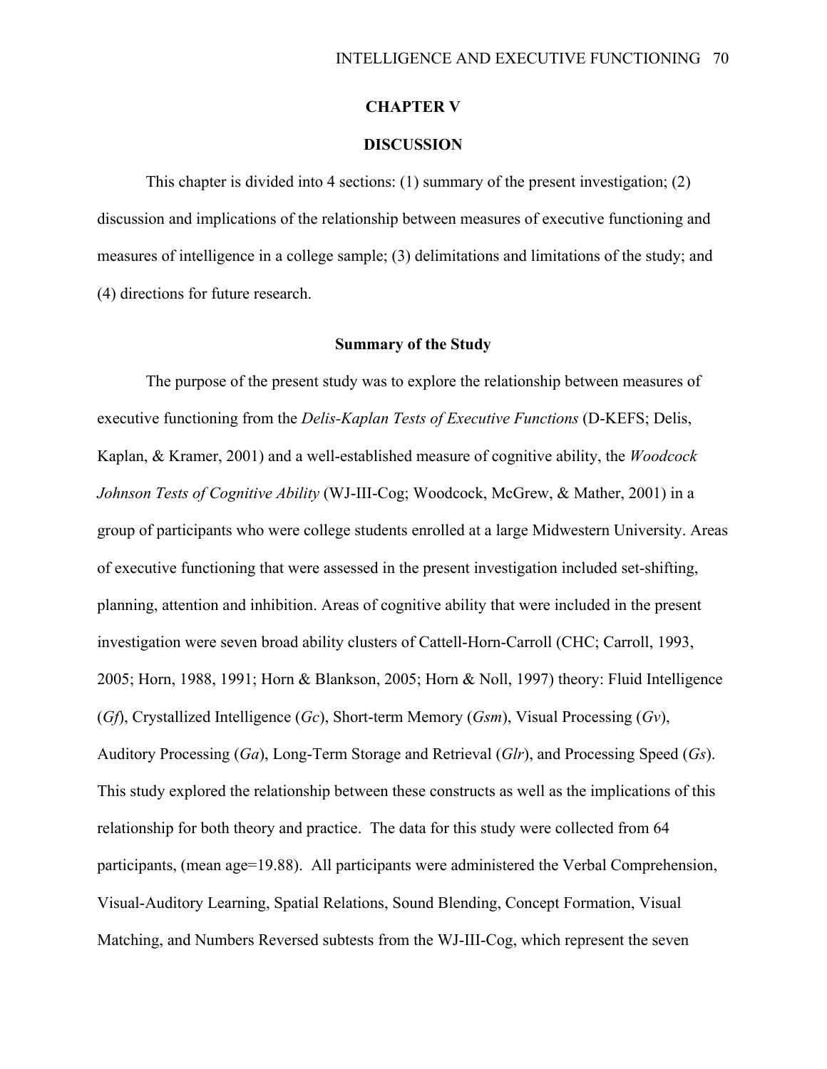# CHAPTER V

# DISCUSSION

This chapter is divided into 4 sections: (1) summary of the present investigation; (2) discussion and implications of the relationship between measures of executive functioning and measures of intelligence in a college sample; (3) delimitations and limitations of the study; and (4) directions for future research.

## Summary of the Study

The purpose of the present study was to explore the relationship between measures of executive functioning from the *Delis-Kaplan Tests of Executive Functions* (D-KEFS; Delis, Kaplan, & Kramer, 2001) and a well-established measure of cognitive ability, the *Woodcock Johnson Tests of Cognitive Ability* (WJ-III-Cog; Woodcock, McGrew, & Mather, 2001) in a group of participants who were college students enrolled at a large Midwestern University. Areas of executive functioning that were assessed in the present investigation included set-shifting, planning, attention and inhibition. Areas of cognitive ability that were included in the present investigation were seven broad ability clusters of Cattell-Horn-Carroll (CHC; Carroll, 1993, 2005; Horn, 1988, 1991; Horn & Blankson, 2005; Horn & Noll, 1997) theory: Fluid Intelligence (*Gf*), Crystallized Intelligence (*Gc*), Short-term Memory (*Gsm*), Visual Processing (*Gv*), Auditory Processing (*Ga*), Long-Term Storage and Retrieval (*Glr*), and Processing Speed (*Gs*). This study explored the relationship between these constructs as well as the implications of this relationship for both theory and practice. The data for this study were collected from 64 participants, (mean age=19.88). All participants were administered the Verbal Comprehension, Visual-Auditory Learning, Spatial Relations, Sound Blending, Concept Formation, Visual Matching, and Numbers Reversed subtests from the WJ-III-Cog, which represent the seven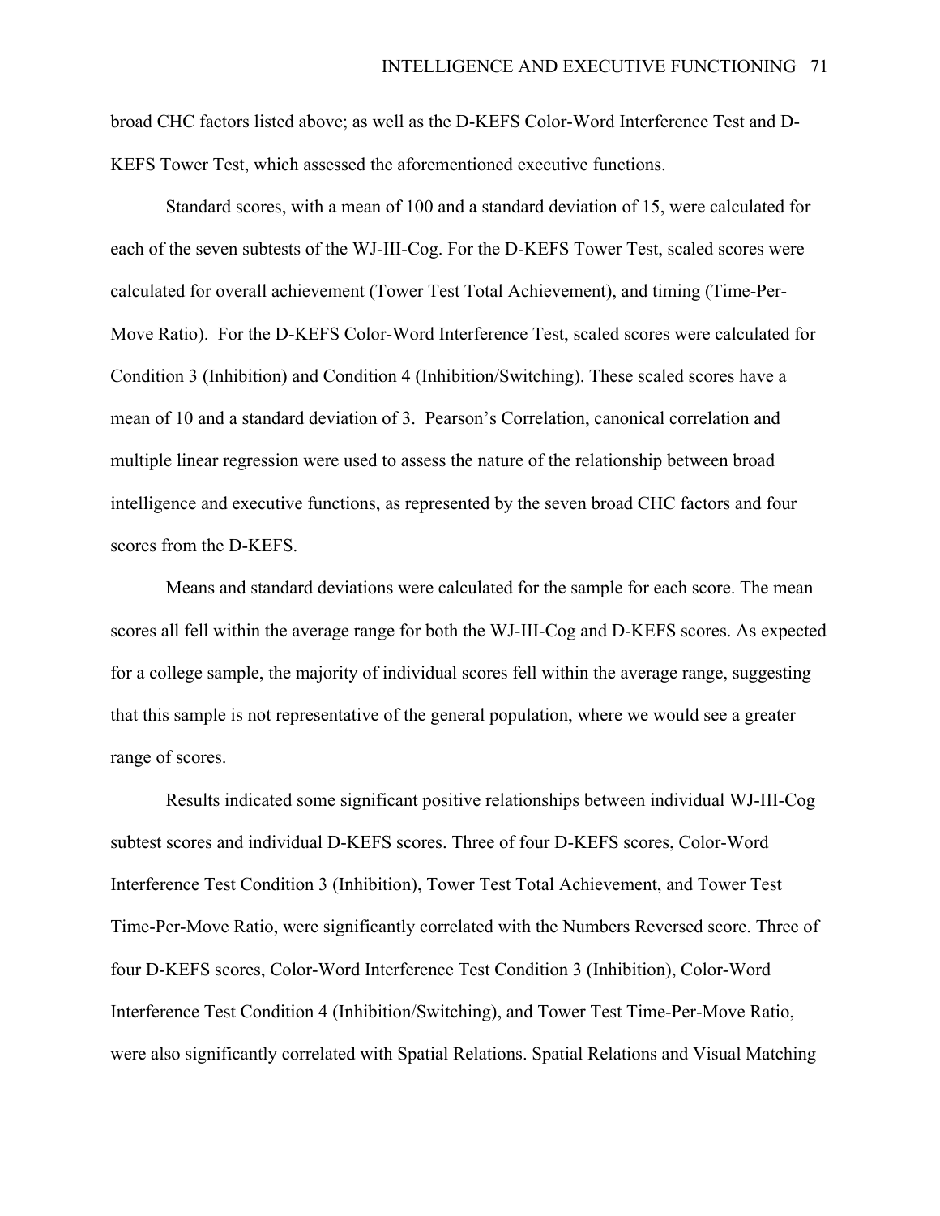broad CHC factors listed above; as well as the D-KEFS Color-Word Interference Test and D-KEFS Tower Test, which assessed the aforementioned executive functions.

Standard scores, with a mean of 100 and a standard deviation of 15, were calculated for each of the seven subtests of the WJ-III-Cog. For the D-KEFS Tower Test, scaled scores were calculated for overall achievement (Tower Test Total Achievement), and timing (Time-Per-Move Ratio). For the D-KEFS Color-Word Interference Test, scaled scores were calculated for Condition 3 (Inhibition) and Condition 4 (Inhibition/Switching). These scaled scores have a mean of 10 and a standard deviation of 3. Pearson's Correlation, canonical correlation and multiple linear regression were used to assess the nature of the relationship between broad intelligence and executive functions, as represented by the seven broad CHC factors and four scores from the D-KEFS.

Means and standard deviations were calculated for the sample for each score. The mean scores all fell within the average range for both the WJ-III-Cog and D-KEFS scores. As expected for a college sample, the majority of individual scores fell within the average range, suggesting that this sample is not representative of the general population, where we would see a greater range of scores.

Results indicated some significant positive relationships between individual WJ-III-Cog subtest scores and individual D-KEFS scores. Three of four D-KEFS scores, Color-Word Interference Test Condition 3 (Inhibition), Tower Test Total Achievement, and Tower Test Time-Per-Move Ratio, were significantly correlated with the Numbers Reversed score. Three of four D-KEFS scores, Color-Word Interference Test Condition 3 (Inhibition), Color-Word Interference Test Condition 4 (Inhibition/Switching), and Tower Test Time-Per-Move Ratio, were also significantly correlated with Spatial Relations. Spatial Relations and Visual Matching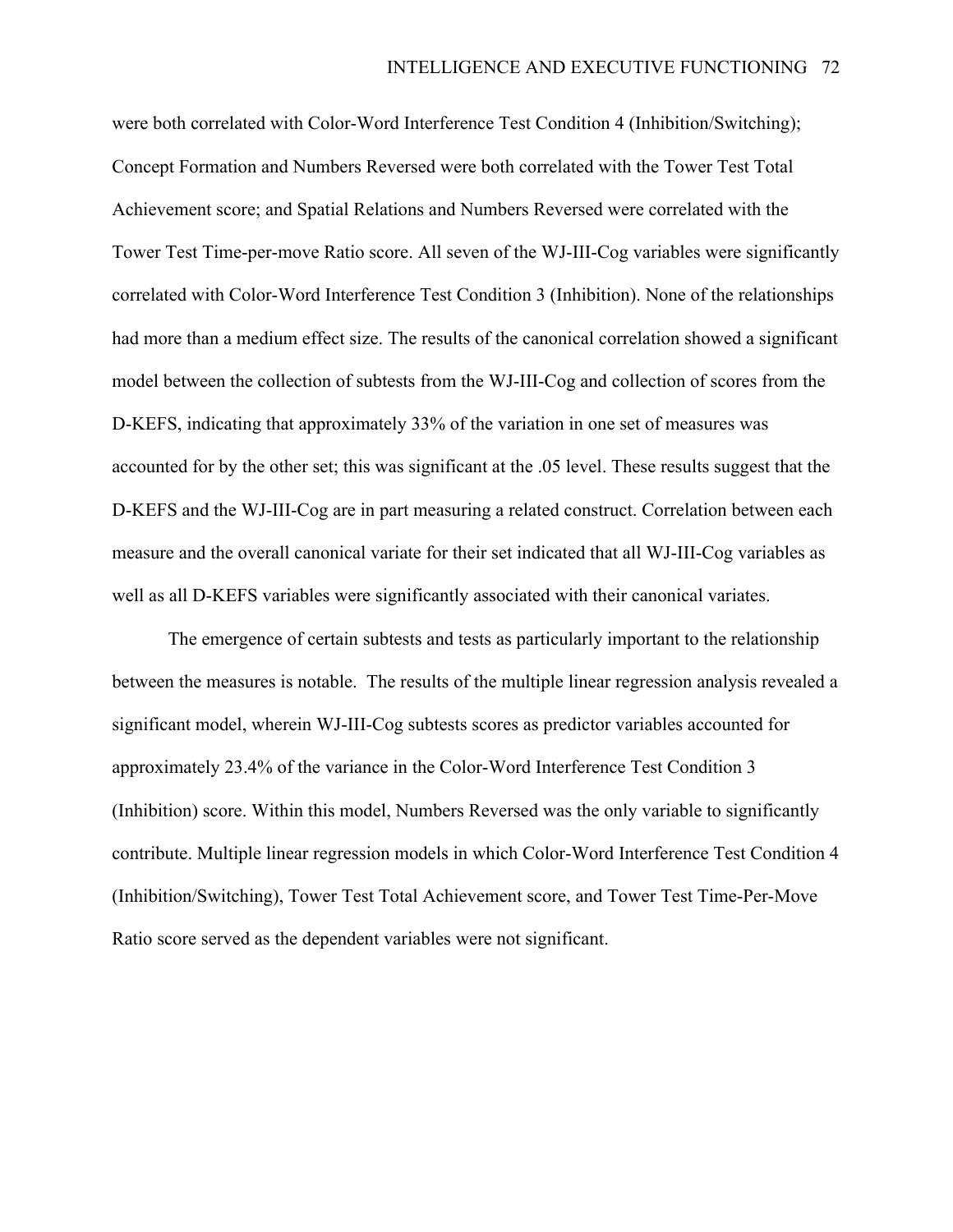were both correlated with Color-Word Interference Test Condition 4 (Inhibition/Switching); Concept Formation and Numbers Reversed were both correlated with the Tower Test Total Achievement score; and Spatial Relations and Numbers Reversed were correlated with the Tower Test Time-per-move Ratio score. All seven of the WJ-III-Cog variables were significantly correlated with Color-Word Interference Test Condition 3 (Inhibition). None of the relationships had more than a medium effect size. The results of the canonical correlation showed a significant model between the collection of subtests from the WJ-III-Cog and collection of scores from the D-KEFS, indicating that approximately 33% of the variation in one set of measures was accounted for by the other set; this was significant at the .05 level. These results suggest that the D-KEFS and the WJ-III-Cog are in part measuring a related construct. Correlation between each measure and the overall canonical variate for their set indicated that all WJ-III-Cog variables as well as all D-KEFS variables were significantly associated with their canonical variates.

The emergence of certain subtests and tests as particularly important to the relationship between the measures is notable. The results of the multiple linear regression analysis revealed a significant model, wherein WJ-III-Cog subtests scores as predictor variables accounted for approximately 23.4% of the variance in the Color-Word Interference Test Condition 3 (Inhibition) score. Within this model, Numbers Reversed was the only variable to significantly contribute. Multiple linear regression models in which Color-Word Interference Test Condition 4 (Inhibition/Switching), Tower Test Total Achievement score, and Tower Test Time-Per-Move Ratio score served as the dependent variables were not significant.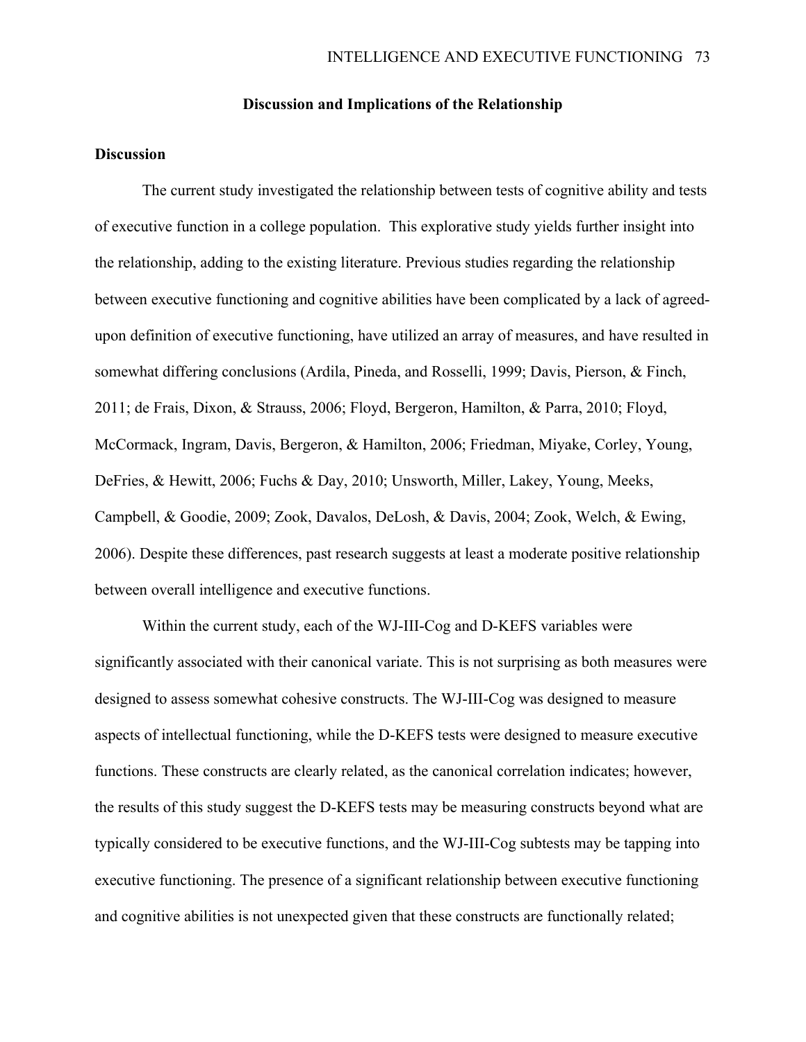## Discussion and Implications of the Relationship

### Discussion

The current study investigated the relationship between tests of cognitive ability and tests of executive function in a college population. This explorative study yields further insight into the relationship, adding to the existing literature. Previous studies regarding the relationship between executive functioning and cognitive abilities have been complicated by a lack of agreed-upon definition of executive functioning, have utilized an array of measures, and have resulted in somewhat differing conclusions (Ardila, Pineda, and Rosselli, 1999; Davis, Pierson, & Finch, 2011; de Frais, Dixon, & Strauss, 2006; Floyd, Bergeron, Hamilton, & Parra, 2010; Floyd, McCormack, Ingram, Davis, Bergeron, & Hamilton, 2006; Friedman, Miyake, Corley, Young, DeFries, & Hewitt, 2006; Fuchs & Day, 2010; Unsworth, Miller, Lakey, Young, Meeks, Campbell, & Goodie, 2009; Zook, Davalos, DeLosh, & Davis, 2004; Zook, Welch, & Ewing, 2006). Despite these differences, past research suggests at least a moderate positive relationship between overall intelligence and executive functions.

Within the current study, each of the WJ-III-Cog and D-KEFS variables were significantly associated with their canonical variate. This is not surprising as both measures were designed to assess somewhat cohesive constructs. The WJ-III-Cog was designed to measure aspects of intellectual functioning, while the D-KEFS tests were designed to measure executive functions. These constructs are clearly related, as the canonical correlation indicates; however, the results of this study suggest the D-KEFS tests may be measuring constructs beyond what are typically considered to be executive functions, and the WJ-III-Cog subtests may be tapping into executive functioning. The presence of a significant relationship between executive functioning and cognitive abilities is not unexpected given that these constructs are functionally related;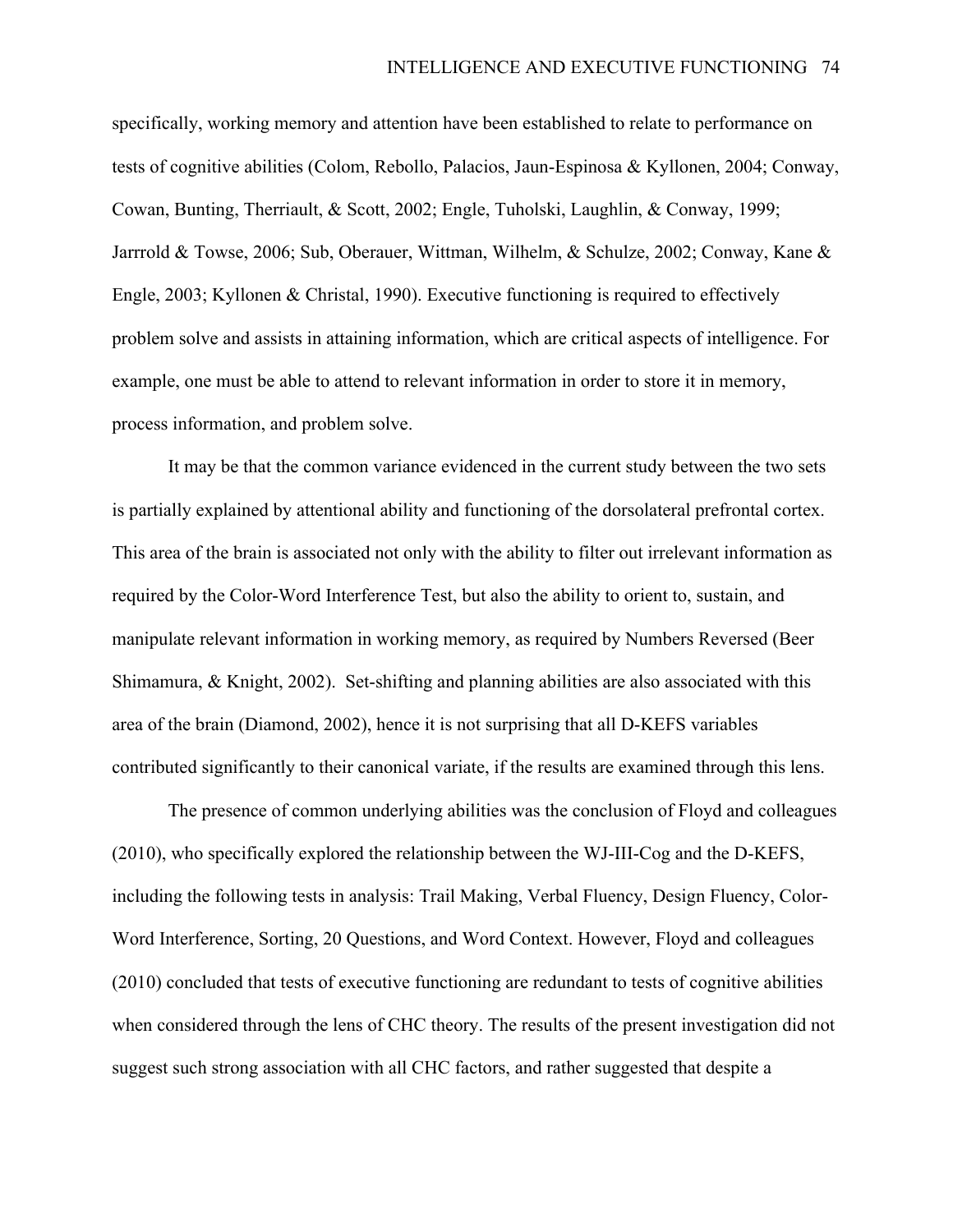specifically, working memory and attention have been established to relate to performance on tests of cognitive abilities (Colom, Rebollo, Palacios, Jaun-Espinosa & Kyllonen, 2004; Conway, Cowan, Bunting, Therriault, & Scott, 2002; Engle, Tuholski, Laughlin, & Conway, 1999; Jarrrold & Towse, 2006; Sub, Oberauer, Wittman, Wilhelm, & Schulze, 2002; Conway, Kane & Engle, 2003; Kyllonen & Christal, 1990). Executive functioning is required to effectively problem solve and assists in attaining information, which are critical aspects of intelligence. For example, one must be able to attend to relevant information in order to store it in memory, process information, and problem solve.

It may be that the common variance evidenced in the current study between the two sets is partially explained by attentional ability and functioning of the dorsolateral prefrontal cortex. This area of the brain is associated not only with the ability to filter out irrelevant information as required by the Color-Word Interference Test, but also the ability to orient to, sustain, and manipulate relevant information in working memory, as required by Numbers Reversed (Beer Shimamura, & Knight, 2002). Set-shifting and planning abilities are also associated with this area of the brain (Diamond, 2002), hence it is not surprising that all D-KEFS variables contributed significantly to their canonical variate, if the results are examined through this lens.

The presence of common underlying abilities was the conclusion of Floyd and colleagues (2010), who specifically explored the relationship between the WJ-III-Cog and the D-KEFS, including the following tests in analysis: Trail Making, Verbal Fluency, Design Fluency, Color-Word Interference, Sorting, 20 Questions, and Word Context. However, Floyd and colleagues (2010) concluded that tests of executive functioning are redundant to tests of cognitive abilities when considered through the lens of CHC theory. The results of the present investigation did not suggest such strong association with all CHC factors, and rather suggested that despite a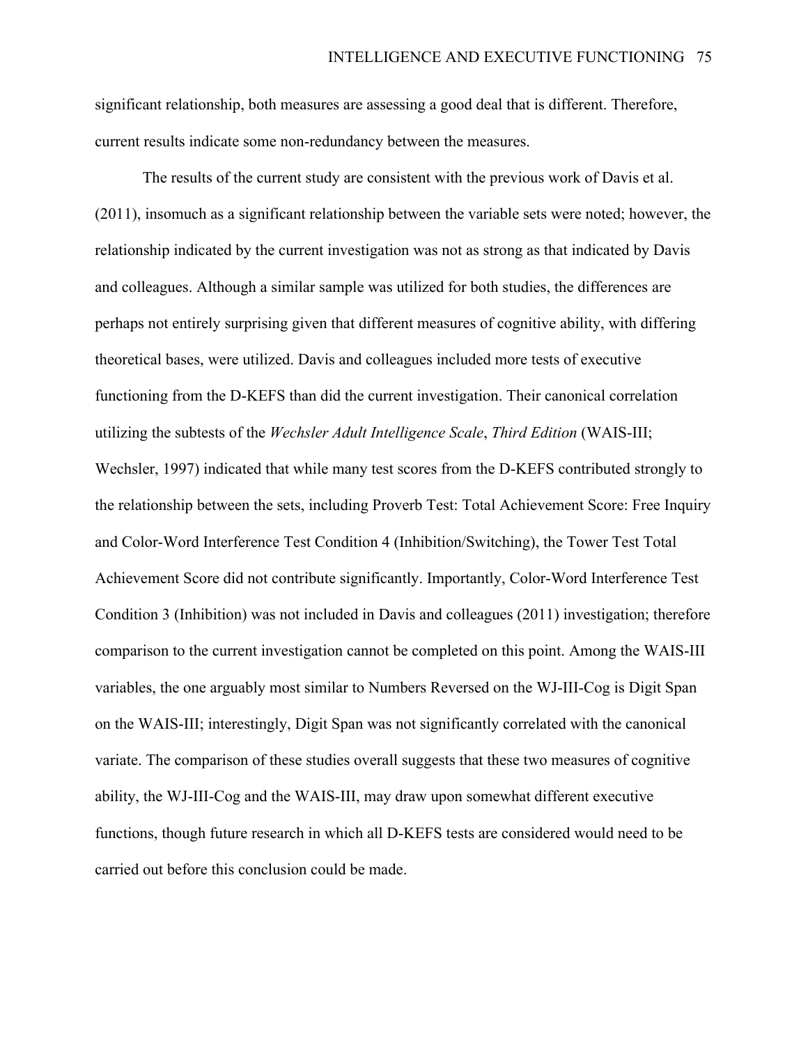significant relationship, both measures are assessing a good deal that is different. Therefore, current results indicate some non-redundancy between the measures.

The results of the current study are consistent with the previous work of Davis et al. (2011), insomuch as a significant relationship between the variable sets were noted; however, the relationship indicated by the current investigation was not as strong as that indicated by Davis and colleagues. Although a similar sample was utilized for both studies, the differences are perhaps not entirely surprising given that different measures of cognitive ability, with differing theoretical bases, were utilized. Davis and colleagues included more tests of executive functioning from the D-KEFS than did the current investigation. Their canonical correlation utilizing the subtests of the *Wechsler Adult Intelligence Scale*, *Third Edition* (WAIS-III; Wechsler, 1997) indicated that while many test scores from the D-KEFS contributed strongly to the relationship between the sets, including Proverb Test: Total Achievement Score: Free Inquiry and Color-Word Interference Test Condition 4 (Inhibition/Switching), the Tower Test Total Achievement Score did not contribute significantly. Importantly, Color-Word Interference Test Condition 3 (Inhibition) was not included in Davis and colleagues (2011) investigation; therefore comparison to the current investigation cannot be completed on this point. Among the WAIS-III variables, the one arguably most similar to Numbers Reversed on the WJ-III-Cog is Digit Span on the WAIS-III; interestingly, Digit Span was not significantly correlated with the canonical variate. The comparison of these studies overall suggests that these two measures of cognitive ability, the WJ-III-Cog and the WAIS-III, may draw upon somewhat different executive functions, though future research in which all D-KEFS tests are considered would need to be carried out before this conclusion could be made.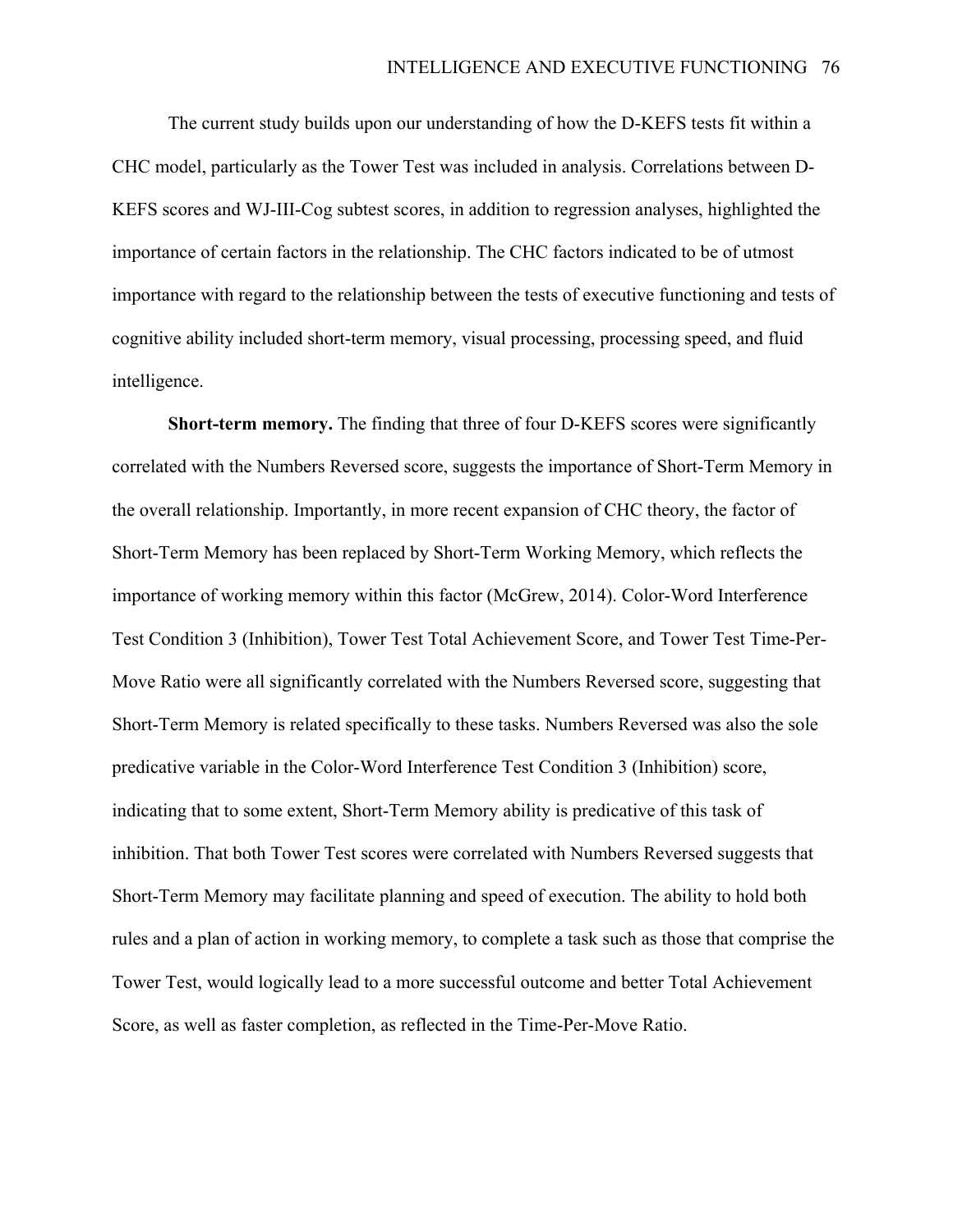The current study builds upon our understanding of how the D-KEFS tests fit within a CHC model, particularly as the Tower Test was included in analysis. Correlations between D-KEFS scores and WJ-III-Cog subtest scores, in addition to regression analyses, highlighted the importance of certain factors in the relationship. The CHC factors indicated to be of utmost importance with regard to the relationship between the tests of executive functioning and tests of cognitive ability included short-term memory, visual processing, processing speed, and fluid intelligence.

**Short-term memory.** The finding that three of four D-KEFS scores were significantly correlated with the Numbers Reversed score, suggests the importance of Short-Term Memory in the overall relationship. Importantly, in more recent expansion of CHC theory, the factor of Short-Term Memory has been replaced by Short-Term Working Memory, which reflects the importance of working memory within this factor (McGrew, 2014). Color-Word Interference Test Condition 3 (Inhibition), Tower Test Total Achievement Score, and Tower Test Time-Per-Move Ratio were all significantly correlated with the Numbers Reversed score, suggesting that Short-Term Memory is related specifically to these tasks. Numbers Reversed was also the sole predicative variable in the Color-Word Interference Test Condition 3 (Inhibition) score, indicating that to some extent, Short-Term Memory ability is predicative of this task of inhibition. That both Tower Test scores were correlated with Numbers Reversed suggests that Short-Term Memory may facilitate planning and speed of execution. The ability to hold both rules and a plan of action in working memory, to complete a task such as those that comprise the Tower Test, would logically lead to a more successful outcome and better Total Achievement Score, as well as faster completion, as reflected in the Time-Per-Move Ratio.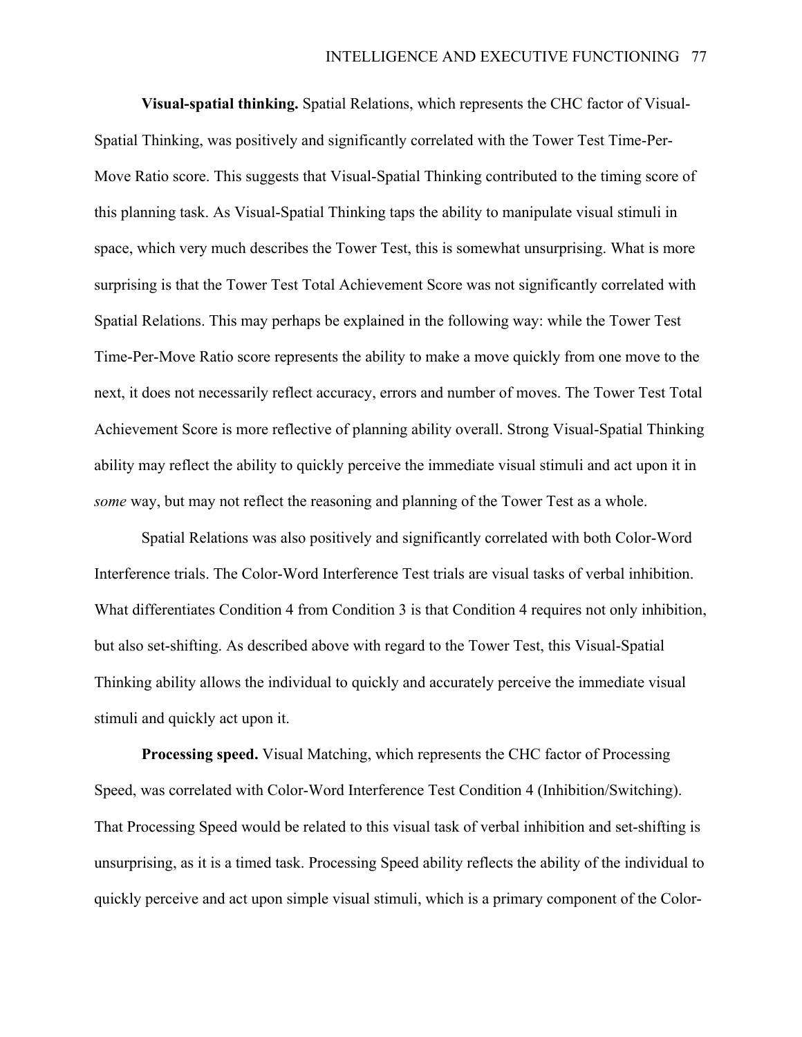**Visual-spatial thinking.** Spatial Relations, which represents the CHC factor of Visual-Spatial Thinking, was positively and significantly correlated with the Tower Test Time-Per-Move Ratio score. This suggests that Visual-Spatial Thinking contributed to the timing score of this planning task. As Visual-Spatial Thinking taps the ability to manipulate visual stimuli in space, which very much describes the Tower Test, this is somewhat unsurprising. What is more surprising is that the Tower Test Total Achievement Score was not significantly correlated with Spatial Relations. This may perhaps be explained in the following way: while the Tower Test Time-Per-Move Ratio score represents the ability to make a move quickly from one move to the next, it does not necessarily reflect accuracy, errors and number of moves. The Tower Test Total Achievement Score is more reflective of planning ability overall. Strong Visual-Spatial Thinking ability may reflect the ability to quickly perceive the immediate visual stimuli and act upon it in *some* way, but may not reflect the reasoning and planning of the Tower Test as a whole.

Spatial Relations was also positively and significantly correlated with both Color-Word Interference trials. The Color-Word Interference Test trials are visual tasks of verbal inhibition. What differentiates Condition 4 from Condition 3 is that Condition 4 requires not only inhibition, but also set-shifting. As described above with regard to the Tower Test, this Visual-Spatial Thinking ability allows the individual to quickly and accurately perceive the immediate visual stimuli and quickly act upon it.

**Processing speed.** Visual Matching, which represents the CHC factor of Processing Speed, was correlated with Color-Word Interference Test Condition 4 (Inhibition/Switching). That Processing Speed would be related to this visual task of verbal inhibition and set-shifting is unsurprising, as it is a timed task. Processing Speed ability reflects the ability of the individual to quickly perceive and act upon simple visual stimuli, which is a primary component of the Color-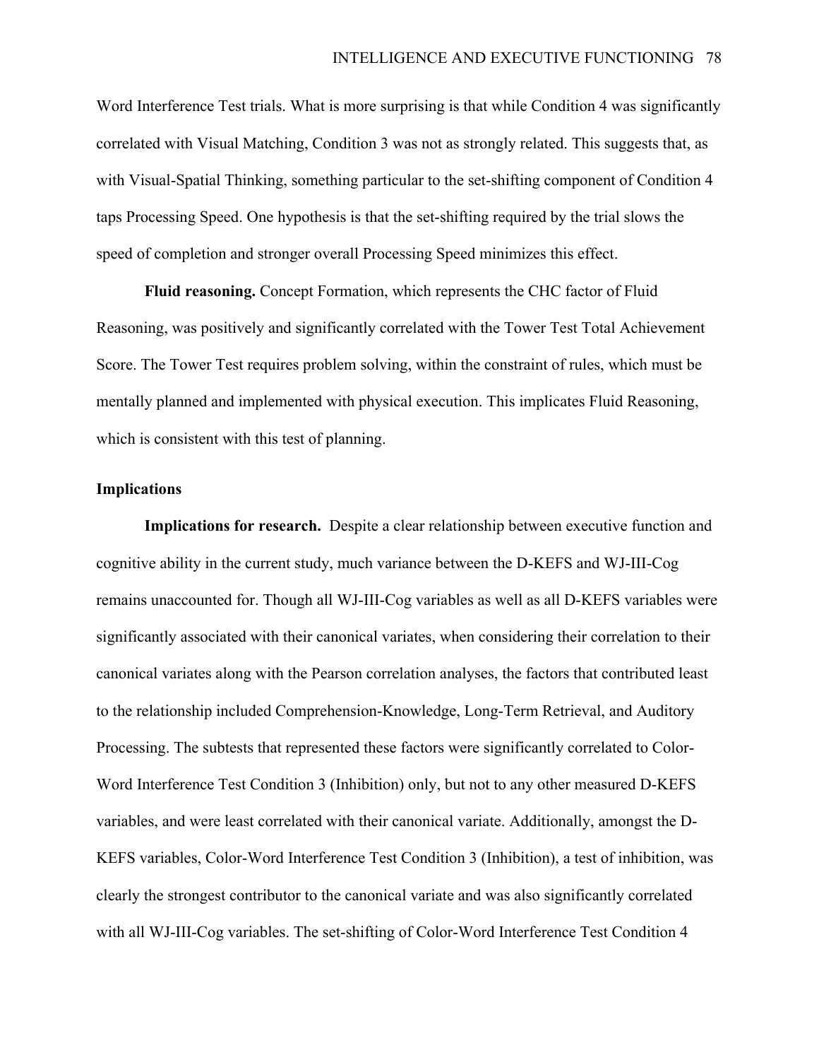Word Interference Test trials. What is more surprising is that while Condition 4 was significantly correlated with Visual Matching, Condition 3 was not as strongly related. This suggests that, as with Visual-Spatial Thinking, something particular to the set-shifting component of Condition 4 taps Processing Speed. One hypothesis is that the set-shifting required by the trial slows the speed of completion and stronger overall Processing Speed minimizes this effect.

**Fluid reasoning.** Concept Formation, which represents the CHC factor of Fluid Reasoning, was positively and significantly correlated with the Tower Test Total Achievement Score. The Tower Test requires problem solving, within the constraint of rules, which must be mentally planned and implemented with physical execution. This implicates Fluid Reasoning, which is consistent with this test of planning.

## Implications

**Implications for research.** Despite a clear relationship between executive function and cognitive ability in the current study, much variance between the D-KEFS and WJ-III-Cog remains unaccounted for. Though all WJ-III-Cog variables as well as all D-KEFS variables were significantly associated with their canonical variates, when considering their correlation to their canonical variates along with the Pearson correlation analyses, the factors that contributed least to the relationship included Comprehension-Knowledge, Long-Term Retrieval, and Auditory Processing. The subtests that represented these factors were significantly correlated to Color-Word Interference Test Condition 3 (Inhibition) only, but not to any other measured D-KEFS variables, and were least correlated with their canonical variate. Additionally, amongst the D-KEFS variables, Color-Word Interference Test Condition 3 (Inhibition), a test of inhibition, was clearly the strongest contributor to the canonical variate and was also significantly correlated with all WJ-III-Cog variables. The set-shifting of Color-Word Interference Test Condition 4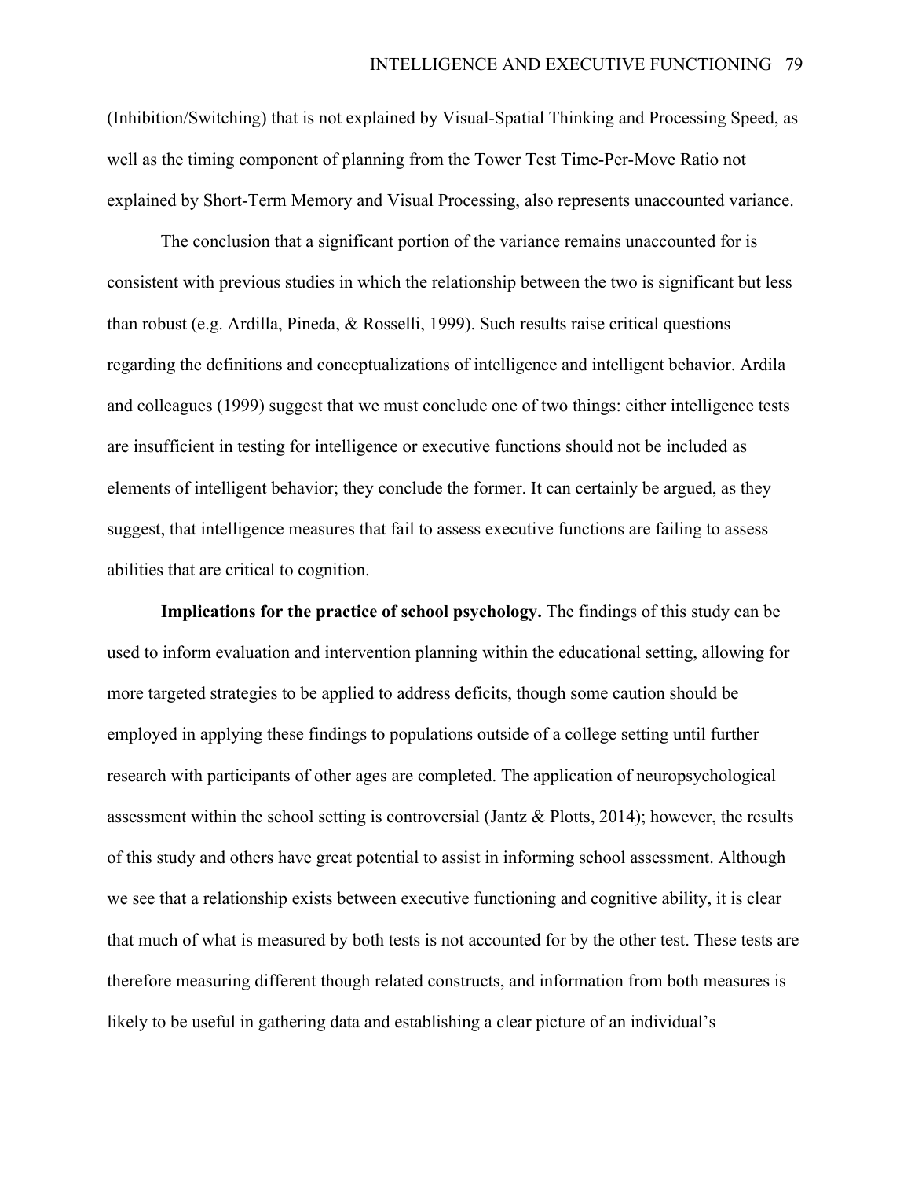(Inhibition/Switching) that is not explained by Visual-Spatial Thinking and Processing Speed, as well as the timing component of planning from the Tower Test Time-Per-Move Ratio not explained by Short-Term Memory and Visual Processing, also represents unaccounted variance.

The conclusion that a significant portion of the variance remains unaccounted for is consistent with previous studies in which the relationship between the two is significant but less than robust (e.g. Ardilla, Pineda, & Rosselli, 1999). Such results raise critical questions regarding the definitions and conceptualizations of intelligence and intelligent behavior. Ardila and colleagues (1999) suggest that we must conclude one of two things: either intelligence tests are insufficient in testing for intelligence or executive functions should not be included as elements of intelligent behavior; they conclude the former. It can certainly be argued, as they suggest, that intelligence measures that fail to assess executive functions are failing to assess abilities that are critical to cognition.

**Implications for the practice of school psychology.** The findings of this study can be used to inform evaluation and intervention planning within the educational setting, allowing for more targeted strategies to be applied to address deficits, though some caution should be employed in applying these findings to populations outside of a college setting until further research with participants of other ages are completed. The application of neuropsychological assessment within the school setting is controversial (Jantz & Plotts, 2014); however, the results of this study and others have great potential to assist in informing school assessment. Although we see that a relationship exists between executive functioning and cognitive ability, it is clear that much of what is measured by both tests is not accounted for by the other test. These tests are therefore measuring different though related constructs, and information from both measures is likely to be useful in gathering data and establishing a clear picture of an individual's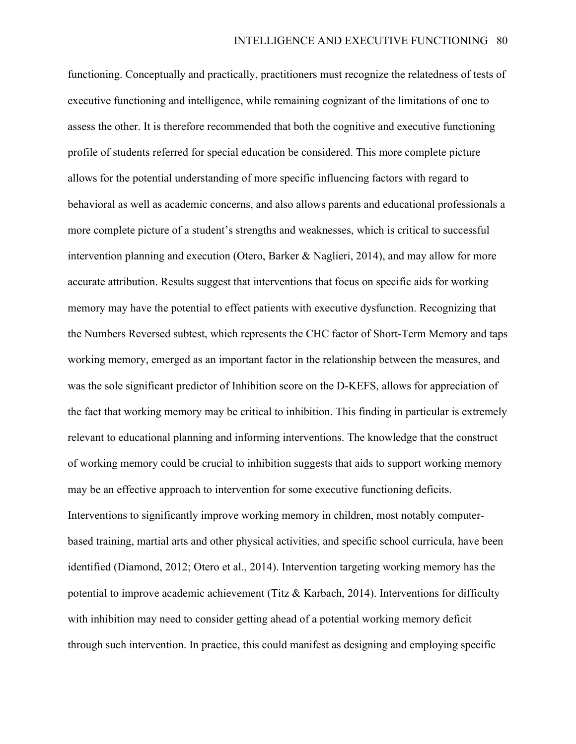functioning. Conceptually and practically, practitioners must recognize the relatedness of tests of executive functioning and intelligence, while remaining cognizant of the limitations of one to assess the other. It is therefore recommended that both the cognitive and executive functioning profile of students referred for special education be considered. This more complete picture allows for the potential understanding of more specific influencing factors with regard to behavioral as well as academic concerns, and also allows parents and educational professionals a more complete picture of a student's strengths and weaknesses, which is critical to successful intervention planning and execution (Otero, Barker & Naglieri, 2014), and may allow for more accurate attribution. Results suggest that interventions that focus on specific aids for working memory may have the potential to effect patients with executive dysfunction. Recognizing that the Numbers Reversed subtest, which represents the CHC factor of Short-Term Memory and taps working memory, emerged as an important factor in the relationship between the measures, and was the sole significant predictor of Inhibition score on the D-KEFS, allows for appreciation of the fact that working memory may be critical to inhibition. This finding in particular is extremely relevant to educational planning and informing interventions. The knowledge that the construct of working memory could be crucial to inhibition suggests that aids to support working memory may be an effective approach to intervention for some executive functioning deficits. Interventions to significantly improve working memory in children, most notably computer-based training, martial arts and other physical activities, and specific school curricula, have been identified (Diamond, 2012; Otero et al., 2014). Intervention targeting working memory has the potential to improve academic achievement (Titz & Karbach, 2014). Interventions for difficulty with inhibition may need to consider getting ahead of a potential working memory deficit through such intervention. In practice, this could manifest as designing and employing specific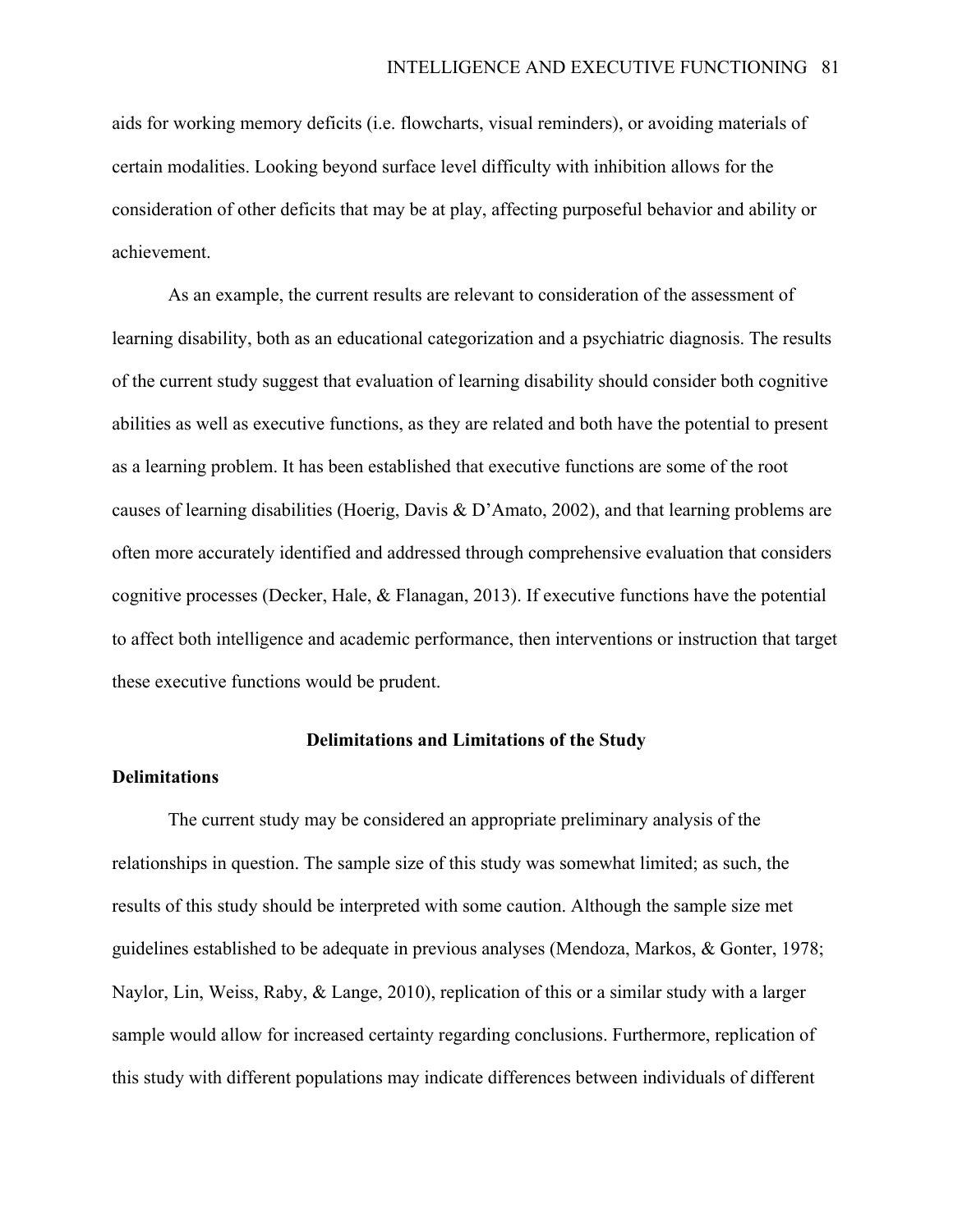aids for working memory deficits (i.e. flowcharts, visual reminders), or avoiding materials of certain modalities. Looking beyond surface level difficulty with inhibition allows for the consideration of other deficits that may be at play, affecting purposeful behavior and ability or achievement.

As an example, the current results are relevant to consideration of the assessment of learning disability, both as an educational categorization and a psychiatric diagnosis. The results of the current study suggest that evaluation of learning disability should consider both cognitive abilities as well as executive functions, as they are related and both have the potential to present as a learning problem. It has been established that executive functions are some of the root causes of learning disabilities (Hoerig, Davis & D'Amato, 2002), and that learning problems are often more accurately identified and addressed through comprehensive evaluation that considers cognitive processes (Decker, Hale, & Flanagan, 2013). If executive functions have the potential to affect both intelligence and academic performance, then interventions or instruction that target these executive functions would be prudent.

## Delimitations and Limitations of the Study

### Delimitations

The current study may be considered an appropriate preliminary analysis of the relationships in question. The sample size of this study was somewhat limited; as such, the results of this study should be interpreted with some caution. Although the sample size met guidelines established to be adequate in previous analyses (Mendoza, Markos, & Gonter, 1978; Naylor, Lin, Weiss, Raby, & Lange, 2010), replication of this or a similar study with a larger sample would allow for increased certainty regarding conclusions. Furthermore, replication of this study with different populations may indicate differences between individuals of different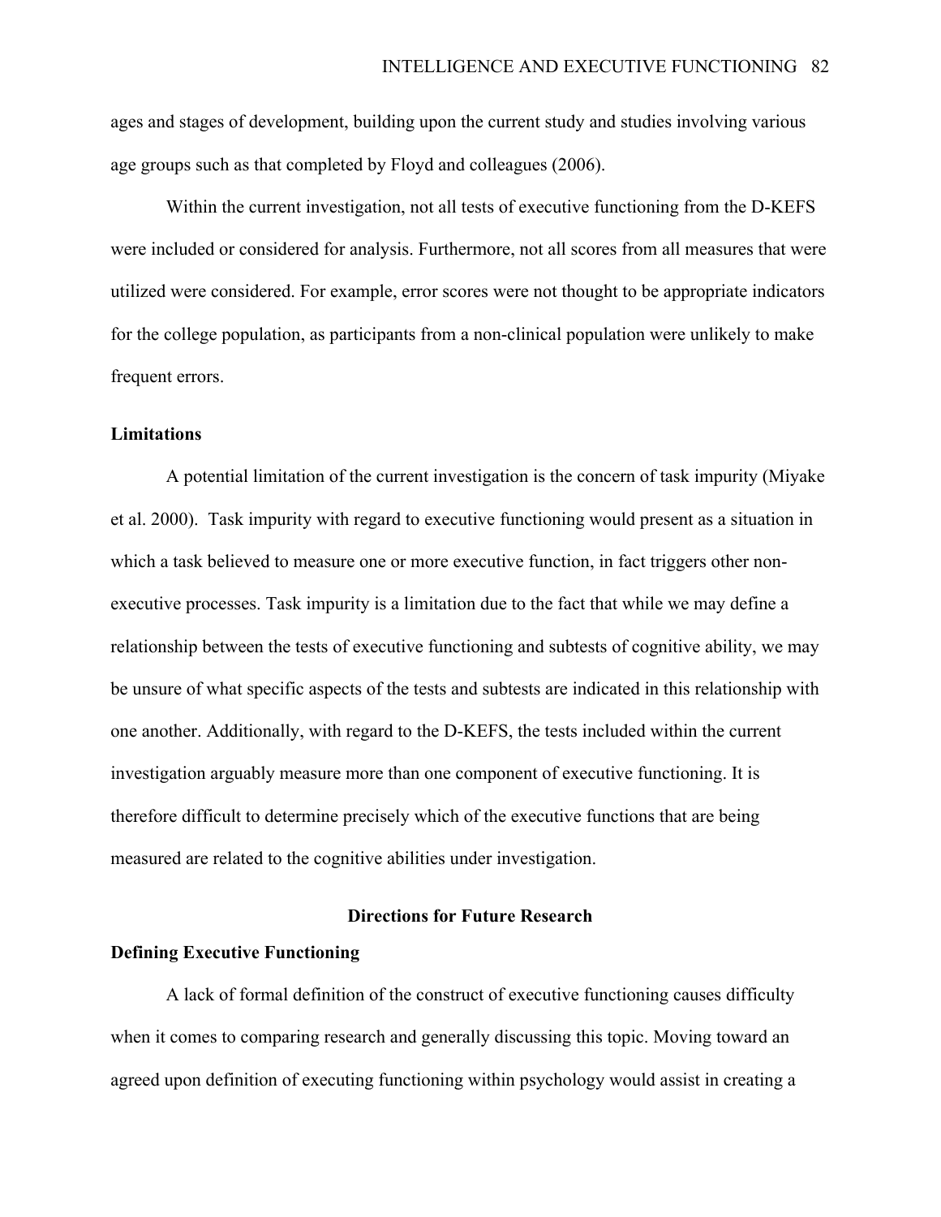ages and stages of development, building upon the current study and studies involving various age groups such as that completed by Floyd and colleagues (2006).

Within the current investigation, not all tests of executive functioning from the D-KEFS were included or considered for analysis. Furthermore, not all scores from all measures that were utilized were considered. For example, error scores were not thought to be appropriate indicators for the college population, as participants from a non-clinical population were unlikely to make frequent errors.

### Limitations

A potential limitation of the current investigation is the concern of task impurity (Miyake et al. 2000). Task impurity with regard to executive functioning would present as a situation in which a task believed to measure one or more executive function, in fact triggers other non-executive processes. Task impurity is a limitation due to the fact that while we may define a relationship between the tests of executive functioning and subtests of cognitive ability, we may be unsure of what specific aspects of the tests and subtests are indicated in this relationship with one another. Additionally, with regard to the D-KEFS, the tests included within the current investigation arguably measure more than one component of executive functioning. It is therefore difficult to determine precisely which of the executive functions that are being measured are related to the cognitive abilities under investigation.

## Directions for Future Research

### Defining Executive Functioning

A lack of formal definition of the construct of executive functioning causes difficulty when it comes to comparing research and generally discussing this topic. Moving toward an agreed upon definition of executing functioning within psychology would assist in creating a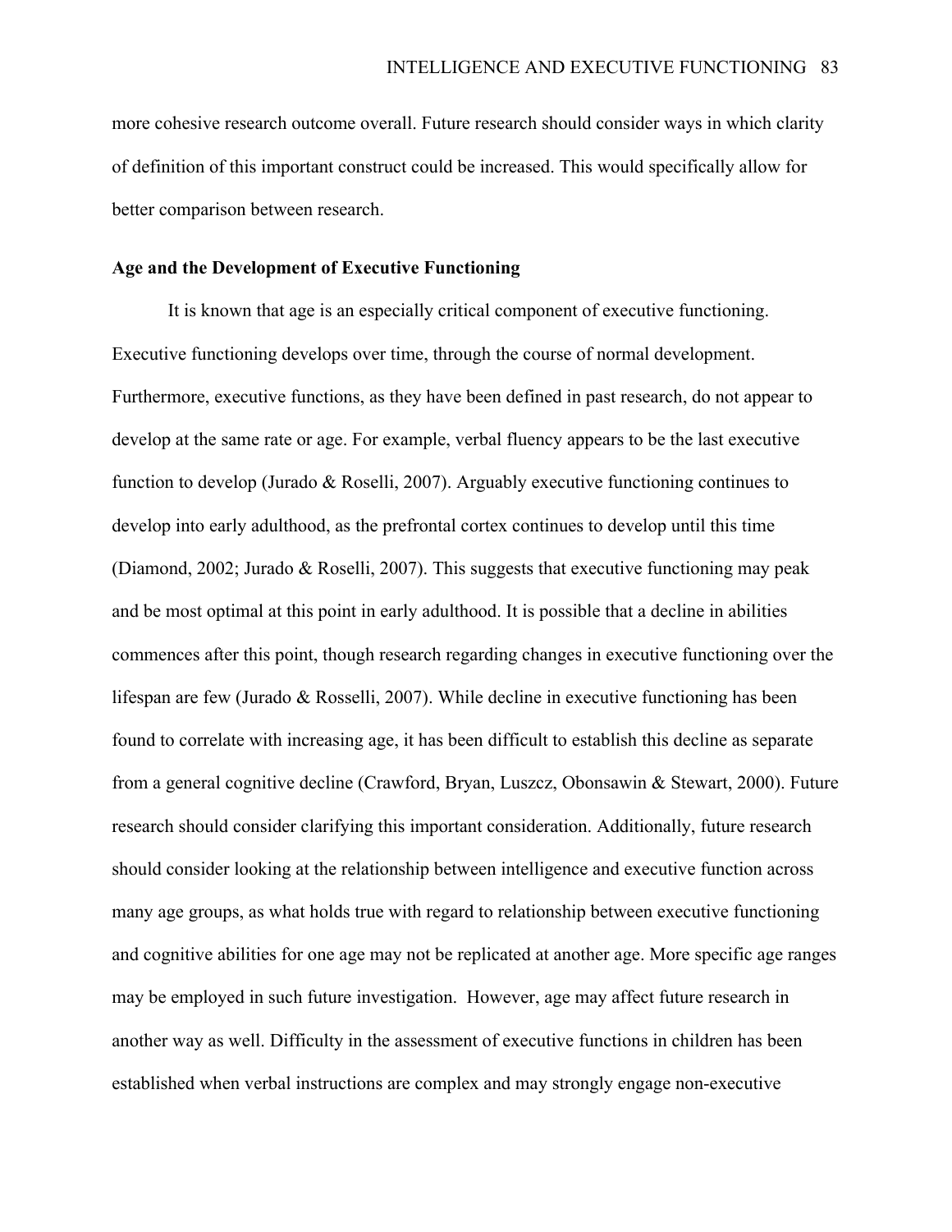more cohesive research outcome overall. Future research should consider ways in which clarity of definition of this important construct could be increased. This would specifically allow for better comparison between research.

**Age and the Development of Executive Functioning**

It is known that age is an especially critical component of executive functioning. Executive functioning develops over time, through the course of normal development. Furthermore, executive functions, as they have been defined in past research, do not appear to develop at the same rate or age. For example, verbal fluency appears to be the last executive function to develop (Jurado & Roselli, 2007). Arguably executive functioning continues to develop into early adulthood, as the prefrontal cortex continues to develop until this time (Diamond, 2002; Jurado & Roselli, 2007). This suggests that executive functioning may peak and be most optimal at this point in early adulthood. It is possible that a decline in abilities commences after this point, though research regarding changes in executive functioning over the lifespan are few (Jurado & Rosselli, 2007). While decline in executive functioning has been found to correlate with increasing age, it has been difficult to establish this decline as separate from a general cognitive decline (Crawford, Bryan, Luszcz, Obonsawin & Stewart, 2000). Future research should consider clarifying this important consideration. Additionally, future research should consider looking at the relationship between intelligence and executive function across many age groups, as what holds true with regard to relationship between executive functioning and cognitive abilities for one age may not be replicated at another age. More specific age ranges may be employed in such future investigation. However, age may affect future research in another way as well. Difficulty in the assessment of executive functions in children has been established when verbal instructions are complex and may strongly engage non-executive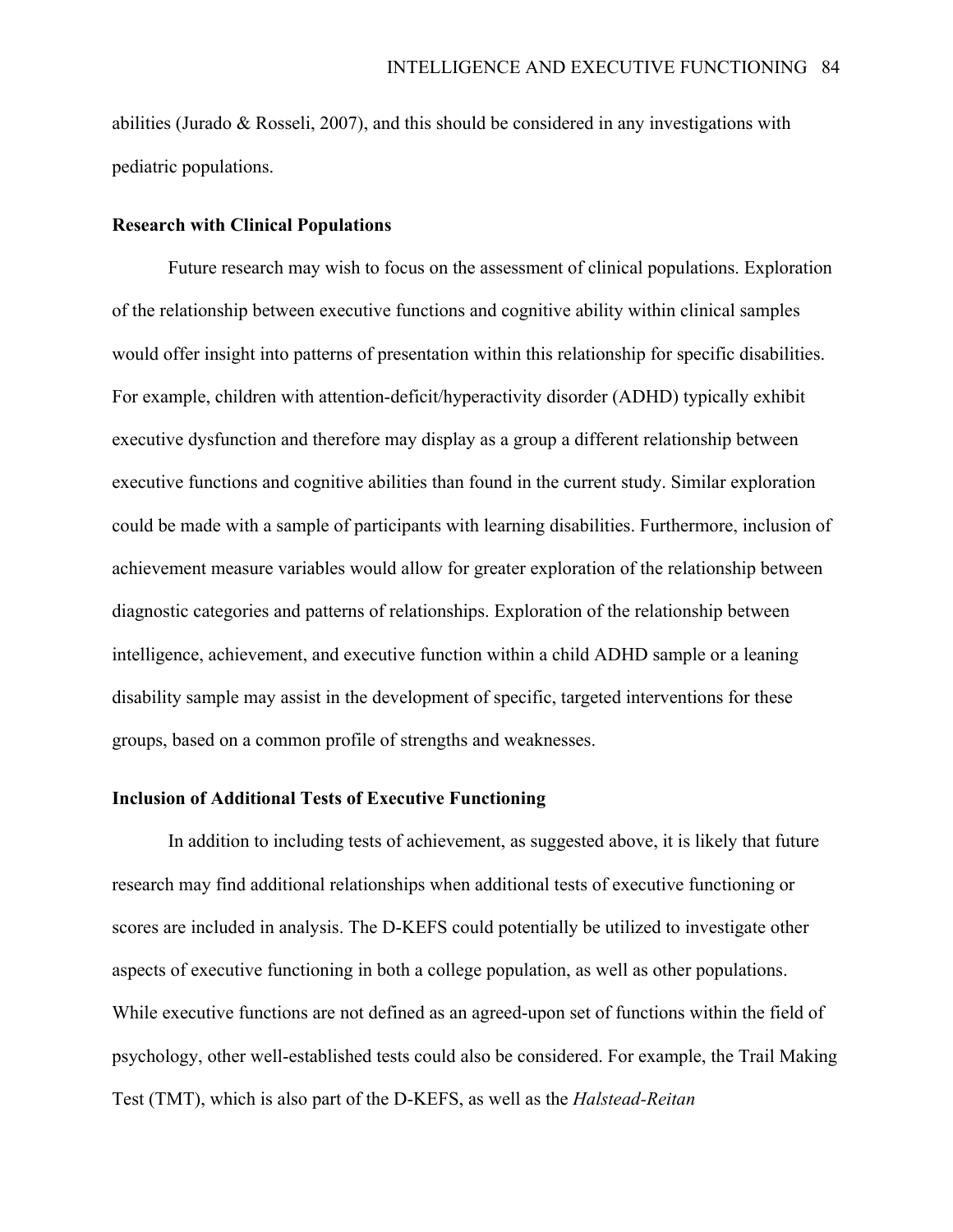abilities (Jurado & Rosseli, 2007), and this should be considered in any investigations with pediatric populations.

### Research with Clinical Populations

Future research may wish to focus on the assessment of clinical populations. Exploration of the relationship between executive functions and cognitive ability within clinical samples would offer insight into patterns of presentation within this relationship for specific disabilities. For example, children with attention-deficit/hyperactivity disorder (ADHD) typically exhibit executive dysfunction and therefore may display as a group a different relationship between executive functions and cognitive abilities than found in the current study. Similar exploration could be made with a sample of participants with learning disabilities. Furthermore, inclusion of achievement measure variables would allow for greater exploration of the relationship between diagnostic categories and patterns of relationships. Exploration of the relationship between intelligence, achievement, and executive function within a child ADHD sample or a leaning disability sample may assist in the development of specific, targeted interventions for these groups, based on a common profile of strengths and weaknesses.

### Inclusion of Additional Tests of Executive Functioning

In addition to including tests of achievement, as suggested above, it is likely that future research may find additional relationships when additional tests of executive functioning or scores are included in analysis. The D-KEFS could potentially be utilized to investigate other aspects of executive functioning in both a college population, as well as other populations. While executive functions are not defined as an agreed-upon set of functions within the field of psychology, other well-established tests could also be considered. For example, the Trail Making Test (TMT), which is also part of the D-KEFS, as well as the *Halstead-Reitan*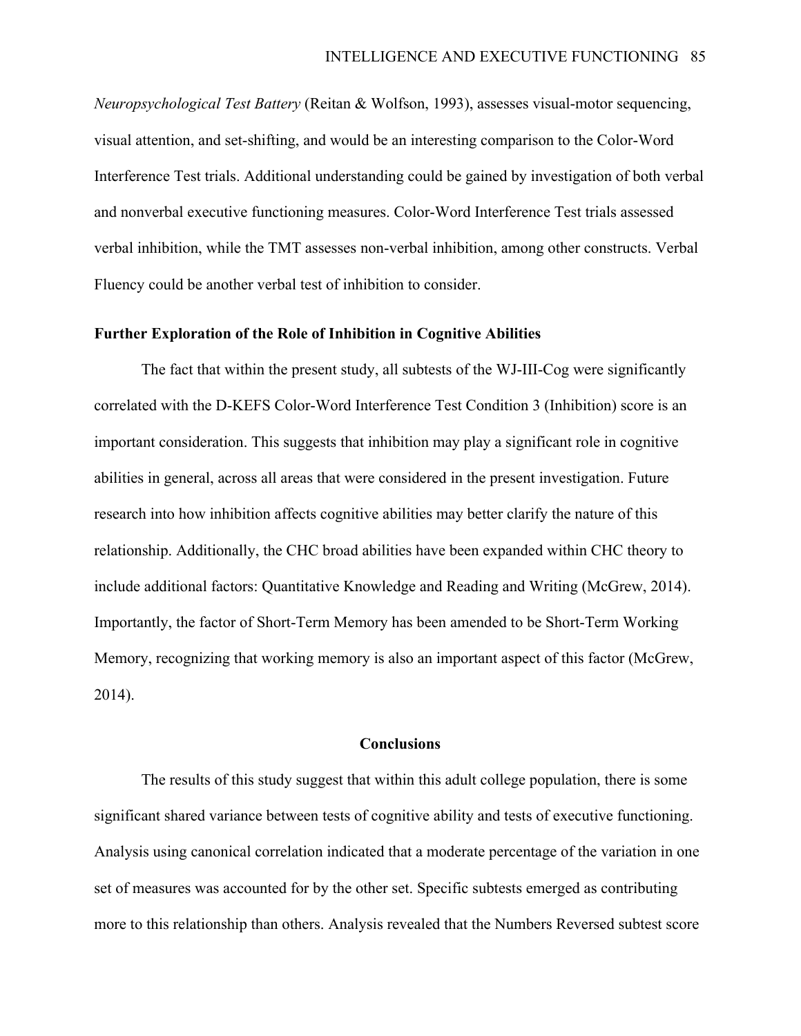*Neuropsychological Test Battery* (Reitan & Wolfson, 1993), assesses visual-motor sequencing, visual attention, and set-shifting, and would be an interesting comparison to the Color-Word Interference Test trials. Additional understanding could be gained by investigation of both verbal and nonverbal executive functioning measures. Color-Word Interference Test trials assessed verbal inhibition, while the TMT assesses non-verbal inhibition, among other constructs. Verbal Fluency could be another verbal test of inhibition to consider.

### Further Exploration of the Role of Inhibition in Cognitive Abilities

The fact that within the present study, all subtests of the WJ-III-Cog were significantly correlated with the D-KEFS Color-Word Interference Test Condition 3 (Inhibition) score is an important consideration. This suggests that inhibition may play a significant role in cognitive abilities in general, across all areas that were considered in the present investigation. Future research into how inhibition affects cognitive abilities may better clarify the nature of this relationship. Additionally, the CHC broad abilities have been expanded within CHC theory to include additional factors: Quantitative Knowledge and Reading and Writing (McGrew, 2014). Importantly, the factor of Short-Term Memory has been amended to be Short-Term Working Memory, recognizing that working memory is also an important aspect of this factor (McGrew, 2014).

## Conclusions

The results of this study suggest that within this adult college population, there is some significant shared variance between tests of cognitive ability and tests of executive functioning. Analysis using canonical correlation indicated that a moderate percentage of the variation in one set of measures was accounted for by the other set. Specific subtests emerged as contributing more to this relationship than others. Analysis revealed that the Numbers Reversed subtest score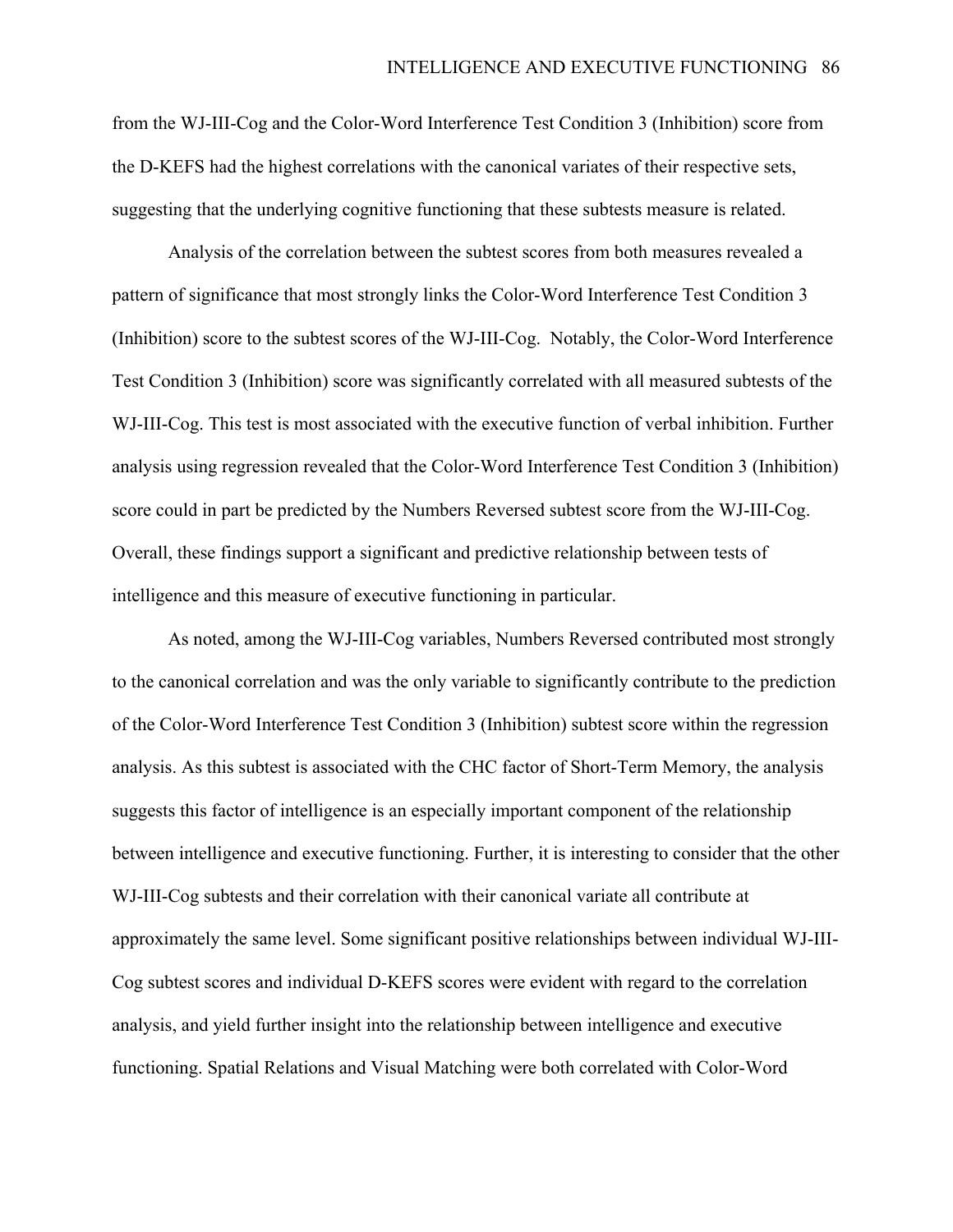from the WJ-III-Cog and the Color-Word Interference Test Condition 3 (Inhibition) score from the D-KEFS had the highest correlations with the canonical variates of their respective sets, suggesting that the underlying cognitive functioning that these subtests measure is related.

Analysis of the correlation between the subtest scores from both measures revealed a pattern of significance that most strongly links the Color-Word Interference Test Condition 3 (Inhibition) score to the subtest scores of the WJ-III-Cog. Notably, the Color-Word Interference Test Condition 3 (Inhibition) score was significantly correlated with all measured subtests of the WJ-III-Cog. This test is most associated with the executive function of verbal inhibition. Further analysis using regression revealed that the Color-Word Interference Test Condition 3 (Inhibition) score could in part be predicted by the Numbers Reversed subtest score from the WJ-III-Cog. Overall, these findings support a significant and predictive relationship between tests of intelligence and this measure of executive functioning in particular.

As noted, among the WJ-III-Cog variables, Numbers Reversed contributed most strongly to the canonical correlation and was the only variable to significantly contribute to the prediction of the Color-Word Interference Test Condition 3 (Inhibition) subtest score within the regression analysis. As this subtest is associated with the CHC factor of Short-Term Memory, the analysis suggests this factor of intelligence is an especially important component of the relationship between intelligence and executive functioning. Further, it is interesting to consider that the other WJ-III-Cog subtests and their correlation with their canonical variate all contribute at approximately the same level. Some significant positive relationships between individual WJ-III-Cog subtest scores and individual D-KEFS scores were evident with regard to the correlation analysis, and yield further insight into the relationship between intelligence and executive functioning. Spatial Relations and Visual Matching were both correlated with Color-Word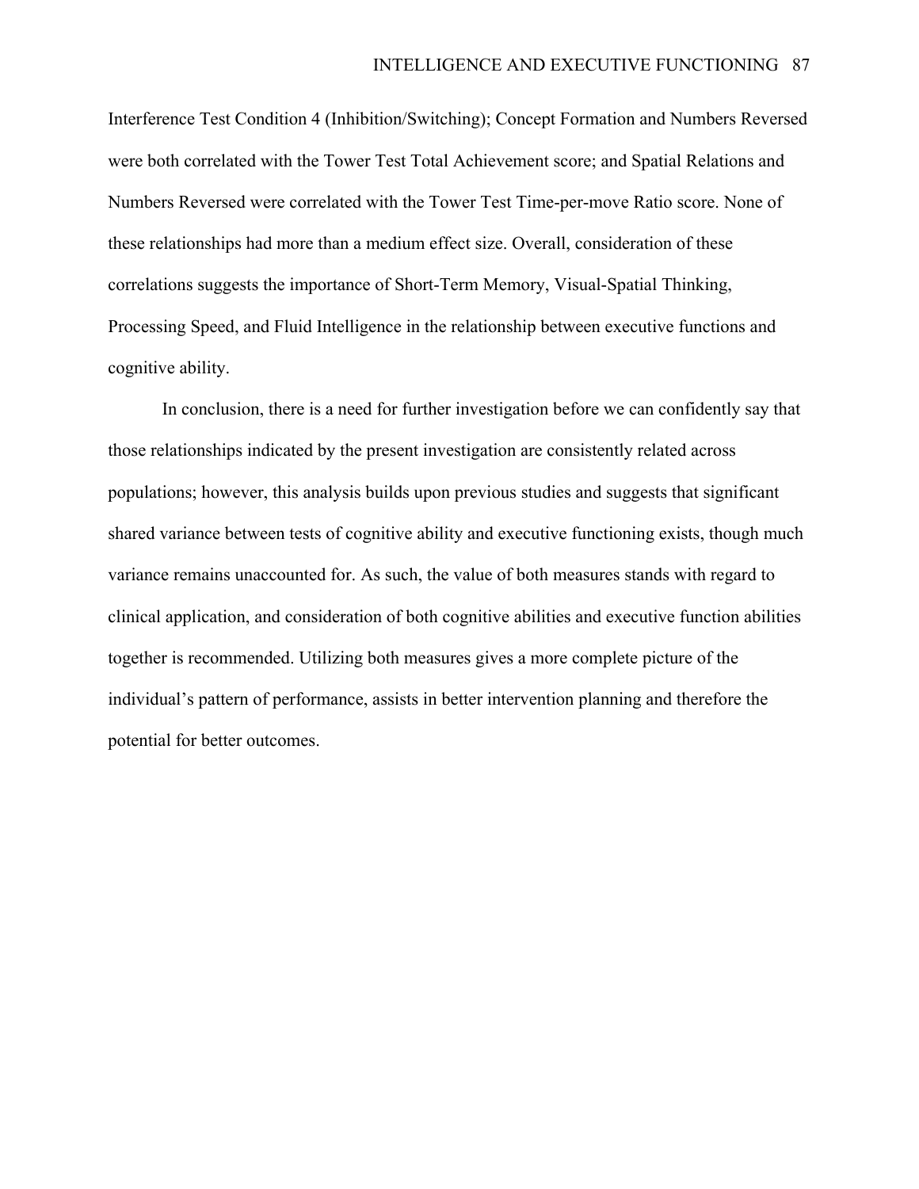Interference Test Condition 4 (Inhibition/Switching); Concept Formation and Numbers Reversed were both correlated with the Tower Test Total Achievement score; and Spatial Relations and Numbers Reversed were correlated with the Tower Test Time-per-move Ratio score. None of these relationships had more than a medium effect size. Overall, consideration of these correlations suggests the importance of Short-Term Memory, Visual-Spatial Thinking, Processing Speed, and Fluid Intelligence in the relationship between executive functions and cognitive ability.

In conclusion, there is a need for further investigation before we can confidently say that those relationships indicated by the present investigation are consistently related across populations; however, this analysis builds upon previous studies and suggests that significant shared variance between tests of cognitive ability and executive functioning exists, though much variance remains unaccounted for. As such, the value of both measures stands with regard to clinical application, and consideration of both cognitive abilities and executive function abilities together is recommended. Utilizing both measures gives a more complete picture of the individual's pattern of performance, assists in better intervention planning and therefore the potential for better outcomes.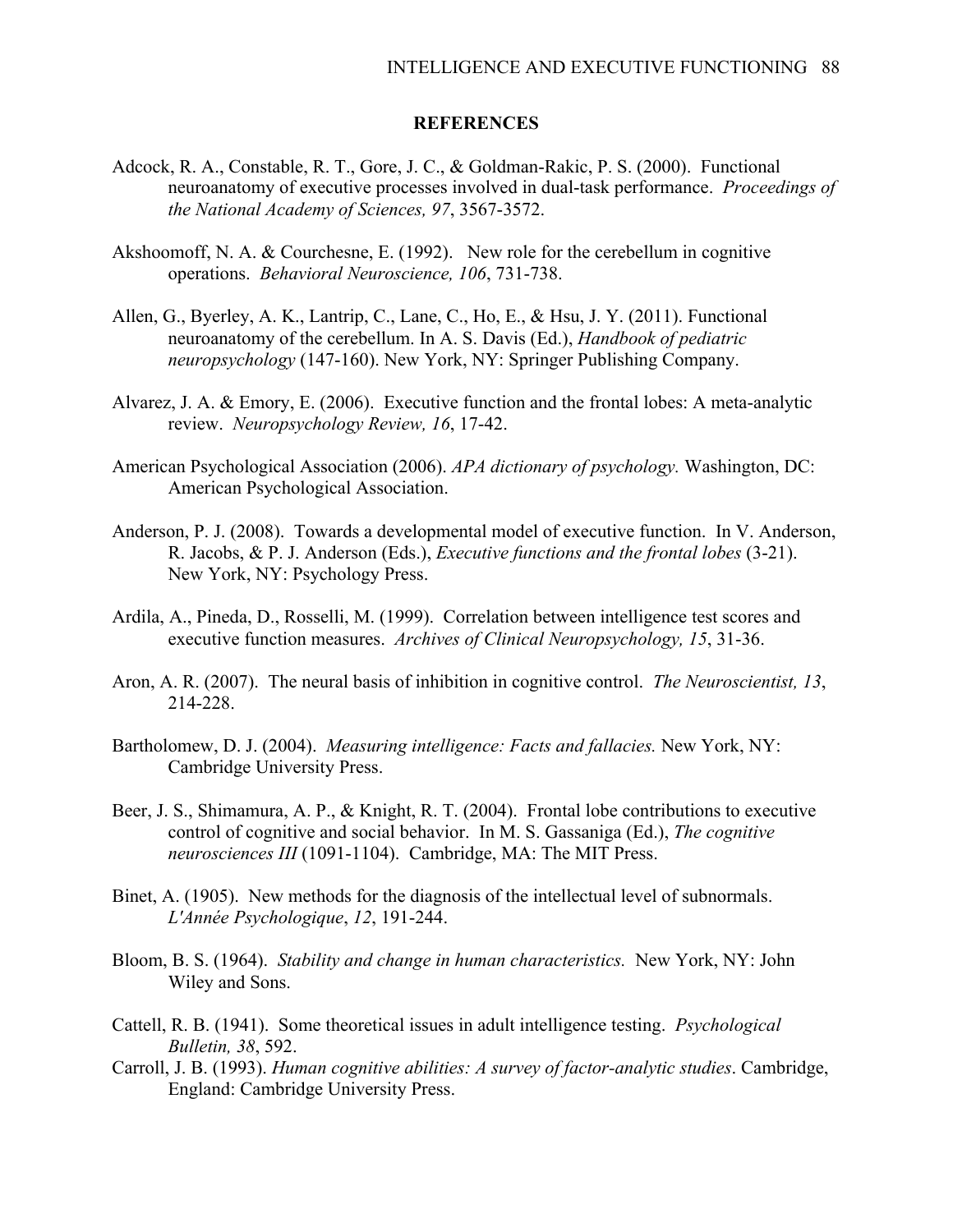## REFERENCES

Adcock, R. A., Constable, R. T., Gore, J. C., & Goldman-Rakic, P. S. (2000). Functional neuroanatomy of executive processes involved in dual-task performance. *Proceedings of the National Academy of Sciences, 97*, 3567-3572.

Akshoomoff, N. A. & Courchesne, E. (1992). New role for the cerebellum in cognitive operations. *Behavioral Neuroscience, 106*, 731-738.

Allen, G., Byerley, A. K., Lantrip, C., Lane, C., Ho, E., & Hsu, J. Y. (2011). Functional neuroanatomy of the cerebellum. In A. S. Davis (Ed.), *Handbook of pediatric neuropsychology* (147-160). New York, NY: Springer Publishing Company.

Alvarez, J. A. & Emory, E. (2006). Executive function and the frontal lobes: A meta-analytic review. *Neuropsychology Review, 16*, 17-42.

American Psychological Association (2006). *APA dictionary of psychology.* Washington, DC: American Psychological Association.

Anderson, P. J. (2008). Towards a developmental model of executive function. In V. Anderson, R. Jacobs, & P. J. Anderson (Eds.), *Executive functions and the frontal lobes* (3-21). New York, NY: Psychology Press.

Ardila, A., Pineda, D., Rosselli, M. (1999). Correlation between intelligence test scores and executive function measures. *Archives of Clinical Neuropsychology, 15*, 31-36.

Aron, A. R. (2007). The neural basis of inhibition in cognitive control. *The Neuroscientist, 13*, 214-228.

Bartholomew, D. J. (2004). *Measuring intelligence: Facts and fallacies.* New York, NY: Cambridge University Press.

Beer, J. S., Shimamura, A. P., & Knight, R. T. (2004). Frontal lobe contributions to executive control of cognitive and social behavior. In M. S. Gassaniga (Ed.), *The cognitive neurosciences III* (1091-1104). Cambridge, MA: The MIT Press.

Binet, A. (1905). New methods for the diagnosis of the intellectual level of subnormals. *L'Année Psychologique*, *12*, 191-244.

Bloom, B. S. (1964). *Stability and change in human characteristics.* New York, NY: John Wiley and Sons.

Cattell, R. B. (1941). Some theoretical issues in adult intelligence testing. *Psychological Bulletin, 38*, 592.

Carroll, J. B. (1993). *Human cognitive abilities: A survey of factor-analytic studies*. Cambridge, England: Cambridge University Press.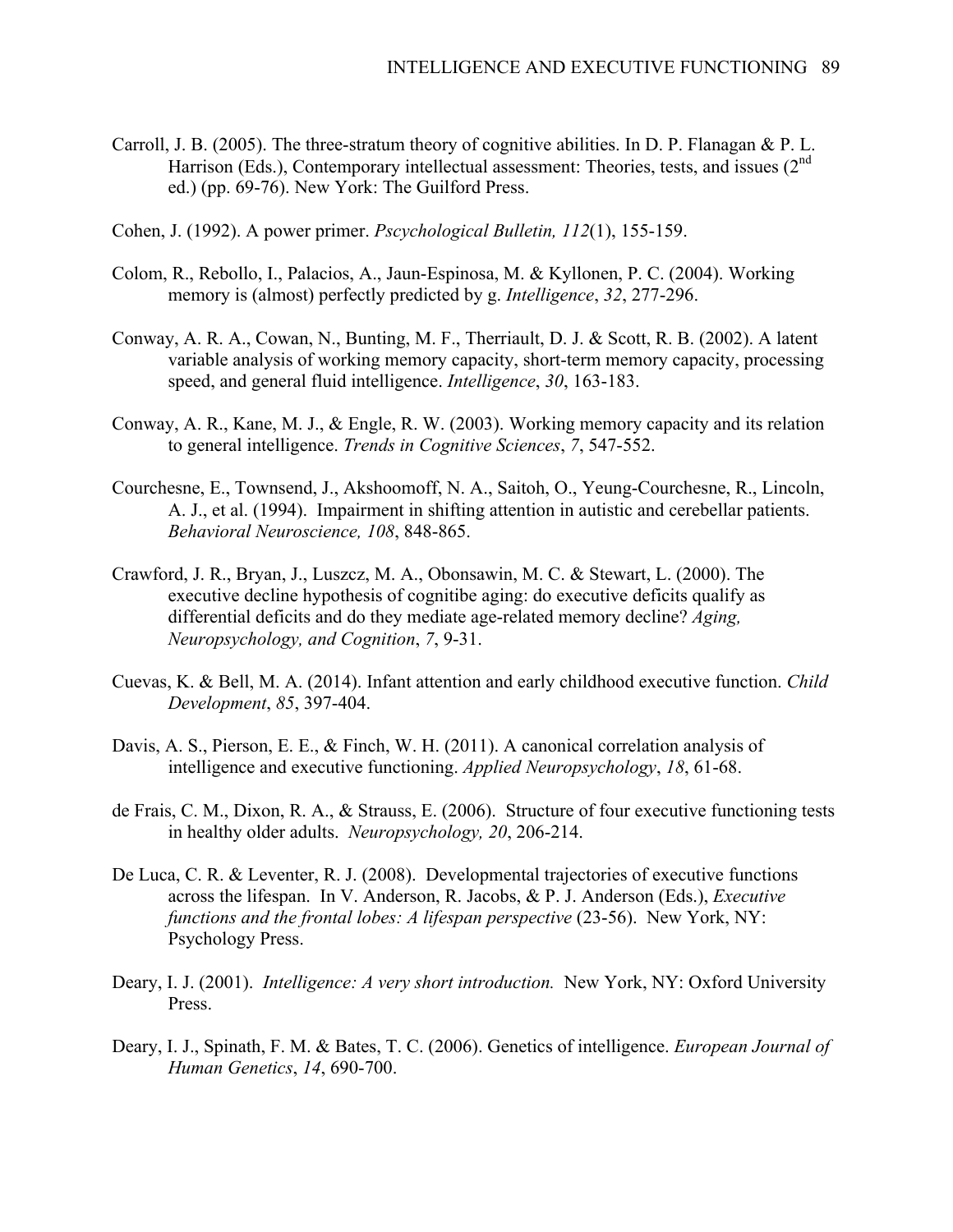Carroll, J. B. (2005). The three-stratum theory of cognitive abilities. In D. P. Flanagan & P. L. Harrison (Eds.), Contemporary intellectual assessment: Theories, tests, and issues (2nd ed.) (pp. 69-76). New York: The Guilford Press.

Cohen, J. (1992). A power primer. *Pscychological Bulletin, 112*(1), 155-159.

Colom, R., Rebollo, I., Palacios, A., Jaun-Espinosa, M. & Kyllonen, P. C. (2004). Working memory is (almost) perfectly predicted by g. *Intelligence*, *32*, 277-296.

Conway, A. R. A., Cowan, N., Bunting, M. F., Therriault, D. J. & Scott, R. B. (2002). A latent variable analysis of working memory capacity, short-term memory capacity, processing speed, and general fluid intelligence. *Intelligence*, *30*, 163-183.

Conway, A. R., Kane, M. J., & Engle, R. W. (2003). Working memory capacity and its relation to general intelligence. *Trends in Cognitive Sciences*, *7*, 547-552.

Courchesne, E., Townsend, J., Akshoomoff, N. A., Saitoh, O., Yeung-Courchesne, R., Lincoln, A. J., et al. (1994). Impairment in shifting attention in autistic and cerebellar patients. *Behavioral Neuroscience, 108*, 848-865.

Crawford, J. R., Bryan, J., Luszcz, M. A., Obonsawin, M. C. & Stewart, L. (2000). The executive decline hypothesis of cognitibe aging: do executive deficits qualify as differential deficits and do they mediate age-related memory decline? *Aging, Neuropsychology, and Cognition*, *7*, 9-31.

Cuevas, K. & Bell, M. A. (2014). Infant attention and early childhood executive function. *Child Development*, *85*, 397-404.

Davis, A. S., Pierson, E. E., & Finch, W. H. (2011). A canonical correlation analysis of intelligence and executive functioning. *Applied Neuropsychology*, *18*, 61-68.

de Frais, C. M., Dixon, R. A., & Strauss, E. (2006). Structure of four executive functioning tests in healthy older adults. *Neuropsychology, 20*, 206-214.

De Luca, C. R. & Leventer, R. J. (2008). Developmental trajectories of executive functions across the lifespan. In V. Anderson, R. Jacobs, & P. J. Anderson (Eds.), *Executive functions and the frontal lobes: A lifespan perspective* (23-56). New York, NY: Psychology Press.

Deary, I. J. (2001). *Intelligence: A very short introduction.* New York, NY: Oxford University Press.

Deary, I. J., Spinath, F. M. & Bates, T. C. (2006). Genetics of intelligence. *European Journal of Human Genetics*, *14*, 690-700.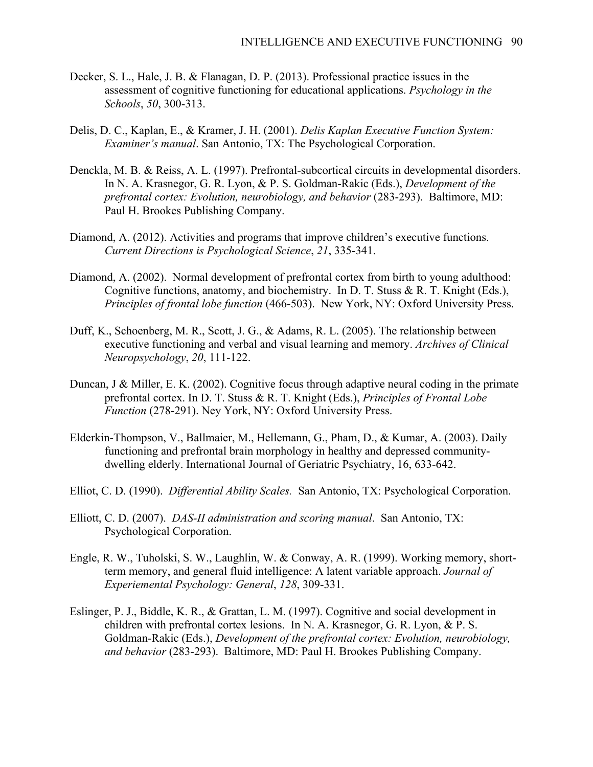Decker, S. L., Hale, J. B. & Flanagan, D. P. (2013). Professional practice issues in the assessment of cognitive functioning for educational applications. *Psychology in the Schools*, *50*, 300-313.

Delis, D. C., Kaplan, E., & Kramer, J. H. (2001). *Delis Kaplan Executive Function System: Examiner's manual*. San Antonio, TX: The Psychological Corporation.

Denckla, M. B. & Reiss, A. L. (1997). Prefrontal-subcortical circuits in developmental disorders. In N. A. Krasnegor, G. R. Lyon, & P. S. Goldman-Rakic (Eds.), *Development of the prefrontal cortex: Evolution, neurobiology, and behavior* (283-293). Baltimore, MD: Paul H. Brookes Publishing Company.

Diamond, A. (2012). Activities and programs that improve children's executive functions. *Current Directions is Psychological Science*, *21*, 335-341.

Diamond, A. (2002). Normal development of prefrontal cortex from birth to young adulthood: Cognitive functions, anatomy, and biochemistry. In D. T. Stuss & R. T. Knight (Eds.), *Principles of frontal lobe function* (466-503). New York, NY: Oxford University Press.

Duff, K., Schoenberg, M. R., Scott, J. G., & Adams, R. L. (2005). The relationship between executive functioning and verbal and visual learning and memory. *Archives of Clinical Neuropsychology*, *20*, 111-122.

Duncan, J & Miller, E. K. (2002). Cognitive focus through adaptive neural coding in the primate prefrontal cortex. In D. T. Stuss & R. T. Knight (Eds.), *Principles of Frontal Lobe Function* (278-291). Ney York, NY: Oxford University Press.

Elderkin-Thompson, V., Ballmaier, M., Hellemann, G., Pham, D., & Kumar, A. (2003). Daily functioning and prefrontal brain morphology in healthy and depressed community-dwelling elderly. International Journal of Geriatric Psychiatry, 16, 633-642.

Elliot, C. D. (1990). *Differential Ability Scales.* San Antonio, TX: Psychological Corporation.

Elliott, C. D. (2007). *DAS-II administration and scoring manual*. San Antonio, TX: Psychological Corporation.

Engle, R. W., Tuholski, S. W., Laughlin, W. & Conway, A. R. (1999). Working memory, short-term memory, and general fluid intelligence: A latent variable approach. *Journal of Experiemental Psychology: General*, *128*, 309-331.

Eslinger, P. J., Biddle, K. R., & Grattan, L. M. (1997). Cognitive and social development in children with prefrontal cortex lesions. In N. A. Krasnegor, G. R. Lyon, & P. S. Goldman-Rakic (Eds.), *Development of the prefrontal cortex: Evolution, neurobiology, and behavior* (283-293). Baltimore, MD: Paul H. Brookes Publishing Company.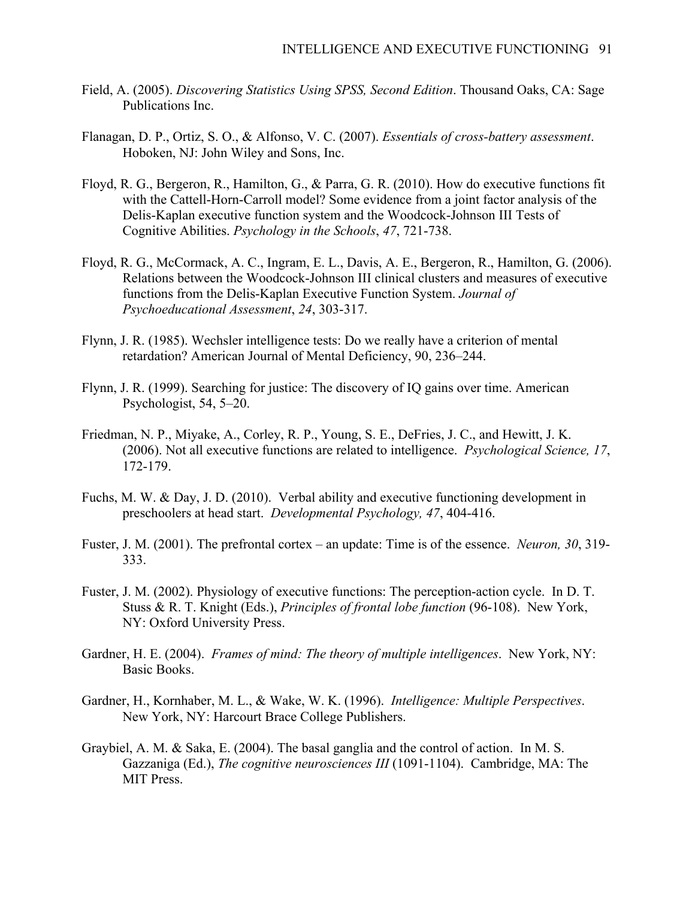Field, A. (2005). *Discovering Statistics Using SPSS, Second Edition*. Thousand Oaks, CA: Sage Publications Inc.

Flanagan, D. P., Ortiz, S. O., & Alfonso, V. C. (2007). *Essentials of cross-battery assessment*. Hoboken, NJ: John Wiley and Sons, Inc.

Floyd, R. G., Bergeron, R., Hamilton, G., & Parra, G. R. (2010). How do executive functions fit with the Cattell-Horn-Carroll model? Some evidence from a joint factor analysis of the Delis-Kaplan executive function system and the Woodcock-Johnson III Tests of Cognitive Abilities. *Psychology in the Schools*, *47*, 721-738.

Floyd, R. G., McCormack, A. C., Ingram, E. L., Davis, A. E., Bergeron, R., Hamilton, G. (2006). Relations between the Woodcock-Johnson III clinical clusters and measures of executive functions from the Delis-Kaplan Executive Function System. *Journal of Psychoeducational Assessment*, *24*, 303-317.

Flynn, J. R. (1985). Wechsler intelligence tests: Do we really have a criterion of mental retardation? American Journal of Mental Deficiency, 90, 236–244.

Flynn, J. R. (1999). Searching for justice: The discovery of IQ gains over time. American Psychologist, 54, 5–20.

Friedman, N. P., Miyake, A., Corley, R. P., Young, S. E., DeFries, J. C., and Hewitt, J. K. (2006). Not all executive functions are related to intelligence. *Psychological Science, 17*, 172-179.

Fuchs, M. W. & Day, J. D. (2010). Verbal ability and executive functioning development in preschoolers at head start. *Developmental Psychology, 47*, 404-416.

Fuster, J. M. (2001). The prefrontal cortex – an update: Time is of the essence. *Neuron, 30*, 319-333.

Fuster, J. M. (2002). Physiology of executive functions: The perception-action cycle. In D. T. Stuss & R. T. Knight (Eds.), *Principles of frontal lobe function* (96-108). New York, NY: Oxford University Press.

Gardner, H. E. (2004). *Frames of mind: The theory of multiple intelligences*. New York, NY: Basic Books.

Gardner, H., Kornhaber, M. L., & Wake, W. K. (1996). *Intelligence: Multiple Perspectives*. New York, NY: Harcourt Brace College Publishers.

Graybiel, A. M. & Saka, E. (2004). The basal ganglia and the control of action. In M. S. Gazzaniga (Ed.), *The cognitive neurosciences III* (1091-1104). Cambridge, MA: The MIT Press.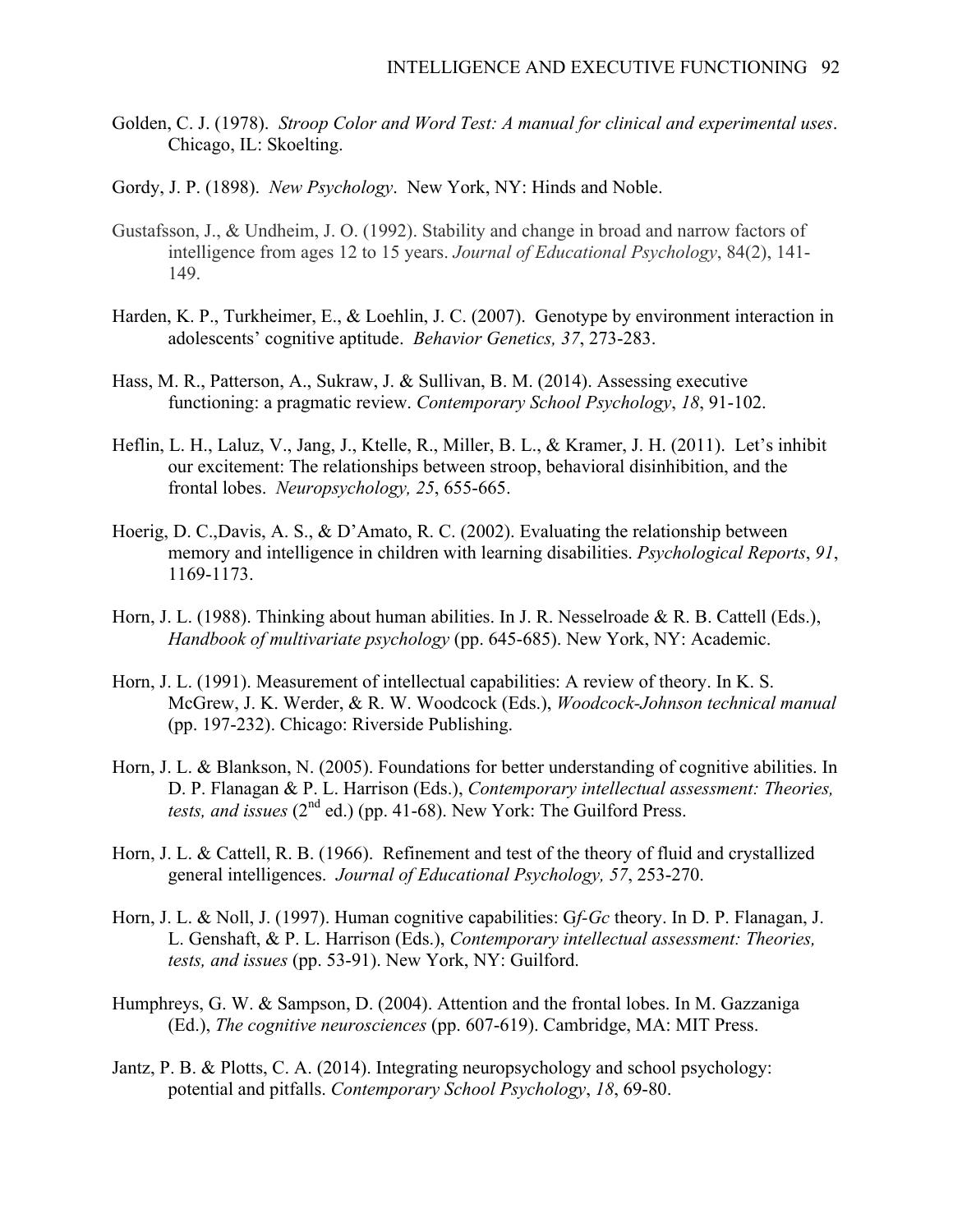Golden, C. J. (1978). *Stroop Color and Word Test: A manual for clinical and experimental uses*. Chicago, IL: Skoelting.

Gordy, J. P. (1898). *New Psychology*. New York, NY: Hinds and Noble.

Gustafsson, J., & Undheim, J. O. (1992). Stability and change in broad and narrow factors of intelligence from ages 12 to 15 years. *Journal of Educational Psychology*, 84(2), 141-149.

Harden, K. P., Turkheimer, E., & Loehlin, J. C. (2007). Genotype by environment interaction in adolescents' cognitive aptitude. *Behavior Genetics, 37*, 273-283.

Hass, M. R., Patterson, A., Sukraw, J. & Sullivan, B. M. (2014). Assessing executive functioning: a pragmatic review. *Contemporary School Psychology*, *18*, 91-102.

Heflin, L. H., Laluz, V., Jang, J., Ktelle, R., Miller, B. L., & Kramer, J. H. (2011). Let's inhibit our excitement: The relationships between stroop, behavioral disinhibition, and the frontal lobes. *Neuropsychology, 25*, 655-665.

Hoerig, D. C.,Davis, A. S., & D'Amato, R. C. (2002). Evaluating the relationship between memory and intelligence in children with learning disabilities. *Psychological Reports*, *91*, 1169-1173.

Horn, J. L. (1988). Thinking about human abilities. In J. R. Nesselroade & R. B. Cattell (Eds.), *Handbook of multivariate psychology* (pp. 645-685). New York, NY: Academic.

Horn, J. L. (1991). Measurement of intellectual capabilities: A review of theory. In K. S. McGrew, J. K. Werder, & R. W. Woodcock (Eds.), *Woodcock-Johnson technical manual* (pp. 197-232). Chicago: Riverside Publishing.

Horn, J. L. & Blankson, N. (2005). Foundations for better understanding of cognitive abilities. In D. P. Flanagan & P. L. Harrison (Eds.), *Contemporary intellectual assessment: Theories, tests, and issues* (2nd ed.) (pp. 41-68). New York: The Guilford Press.

Horn, J. L. & Cattell, R. B. (1966). Refinement and test of the theory of fluid and crystallized general intelligences. *Journal of Educational Psychology, 57*, 253-270.

Horn, J. L. & Noll, J. (1997). Human cognitive capabilities: G*f*-*Gc* theory. In D. P. Flanagan, J. L. Genshaft, & P. L. Harrison (Eds.), *Contemporary intellectual assessment: Theories, tests, and issues* (pp. 53-91). New York, NY: Guilford.

Humphreys, G. W. & Sampson, D. (2004). Attention and the frontal lobes. In M. Gazzaniga (Ed.), *The cognitive neurosciences* (pp. 607-619). Cambridge, MA: MIT Press.

Jantz, P. B. & Plotts, C. A. (2014). Integrating neuropsychology and school psychology: potential and pitfalls. *Contemporary School Psychology*, *18*, 69-80.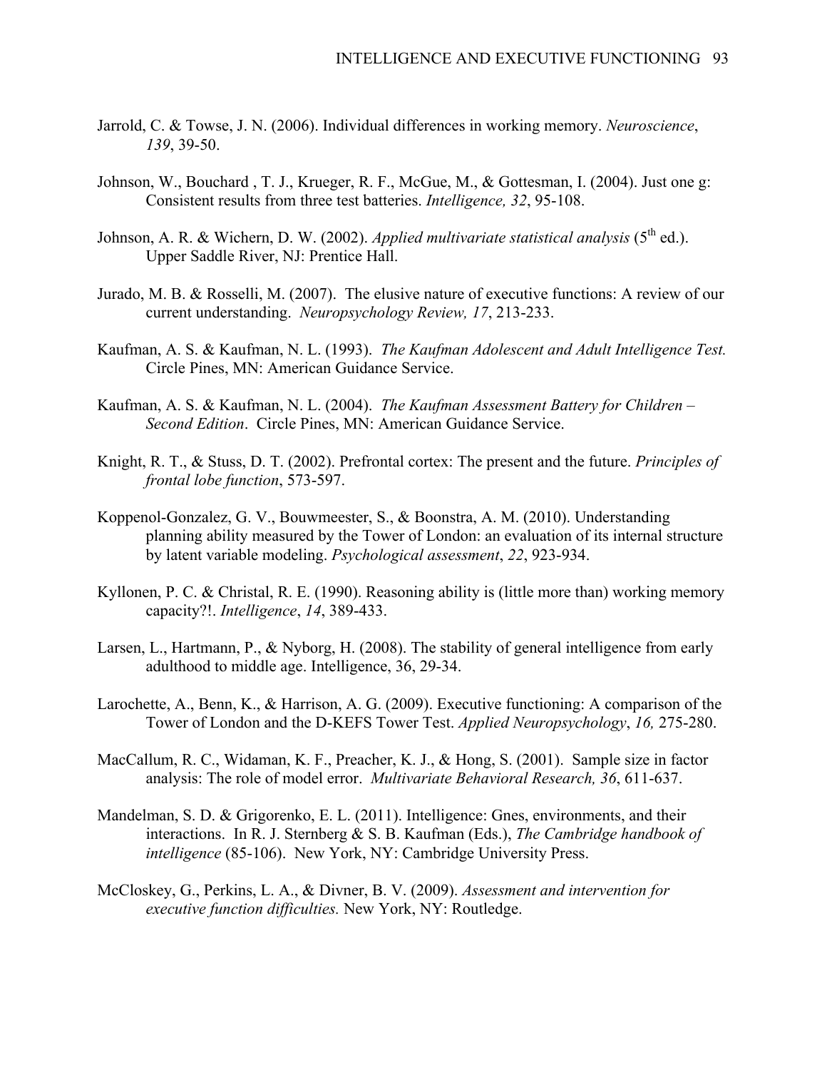Jarrold, C. & Towse, J. N. (2006). Individual differences in working memory. *Neuroscience*, *139*, 39-50.

Johnson, W., Bouchard , T. J., Krueger, R. F., McGue, M., & Gottesman, I. (2004). Just one g: Consistent results from three test batteries. *Intelligence, 32*, 95-108.

Johnson, A. R. & Wichern, D. W. (2002). *Applied multivariate statistical analysis* (5th ed.). Upper Saddle River, NJ: Prentice Hall.

Jurado, M. B. & Rosselli, M. (2007). The elusive nature of executive functions: A review of our current understanding. *Neuropsychology Review, 17*, 213-233.

Kaufman, A. S. & Kaufman, N. L. (1993). *The Kaufman Adolescent and Adult Intelligence Test.* Circle Pines, MN: American Guidance Service.

Kaufman, A. S. & Kaufman, N. L. (2004). *The Kaufman Assessment Battery for Children – Second Edition*. Circle Pines, MN: American Guidance Service.

Knight, R. T., & Stuss, D. T. (2002). Prefrontal cortex: The present and the future. *Principles of frontal lobe function*, 573-597.

Koppenol-Gonzalez, G. V., Bouwmeester, S., & Boonstra, A. M. (2010). Understanding planning ability measured by the Tower of London: an evaluation of its internal structure by latent variable modeling. *Psychological assessment*, *22*, 923-934.

Kyllonen, P. C. & Christal, R. E. (1990). Reasoning ability is (little more than) working memory capacity?!. *Intelligence*, *14*, 389-433.

Larsen, L., Hartmann, P., & Nyborg, H. (2008). The stability of general intelligence from early adulthood to middle age. Intelligence, 36, 29-34.

Larochette, A., Benn, K., & Harrison, A. G. (2009). Executive functioning: A comparison of the Tower of London and the D-KEFS Tower Test. *Applied Neuropsychology*, *16,* 275-280.

MacCallum, R. C., Widaman, K. F., Preacher, K. J., & Hong, S. (2001). Sample size in factor analysis: The role of model error. *Multivariate Behavioral Research, 36*, 611-637.

Mandelman, S. D. & Grigorenko, E. L. (2011). Intelligence: Gnes, environments, and their interactions. In R. J. Sternberg & S. B. Kaufman (Eds.), *The Cambridge handbook of intelligence* (85-106). New York, NY: Cambridge University Press.

McCloskey, G., Perkins, L. A., & Divner, B. V. (2009). *Assessment and intervention for executive function difficulties.* New York, NY: Routledge.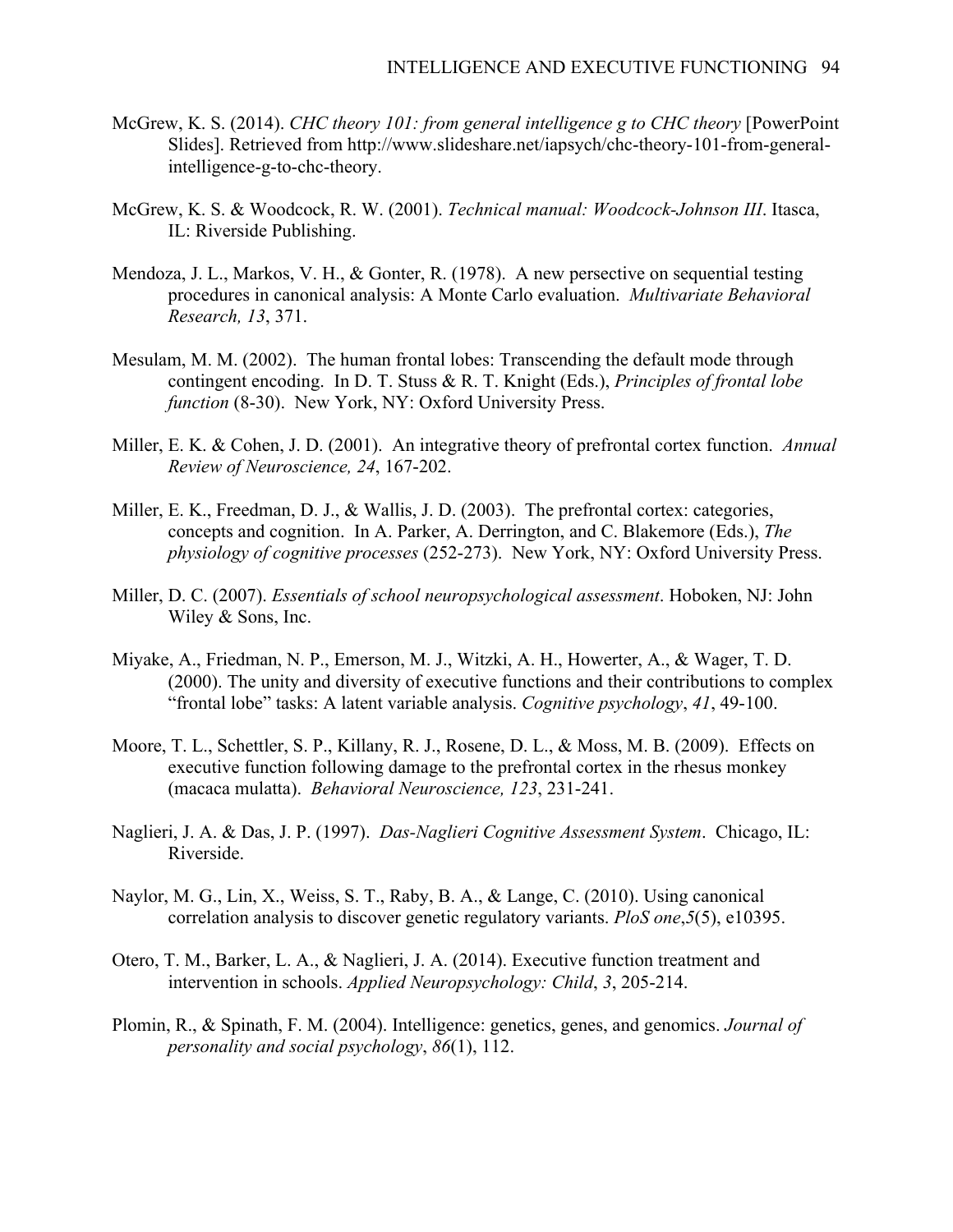McGrew, K. S. (2014). *CHC theory 101: from general intelligence g to CHC theory* [PowerPoint Slides]. Retrieved from http://www.slideshare.net/iapsych/chc-theory-101-from-general-intelligence-g-to-chc-theory.

McGrew, K. S. & Woodcock, R. W. (2001). *Technical manual: Woodcock-Johnson III*. Itasca, IL: Riverside Publishing.

Mendoza, J. L., Markos, V. H., & Gonter, R. (1978). A new persective on sequential testing procedures in canonical analysis: A Monte Carlo evaluation. *Multivariate Behavioral Research, 13*, 371.

Mesulam, M. M. (2002). The human frontal lobes: Transcending the default mode through contingent encoding. In D. T. Stuss & R. T. Knight (Eds.), *Principles of frontal lobe function* (8-30). New York, NY: Oxford University Press.

Miller, E. K. & Cohen, J. D. (2001). An integrative theory of prefrontal cortex function. *Annual Review of Neuroscience, 24*, 167-202.

Miller, E. K., Freedman, D. J., & Wallis, J. D. (2003). The prefrontal cortex: categories, concepts and cognition. In A. Parker, A. Derrington, and C. Blakemore (Eds.), *The physiology of cognitive processes* (252-273). New York, NY: Oxford University Press.

Miller, D. C. (2007). *Essentials of school neuropsychological assessment*. Hoboken, NJ: John Wiley & Sons, Inc.

Miyake, A., Friedman, N. P., Emerson, M. J., Witzki, A. H., Howerter, A., & Wager, T. D. (2000). The unity and diversity of executive functions and their contributions to complex "frontal lobe" tasks: A latent variable analysis. *Cognitive psychology*, *41*, 49-100.

Moore, T. L., Schettler, S. P., Killany, R. J., Rosene, D. L., & Moss, M. B. (2009). Effects on executive function following damage to the prefrontal cortex in the rhesus monkey (macaca mulatta). *Behavioral Neuroscience, 123*, 231-241.

Naglieri, J. A. & Das, J. P. (1997). *Das-Naglieri Cognitive Assessment System*. Chicago, IL: Riverside.

Naylor, M. G., Lin, X., Weiss, S. T., Raby, B. A., & Lange, C. (2010). Using canonical correlation analysis to discover genetic regulatory variants. *PloS one*,*5*(5), e10395.

Otero, T. M., Barker, L. A., & Naglieri, J. A. (2014). Executive function treatment and intervention in schools. *Applied Neuropsychology: Child*, *3*, 205-214.

Plomin, R., & Spinath, F. M. (2004). Intelligence: genetics, genes, and genomics. *Journal of personality and social psychology*, *86*(1), 112.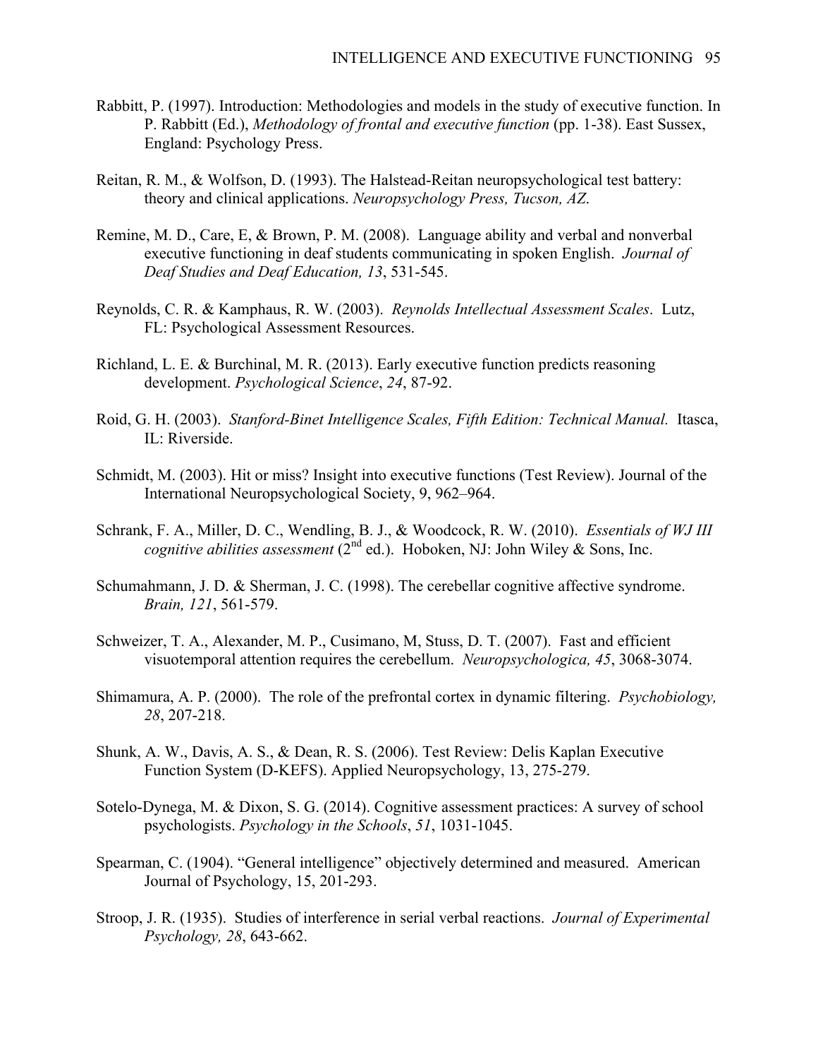Rabbitt, P. (1997). Introduction: Methodologies and models in the study of executive function. In P. Rabbitt (Ed.), *Methodology of frontal and executive function* (pp. 1-38). East Sussex, England: Psychology Press.

Reitan, R. M., & Wolfson, D. (1993). The Halstead-Reitan neuropsychological test battery: theory and clinical applications. *Neuropsychology Press, Tucson, AZ*.

Remine, M. D., Care, E, & Brown, P. M. (2008). Language ability and verbal and nonverbal executive functioning in deaf students communicating in spoken English. *Journal of Deaf Studies and Deaf Education, 13*, 531-545.

Reynolds, C. R. & Kamphaus, R. W. (2003). *Reynolds Intellectual Assessment Scales*. Lutz, FL: Psychological Assessment Resources.

Richland, L. E. & Burchinal, M. R. (2013). Early executive function predicts reasoning development. *Psychological Science*, *24*, 87-92.

Roid, G. H. (2003). *Stanford-Binet Intelligence Scales, Fifth Edition: Technical Manual.* Itasca, IL: Riverside.

Schmidt, M. (2003). Hit or miss? Insight into executive functions (Test Review). Journal of the International Neuropsychological Society, 9, 962–964.

Schrank, F. A., Miller, D. C., Wendling, B. J., & Woodcock, R. W. (2010). *Essentials of WJ III cognitive abilities assessment* (2nd ed.). Hoboken, NJ: John Wiley & Sons, Inc.

Schumahmann, J. D. & Sherman, J. C. (1998). The cerebellar cognitive affective syndrome. *Brain, 121*, 561-579.

Schweizer, T. A., Alexander, M. P., Cusimano, M, Stuss, D. T. (2007). Fast and efficient visuotemporal attention requires the cerebellum. *Neuropsychologica, 45*, 3068-3074.

Shimamura, A. P. (2000). The role of the prefrontal cortex in dynamic filtering. *Psychobiology, 28*, 207-218.

Shunk, A. W., Davis, A. S., & Dean, R. S. (2006). Test Review: Delis Kaplan Executive Function System (D-KEFS). Applied Neuropsychology, 13, 275-279.

Sotelo-Dynega, M. & Dixon, S. G. (2014). Cognitive assessment practices: A survey of school psychologists. *Psychology in the Schools*, *51*, 1031-1045.

Spearman, C. (1904). "General intelligence" objectively determined and measured. American Journal of Psychology, 15, 201-293.

Stroop, J. R. (1935). Studies of interference in serial verbal reactions. *Journal of Experimental Psychology, 28*, 643-662.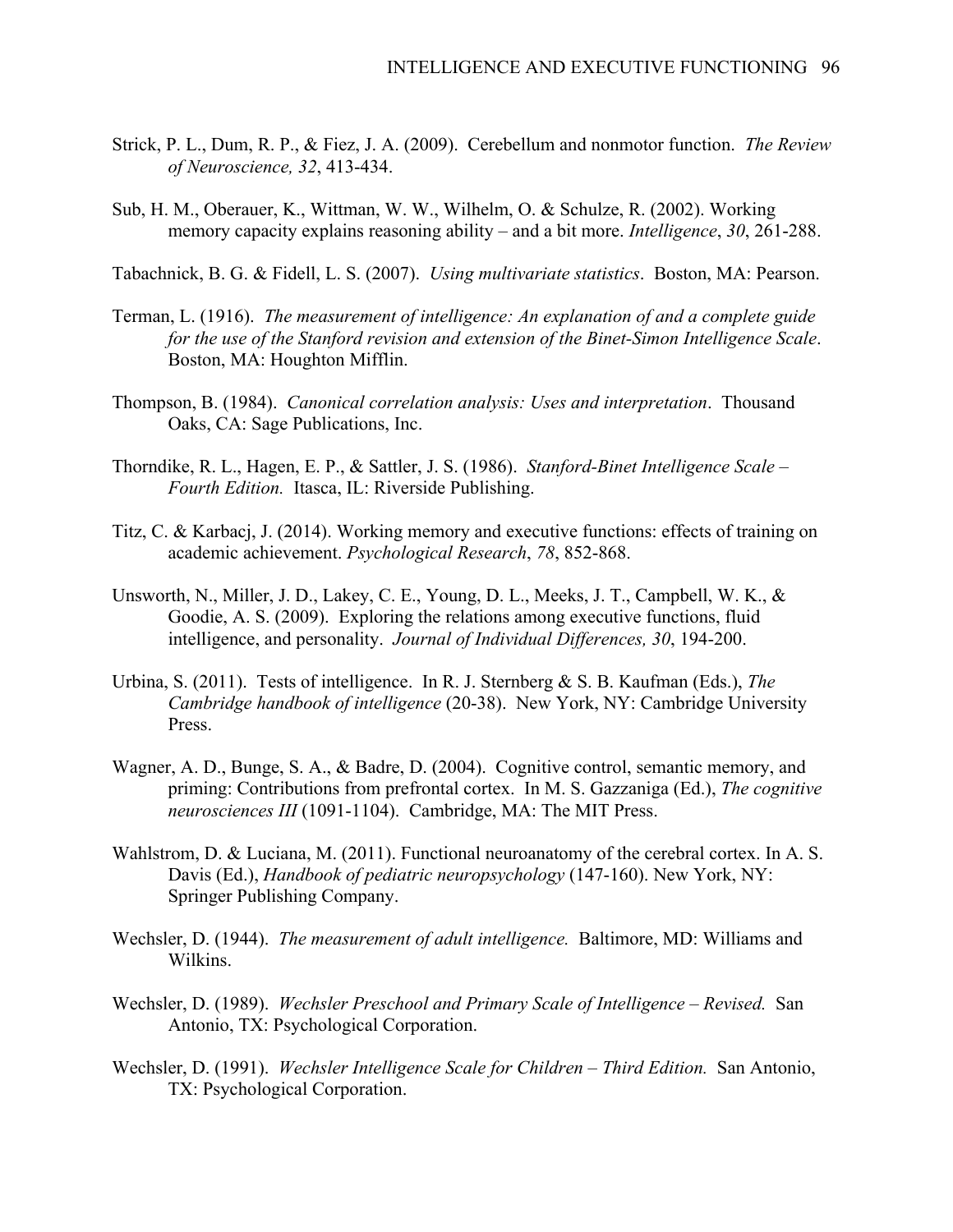Strick, P. L., Dum, R. P., & Fiez, J. A. (2009). Cerebellum and nonmotor function. *The Review of Neuroscience, 32*, 413-434.

Sub, H. M., Oberauer, K., Wittman, W. W., Wilhelm, O. & Schulze, R. (2002). Working memory capacity explains reasoning ability – and a bit more. *Intelligence*, *30*, 261-288.

Tabachnick, B. G. & Fidell, L. S. (2007). *Using multivariate statistics*. Boston, MA: Pearson.

Terman, L. (1916). *The measurement of intelligence: An explanation of and a complete guide for the use of the Stanford revision and extension of the Binet-Simon Intelligence Scale*. Boston, MA: Houghton Mifflin.

Thompson, B. (1984). *Canonical correlation analysis: Uses and interpretation*. Thousand Oaks, CA: Sage Publications, Inc.

Thorndike, R. L., Hagen, E. P., & Sattler, J. S. (1986). *Stanford-Binet Intelligence Scale – Fourth Edition.* Itasca, IL: Riverside Publishing.

Titz, C. & Karbacj, J. (2014). Working memory and executive functions: effects of training on academic achievement. *Psychological Research*, *78*, 852-868.

Unsworth, N., Miller, J. D., Lakey, C. E., Young, D. L., Meeks, J. T., Campbell, W. K., & Goodie, A. S. (2009). Exploring the relations among executive functions, fluid intelligence, and personality. *Journal of Individual Differences, 30*, 194-200.

Urbina, S. (2011). Tests of intelligence. In R. J. Sternberg & S. B. Kaufman (Eds.), *The Cambridge handbook of intelligence* (20-38). New York, NY: Cambridge University Press.

Wagner, A. D., Bunge, S. A., & Badre, D. (2004). Cognitive control, semantic memory, and priming: Contributions from prefrontal cortex. In M. S. Gazzaniga (Ed.), *The cognitive neurosciences III* (1091-1104). Cambridge, MA: The MIT Press.

Wahlstrom, D. & Luciana, M. (2011). Functional neuroanatomy of the cerebral cortex. In A. S. Davis (Ed.), *Handbook of pediatric neuropsychology* (147-160). New York, NY: Springer Publishing Company.

Wechsler, D. (1944). *The measurement of adult intelligence.* Baltimore, MD: Williams and Wilkins.

Wechsler, D. (1989). *Wechsler Preschool and Primary Scale of Intelligence – Revised.* San Antonio, TX: Psychological Corporation.

Wechsler, D. (1991). *Wechsler Intelligence Scale for Children – Third Edition.* San Antonio, TX: Psychological Corporation.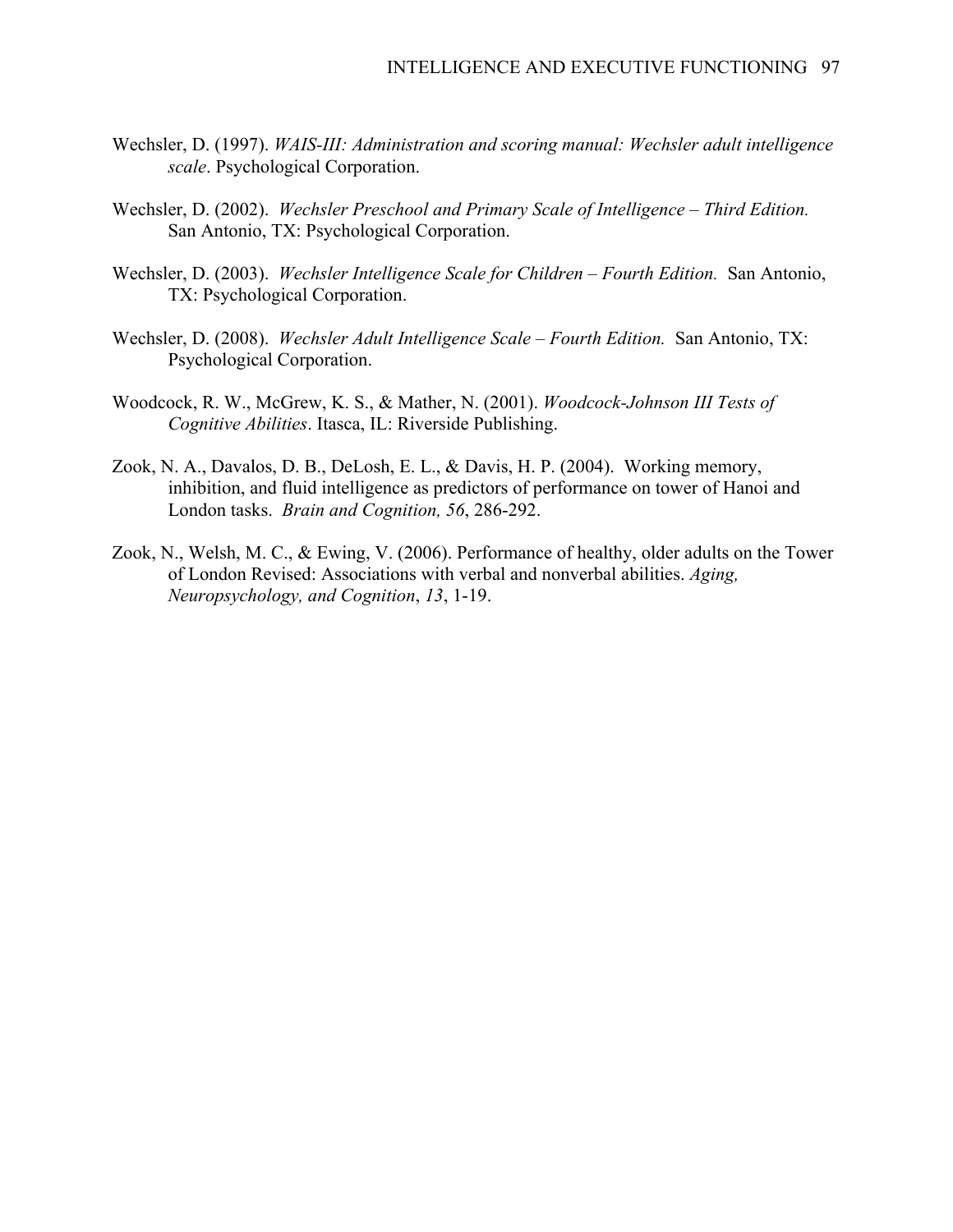Wechsler, D. (1997). *WAIS-III: Administration and scoring manual: Wechsler adult intelligence scale*. Psychological Corporation.

Wechsler, D. (2002). *Wechsler Preschool and Primary Scale of Intelligence – Third Edition.* San Antonio, TX: Psychological Corporation.

Wechsler, D. (2003). *Wechsler Intelligence Scale for Children – Fourth Edition.* San Antonio, TX: Psychological Corporation.

Wechsler, D. (2008). *Wechsler Adult Intelligence Scale – Fourth Edition.* San Antonio, TX: Psychological Corporation.

Woodcock, R. W., McGrew, K. S., & Mather, N. (2001). *Woodcock-Johnson III Tests of Cognitive Abilities*. Itasca, IL: Riverside Publishing.

Zook, N. A., Davalos, D. B., DeLosh, E. L., & Davis, H. P. (2004). Working memory, inhibition, and fluid intelligence as predictors of performance on tower of Hanoi and London tasks. *Brain and Cognition, 56*, 286-292.

Zook, N., Welsh, M. C., & Ewing, V. (2006). Performance of healthy, older adults on the Tower of London Revised: Associations with verbal and nonverbal abilities. *Aging, Neuropsychology, and Cognition*, *13*, 1-19.